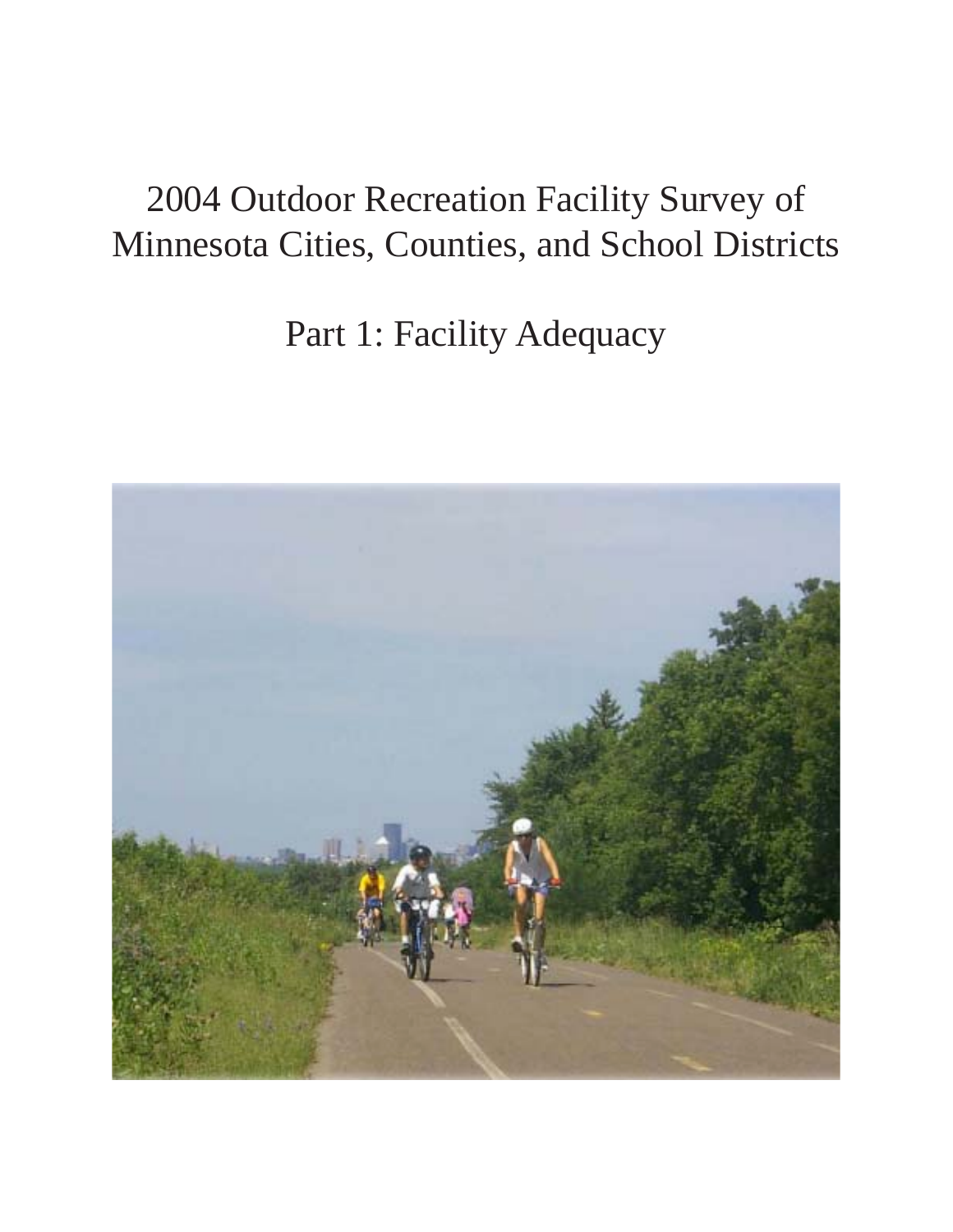# 2004 Outdoor Recreation Facility Survey of Minnesota Cities, Counties, and School Districts

## Part 1: Facility Adequacy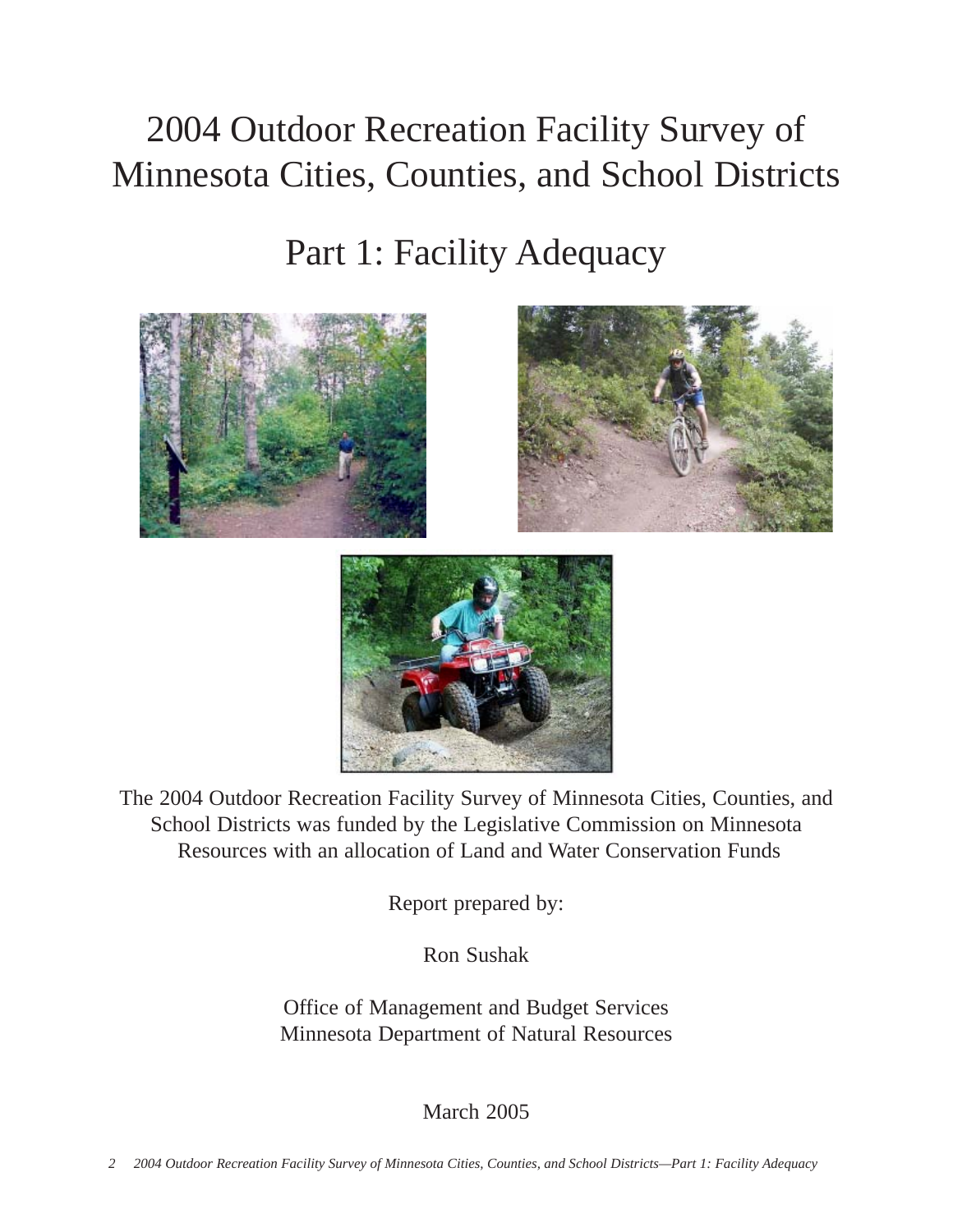# 2004 Outdoor Recreation Facility Survey of Minnesota Cities, Counties, and School Districts

# Part 1: Facility Adequacy

The 2004 Outdoor Recreation Facility Survey of Minnesota Cities, Counties, and School Districts was funded by the Legislative Commission on Minnesota Resources with an allocation of Land and Water Conservation Funds

Report prepared by:

Ron Sushak

Office of Management and Budget Services
Minnesota Department of Natural Resources

March 2005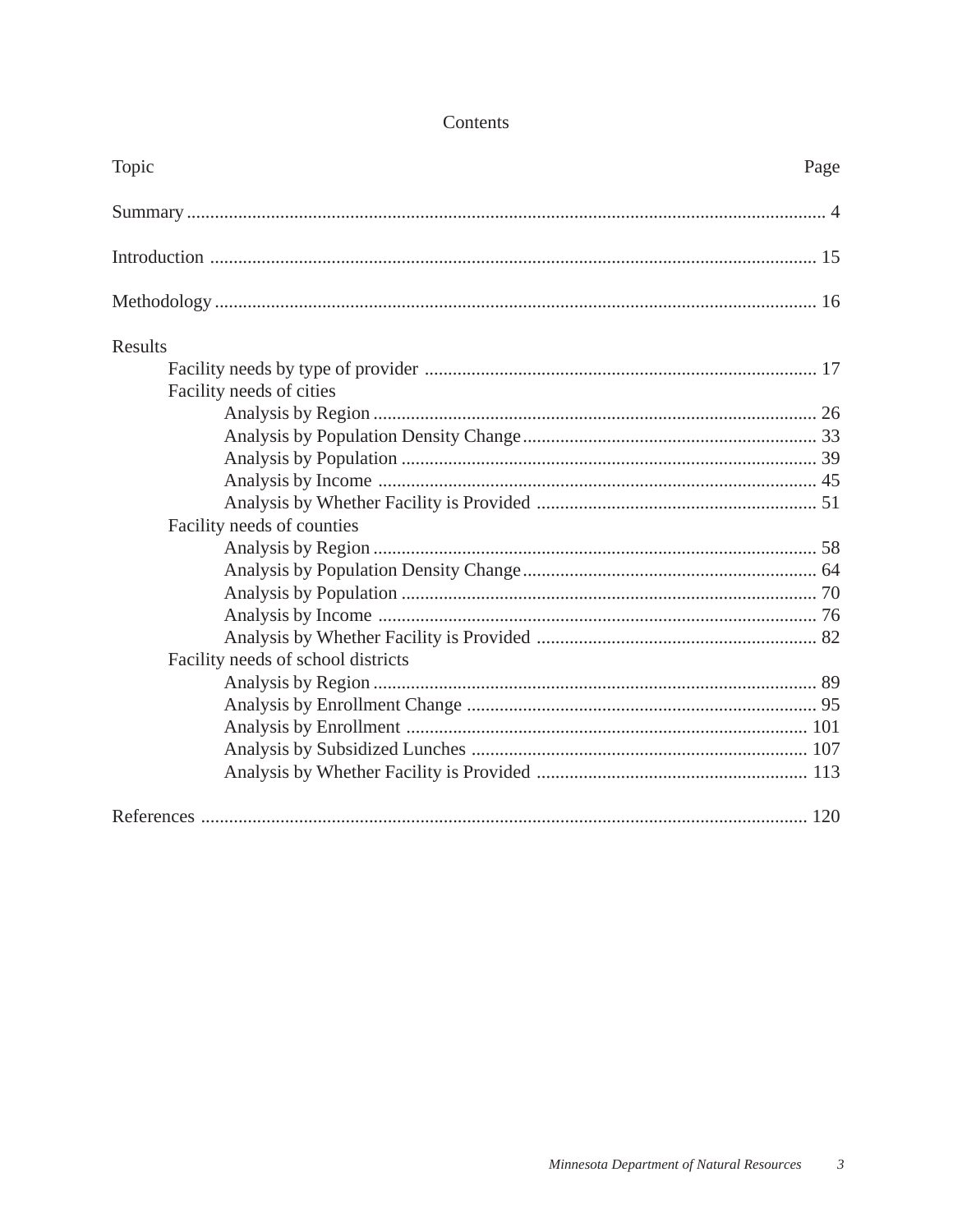# Contents

| Topic | Page |
|---|---|
| Summary | 4 |
| Introduction | 15 |
| Methodology | 16 |
| Results | |
| Facility needs by type of provider | 17 |
| Facility needs of cities | |
| Analysis by Region | 26 |
| Analysis by Population Density Change | 33 |
| Analysis by Population | 39 |
| Analysis by Income | 45 |
| Analysis by Whether Facility is Provided | 51 |
| Facility needs of counties | |
| Analysis by Region | 58 |
| Analysis by Population Density Change | 64 |
| Analysis by Population | 70 |
| Analysis by Income | 76 |
| Analysis by Whether Facility is Provided | 82 |
| Facility needs of school districts | |
| Analysis by Region | 89 |
| Analysis by Enrollment Change | 95 |
| Analysis by Enrollment | 101 |
| Analysis by Subsidized Lunches | 107 |
| Analysis by Whether Facility is Provided | 113 |
| References | 120 |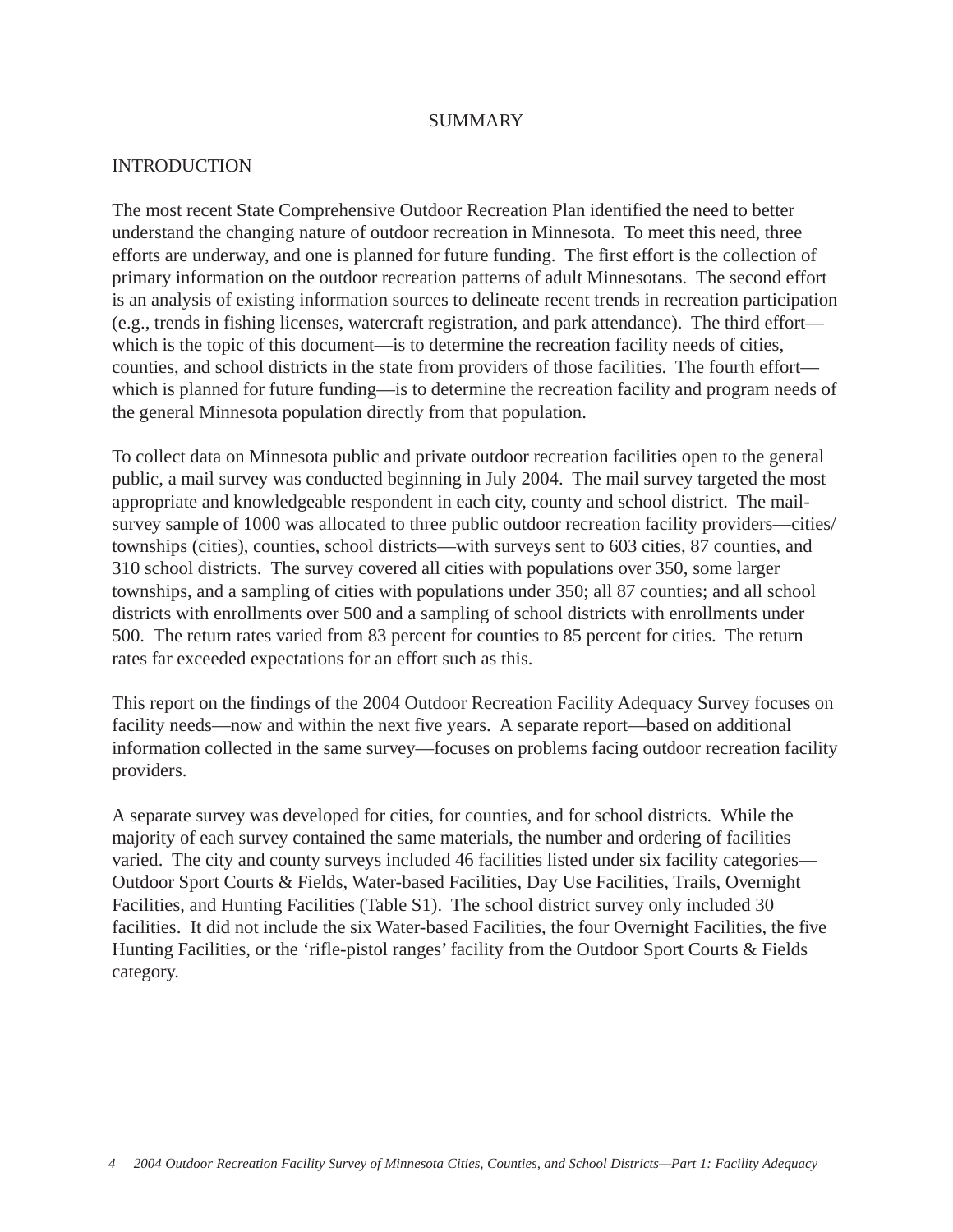# SUMMARY

## INTRODUCTION

The most recent State Comprehensive Outdoor Recreation Plan identified the need to better understand the changing nature of outdoor recreation in Minnesota. To meet this need, three efforts are underway, and one is planned for future funding. The first effort is the collection of primary information on the outdoor recreation patterns of adult Minnesotans. The second effort is an analysis of existing information sources to delineate recent trends in recreation participation (e.g., trends in fishing licenses, watercraft registration, and park attendance). The third effort—which is the topic of this document—is to determine the recreation facility needs of cities, counties, and school districts in the state from providers of those facilities. The fourth effort—which is planned for future funding—is to determine the recreation facility and program needs of the general Minnesota population directly from that population.

To collect data on Minnesota public and private outdoor recreation facilities open to the general public, a mail survey was conducted beginning in July 2004. The mail survey targeted the most appropriate and knowledgeable respondent in each city, county and school district. The mail-survey sample of 1000 was allocated to three public outdoor recreation facility providers—cities/townships (cities), counties, school districts—with surveys sent to 603 cities, 87 counties, and 310 school districts. The survey covered all cities with populations over 350, some larger townships, and a sampling of cities with populations under 350; all 87 counties; and all school districts with enrollments over 500 and a sampling of school districts with enrollments under 500. The return rates varied from 83 percent for counties to 85 percent for cities. The return rates far exceeded expectations for an effort such as this.

This report on the findings of the 2004 Outdoor Recreation Facility Adequacy Survey focuses on facility needs—now and within the next five years. A separate report—based on additional information collected in the same survey—focuses on problems facing outdoor recreation facility providers.

A separate survey was developed for cities, for counties, and for school districts. While the majority of each survey contained the same materials, the number and ordering of facilities varied. The city and county surveys included 46 facilities listed under six facility categories—Outdoor Sport Courts & Fields, Water-based Facilities, Day Use Facilities, Trails, Overnight Facilities, and Hunting Facilities (Table S1). The school district survey only included 30 facilities. It did not include the six Water-based Facilities, the four Overnight Facilities, the five Hunting Facilities, or the 'rifle-pistol ranges' facility from the Outdoor Sport Courts & Fields category.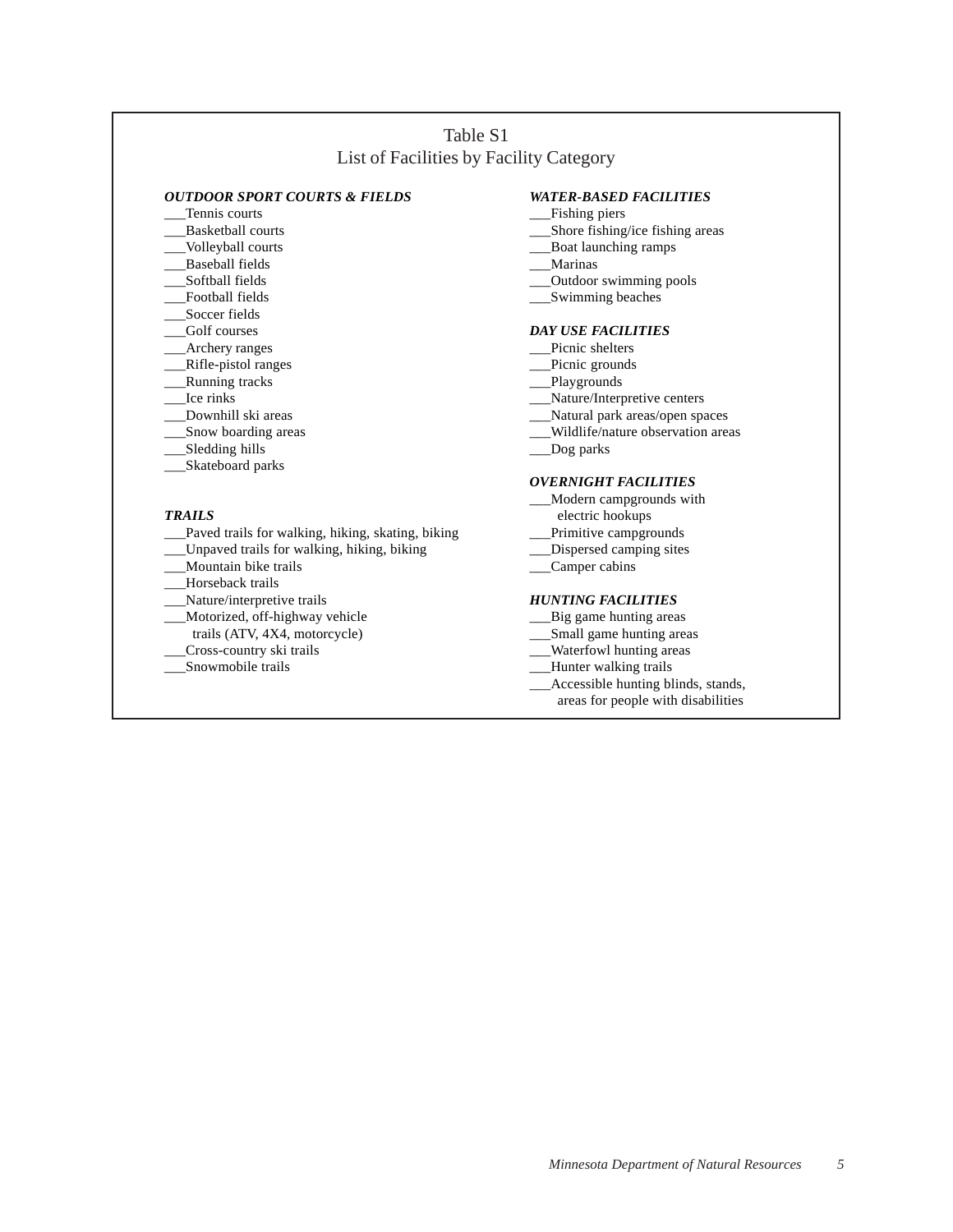## Table S1
## List of Facilities by Facility Category

***OUTDOOR SPORT COURTS & FIELDS***

___Tennis courts
___Basketball courts
___Volleyball courts
___Baseball fields
___Softball fields
___Football fields
___Soccer fields
___Golf courses
___Archery ranges
___Rifle-pistol ranges
___Running tracks
___Ice rinks
___Downhill ski areas
___Snow boarding areas
___Sledding hills
___Skateboard parks

***TRAILS***

___Paved trails for walking, hiking, skating, biking
___Unpaved trails for walking, hiking, biking
___Mountain bike trails
___Horseback trails
___Nature/interpretive trails
___Motorized, off-highway vehicle trails (ATV, 4X4, motorcycle)
___Cross-country ski trails
___Snowmobile trails

***WATER-BASED FACILITIES***

___Fishing piers
___Shore fishing/ice fishing areas
___Boat launching ramps
___Marinas
___Outdoor swimming pools
___Swimming beaches

***DAY USE FACILITIES***

___Picnic shelters
___Picnic grounds
___Playgrounds
___Nature/Interpretive centers
___Natural park areas/open spaces
___Wildlife/nature observation areas
___Dog parks

***OVERNIGHT FACILITIES***

___Modern campgrounds with electric hookups
___Primitive campgrounds
___Dispersed camping sites
___Camper cabins

***HUNTING FACILITIES***

___Big game hunting areas
___Small game hunting areas
___Waterfowl hunting areas
___Hunter walking trails
___Accessible hunting blinds, stands, areas for people with disabilities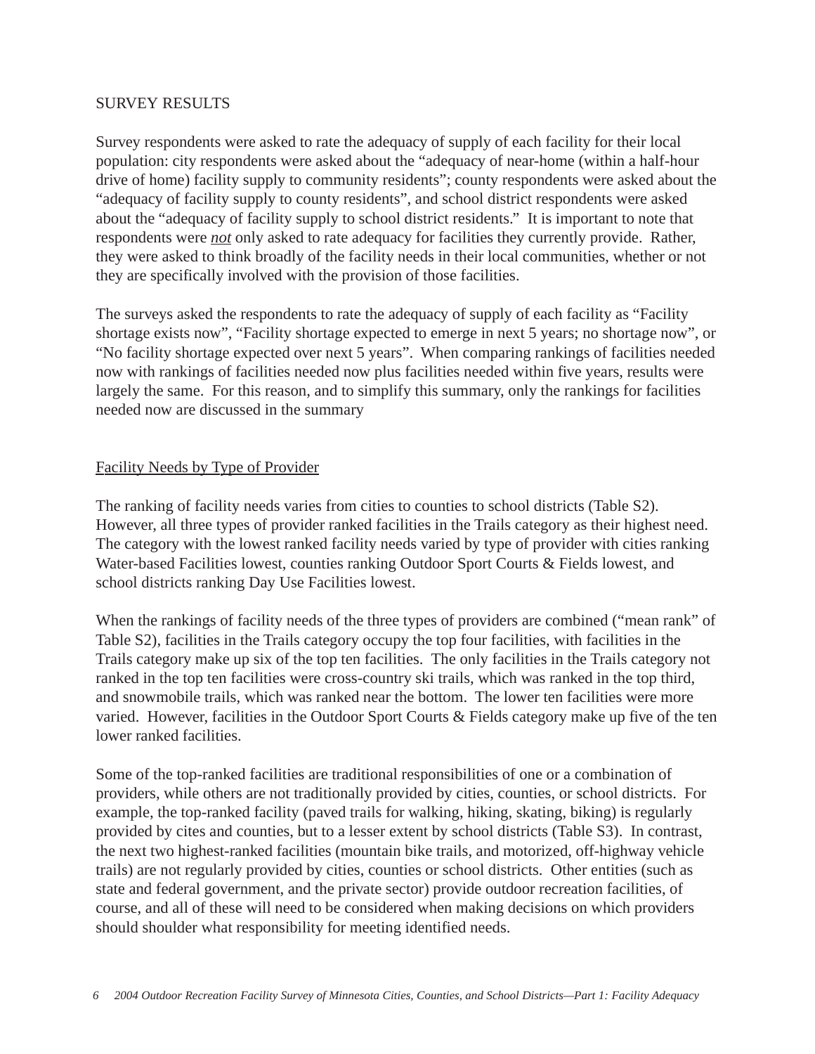## SURVEY RESULTS

Survey respondents were asked to rate the adequacy of supply of each facility for their local population: city respondents were asked about the "adequacy of near-home (within a half-hour drive of home) facility supply to community residents"; county respondents were asked about the "adequacy of facility supply to county residents", and school district respondents were asked about the "adequacy of facility supply to school district residents." It is important to note that respondents were ***not*** only asked to rate adequacy for facilities they currently provide. Rather, they were asked to think broadly of the facility needs in their local communities, whether or not they are specifically involved with the provision of those facilities.

The surveys asked the respondents to rate the adequacy of supply of each facility as "Facility shortage exists now", "Facility shortage expected to emerge in next 5 years; no shortage now", or "No facility shortage expected over next 5 years". When comparing rankings of facilities needed now with rankings of facilities needed now plus facilities needed within five years, results were largely the same. For this reason, and to simplify this summary, only the rankings for facilities needed now are discussed in the summary

### Facility Needs by Type of Provider

The ranking of facility needs varies from cities to counties to school districts (Table S2). However, all three types of provider ranked facilities in the Trails category as their highest need. The category with the lowest ranked facility needs varied by type of provider with cities ranking Water-based Facilities lowest, counties ranking Outdoor Sport Courts & Fields lowest, and school districts ranking Day Use Facilities lowest.

When the rankings of facility needs of the three types of providers are combined ("mean rank" of Table S2), facilities in the Trails category occupy the top four facilities, with facilities in the Trails category make up six of the top ten facilities. The only facilities in the Trails category not ranked in the top ten facilities were cross-country ski trails, which was ranked in the top third, and snowmobile trails, which was ranked near the bottom. The lower ten facilities were more varied. However, facilities in the Outdoor Sport Courts & Fields category make up five of the ten lower ranked facilities.

Some of the top-ranked facilities are traditional responsibilities of one or a combination of providers, while others are not traditionally provided by cities, counties, or school districts. For example, the top-ranked facility (paved trails for walking, hiking, skating, biking) is regularly provided by cites and counties, but to a lesser extent by school districts (Table S3). In contrast, the next two highest-ranked facilities (mountain bike trails, and motorized, off-highway vehicle trails) are not regularly provided by cities, counties or school districts. Other entities (such as state and federal government, and the private sector) provide outdoor recreation facilities, of course, and all of these will need to be considered when making decisions on which providers should shoulder what responsibility for meeting identified needs.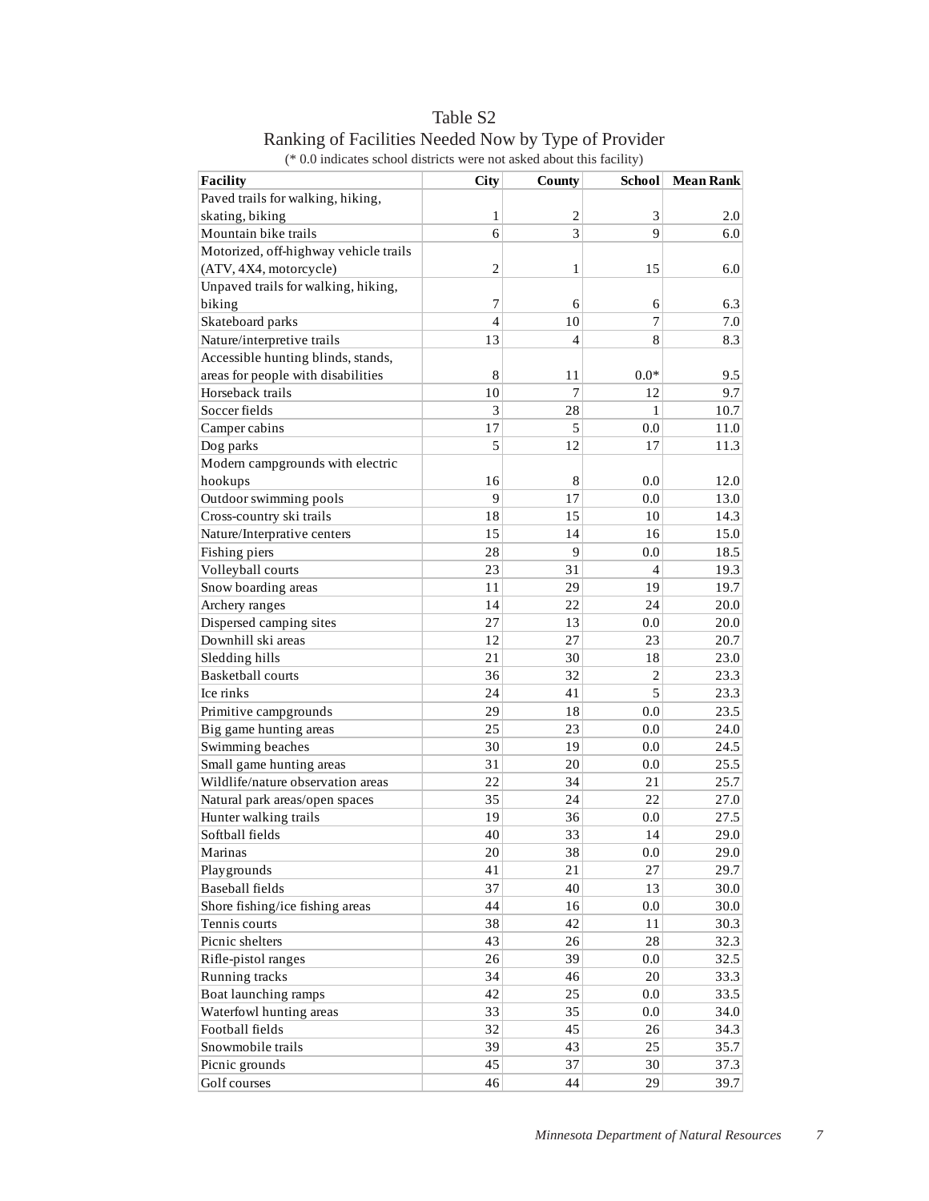# Table S2

## Ranking of Facilities Needed Now by Type of Provider

(* 0.0 indicates school districts were not asked about this facility)

| Facility | City | County | School | Mean Rank |
|---|---|---|---|---|
| Paved trails for walking, hiking, skating, biking | 1 | 2 | 3 | 2.0 |
| Mountain bike trails | 6 | 3 | 9 | 6.0 |
| Motorized, off-highway vehicle trails (ATV, 4X4, motorcycle) | 2 | 1 | 15 | 6.0 |
| Unpaved trails for walking, hiking, biking | 7 | 6 | 6 | 6.3 |
| Skateboard parks | 4 | 10 | 7 | 7.0 |
| Nature/interpretive trails | 13 | 4 | 8 | 8.3 |
| Accessible hunting blinds, stands, areas for people with disabilities | 8 | 11 | 0.0* | 9.5 |
| Horseback trails | 10 | 7 | 12 | 9.7 |
| Soccer fields | 3 | 28 | 1 | 10.7 |
| Camper cabins | 17 | 5 | 0.0 | 11.0 |
| Dog parks | 5 | 12 | 17 | 11.3 |
| Modern campgrounds with electric hookups | 16 | 8 | 0.0 | 12.0 |
| Outdoor swimming pools | 9 | 17 | 0.0 | 13.0 |
| Cross-country ski trails | 18 | 15 | 10 | 14.3 |
| Nature/Interprative centers | 15 | 14 | 16 | 15.0 |
| Fishing piers | 28 | 9 | 0.0 | 18.5 |
| Volleyball courts | 23 | 31 | 4 | 19.3 |
| Snow boarding areas | 11 | 29 | 19 | 19.7 |
| Archery ranges | 14 | 22 | 24 | 20.0 |
| Dispersed camping sites | 27 | 13 | 0.0 | 20.0 |
| Downhill ski areas | 12 | 27 | 23 | 20.7 |
| Sledding hills | 21 | 30 | 18 | 23.0 |
| Basketball courts | 36 | 32 | 2 | 23.3 |
| Ice rinks | 24 | 41 | 5 | 23.3 |
| Primitive campgrounds | 29 | 18 | 0.0 | 23.5 |
| Big game hunting areas | 25 | 23 | 0.0 | 24.0 |
| Swimming beaches | 30 | 19 | 0.0 | 24.5 |
| Small game hunting areas | 31 | 20 | 0.0 | 25.5 |
| Wildlife/nature observation areas | 22 | 34 | 21 | 25.7 |
| Natural park areas/open spaces | 35 | 24 | 22 | 27.0 |
| Hunter walking trails | 19 | 36 | 0.0 | 27.5 |
| Softball fields | 40 | 33 | 14 | 29.0 |
| Marinas | 20 | 38 | 0.0 | 29.0 |
| Playgrounds | 41 | 21 | 27 | 29.7 |
| Baseball fields | 37 | 40 | 13 | 30.0 |
| Shore fishing/ice fishing areas | 44 | 16 | 0.0 | 30.0 |
| Tennis courts | 38 | 42 | 11 | 30.3 |
| Picnic shelters | 43 | 26 | 28 | 32.3 |
| Rifle-pistol ranges | 26 | 39 | 0.0 | 32.5 |
| Running tracks | 34 | 46 | 20 | 33.3 |
| Boat launching ramps | 42 | 25 | 0.0 | 33.5 |
| Waterfowl hunting areas | 33 | 35 | 0.0 | 34.0 |
| Football fields | 32 | 45 | 26 | 34.3 |
| Snowmobile trails | 39 | 43 | 25 | 35.7 |
| Picnic grounds | 45 | 37 | 30 | 37.3 |
| Golf courses | 46 | 44 | 29 | 39.7 |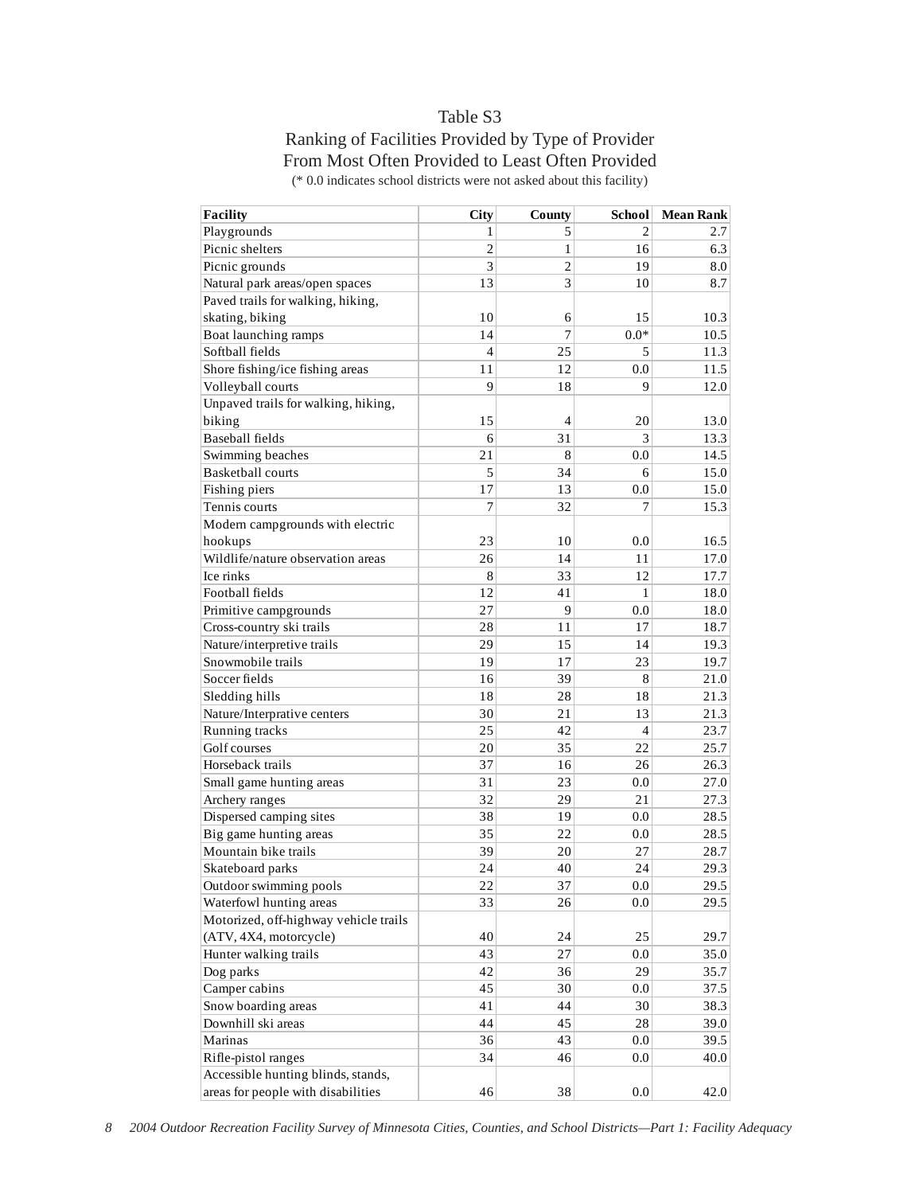## Table S3

## Ranking of Facilities Provided by Type of Provider From Most Often Provided to Least Often Provided

(* 0.0 indicates school districts were not asked about this facility)

| Facility | City | County | School | Mean Rank |
|---|---|---|---|---|
| Playgrounds | 1 | 5 | 2 | 2.7 |
| Picnic shelters | 2 | 1 | 16 | 6.3 |
| Picnic grounds | 3 | 2 | 19 | 8.0 |
| Natural park areas/open spaces | 13 | 3 | 10 | 8.7 |
| Paved trails for walking, hiking, skating, biking | 10 | 6 | 15 | 10.3 |
| Boat launching ramps | 14 | 7 | 0.0* | 10.5 |
| Softball fields | 4 | 25 | 5 | 11.3 |
| Shore fishing/ice fishing areas | 11 | 12 | 0.0 | 11.5 |
| Volleyball courts | 9 | 18 | 9 | 12.0 |
| Unpaved trails for walking, hiking, biking | 15 | 4 | 20 | 13.0 |
| Baseball fields | 6 | 31 | 3 | 13.3 |
| Swimming beaches | 21 | 8 | 0.0 | 14.5 |
| Basketball courts | 5 | 34 | 6 | 15.0 |
| Fishing piers | 17 | 13 | 0.0 | 15.0 |
| Tennis courts | 7 | 32 | 7 | 15.3 |
| Modern campgrounds with electric hookups | 23 | 10 | 0.0 | 16.5 |
| Wildlife/nature observation areas | 26 | 14 | 11 | 17.0 |
| Ice rinks | 8 | 33 | 12 | 17.7 |
| Football fields | 12 | 41 | 1 | 18.0 |
| Primitive campgrounds | 27 | 9 | 0.0 | 18.0 |
| Cross-country ski trails | 28 | 11 | 17 | 18.7 |
| Nature/interpretive trails | 29 | 15 | 14 | 19.3 |
| Snowmobile trails | 19 | 17 | 23 | 19.7 |
| Soccer fields | 16 | 39 | 8 | 21.0 |
| Sledding hills | 18 | 28 | 18 | 21.3 |
| Nature/Interprative centers | 30 | 21 | 13 | 21.3 |
| Running tracks | 25 | 42 | 4 | 23.7 |
| Golf courses | 20 | 35 | 22 | 25.7 |
| Horseback trails | 37 | 16 | 26 | 26.3 |
| Small game hunting areas | 31 | 23 | 0.0 | 27.0 |
| Archery ranges | 32 | 29 | 21 | 27.3 |
| Dispersed camping sites | 38 | 19 | 0.0 | 28.5 |
| Big game hunting areas | 35 | 22 | 0.0 | 28.5 |
| Mountain bike trails | 39 | 20 | 27 | 28.7 |
| Skateboard parks | 24 | 40 | 24 | 29.3 |
| Outdoor swimming pools | 22 | 37 | 0.0 | 29.5 |
| Waterfowl hunting areas | 33 | 26 | 0.0 | 29.5 |
| Motorized, off-highway vehicle trails (ATV, 4X4, motorcycle) | 40 | 24 | 25 | 29.7 |
| Hunter walking trails | 43 | 27 | 0.0 | 35.0 |
| Dog parks | 42 | 36 | 29 | 35.7 |
| Camper cabins | 45 | 30 | 0.0 | 37.5 |
| Snow boarding areas | 41 | 44 | 30 | 38.3 |
| Downhill ski areas | 44 | 45 | 28 | 39.0 |
| Marinas | 36 | 43 | 0.0 | 39.5 |
| Rifle-pistol ranges | 34 | 46 | 0.0 | 40.0 |
| Accessible hunting blinds, stands, areas for people with disabilities | 46 | 38 | 0.0 | 42.0 |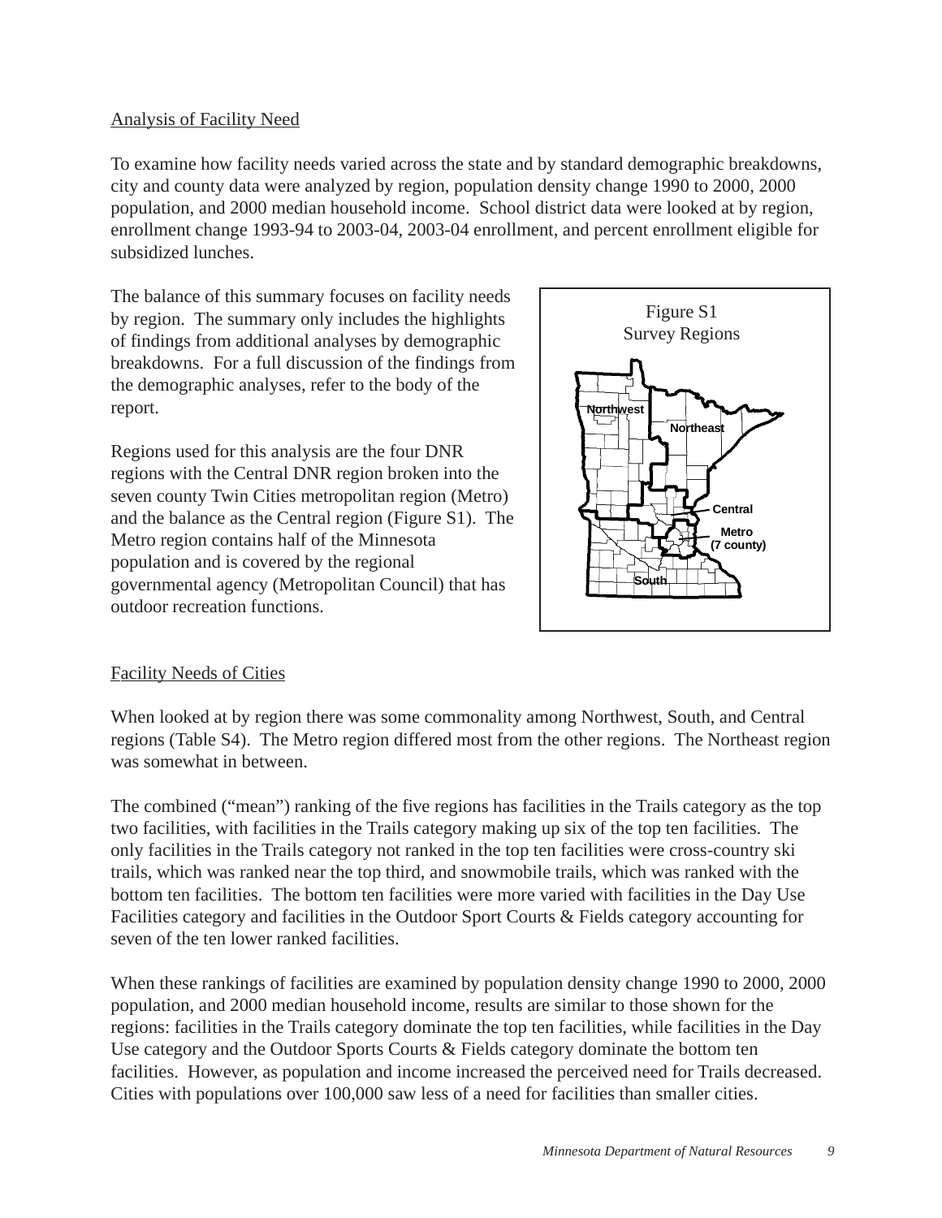Analysis of Facility Need

To examine how facility needs varied across the state and by standard demographic breakdowns, city and county data were analyzed by region, population density change 1990 to 2000, 2000 population, and 2000 median household income. School district data were looked at by region, enrollment change 1993-94 to 2003-04, 2003-04 enrollment, and percent enrollment eligible for subsidized lunches.

The balance of this summary focuses on facility needs by region. The summary only includes the highlights of findings from additional analyses by demographic breakdowns. For a full discussion of the findings from the demographic analyses, refer to the body of the report.

Regions used for this analysis are the four DNR regions with the Central DNR region broken into the seven county Twin Cities metropolitan region (Metro) and the balance as the Central region (Figure S1). The Metro region contains half of the Minnesota population and is covered by the regional governmental agency (Metropolitan Council) that has outdoor recreation functions.

Figure S1
Survey Regions

Northwest
Northeast
Central
Metro
(7 county)
South

Facility Needs of Cities

When looked at by region there was some commonality among Northwest, South, and Central regions (Table S4). The Metro region differed most from the other regions. The Northeast region was somewhat in between.

The combined ("mean") ranking of the five regions has facilities in the Trails category as the top two facilities, with facilities in the Trails category making up six of the top ten facilities. The only facilities in the Trails category not ranked in the top ten facilities were cross-country ski trails, which was ranked near the top third, and snowmobile trails, which was ranked with the bottom ten facilities. The bottom ten facilities were more varied with facilities in the Day Use Facilities category and facilities in the Outdoor Sport Courts & Fields category accounting for seven of the ten lower ranked facilities.

When these rankings of facilities are examined by population density change 1990 to 2000, 2000 population, and 2000 median household income, results are similar to those shown for the regions: facilities in the Trails category dominate the top ten facilities, while facilities in the Day Use category and the Outdoor Sports Courts & Fields category dominate the bottom ten facilities. However, as population and income increased the perceived need for Trails decreased. Cities with populations over 100,000 saw less of a need for facilities than smaller cities.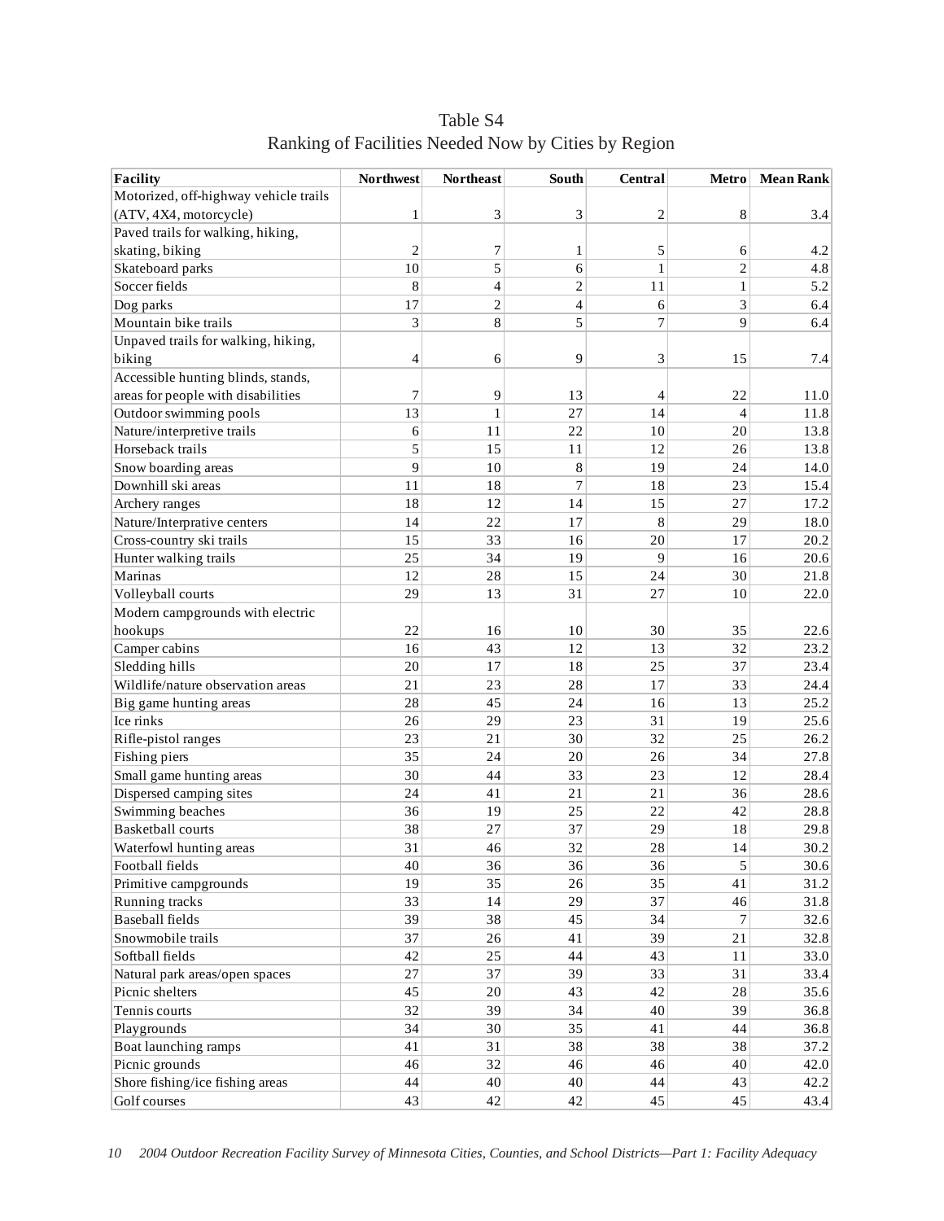# Table S4
## Ranking of Facilities Needed Now by Cities by Region

| Facility | Northwest | Northeast | South | Central | Metro | Mean Rank |
|---|---|---|---|---|---|---|
| Motorized, off-highway vehicle trails (ATV, 4X4, motorcycle) | 1 | 3 | 3 | 2 | 8 | 3.4 |
| Paved trails for walking, hiking, skating, biking | 2 | 7 | 1 | 5 | 6 | 4.2 |
| Skateboard parks | 10 | 5 | 6 | 1 | 2 | 4.8 |
| Soccer fields | 8 | 4 | 2 | 11 | 1 | 5.2 |
| Dog parks | 17 | 2 | 4 | 6 | 3 | 6.4 |
| Mountain bike trails | 3 | 8 | 5 | 7 | 9 | 6.4 |
| Unpaved trails for walking, hiking, biking | 4 | 6 | 9 | 3 | 15 | 7.4 |
| Accessible hunting blinds, stands, areas for people with disabilities | 7 | 9 | 13 | 4 | 22 | 11.0 |
| Outdoor swimming pools | 13 | 1 | 27 | 14 | 4 | 11.8 |
| Nature/interpretive trails | 6 | 11 | 22 | 10 | 20 | 13.8 |
| Horseback trails | 5 | 15 | 11 | 12 | 26 | 13.8 |
| Snow boarding areas | 9 | 10 | 8 | 19 | 24 | 14.0 |
| Downhill ski areas | 11 | 18 | 7 | 18 | 23 | 15.4 |
| Archery ranges | 18 | 12 | 14 | 15 | 27 | 17.2 |
| Nature/Interprative centers | 14 | 22 | 17 | 8 | 29 | 18.0 |
| Cross-country ski trails | 15 | 33 | 16 | 20 | 17 | 20.2 |
| Hunter walking trails | 25 | 34 | 19 | 9 | 16 | 20.6 |
| Marinas | 12 | 28 | 15 | 24 | 30 | 21.8 |
| Volleyball courts | 29 | 13 | 31 | 27 | 10 | 22.0 |
| Modern campgrounds with electric hookups | 22 | 16 | 10 | 30 | 35 | 22.6 |
| Camper cabins | 16 | 43 | 12 | 13 | 32 | 23.2 |
| Sledding hills | 20 | 17 | 18 | 25 | 37 | 23.4 |
| Wildlife/nature observation areas | 21 | 23 | 28 | 17 | 33 | 24.4 |
| Big game hunting areas | 28 | 45 | 24 | 16 | 13 | 25.2 |
| Ice rinks | 26 | 29 | 23 | 31 | 19 | 25.6 |
| Rifle-pistol ranges | 23 | 21 | 30 | 32 | 25 | 26.2 |
| Fishing piers | 35 | 24 | 20 | 26 | 34 | 27.8 |
| Small game hunting areas | 30 | 44 | 33 | 23 | 12 | 28.4 |
| Dispersed camping sites | 24 | 41 | 21 | 21 | 36 | 28.6 |
| Swimming beaches | 36 | 19 | 25 | 22 | 42 | 28.8 |
| Basketball courts | 38 | 27 | 37 | 29 | 18 | 29.8 |
| Waterfowl hunting areas | 31 | 46 | 32 | 28 | 14 | 30.2 |
| Football fields | 40 | 36 | 36 | 36 | 5 | 30.6 |
| Primitive campgrounds | 19 | 35 | 26 | 35 | 41 | 31.2 |
| Running tracks | 33 | 14 | 29 | 37 | 46 | 31.8 |
| Baseball fields | 39 | 38 | 45 | 34 | 7 | 32.6 |
| Snowmobile trails | 37 | 26 | 41 | 39 | 21 | 32.8 |
| Softball fields | 42 | 25 | 44 | 43 | 11 | 33.0 |
| Natural park areas/open spaces | 27 | 37 | 39 | 33 | 31 | 33.4 |
| Picnic shelters | 45 | 20 | 43 | 42 | 28 | 35.6 |
| Tennis courts | 32 | 39 | 34 | 40 | 39 | 36.8 |
| Playgrounds | 34 | 30 | 35 | 41 | 44 | 36.8 |
| Boat launching ramps | 41 | 31 | 38 | 38 | 38 | 37.2 |
| Picnic grounds | 46 | 32 | 46 | 46 | 40 | 42.0 |
| Shore fishing/ice fishing areas | 44 | 40 | 40 | 44 | 43 | 42.2 |
| Golf courses | 43 | 42 | 42 | 45 | 45 | 43.4 |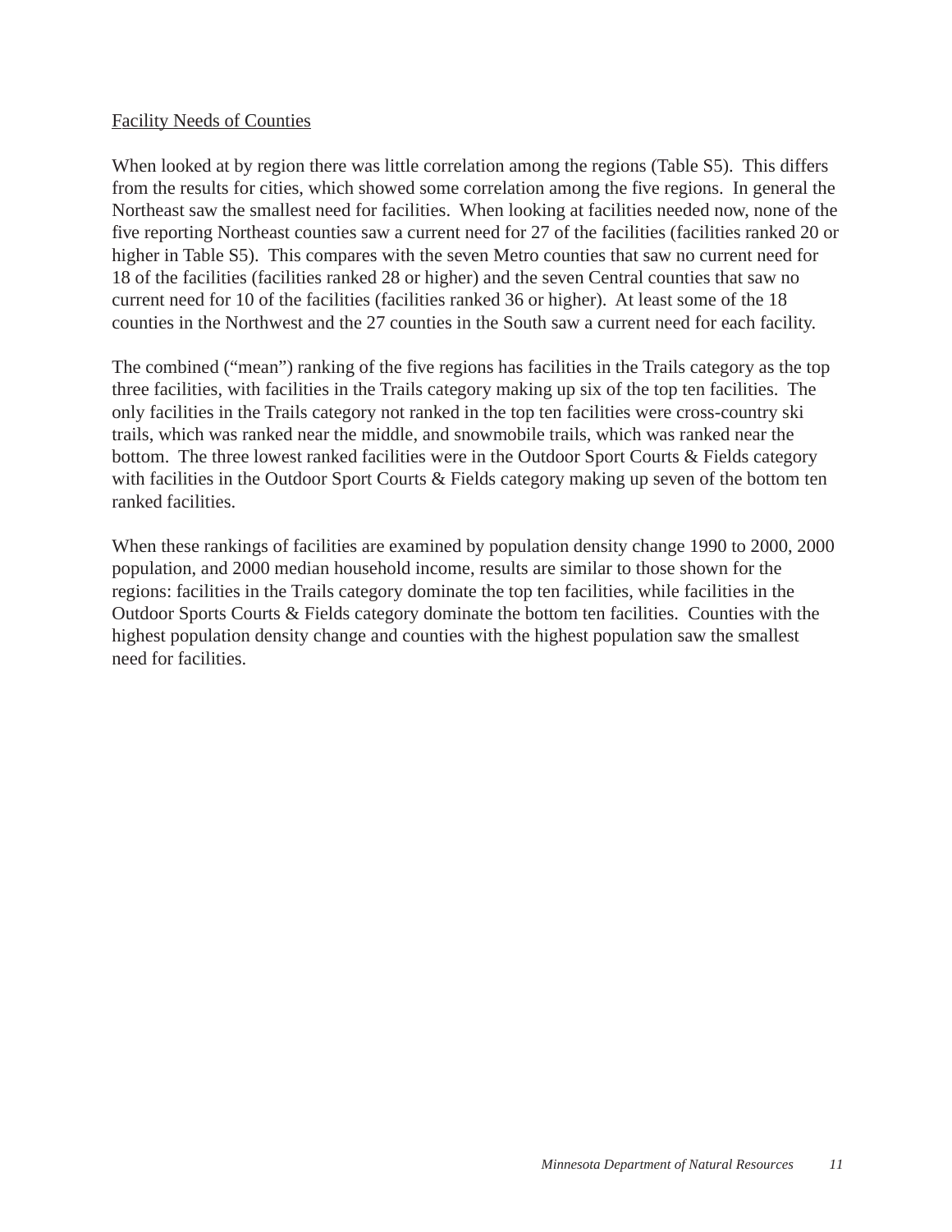Facility Needs of Counties

When looked at by region there was little correlation among the regions (Table S5). This differs from the results for cities, which showed some correlation among the five regions. In general the Northeast saw the smallest need for facilities. When looking at facilities needed now, none of the five reporting Northeast counties saw a current need for 27 of the facilities (facilities ranked 20 or higher in Table S5). This compares with the seven Metro counties that saw no current need for 18 of the facilities (facilities ranked 28 or higher) and the seven Central counties that saw no current need for 10 of the facilities (facilities ranked 36 or higher). At least some of the 18 counties in the Northwest and the 27 counties in the South saw a current need for each facility.

The combined ("mean") ranking of the five regions has facilities in the Trails category as the top three facilities, with facilities in the Trails category making up six of the top ten facilities. The only facilities in the Trails category not ranked in the top ten facilities were cross-country ski trails, which was ranked near the middle, and snowmobile trails, which was ranked near the bottom. The three lowest ranked facilities were in the Outdoor Sport Courts & Fields category with facilities in the Outdoor Sport Courts & Fields category making up seven of the bottom ten ranked facilities.

When these rankings of facilities are examined by population density change 1990 to 2000, 2000 population, and 2000 median household income, results are similar to those shown for the regions: facilities in the Trails category dominate the top ten facilities, while facilities in the Outdoor Sports Courts & Fields category dominate the bottom ten facilities. Counties with the highest population density change and counties with the highest population saw the smallest need for facilities.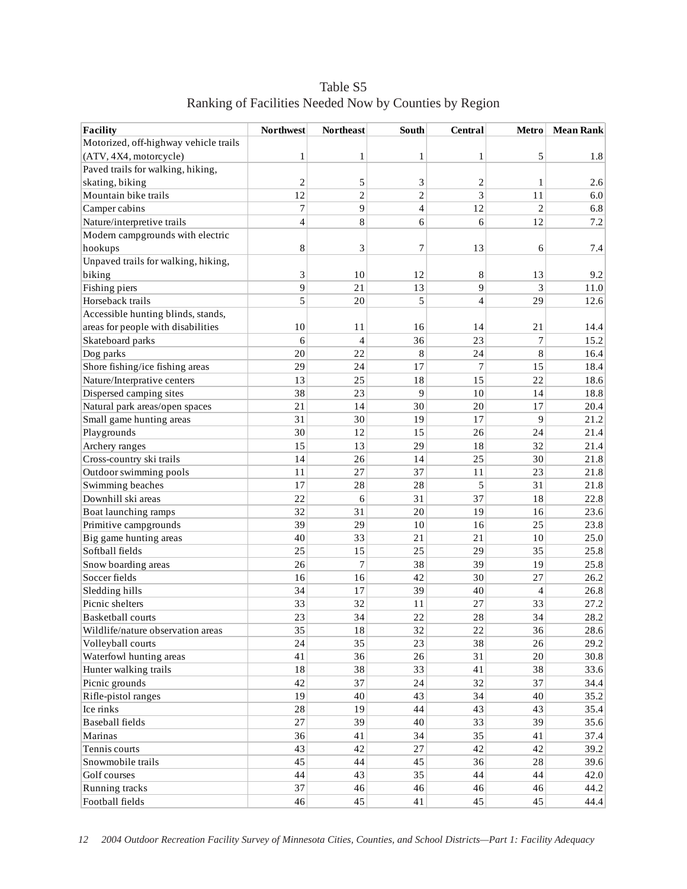# Table S5
## Ranking of Facilities Needed Now by Counties by Region

| Facility | Northwest | Northeast | South | Central | Metro | Mean Rank |
|---|---|---|---|---|---|---|
| Motorized, off-highway vehicle trails (ATV, 4X4, motorcycle) | 1 | 1 | 1 | 1 | 5 | 1.8 |
| Paved trails for walking, hiking, skating, biking | 2 | 5 | 3 | 2 | 1 | 2.6 |
| Mountain bike trails | 12 | 2 | 2 | 3 | 11 | 6.0 |
| Camper cabins | 7 | 9 | 4 | 12 | 2 | 6.8 |
| Nature/interpretive trails | 4 | 8 | 6 | 6 | 12 | 7.2 |
| Modern campgrounds with electric hookups | 8 | 3 | 7 | 13 | 6 | 7.4 |
| Unpaved trails for walking, hiking, biking | 3 | 10 | 12 | 8 | 13 | 9.2 |
| Fishing piers | 9 | 21 | 13 | 9 | 3 | 11.0 |
| Horseback trails | 5 | 20 | 5 | 4 | 29 | 12.6 |
| Accessible hunting blinds, stands, areas for people with disabilities | 10 | 11 | 16 | 14 | 21 | 14.4 |
| Skateboard parks | 6 | 4 | 36 | 23 | 7 | 15.2 |
| Dog parks | 20 | 22 | 8 | 24 | 8 | 16.4 |
| Shore fishing/ice fishing areas | 29 | 24 | 17 | 7 | 15 | 18.4 |
| Nature/Interprative centers | 13 | 25 | 18 | 15 | 22 | 18.6 |
| Dispersed camping sites | 38 | 23 | 9 | 10 | 14 | 18.8 |
| Natural park areas/open spaces | 21 | 14 | 30 | 20 | 17 | 20.4 |
| Small game hunting areas | 31 | 30 | 19 | 17 | 9 | 21.2 |
| Playgrounds | 30 | 12 | 15 | 26 | 24 | 21.4 |
| Archery ranges | 15 | 13 | 29 | 18 | 32 | 21.4 |
| Cross-country ski trails | 14 | 26 | 14 | 25 | 30 | 21.8 |
| Outdoor swimming pools | 11 | 27 | 37 | 11 | 23 | 21.8 |
| Swimming beaches | 17 | 28 | 28 | 5 | 31 | 21.8 |
| Downhill ski areas | 22 | 6 | 31 | 37 | 18 | 22.8 |
| Boat launching ramps | 32 | 31 | 20 | 19 | 16 | 23.6 |
| Primitive campgrounds | 39 | 29 | 10 | 16 | 25 | 23.8 |
| Big game hunting areas | 40 | 33 | 21 | 21 | 10 | 25.0 |
| Softball fields | 25 | 15 | 25 | 29 | 35 | 25.8 |
| Snow boarding areas | 26 | 7 | 38 | 39 | 19 | 25.8 |
| Soccer fields | 16 | 16 | 42 | 30 | 27 | 26.2 |
| Sledding hills | 34 | 17 | 39 | 40 | 4 | 26.8 |
| Picnic shelters | 33 | 32 | 11 | 27 | 33 | 27.2 |
| Basketball courts | 23 | 34 | 22 | 28 | 34 | 28.2 |
| Wildlife/nature observation areas | 35 | 18 | 32 | 22 | 36 | 28.6 |
| Volleyball courts | 24 | 35 | 23 | 38 | 26 | 29.2 |
| Waterfowl hunting areas | 41 | 36 | 26 | 31 | 20 | 30.8 |
| Hunter walking trails | 18 | 38 | 33 | 41 | 38 | 33.6 |
| Picnic grounds | 42 | 37 | 24 | 32 | 37 | 34.4 |
| Rifle-pistol ranges | 19 | 40 | 43 | 34 | 40 | 35.2 |
| Ice rinks | 28 | 19 | 44 | 43 | 43 | 35.4 |
| Baseball fields | 27 | 39 | 40 | 33 | 39 | 35.6 |
| Marinas | 36 | 41 | 34 | 35 | 41 | 37.4 |
| Tennis courts | 43 | 42 | 27 | 42 | 42 | 39.2 |
| Snowmobile trails | 45 | 44 | 45 | 36 | 28 | 39.6 |
| Golf courses | 44 | 43 | 35 | 44 | 44 | 42.0 |
| Running tracks | 37 | 46 | 46 | 46 | 46 | 44.2 |
| Football fields | 46 | 45 | 41 | 45 | 45 | 44.4 |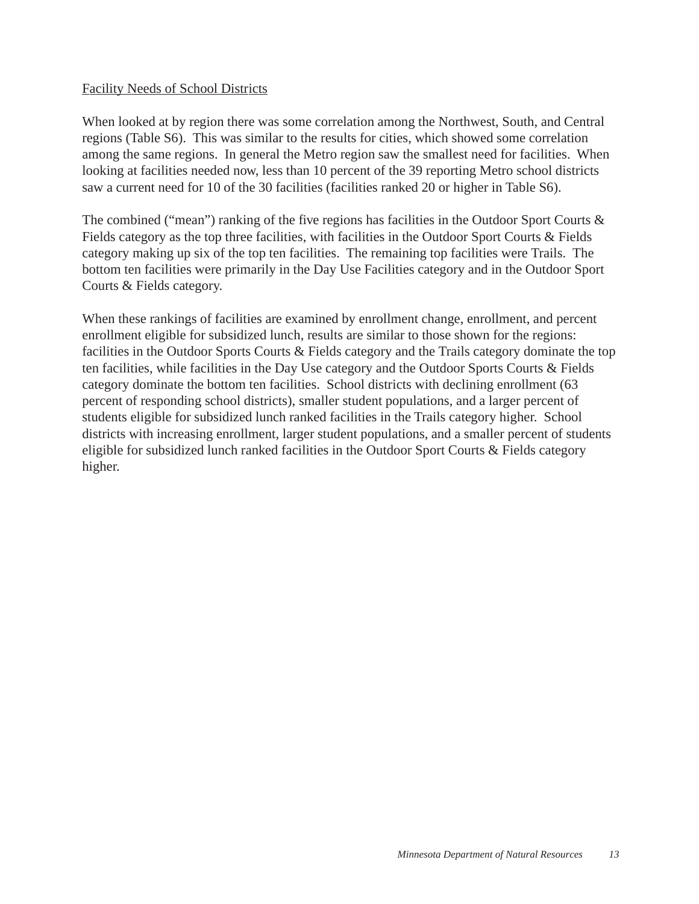Facility Needs of School Districts

When looked at by region there was some correlation among the Northwest, South, and Central regions (Table S6). This was similar to the results for cities, which showed some correlation among the same regions. In general the Metro region saw the smallest need for facilities. When looking at facilities needed now, less than 10 percent of the 39 reporting Metro school districts saw a current need for 10 of the 30 facilities (facilities ranked 20 or higher in Table S6).

The combined ("mean") ranking of the five regions has facilities in the Outdoor Sport Courts & Fields category as the top three facilities, with facilities in the Outdoor Sport Courts & Fields category making up six of the top ten facilities. The remaining top facilities were Trails. The bottom ten facilities were primarily in the Day Use Facilities category and in the Outdoor Sport Courts & Fields category.

When these rankings of facilities are examined by enrollment change, enrollment, and percent enrollment eligible for subsidized lunch, results are similar to those shown for the regions: facilities in the Outdoor Sports Courts & Fields category and the Trails category dominate the top ten facilities, while facilities in the Day Use category and the Outdoor Sports Courts & Fields category dominate the bottom ten facilities. School districts with declining enrollment (63 percent of responding school districts), smaller student populations, and a larger percent of students eligible for subsidized lunch ranked facilities in the Trails category higher. School districts with increasing enrollment, larger student populations, and a smaller percent of students eligible for subsidized lunch ranked facilities in the Outdoor Sport Courts & Fields category higher.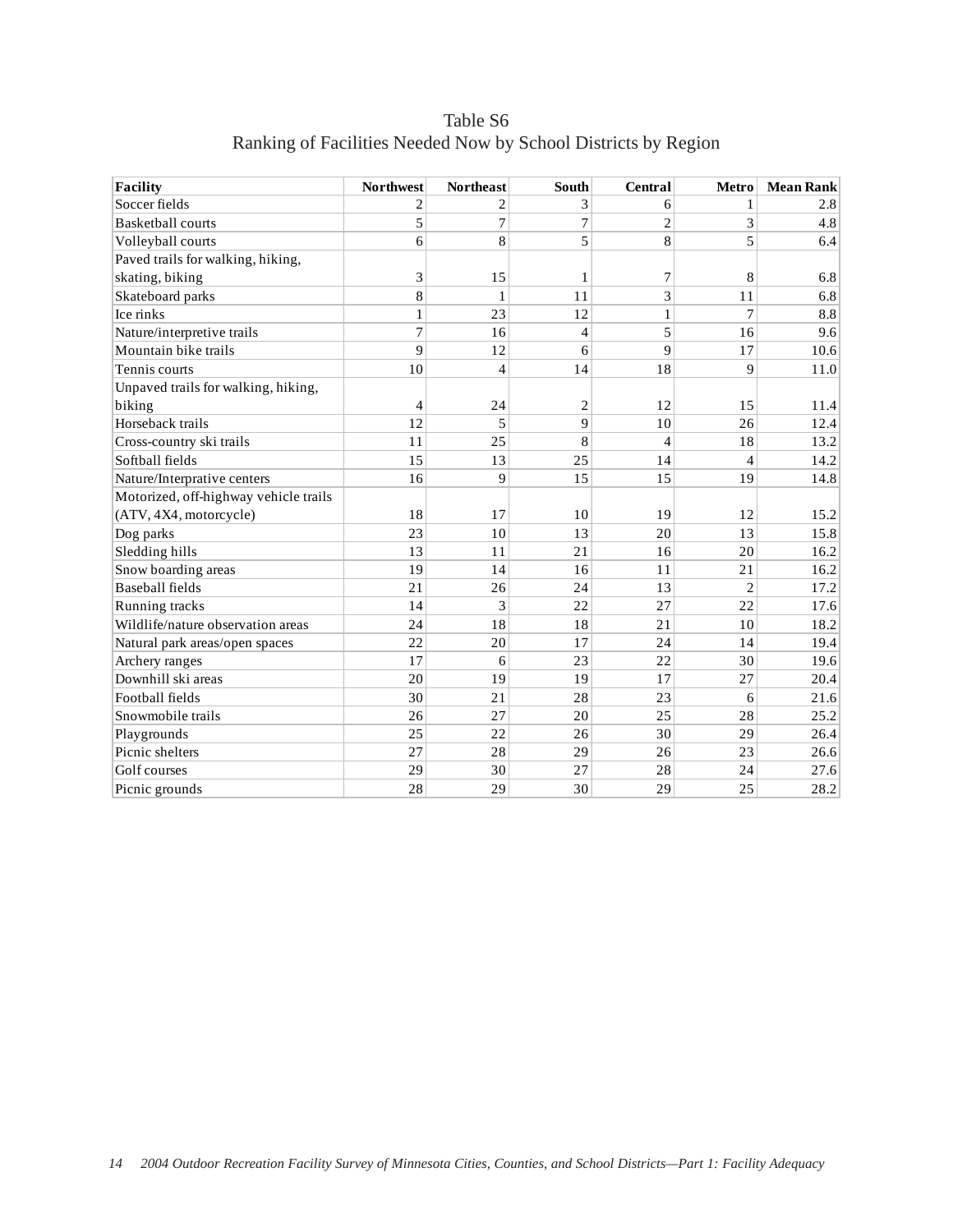## Table S6
## Ranking of Facilities Needed Now by School Districts by Region

| Facility | Northwest | Northeast | South | Central | Metro | Mean Rank |
|---|---|---|---|---|---|---|
| Soccer fields | 2 | 2 | 3 | 6 | 1 | 2.8 |
| Basketball courts | 5 | 7 | 7 | 2 | 3 | 4.8 |
| Volleyball courts | 6 | 8 | 5 | 8 | 5 | 6.4 |
| Paved trails for walking, hiking, skating, biking | 3 | 15 | 1 | 7 | 8 | 6.8 |
| Skateboard parks | 8 | 1 | 11 | 3 | 11 | 6.8 |
| Ice rinks | 1 | 23 | 12 | 1 | 7 | 8.8 |
| Nature/interpretive trails | 7 | 16 | 4 | 5 | 16 | 9.6 |
| Mountain bike trails | 9 | 12 | 6 | 9 | 17 | 10.6 |
| Tennis courts | 10 | 4 | 14 | 18 | 9 | 11.0 |
| Unpaved trails for walking, hiking, biking | 4 | 24 | 2 | 12 | 15 | 11.4 |
| Horseback trails | 12 | 5 | 9 | 10 | 26 | 12.4 |
| Cross-country ski trails | 11 | 25 | 8 | 4 | 18 | 13.2 |
| Softball fields | 15 | 13 | 25 | 14 | 4 | 14.2 |
| Nature/Interprative centers | 16 | 9 | 15 | 15 | 19 | 14.8 |
| Motorized, off-highway vehicle trails (ATV, 4X4, motorcycle) | 18 | 17 | 10 | 19 | 12 | 15.2 |
| Dog parks | 23 | 10 | 13 | 20 | 13 | 15.8 |
| Sledding hills | 13 | 11 | 21 | 16 | 20 | 16.2 |
| Snow boarding areas | 19 | 14 | 16 | 11 | 21 | 16.2 |
| Baseball fields | 21 | 26 | 24 | 13 | 2 | 17.2 |
| Running tracks | 14 | 3 | 22 | 27 | 22 | 17.6 |
| Wildlife/nature observation areas | 24 | 18 | 18 | 21 | 10 | 18.2 |
| Natural park areas/open spaces | 22 | 20 | 17 | 24 | 14 | 19.4 |
| Archery ranges | 17 | 6 | 23 | 22 | 30 | 19.6 |
| Downhill ski areas | 20 | 19 | 19 | 17 | 27 | 20.4 |
| Football fields | 30 | 21 | 28 | 23 | 6 | 21.6 |
| Snowmobile trails | 26 | 27 | 20 | 25 | 28 | 25.2 |
| Playgrounds | 25 | 22 | 26 | 30 | 29 | 26.4 |
| Picnic shelters | 27 | 28 | 29 | 26 | 23 | 26.6 |
| Golf courses | 29 | 30 | 27 | 28 | 24 | 27.6 |
| Picnic grounds | 28 | 29 | 30 | 29 | 25 | 28.2 |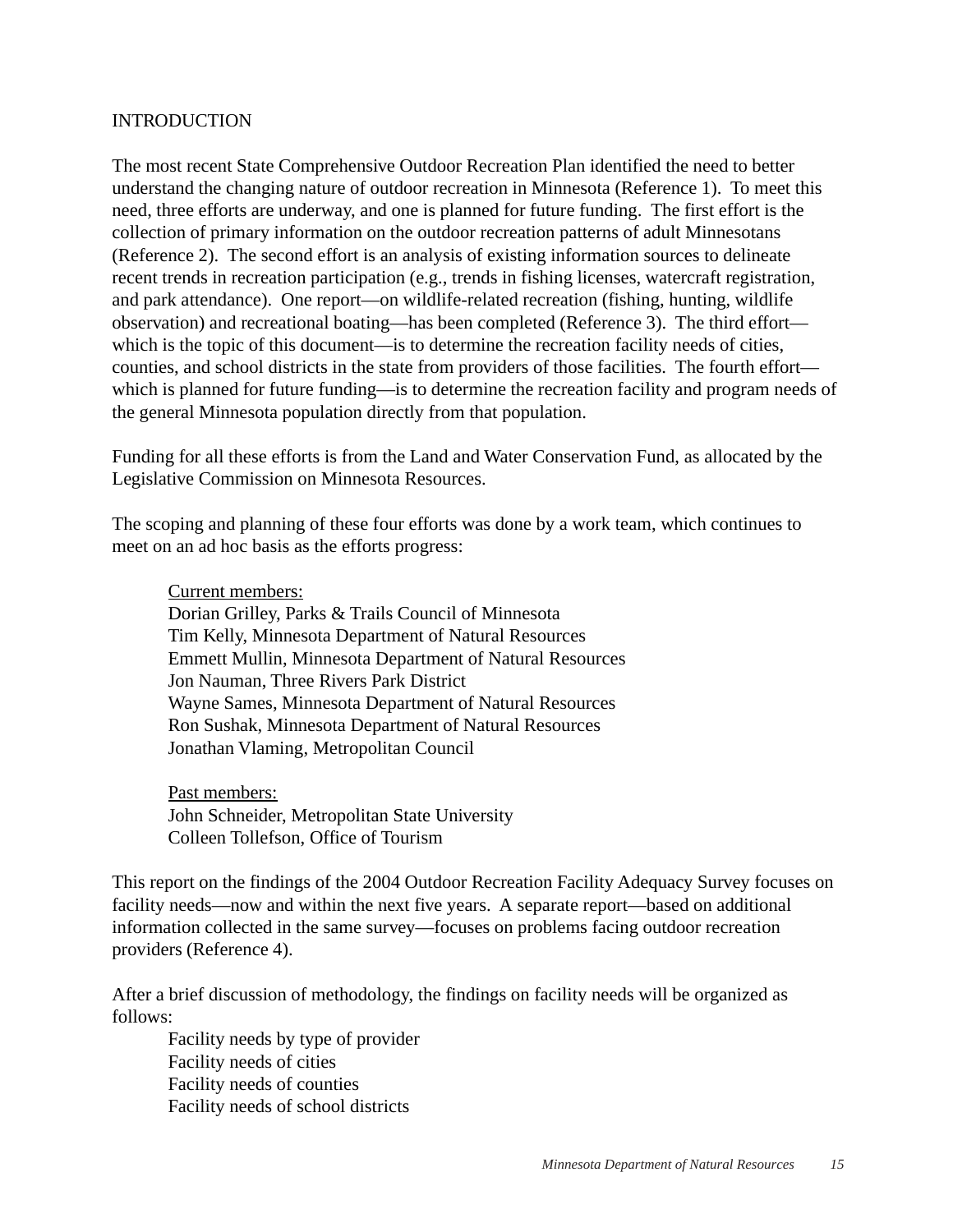# INTRODUCTION

The most recent State Comprehensive Outdoor Recreation Plan identified the need to better understand the changing nature of outdoor recreation in Minnesota (Reference 1). To meet this need, three efforts are underway, and one is planned for future funding. The first effort is the collection of primary information on the outdoor recreation patterns of adult Minnesotans (Reference 2). The second effort is an analysis of existing information sources to delineate recent trends in recreation participation (e.g., trends in fishing licenses, watercraft registration, and park attendance). One report—on wildlife-related recreation (fishing, hunting, wildlife observation) and recreational boating—has been completed (Reference 3). The third effort—which is the topic of this document—is to determine the recreation facility needs of cities, counties, and school districts in the state from providers of those facilities. The fourth effort—which is planned for future funding—is to determine the recreation facility and program needs of the general Minnesota population directly from that population.

Funding for all these efforts is from the Land and Water Conservation Fund, as allocated by the Legislative Commission on Minnesota Resources.

The scoping and planning of these four efforts was done by a work team, which continues to meet on an ad hoc basis as the efforts progress:

> <u>Current members:</u>
> Dorian Grilley, Parks & Trails Council of Minnesota
> Tim Kelly, Minnesota Department of Natural Resources
> Emmett Mullin, Minnesota Department of Natural Resources
> Jon Nauman, Three Rivers Park District
> Wayne Sames, Minnesota Department of Natural Resources
> Ron Sushak, Minnesota Department of Natural Resources
> Jonathan Vlaming, Metropolitan Council
>
> <u>Past members:</u>
> John Schneider, Metropolitan State University
> Colleen Tollefson, Office of Tourism

This report on the findings of the 2004 Outdoor Recreation Facility Adequacy Survey focuses on facility needs—now and within the next five years. A separate report—based on additional information collected in the same survey—focuses on problems facing outdoor recreation providers (Reference 4).

After a brief discussion of methodology, the findings on facility needs will be organized as follows:

- Facility needs by type of provider
- Facility needs of cities
- Facility needs of counties
- Facility needs of school districts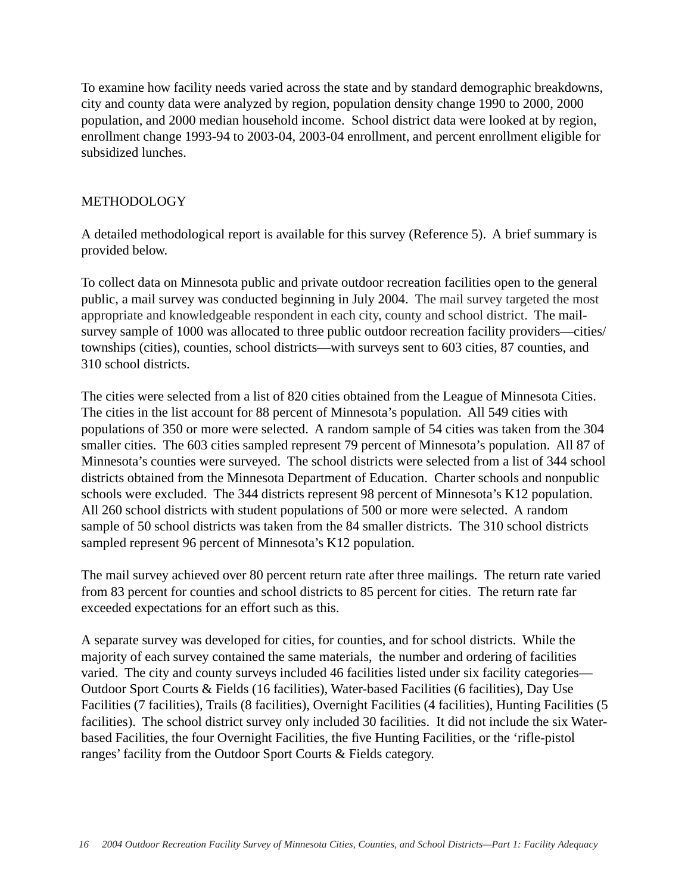To examine how facility needs varied across the state and by standard demographic breakdowns, city and county data were analyzed by region, population density change 1990 to 2000, 2000 population, and 2000 median household income. School district data were looked at by region, enrollment change 1993-94 to 2003-04, 2003-04 enrollment, and percent enrollment eligible for subsidized lunches.

## METHODOLOGY

A detailed methodological report is available for this survey (Reference 5). A brief summary is provided below.

To collect data on Minnesota public and private outdoor recreation facilities open to the general public, a mail survey was conducted beginning in July 2004. The mail survey targeted the most appropriate and knowledgeable respondent in each city, county and school district. The mail-survey sample of 1000 was allocated to three public outdoor recreation facility providers—cities/townships (cities), counties, school districts—with surveys sent to 603 cities, 87 counties, and 310 school districts.

The cities were selected from a list of 820 cities obtained from the League of Minnesota Cities. The cities in the list account for 88 percent of Minnesota's population. All 549 cities with populations of 350 or more were selected. A random sample of 54 cities was taken from the 304 smaller cities. The 603 cities sampled represent 79 percent of Minnesota's population. All 87 of Minnesota's counties were surveyed. The school districts were selected from a list of 344 school districts obtained from the Minnesota Department of Education. Charter schools and nonpublic schools were excluded. The 344 districts represent 98 percent of Minnesota's K12 population. All 260 school districts with student populations of 500 or more were selected. A random sample of 50 school districts was taken from the 84 smaller districts. The 310 school districts sampled represent 96 percent of Minnesota's K12 population.

The mail survey achieved over 80 percent return rate after three mailings. The return rate varied from 83 percent for counties and school districts to 85 percent for cities. The return rate far exceeded expectations for an effort such as this.

A separate survey was developed for cities, for counties, and for school districts. While the majority of each survey contained the same materials, the number and ordering of facilities varied. The city and county surveys included 46 facilities listed under six facility categories—Outdoor Sport Courts & Fields (16 facilities), Water-based Facilities (6 facilities), Day Use Facilities (7 facilities), Trails (8 facilities), Overnight Facilities (4 facilities), Hunting Facilities (5 facilities). The school district survey only included 30 facilities. It did not include the six Water-based Facilities, the four Overnight Facilities, the five Hunting Facilities, or the 'rifle-pistol ranges' facility from the Outdoor Sport Courts & Fields category.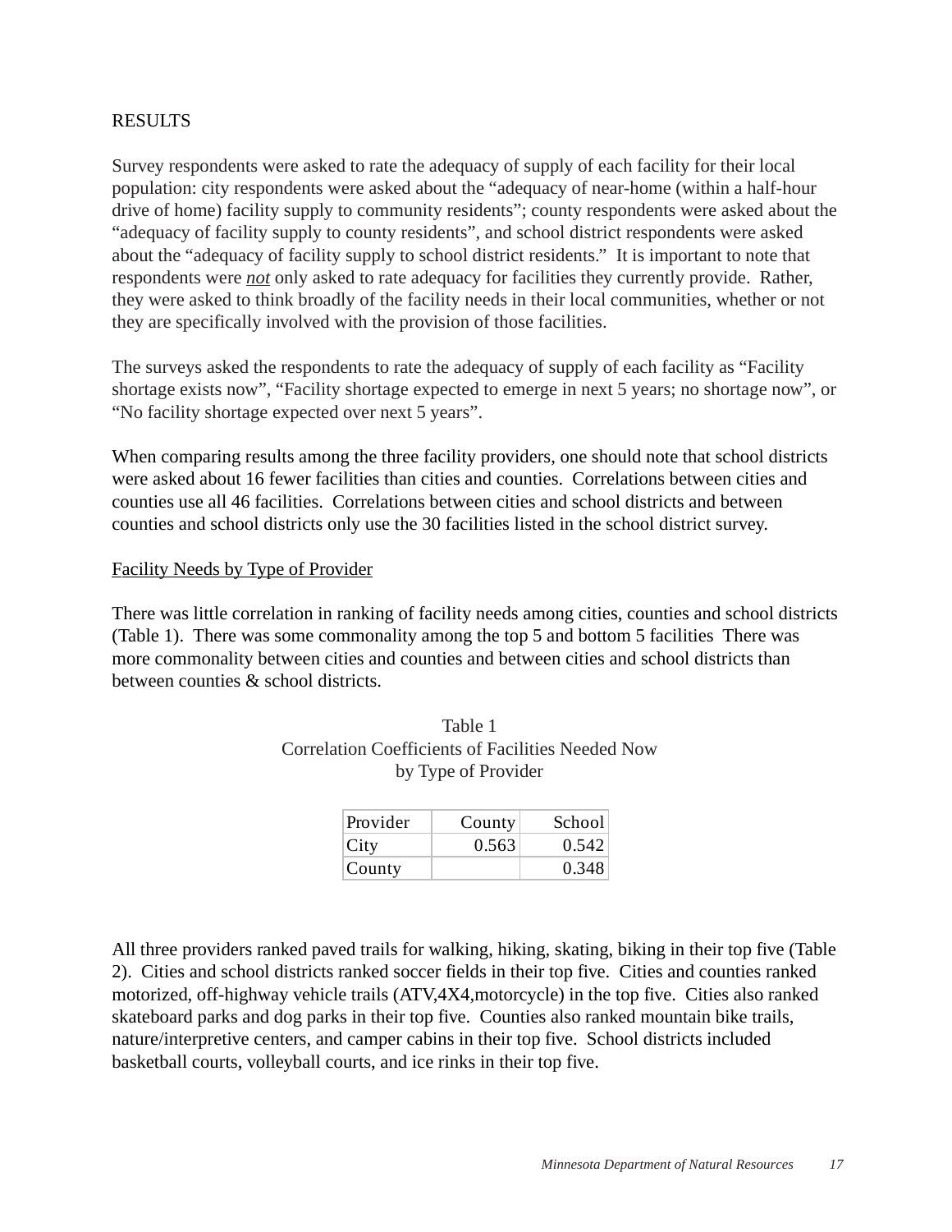## RESULTS

Survey respondents were asked to rate the adequacy of supply of each facility for their local population: city respondents were asked about the "adequacy of near-home (within a half-hour drive of home) facility supply to community residents"; county respondents were asked about the "adequacy of facility supply to county residents", and school district respondents were asked about the "adequacy of facility supply to school district residents." It is important to note that respondents were ***not*** only asked to rate adequacy for facilities they currently provide. Rather, they were asked to think broadly of the facility needs in their local communities, whether or not they are specifically involved with the provision of those facilities.

The surveys asked the respondents to rate the adequacy of supply of each facility as "Facility shortage exists now", "Facility shortage expected to emerge in next 5 years; no shortage now", or "No facility shortage expected over next 5 years".

When comparing results among the three facility providers, one should note that school districts were asked about 16 fewer facilities than cities and counties. Correlations between cities and counties use all 46 facilities. Correlations between cities and school districts and between counties and school districts only use the 30 facilities listed in the school district survey.

### Facility Needs by Type of Provider

There was little correlation in ranking of facility needs among cities, counties and school districts (Table 1). There was some commonality among the top 5 and bottom 5 facilities There was more commonality between cities and counties and between cities and school districts than between counties & school districts.

Table 1
Correlation Coefficients of Facilities Needed Now
by Type of Provider

| Provider | County | School |
|---|---|---|
| City | 0.563 | 0.542 |
| County | | 0.348 |

All three providers ranked paved trails for walking, hiking, skating, biking in their top five (Table 2). Cities and school districts ranked soccer fields in their top five. Cities and counties ranked motorized, off-highway vehicle trails (ATV,4X4,motorcycle) in the top five. Cities also ranked skateboard parks and dog parks in their top five. Counties also ranked mountain bike trails, nature/interpretive centers, and camper cabins in their top five. School districts included basketball courts, volleyball courts, and ice rinks in their top five.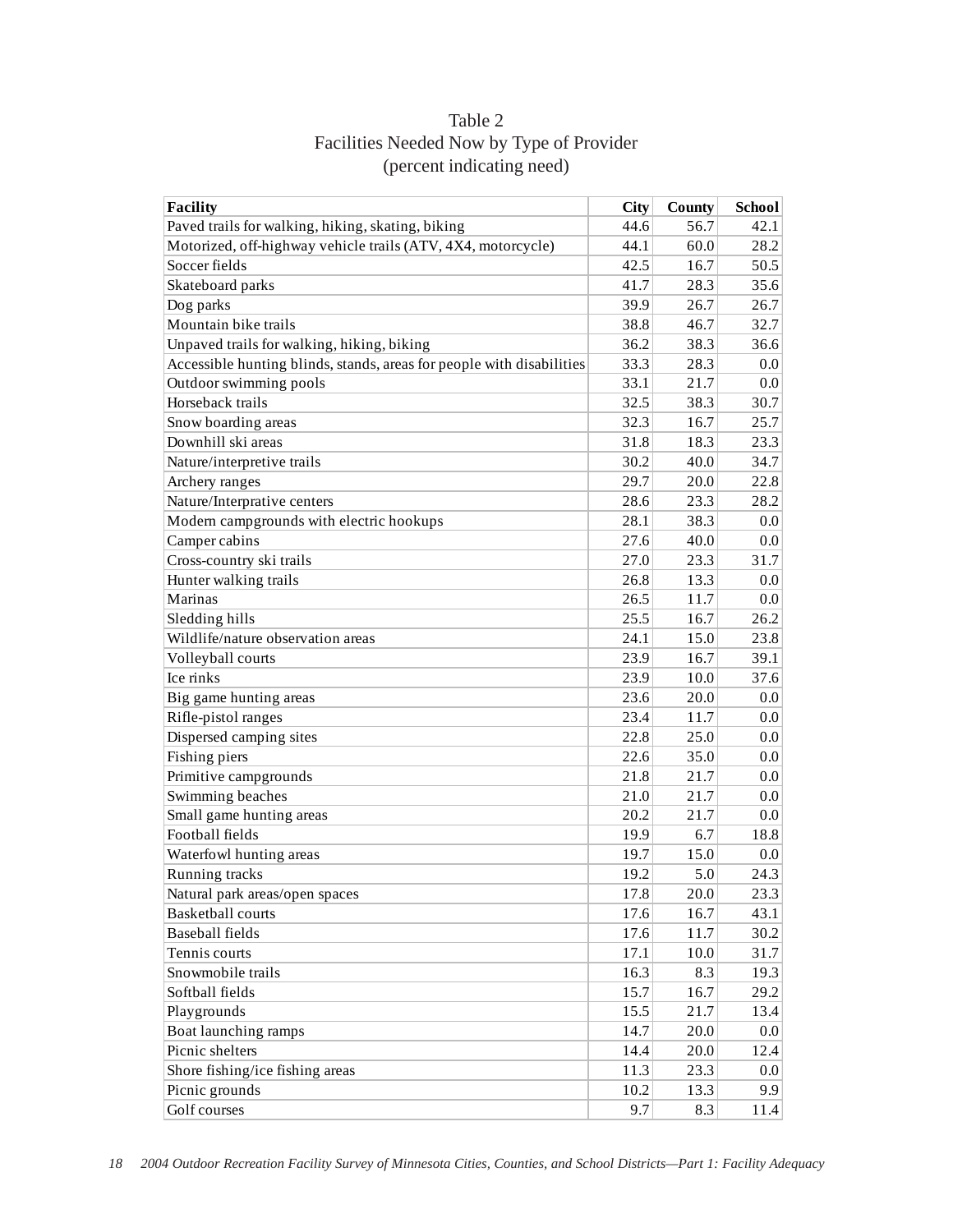Table 2
Facilities Needed Now by Type of Provider
(percent indicating need)

| Facility | City | County | School |
|---|---|---|---|
| Paved trails for walking, hiking, skating, biking | 44.6 | 56.7 | 42.1 |
| Motorized, off-highway vehicle trails (ATV, 4X4, motorcycle) | 44.1 | 60.0 | 28.2 |
| Soccer fields | 42.5 | 16.7 | 50.5 |
| Skateboard parks | 41.7 | 28.3 | 35.6 |
| Dog parks | 39.9 | 26.7 | 26.7 |
| Mountain bike trails | 38.8 | 46.7 | 32.7 |
| Unpaved trails for walking, hiking, biking | 36.2 | 38.3 | 36.6 |
| Accessible hunting blinds, stands, areas for people with disabilities | 33.3 | 28.3 | 0.0 |
| Outdoor swimming pools | 33.1 | 21.7 | 0.0 |
| Horseback trails | 32.5 | 38.3 | 30.7 |
| Snow boarding areas | 32.3 | 16.7 | 25.7 |
| Downhill ski areas | 31.8 | 18.3 | 23.3 |
| Nature/interpretive trails | 30.2 | 40.0 | 34.7 |
| Archery ranges | 29.7 | 20.0 | 22.8 |
| Nature/Interprative centers | 28.6 | 23.3 | 28.2 |
| Modern campgrounds with electric hookups | 28.1 | 38.3 | 0.0 |
| Camper cabins | 27.6 | 40.0 | 0.0 |
| Cross-country ski trails | 27.0 | 23.3 | 31.7 |
| Hunter walking trails | 26.8 | 13.3 | 0.0 |
| Marinas | 26.5 | 11.7 | 0.0 |
| Sledding hills | 25.5 | 16.7 | 26.2 |
| Wildlife/nature observation areas | 24.1 | 15.0 | 23.8 |
| Volleyball courts | 23.9 | 16.7 | 39.1 |
| Ice rinks | 23.9 | 10.0 | 37.6 |
| Big game hunting areas | 23.6 | 20.0 | 0.0 |
| Rifle-pistol ranges | 23.4 | 11.7 | 0.0 |
| Dispersed camping sites | 22.8 | 25.0 | 0.0 |
| Fishing piers | 22.6 | 35.0 | 0.0 |
| Primitive campgrounds | 21.8 | 21.7 | 0.0 |
| Swimming beaches | 21.0 | 21.7 | 0.0 |
| Small game hunting areas | 20.2 | 21.7 | 0.0 |
| Football fields | 19.9 | 6.7 | 18.8 |
| Waterfowl hunting areas | 19.7 | 15.0 | 0.0 |
| Running tracks | 19.2 | 5.0 | 24.3 |
| Natural park areas/open spaces | 17.8 | 20.0 | 23.3 |
| Basketball courts | 17.6 | 16.7 | 43.1 |
| Baseball fields | 17.6 | 11.7 | 30.2 |
| Tennis courts | 17.1 | 10.0 | 31.7 |
| Snowmobile trails | 16.3 | 8.3 | 19.3 |
| Softball fields | 15.7 | 16.7 | 29.2 |
| Playgrounds | 15.5 | 21.7 | 13.4 |
| Boat launching ramps | 14.7 | 20.0 | 0.0 |
| Picnic shelters | 14.4 | 20.0 | 12.4 |
| Shore fishing/ice fishing areas | 11.3 | 23.3 | 0.0 |
| Picnic grounds | 10.2 | 13.3 | 9.9 |
| Golf courses | 9.7 | 8.3 | 11.4 |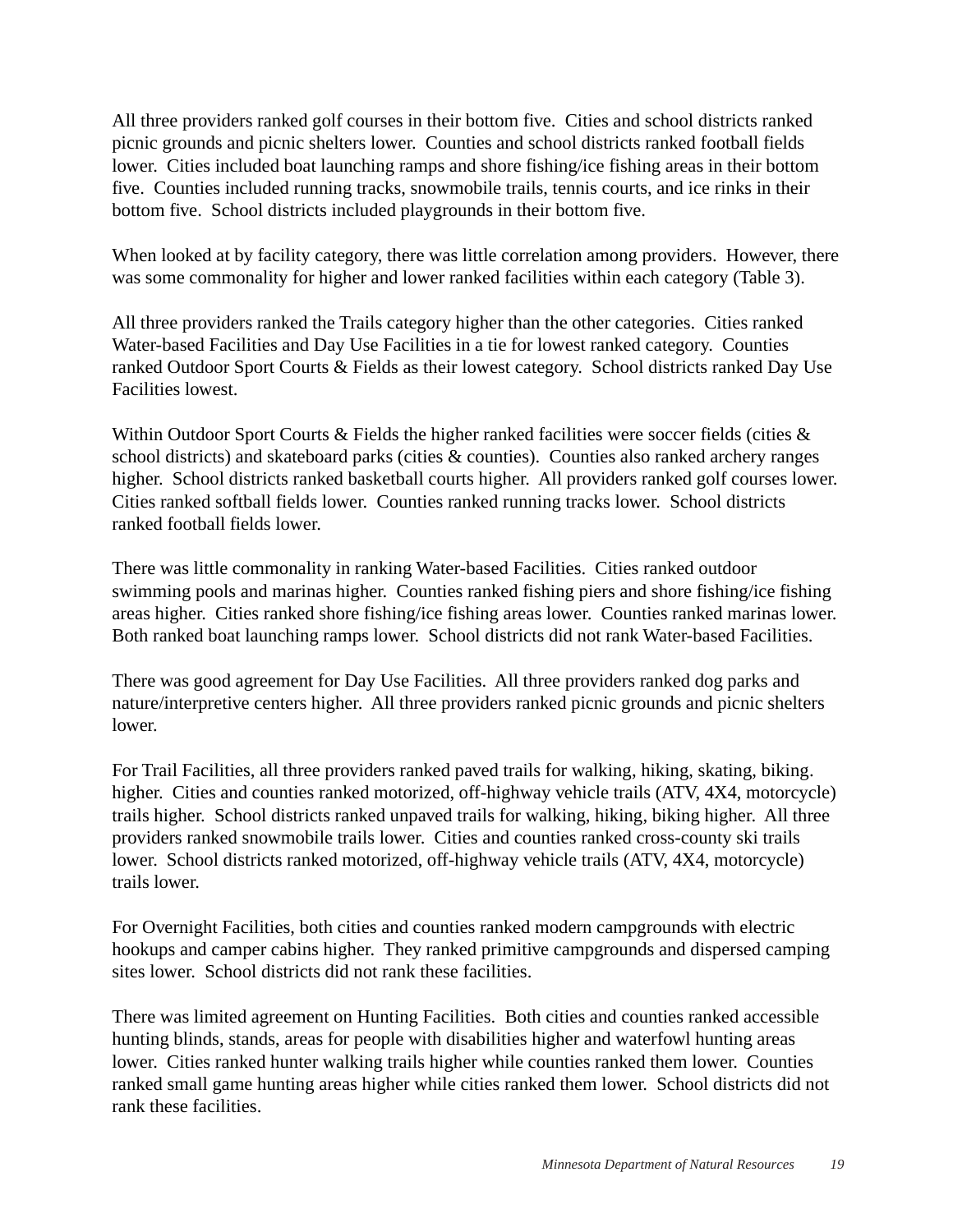All three providers ranked golf courses in their bottom five. Cities and school districts ranked picnic grounds and picnic shelters lower. Counties and school districts ranked football fields lower. Cities included boat launching ramps and shore fishing/ice fishing areas in their bottom five. Counties included running tracks, snowmobile trails, tennis courts, and ice rinks in their bottom five. School districts included playgrounds in their bottom five.

When looked at by facility category, there was little correlation among providers. However, there was some commonality for higher and lower ranked facilities within each category (Table 3).

All three providers ranked the Trails category higher than the other categories. Cities ranked Water-based Facilities and Day Use Facilities in a tie for lowest ranked category. Counties ranked Outdoor Sport Courts & Fields as their lowest category. School districts ranked Day Use Facilities lowest.

Within Outdoor Sport Courts & Fields the higher ranked facilities were soccer fields (cities & school districts) and skateboard parks (cities & counties). Counties also ranked archery ranges higher. School districts ranked basketball courts higher. All providers ranked golf courses lower. Cities ranked softball fields lower. Counties ranked running tracks lower. School districts ranked football fields lower.

There was little commonality in ranking Water-based Facilities. Cities ranked outdoor swimming pools and marinas higher. Counties ranked fishing piers and shore fishing/ice fishing areas higher. Cities ranked shore fishing/ice fishing areas lower. Counties ranked marinas lower. Both ranked boat launching ramps lower. School districts did not rank Water-based Facilities.

There was good agreement for Day Use Facilities. All three providers ranked dog parks and nature/interpretive centers higher. All three providers ranked picnic grounds and picnic shelters lower.

For Trail Facilities, all three providers ranked paved trails for walking, hiking, skating, biking. higher. Cities and counties ranked motorized, off-highway vehicle trails (ATV, 4X4, motorcycle) trails higher. School districts ranked unpaved trails for walking, hiking, biking higher. All three providers ranked snowmobile trails lower. Cities and counties ranked cross-county ski trails lower. School districts ranked motorized, off-highway vehicle trails (ATV, 4X4, motorcycle) trails lower.

For Overnight Facilities, both cities and counties ranked modern campgrounds with electric hookups and camper cabins higher. They ranked primitive campgrounds and dispersed camping sites lower. School districts did not rank these facilities.

There was limited agreement on Hunting Facilities. Both cities and counties ranked accessible hunting blinds, stands, areas for people with disabilities higher and waterfowl hunting areas lower. Cities ranked hunter walking trails higher while counties ranked them lower. Counties ranked small game hunting areas higher while cities ranked them lower. School districts did not rank these facilities.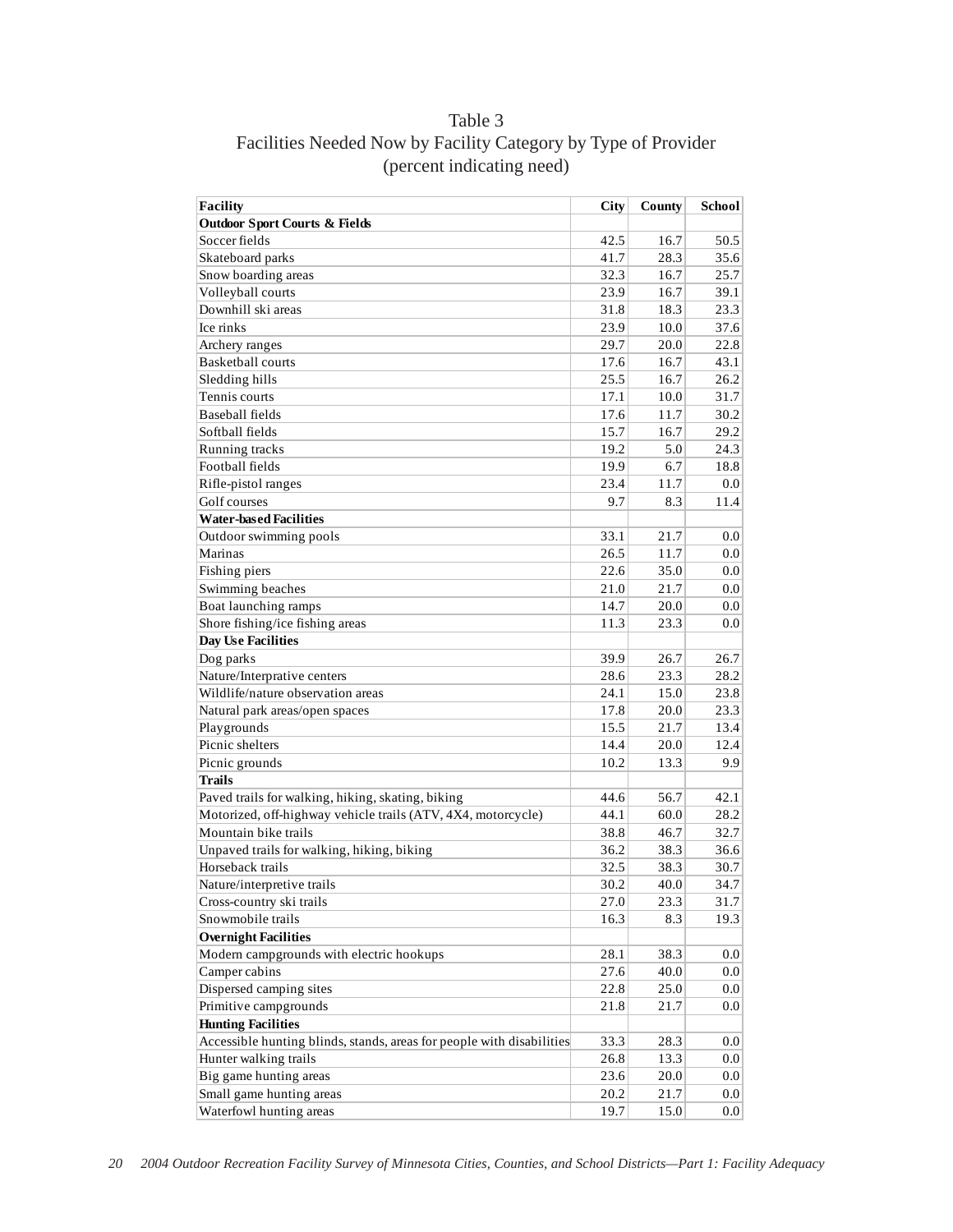# Table 3
## Facilities Needed Now by Facility Category by Type of Provider
### (percent indicating need)

| Facility | City | County | School |
|---|---|---|---|
| **Outdoor Sport Courts & Fields** | | | |
| Soccer fields | 42.5 | 16.7 | 50.5 |
| Skateboard parks | 41.7 | 28.3 | 35.6 |
| Snow boarding areas | 32.3 | 16.7 | 25.7 |
| Volleyball courts | 23.9 | 16.7 | 39.1 |
| Downhill ski areas | 31.8 | 18.3 | 23.3 |
| Ice rinks | 23.9 | 10.0 | 37.6 |
| Archery ranges | 29.7 | 20.0 | 22.8 |
| Basketball courts | 17.6 | 16.7 | 43.1 |
| Sledding hills | 25.5 | 16.7 | 26.2 |
| Tennis courts | 17.1 | 10.0 | 31.7 |
| Baseball fields | 17.6 | 11.7 | 30.2 |
| Softball fields | 15.7 | 16.7 | 29.2 |
| Running tracks | 19.2 | 5.0 | 24.3 |
| Football fields | 19.9 | 6.7 | 18.8 |
| Rifle-pistol ranges | 23.4 | 11.7 | 0.0 |
| Golf courses | 9.7 | 8.3 | 11.4 |
| **Water-based Facilities** | | | |
| Outdoor swimming pools | 33.1 | 21.7 | 0.0 |
| Marinas | 26.5 | 11.7 | 0.0 |
| Fishing piers | 22.6 | 35.0 | 0.0 |
| Swimming beaches | 21.0 | 21.7 | 0.0 |
| Boat launching ramps | 14.7 | 20.0 | 0.0 |
| Shore fishing/ice fishing areas | 11.3 | 23.3 | 0.0 |
| **Day Use Facilities** | | | |
| Dog parks | 39.9 | 26.7 | 26.7 |
| Nature/Interprative centers | 28.6 | 23.3 | 28.2 |
| Wildlife/nature observation areas | 24.1 | 15.0 | 23.8 |
| Natural park areas/open spaces | 17.8 | 20.0 | 23.3 |
| Playgrounds | 15.5 | 21.7 | 13.4 |
| Picnic shelters | 14.4 | 20.0 | 12.4 |
| Picnic grounds | 10.2 | 13.3 | 9.9 |
| **Trails** | | | |
| Paved trails for walking, hiking, skating, biking | 44.6 | 56.7 | 42.1 |
| Motorized, off-highway vehicle trails (ATV, 4X4, motorcycle) | 44.1 | 60.0 | 28.2 |
| Mountain bike trails | 38.8 | 46.7 | 32.7 |
| Unpaved trails for walking, hiking, biking | 36.2 | 38.3 | 36.6 |
| Horseback trails | 32.5 | 38.3 | 30.7 |
| Nature/interpretive trails | 30.2 | 40.0 | 34.7 |
| Cross-country ski trails | 27.0 | 23.3 | 31.7 |
| Snowmobile trails | 16.3 | 8.3 | 19.3 |
| **Overnight Facilities** | | | |
| Modern campgrounds with electric hookups | 28.1 | 38.3 | 0.0 |
| Camper cabins | 27.6 | 40.0 | 0.0 |
| Dispersed camping sites | 22.8 | 25.0 | 0.0 |
| Primitive campgrounds | 21.8 | 21.7 | 0.0 |
| **Hunting Facilities** | | | |
| Accessible hunting blinds, stands, areas for people with disabilities | 33.3 | 28.3 | 0.0 |
| Hunter walking trails | 26.8 | 13.3 | 0.0 |
| Big game hunting areas | 23.6 | 20.0 | 0.0 |
| Small game hunting areas | 20.2 | 21.7 | 0.0 |
| Waterfowl hunting areas | 19.7 | 15.0 | 0.0 |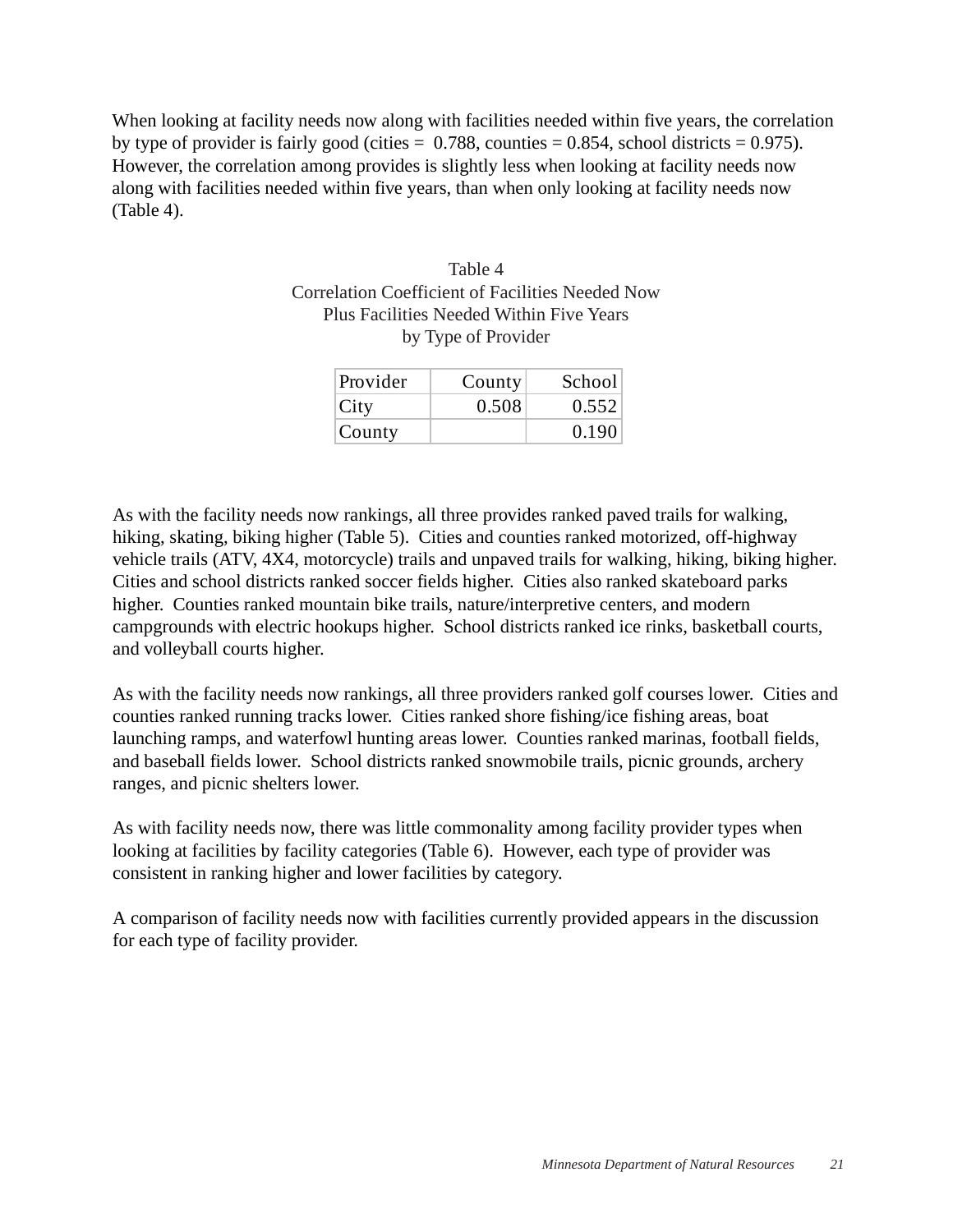When looking at facility needs now along with facilities needed within five years, the correlation by type of provider is fairly good (cities = 0.788, counties = 0.854, school districts = 0.975). However, the correlation among provides is slightly less when looking at facility needs now along with facilities needed within five years, than when only looking at facility needs now (Table 4).

Table 4
Correlation Coefficient of Facilities Needed Now
Plus Facilities Needed Within Five Years
by Type of Provider

| Provider | County | School |
|---|---|---|
| City | 0.508 | 0.552 |
| County | | 0.190 |

As with the facility needs now rankings, all three provides ranked paved trails for walking, hiking, skating, biking higher (Table 5). Cities and counties ranked motorized, off-highway vehicle trails (ATV, 4X4, motorcycle) trails and unpaved trails for walking, hiking, biking higher. Cities and school districts ranked soccer fields higher. Cities also ranked skateboard parks higher. Counties ranked mountain bike trails, nature/interpretive centers, and modern campgrounds with electric hookups higher. School districts ranked ice rinks, basketball courts, and volleyball courts higher.

As with the facility needs now rankings, all three providers ranked golf courses lower. Cities and counties ranked running tracks lower. Cities ranked shore fishing/ice fishing areas, boat launching ramps, and waterfowl hunting areas lower. Counties ranked marinas, football fields, and baseball fields lower. School districts ranked snowmobile trails, picnic grounds, archery ranges, and picnic shelters lower.

As with facility needs now, there was little commonality among facility provider types when looking at facilities by facility categories (Table 6). However, each type of provider was consistent in ranking higher and lower facilities by category.

A comparison of facility needs now with facilities currently provided appears in the discussion for each type of facility provider.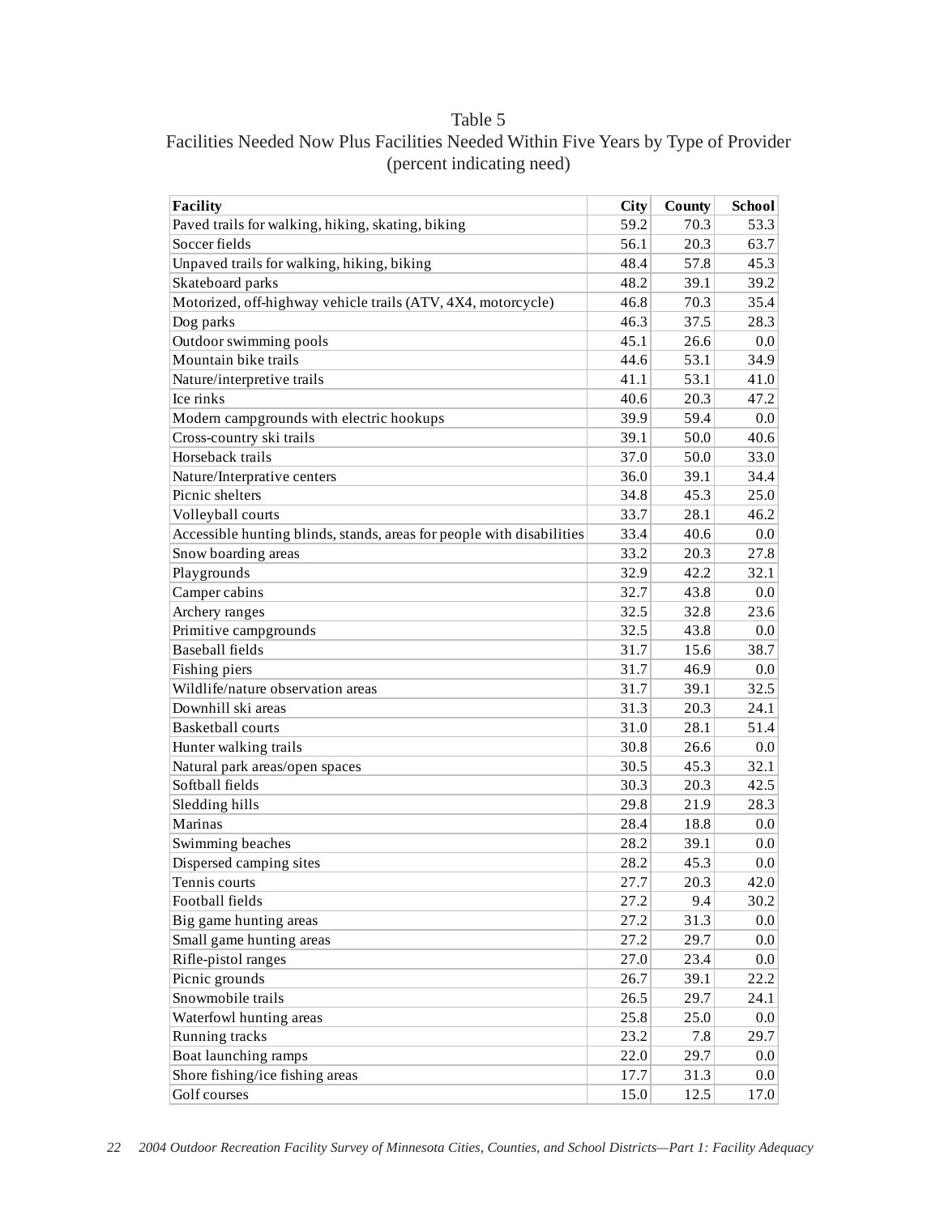Table 5
Facilities Needed Now Plus Facilities Needed Within Five Years by Type of Provider
(percent indicating need)

| Facility | City | County | School |
|---|---|---|---|
| Paved trails for walking, hiking, skating, biking | 59.2 | 70.3 | 53.3 |
| Soccer fields | 56.1 | 20.3 | 63.7 |
| Unpaved trails for walking, hiking, biking | 48.4 | 57.8 | 45.3 |
| Skateboard parks | 48.2 | 39.1 | 39.2 |
| Motorized, off-highway vehicle trails (ATV, 4X4, motorcycle) | 46.8 | 70.3 | 35.4 |
| Dog parks | 46.3 | 37.5 | 28.3 |
| Outdoor swimming pools | 45.1 | 26.6 | 0.0 |
| Mountain bike trails | 44.6 | 53.1 | 34.9 |
| Nature/interpretive trails | 41.1 | 53.1 | 41.0 |
| Ice rinks | 40.6 | 20.3 | 47.2 |
| Modern campgrounds with electric hookups | 39.9 | 59.4 | 0.0 |
| Cross-country ski trails | 39.1 | 50.0 | 40.6 |
| Horseback trails | 37.0 | 50.0 | 33.0 |
| Nature/Interprative centers | 36.0 | 39.1 | 34.4 |
| Picnic shelters | 34.8 | 45.3 | 25.0 |
| Volleyball courts | 33.7 | 28.1 | 46.2 |
| Accessible hunting blinds, stands, areas for people with disabilities | 33.4 | 40.6 | 0.0 |
| Snow boarding areas | 33.2 | 20.3 | 27.8 |
| Playgrounds | 32.9 | 42.2 | 32.1 |
| Camper cabins | 32.7 | 43.8 | 0.0 |
| Archery ranges | 32.5 | 32.8 | 23.6 |
| Primitive campgrounds | 32.5 | 43.8 | 0.0 |
| Baseball fields | 31.7 | 15.6 | 38.7 |
| Fishing piers | 31.7 | 46.9 | 0.0 |
| Wildlife/nature observation areas | 31.7 | 39.1 | 32.5 |
| Downhill ski areas | 31.3 | 20.3 | 24.1 |
| Basketball courts | 31.0 | 28.1 | 51.4 |
| Hunter walking trails | 30.8 | 26.6 | 0.0 |
| Natural park areas/open spaces | 30.5 | 45.3 | 32.1 |
| Softball fields | 30.3 | 20.3 | 42.5 |
| Sledding hills | 29.8 | 21.9 | 28.3 |
| Marinas | 28.4 | 18.8 | 0.0 |
| Swimming beaches | 28.2 | 39.1 | 0.0 |
| Dispersed camping sites | 28.2 | 45.3 | 0.0 |
| Tennis courts | 27.7 | 20.3 | 42.0 |
| Football fields | 27.2 | 9.4 | 30.2 |
| Big game hunting areas | 27.2 | 31.3 | 0.0 |
| Small game hunting areas | 27.2 | 29.7 | 0.0 |
| Rifle-pistol ranges | 27.0 | 23.4 | 0.0 |
| Picnic grounds | 26.7 | 39.1 | 22.2 |
| Snowmobile trails | 26.5 | 29.7 | 24.1 |
| Waterfowl hunting areas | 25.8 | 25.0 | 0.0 |
| Running tracks | 23.2 | 7.8 | 29.7 |
| Boat launching ramps | 22.0 | 29.7 | 0.0 |
| Shore fishing/ice fishing areas | 17.7 | 31.3 | 0.0 |
| Golf courses | 15.0 | 12.5 | 17.0 |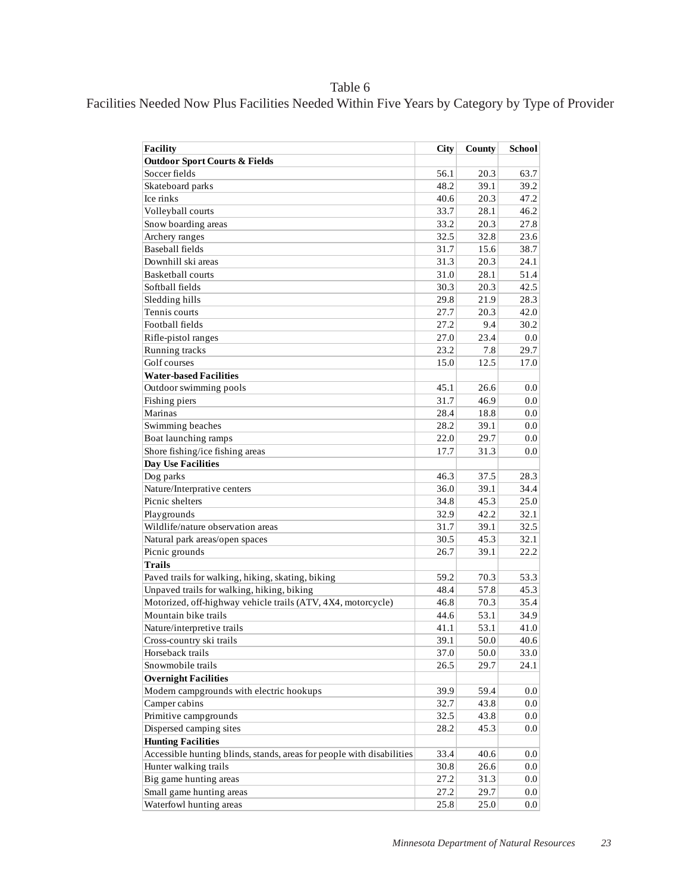Table 6

Facilities Needed Now Plus Facilities Needed Within Five Years by Category by Type of Provider

| Facility | City | County | School |
|---|---|---|---|
| **Outdoor Sport Courts & Fields** | | | |
| Soccer fields | 56.1 | 20.3 | 63.7 |
| Skateboard parks | 48.2 | 39.1 | 39.2 |
| Ice rinks | 40.6 | 20.3 | 47.2 |
| Volleyball courts | 33.7 | 28.1 | 46.2 |
| Snow boarding areas | 33.2 | 20.3 | 27.8 |
| Archery ranges | 32.5 | 32.8 | 23.6 |
| Baseball fields | 31.7 | 15.6 | 38.7 |
| Downhill ski areas | 31.3 | 20.3 | 24.1 |
| Basketball courts | 31.0 | 28.1 | 51.4 |
| Softball fields | 30.3 | 20.3 | 42.5 |
| Sledding hills | 29.8 | 21.9 | 28.3 |
| Tennis courts | 27.7 | 20.3 | 42.0 |
| Football fields | 27.2 | 9.4 | 30.2 |
| Rifle-pistol ranges | 27.0 | 23.4 | 0.0 |
| Running tracks | 23.2 | 7.8 | 29.7 |
| Golf courses | 15.0 | 12.5 | 17.0 |
| **Water-based Facilities** | | | |
| Outdoor swimming pools | 45.1 | 26.6 | 0.0 |
| Fishing piers | 31.7 | 46.9 | 0.0 |
| Marinas | 28.4 | 18.8 | 0.0 |
| Swimming beaches | 28.2 | 39.1 | 0.0 |
| Boat launching ramps | 22.0 | 29.7 | 0.0 |
| Shore fishing/ice fishing areas | 17.7 | 31.3 | 0.0 |
| **Day Use Facilities** | | | |
| Dog parks | 46.3 | 37.5 | 28.3 |
| Nature/Interprative centers | 36.0 | 39.1 | 34.4 |
| Picnic shelters | 34.8 | 45.3 | 25.0 |
| Playgrounds | 32.9 | 42.2 | 32.1 |
| Wildlife/nature observation areas | 31.7 | 39.1 | 32.5 |
| Natural park areas/open spaces | 30.5 | 45.3 | 32.1 |
| Picnic grounds | 26.7 | 39.1 | 22.2 |
| **Trails** | | | |
| Paved trails for walking, hiking, skating, biking | 59.2 | 70.3 | 53.3 |
| Unpaved trails for walking, hiking, biking | 48.4 | 57.8 | 45.3 |
| Motorized, off-highway vehicle trails (ATV, 4X4, motorcycle) | 46.8 | 70.3 | 35.4 |
| Mountain bike trails | 44.6 | 53.1 | 34.9 |
| Nature/interpretive trails | 41.1 | 53.1 | 41.0 |
| Cross-country ski trails | 39.1 | 50.0 | 40.6 |
| Horseback trails | 37.0 | 50.0 | 33.0 |
| Snowmobile trails | 26.5 | 29.7 | 24.1 |
| **Overnight Facilities** | | | |
| Modern campgrounds with electric hookups | 39.9 | 59.4 | 0.0 |
| Camper cabins | 32.7 | 43.8 | 0.0 |
| Primitive campgrounds | 32.5 | 43.8 | 0.0 |
| Dispersed camping sites | 28.2 | 45.3 | 0.0 |
| **Hunting Facilities** | | | |
| Accessible hunting blinds, stands, areas for people with disabilities | 33.4 | 40.6 | 0.0 |
| Hunter walking trails | 30.8 | 26.6 | 0.0 |
| Big game hunting areas | 27.2 | 31.3 | 0.0 |
| Small game hunting areas | 27.2 | 29.7 | 0.0 |
| Waterfowl hunting areas | 25.8 | 25.0 | 0.0 |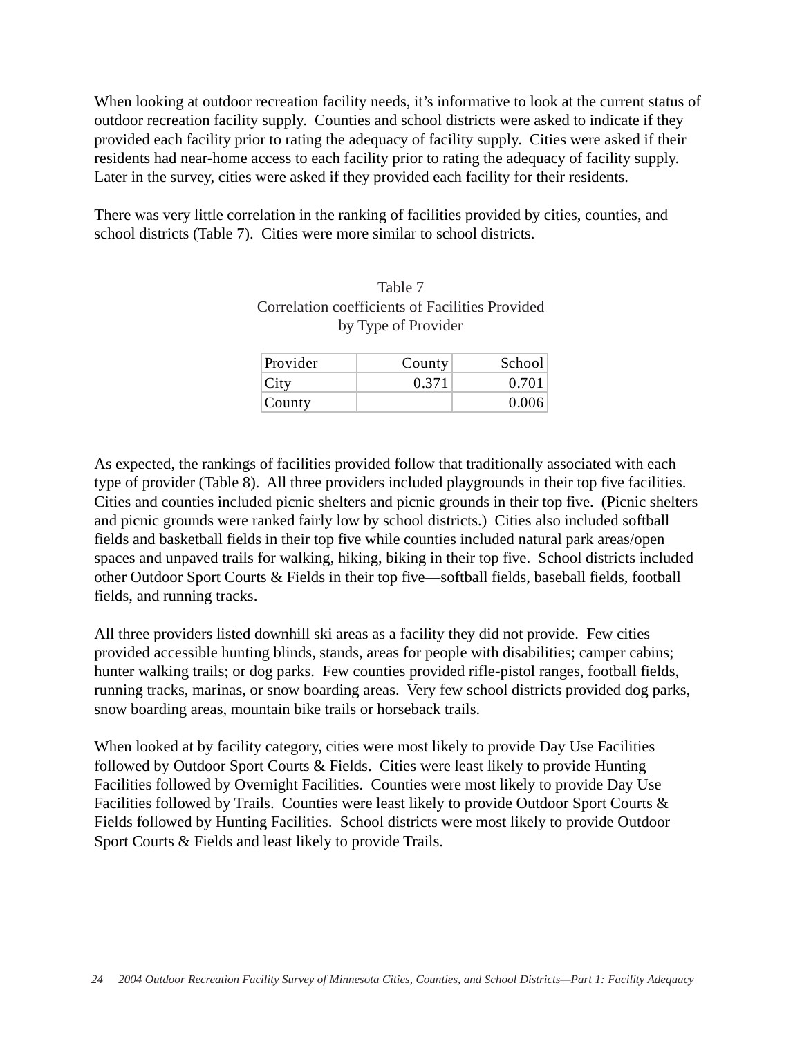When looking at outdoor recreation facility needs, it's informative to look at the current status of outdoor recreation facility supply. Counties and school districts were asked to indicate if they provided each facility prior to rating the adequacy of facility supply. Cities were asked if their residents had near-home access to each facility prior to rating the adequacy of facility supply. Later in the survey, cities were asked if they provided each facility for their residents.

There was very little correlation in the ranking of facilities provided by cities, counties, and school districts (Table 7). Cities were more similar to school districts.

Table 7
Correlation coefficients of Facilities Provided
by Type of Provider

| Provider | County | School |
|---|---|---|
| City | 0.371 | 0.701 |
| County | | 0.006 |

As expected, the rankings of facilities provided follow that traditionally associated with each type of provider (Table 8). All three providers included playgrounds in their top five facilities. Cities and counties included picnic shelters and picnic grounds in their top five. (Picnic shelters and picnic grounds were ranked fairly low by school districts.) Cities also included softball fields and basketball fields in their top five while counties included natural park areas/open spaces and unpaved trails for walking, hiking, biking in their top five. School districts included other Outdoor Sport Courts & Fields in their top five—softball fields, baseball fields, football fields, and running tracks.

All three providers listed downhill ski areas as a facility they did not provide. Few cities provided accessible hunting blinds, stands, areas for people with disabilities; camper cabins; hunter walking trails; or dog parks. Few counties provided rifle-pistol ranges, football fields, running tracks, marinas, or snow boarding areas. Very few school districts provided dog parks, snow boarding areas, mountain bike trails or horseback trails.

When looked at by facility category, cities were most likely to provide Day Use Facilities followed by Outdoor Sport Courts & Fields. Cities were least likely to provide Hunting Facilities followed by Overnight Facilities. Counties were most likely to provide Day Use Facilities followed by Trails. Counties were least likely to provide Outdoor Sport Courts & Fields followed by Hunting Facilities. School districts were most likely to provide Outdoor Sport Courts & Fields and least likely to provide Trails.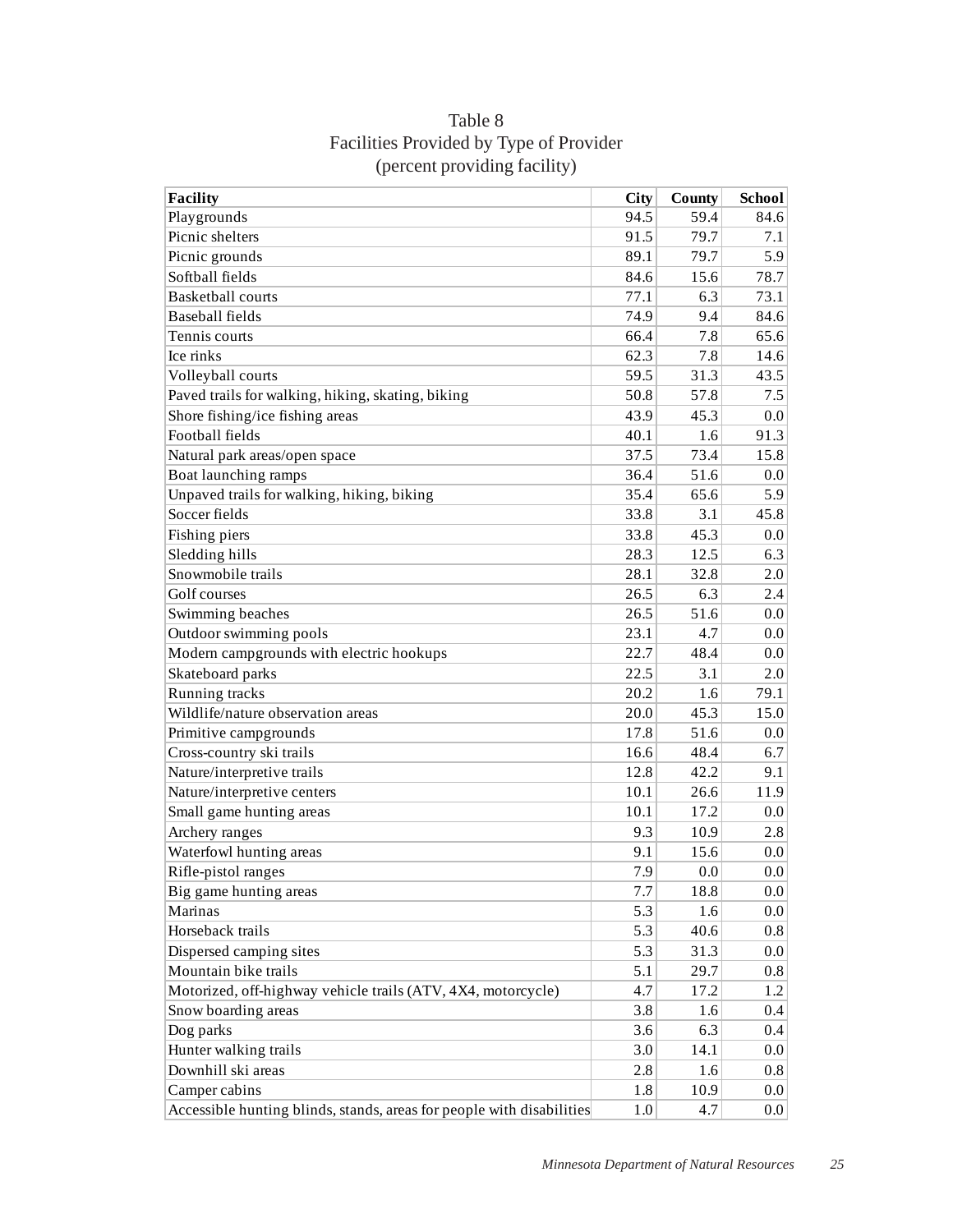# Table 8
## Facilities Provided by Type of Provider
### (percent providing facility)

| Facility | City | County | School |
|---|---|---|---|
| Playgrounds | 94.5 | 59.4 | 84.6 |
| Picnic shelters | 91.5 | 79.7 | 7.1 |
| Picnic grounds | 89.1 | 79.7 | 5.9 |
| Softball fields | 84.6 | 15.6 | 78.7 |
| Basketball courts | 77.1 | 6.3 | 73.1 |
| Baseball fields | 74.9 | 9.4 | 84.6 |
| Tennis courts | 66.4 | 7.8 | 65.6 |
| Ice rinks | 62.3 | 7.8 | 14.6 |
| Volleyball courts | 59.5 | 31.3 | 43.5 |
| Paved trails for walking, hiking, skating, biking | 50.8 | 57.8 | 7.5 |
| Shore fishing/ice fishing areas | 43.9 | 45.3 | 0.0 |
| Football fields | 40.1 | 1.6 | 91.3 |
| Natural park areas/open space | 37.5 | 73.4 | 15.8 |
| Boat launching ramps | 36.4 | 51.6 | 0.0 |
| Unpaved trails for walking, hiking, biking | 35.4 | 65.6 | 5.9 |
| Soccer fields | 33.8 | 3.1 | 45.8 |
| Fishing piers | 33.8 | 45.3 | 0.0 |
| Sledding hills | 28.3 | 12.5 | 6.3 |
| Snowmobile trails | 28.1 | 32.8 | 2.0 |
| Golf courses | 26.5 | 6.3 | 2.4 |
| Swimming beaches | 26.5 | 51.6 | 0.0 |
| Outdoor swimming pools | 23.1 | 4.7 | 0.0 |
| Modern campgrounds with electric hookups | 22.7 | 48.4 | 0.0 |
| Skateboard parks | 22.5 | 3.1 | 2.0 |
| Running tracks | 20.2 | 1.6 | 79.1 |
| Wildlife/nature observation areas | 20.0 | 45.3 | 15.0 |
| Primitive campgrounds | 17.8 | 51.6 | 0.0 |
| Cross-country ski trails | 16.6 | 48.4 | 6.7 |
| Nature/interpretive trails | 12.8 | 42.2 | 9.1 |
| Nature/interpretive centers | 10.1 | 26.6 | 11.9 |
| Small game hunting areas | 10.1 | 17.2 | 0.0 |
| Archery ranges | 9.3 | 10.9 | 2.8 |
| Waterfowl hunting areas | 9.1 | 15.6 | 0.0 |
| Rifle-pistol ranges | 7.9 | 0.0 | 0.0 |
| Big game hunting areas | 7.7 | 18.8 | 0.0 |
| Marinas | 5.3 | 1.6 | 0.0 |
| Horseback trails | 5.3 | 40.6 | 0.8 |
| Dispersed camping sites | 5.3 | 31.3 | 0.0 |
| Mountain bike trails | 5.1 | 29.7 | 0.8 |
| Motorized, off-highway vehicle trails (ATV, 4X4, motorcycle) | 4.7 | 17.2 | 1.2 |
| Snow boarding areas | 3.8 | 1.6 | 0.4 |
| Dog parks | 3.6 | 6.3 | 0.4 |
| Hunter walking trails | 3.0 | 14.1 | 0.0 |
| Downhill ski areas | 2.8 | 1.6 | 0.8 |
| Camper cabins | 1.8 | 10.9 | 0.0 |
| Accessible hunting blinds, stands, areas for people with disabilities | 1.0 | 4.7 | 0.0 |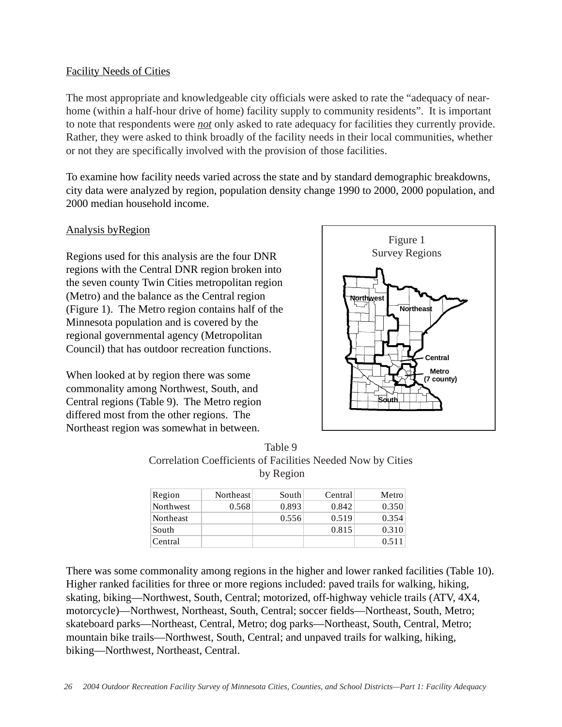## Facility Needs of Cities

The most appropriate and knowledgeable city officials were asked to rate the "adequacy of near-home (within a half-hour drive of home) facility supply to community residents". It is important to note that respondents were *not* only asked to rate adequacy for facilities they currently provide. Rather, they were asked to think broadly of the facility needs in their local communities, whether or not they are specifically involved with the provision of those facilities.

To examine how facility needs varied across the state and by standard demographic breakdowns, city data were analyzed by region, population density change 1990 to 2000, 2000 population, and 2000 median household income.

### Analysis byRegion

Regions used for this analysis are the four DNR regions with the Central DNR region broken into the seven county Twin Cities metropolitan region (Metro) and the balance as the Central region (Figure 1). The Metro region contains half of the Minnesota population and is covered by the regional governmental agency (Metropolitan Council) that has outdoor recreation functions.

When looked at by region there was some commonality among Northwest, South, and Central regions (Table 9). The Metro region differed most from the other regions. The Northeast region was somewhat in between.

Figure 1
Survey Regions

Table 9
Correlation Coefficients of Facilities Needed Now by Cities by Region

| Region | Northeast | South | Central | Metro |
|---|---|---|---|---|
| Northwest | 0.568 | 0.893 | 0.842 | 0.350 |
| Northeast | | 0.556 | 0.519 | 0.354 |
| South | | | 0.815 | 0.310 |
| Central | | | | 0.511 |

There was some commonality among regions in the higher and lower ranked facilities (Table 10). Higher ranked facilities for three or more regions included: paved trails for walking, hiking, skating, biking—Northwest, South, Central; motorized, off-highway vehicle trails (ATV, 4X4, motorcycle)—Northwest, Northeast, South, Central; soccer fields—Northeast, South, Metro; skateboard parks—Northeast, Central, Metro; dog parks—Northeast, South, Central, Metro; mountain bike trails—Northwest, South, Central; and unpaved trails for walking, hiking, biking—Northwest, Northeast, Central.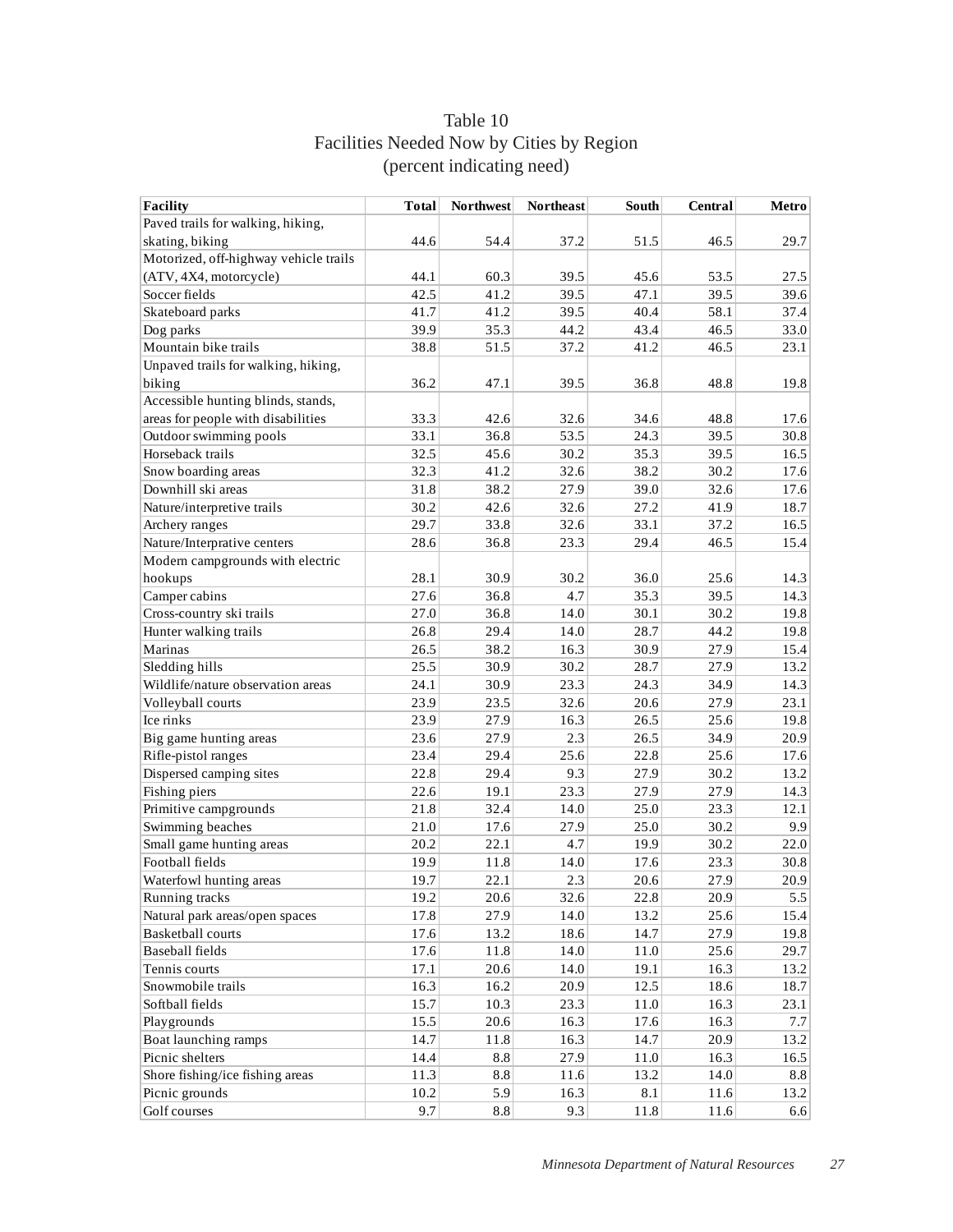# Table 10
## Facilities Needed Now by Cities by Region
### (percent indicating need)

| Facility | Total | Northwest | Northeast | South | Central | Metro |
|---|---|---|---|---|---|---|
| Paved trails for walking, hiking, skating, biking | 44.6 | 54.4 | 37.2 | 51.5 | 46.5 | 29.7 |
| Motorized, off-highway vehicle trails (ATV, 4X4, motorcycle) | 44.1 | 60.3 | 39.5 | 45.6 | 53.5 | 27.5 |
| Soccer fields | 42.5 | 41.2 | 39.5 | 47.1 | 39.5 | 39.6 |
| Skateboard parks | 41.7 | 41.2 | 39.5 | 40.4 | 58.1 | 37.4 |
| Dog parks | 39.9 | 35.3 | 44.2 | 43.4 | 46.5 | 33.0 |
| Mountain bike trails | 38.8 | 51.5 | 37.2 | 41.2 | 46.5 | 23.1 |
| Unpaved trails for walking, hiking, biking | 36.2 | 47.1 | 39.5 | 36.8 | 48.8 | 19.8 |
| Accessible hunting blinds, stands, areas for people with disabilities | 33.3 | 42.6 | 32.6 | 34.6 | 48.8 | 17.6 |
| Outdoor swimming pools | 33.1 | 36.8 | 53.5 | 24.3 | 39.5 | 30.8 |
| Horseback trails | 32.5 | 45.6 | 30.2 | 35.3 | 39.5 | 16.5 |
| Snow boarding areas | 32.3 | 41.2 | 32.6 | 38.2 | 30.2 | 17.6 |
| Downhill ski areas | 31.8 | 38.2 | 27.9 | 39.0 | 32.6 | 17.6 |
| Nature/interpretive trails | 30.2 | 42.6 | 32.6 | 27.2 | 41.9 | 18.7 |
| Archery ranges | 29.7 | 33.8 | 32.6 | 33.1 | 37.2 | 16.5 |
| Nature/Interprative centers | 28.6 | 36.8 | 23.3 | 29.4 | 46.5 | 15.4 |
| Modern campgrounds with electric hookups | 28.1 | 30.9 | 30.2 | 36.0 | 25.6 | 14.3 |
| Camper cabins | 27.6 | 36.8 | 4.7 | 35.3 | 39.5 | 14.3 |
| Cross-country ski trails | 27.0 | 36.8 | 14.0 | 30.1 | 30.2 | 19.8 |
| Hunter walking trails | 26.8 | 29.4 | 14.0 | 28.7 | 44.2 | 19.8 |
| Marinas | 26.5 | 38.2 | 16.3 | 30.9 | 27.9 | 15.4 |
| Sledding hills | 25.5 | 30.9 | 30.2 | 28.7 | 27.9 | 13.2 |
| Wildlife/nature observation areas | 24.1 | 30.9 | 23.3 | 24.3 | 34.9 | 14.3 |
| Volleyball courts | 23.9 | 23.5 | 32.6 | 20.6 | 27.9 | 23.1 |
| Ice rinks | 23.9 | 27.9 | 16.3 | 26.5 | 25.6 | 19.8 |
| Big game hunting areas | 23.6 | 27.9 | 2.3 | 26.5 | 34.9 | 20.9 |
| Rifle-pistol ranges | 23.4 | 29.4 | 25.6 | 22.8 | 25.6 | 17.6 |
| Dispersed camping sites | 22.8 | 29.4 | 9.3 | 27.9 | 30.2 | 13.2 |
| Fishing piers | 22.6 | 19.1 | 23.3 | 27.9 | 27.9 | 14.3 |
| Primitive campgrounds | 21.8 | 32.4 | 14.0 | 25.0 | 23.3 | 12.1 |
| Swimming beaches | 21.0 | 17.6 | 27.9 | 25.0 | 30.2 | 9.9 |
| Small game hunting areas | 20.2 | 22.1 | 4.7 | 19.9 | 30.2 | 22.0 |
| Football fields | 19.9 | 11.8 | 14.0 | 17.6 | 23.3 | 30.8 |
| Waterfowl hunting areas | 19.7 | 22.1 | 2.3 | 20.6 | 27.9 | 20.9 |
| Running tracks | 19.2 | 20.6 | 32.6 | 22.8 | 20.9 | 5.5 |
| Natural park areas/open spaces | 17.8 | 27.9 | 14.0 | 13.2 | 25.6 | 15.4 |
| Basketball courts | 17.6 | 13.2 | 18.6 | 14.7 | 27.9 | 19.8 |
| Baseball fields | 17.6 | 11.8 | 14.0 | 11.0 | 25.6 | 29.7 |
| Tennis courts | 17.1 | 20.6 | 14.0 | 19.1 | 16.3 | 13.2 |
| Snowmobile trails | 16.3 | 16.2 | 20.9 | 12.5 | 18.6 | 18.7 |
| Softball fields | 15.7 | 10.3 | 23.3 | 11.0 | 16.3 | 23.1 |
| Playgrounds | 15.5 | 20.6 | 16.3 | 17.6 | 16.3 | 7.7 |
| Boat launching ramps | 14.7 | 11.8 | 16.3 | 14.7 | 20.9 | 13.2 |
| Picnic shelters | 14.4 | 8.8 | 27.9 | 11.0 | 16.3 | 16.5 |
| Shore fishing/ice fishing areas | 11.3 | 8.8 | 11.6 | 13.2 | 14.0 | 8.8 |
| Picnic grounds | 10.2 | 5.9 | 16.3 | 8.1 | 11.6 | 13.2 |
| Golf courses | 9.7 | 8.8 | 9.3 | 11.8 | 11.6 | 6.6 |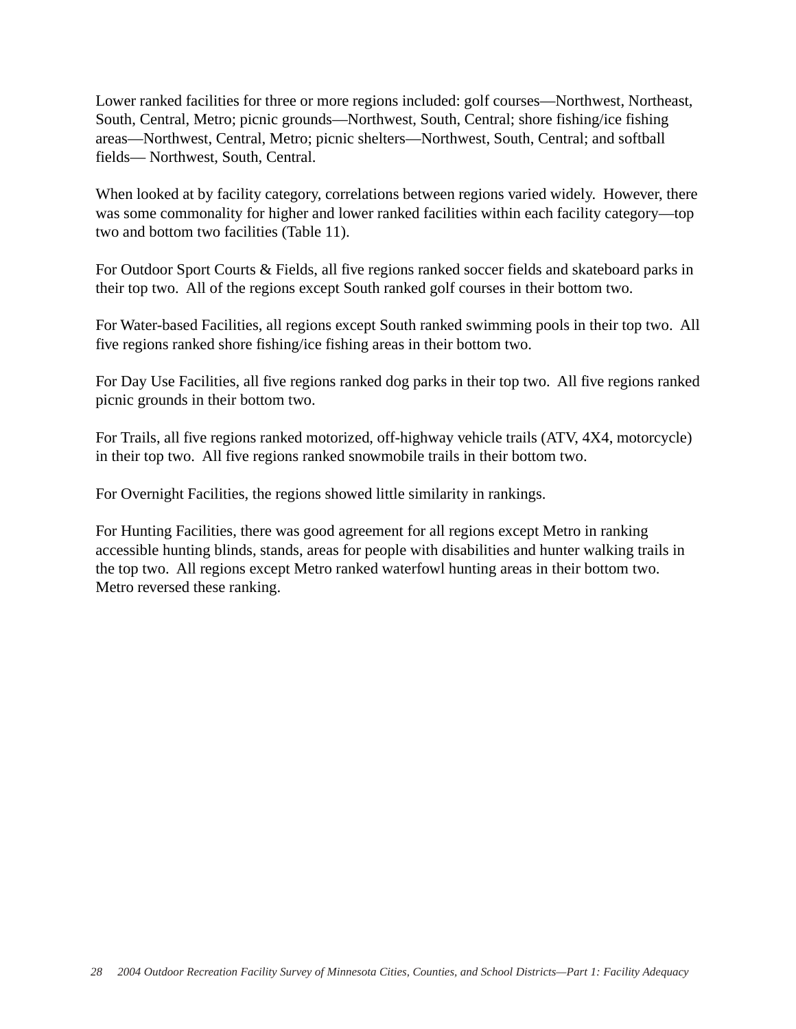Lower ranked facilities for three or more regions included: golf courses—Northwest, Northeast, South, Central, Metro; picnic grounds—Northwest, South, Central; shore fishing/ice fishing areas—Northwest, Central, Metro; picnic shelters—Northwest, South, Central; and softball fields— Northwest, South, Central.

When looked at by facility category, correlations between regions varied widely. However, there was some commonality for higher and lower ranked facilities within each facility category—top two and bottom two facilities (Table 11).

For Outdoor Sport Courts & Fields, all five regions ranked soccer fields and skateboard parks in their top two. All of the regions except South ranked golf courses in their bottom two.

For Water-based Facilities, all regions except South ranked swimming pools in their top two. All five regions ranked shore fishing/ice fishing areas in their bottom two.

For Day Use Facilities, all five regions ranked dog parks in their top two. All five regions ranked picnic grounds in their bottom two.

For Trails, all five regions ranked motorized, off-highway vehicle trails (ATV, 4X4, motorcycle) in their top two. All five regions ranked snowmobile trails in their bottom two.

For Overnight Facilities, the regions showed little similarity in rankings.

For Hunting Facilities, there was good agreement for all regions except Metro in ranking accessible hunting blinds, stands, areas for people with disabilities and hunter walking trails in the top two. All regions except Metro ranked waterfowl hunting areas in their bottom two. Metro reversed these ranking.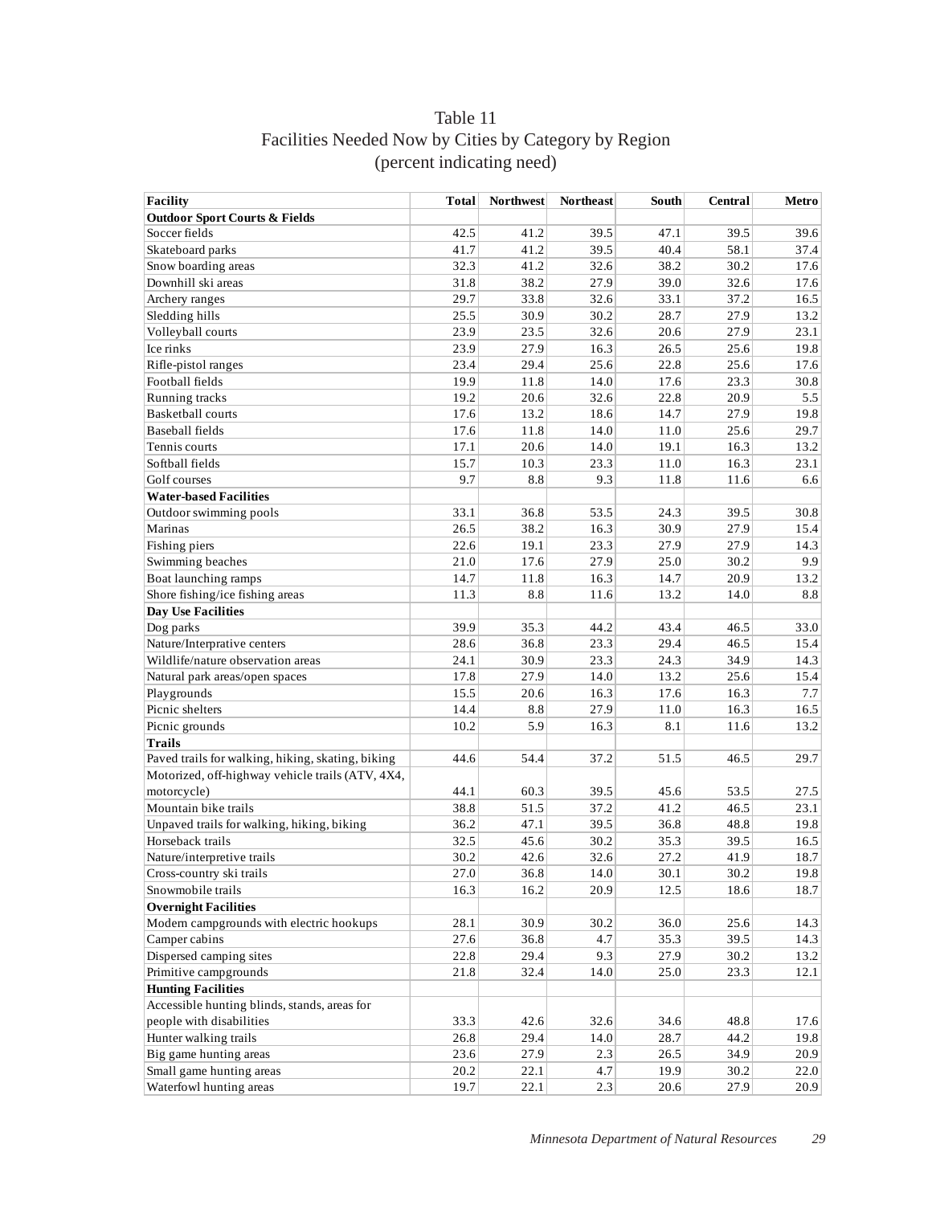# Table 11
## Facilities Needed Now by Cities by Category by Region
### (percent indicating need)

| Facility | Total | Northwest | Northeast | South | Central | Metro |
|---|---|---|---|---|---|---|
| **Outdoor Sport Courts & Fields** | | | | | | |
| Soccer fields | 42.5 | 41.2 | 39.5 | 47.1 | 39.5 | 39.6 |
| Skateboard parks | 41.7 | 41.2 | 39.5 | 40.4 | 58.1 | 37.4 |
| Snow boarding areas | 32.3 | 41.2 | 32.6 | 38.2 | 30.2 | 17.6 |
| Downhill ski areas | 31.8 | 38.2 | 27.9 | 39.0 | 32.6 | 17.6 |
| Archery ranges | 29.7 | 33.8 | 32.6 | 33.1 | 37.2 | 16.5 |
| Sledding hills | 25.5 | 30.9 | 30.2 | 28.7 | 27.9 | 13.2 |
| Volleyball courts | 23.9 | 23.5 | 32.6 | 20.6 | 27.9 | 23.1 |
| Ice rinks | 23.9 | 27.9 | 16.3 | 26.5 | 25.6 | 19.8 |
| Rifle-pistol ranges | 23.4 | 29.4 | 25.6 | 22.8 | 25.6 | 17.6 |
| Football fields | 19.9 | 11.8 | 14.0 | 17.6 | 23.3 | 30.8 |
| Running tracks | 19.2 | 20.6 | 32.6 | 22.8 | 20.9 | 5.5 |
| Basketball courts | 17.6 | 13.2 | 18.6 | 14.7 | 27.9 | 19.8 |
| Baseball fields | 17.6 | 11.8 | 14.0 | 11.0 | 25.6 | 29.7 |
| Tennis courts | 17.1 | 20.6 | 14.0 | 19.1 | 16.3 | 13.2 |
| Softball fields | 15.7 | 10.3 | 23.3 | 11.0 | 16.3 | 23.1 |
| Golf courses | 9.7 | 8.8 | 9.3 | 11.8 | 11.6 | 6.6 |
| **Water-based Facilities** | | | | | | |
| Outdoor swimming pools | 33.1 | 36.8 | 53.5 | 24.3 | 39.5 | 30.8 |
| Marinas | 26.5 | 38.2 | 16.3 | 30.9 | 27.9 | 15.4 |
| Fishing piers | 22.6 | 19.1 | 23.3 | 27.9 | 27.9 | 14.3 |
| Swimming beaches | 21.0 | 17.6 | 27.9 | 25.0 | 30.2 | 9.9 |
| Boat launching ramps | 14.7 | 11.8 | 16.3 | 14.7 | 20.9 | 13.2 |
| Shore fishing/ice fishing areas | 11.3 | 8.8 | 11.6 | 13.2 | 14.0 | 8.8 |
| **Day Use Facilities** | | | | | | |
| Dog parks | 39.9 | 35.3 | 44.2 | 43.4 | 46.5 | 33.0 |
| Nature/Interprative centers | 28.6 | 36.8 | 23.3 | 29.4 | 46.5 | 15.4 |
| Wildlife/nature observation areas | 24.1 | 30.9 | 23.3 | 24.3 | 34.9 | 14.3 |
| Natural park areas/open spaces | 17.8 | 27.9 | 14.0 | 13.2 | 25.6 | 15.4 |
| Playgrounds | 15.5 | 20.6 | 16.3 | 17.6 | 16.3 | 7.7 |
| Picnic shelters | 14.4 | 8.8 | 27.9 | 11.0 | 16.3 | 16.5 |
| Picnic grounds | 10.2 | 5.9 | 16.3 | 8.1 | 11.6 | 13.2 |
| **Trails** | | | | | | |
| Paved trails for walking, hiking, skating, biking | 44.6 | 54.4 | 37.2 | 51.5 | 46.5 | 29.7 |
| Motorized, off-highway vehicle trails (ATV, 4X4, motorcycle) | 44.1 | 60.3 | 39.5 | 45.6 | 53.5 | 27.5 |
| Mountain bike trails | 38.8 | 51.5 | 37.2 | 41.2 | 46.5 | 23.1 |
| Unpaved trails for walking, hiking, biking | 36.2 | 47.1 | 39.5 | 36.8 | 48.8 | 19.8 |
| Horseback trails | 32.5 | 45.6 | 30.2 | 35.3 | 39.5 | 16.5 |
| Nature/interpretive trails | 30.2 | 42.6 | 32.6 | 27.2 | 41.9 | 18.7 |
| Cross-country ski trails | 27.0 | 36.8 | 14.0 | 30.1 | 30.2 | 19.8 |
| Snowmobile trails | 16.3 | 16.2 | 20.9 | 12.5 | 18.6 | 18.7 |
| **Overnight Facilities** | | | | | | |
| Modern campgrounds with electric hookups | 28.1 | 30.9 | 30.2 | 36.0 | 25.6 | 14.3 |
| Camper cabins | 27.6 | 36.8 | 4.7 | 35.3 | 39.5 | 14.3 |
| Dispersed camping sites | 22.8 | 29.4 | 9.3 | 27.9 | 30.2 | 13.2 |
| Primitive campgrounds | 21.8 | 32.4 | 14.0 | 25.0 | 23.3 | 12.1 |
| **Hunting Facilities** | | | | | | |
| Accessible hunting blinds, stands, areas for people with disabilities | 33.3 | 42.6 | 32.6 | 34.6 | 48.8 | 17.6 |
| Hunter walking trails | 26.8 | 29.4 | 14.0 | 28.7 | 44.2 | 19.8 |
| Big game hunting areas | 23.6 | 27.9 | 2.3 | 26.5 | 34.9 | 20.9 |
| Small game hunting areas | 20.2 | 22.1 | 4.7 | 19.9 | 30.2 | 22.0 |
| Waterfowl hunting areas | 19.7 | 22.1 | 2.3 | 20.6 | 27.9 | 20.9 |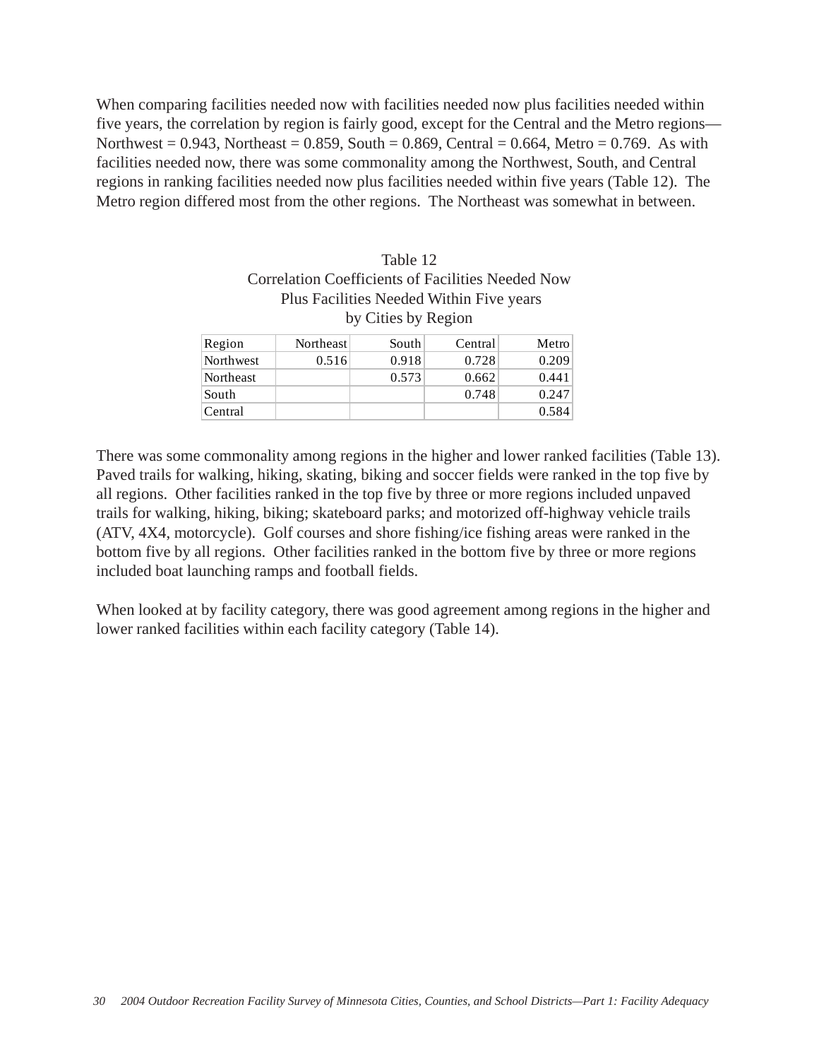When comparing facilities needed now with facilities needed now plus facilities needed within five years, the correlation by region is fairly good, except for the Central and the Metro regions—Northwest = 0.943, Northeast = 0.859, South = 0.869, Central = 0.664, Metro = 0.769. As with facilities needed now, there was some commonality among the Northwest, South, and Central regions in ranking facilities needed now plus facilities needed within five years (Table 12). The Metro region differed most from the other regions. The Northeast was somewhat in between.

Table 12
Correlation Coefficients of Facilities Needed Now Plus Facilities Needed Within Five years by Cities by Region

| Region | Northeast | South | Central | Metro |
|---|---|---|---|---|
| Northwest | 0.516 | 0.918 | 0.728 | 0.209 |
| Northeast | | 0.573 | 0.662 | 0.441 |
| South | | | 0.748 | 0.247 |
| Central | | | | 0.584 |

There was some commonality among regions in the higher and lower ranked facilities (Table 13). Paved trails for walking, hiking, skating, biking and soccer fields were ranked in the top five by all regions. Other facilities ranked in the top five by three or more regions included unpaved trails for walking, hiking, biking; skateboard parks; and motorized off-highway vehicle trails (ATV, 4X4, motorcycle). Golf courses and shore fishing/ice fishing areas were ranked in the bottom five by all regions. Other facilities ranked in the bottom five by three or more regions included boat launching ramps and football fields.

When looked at by facility category, there was good agreement among regions in the higher and lower ranked facilities within each facility category (Table 14).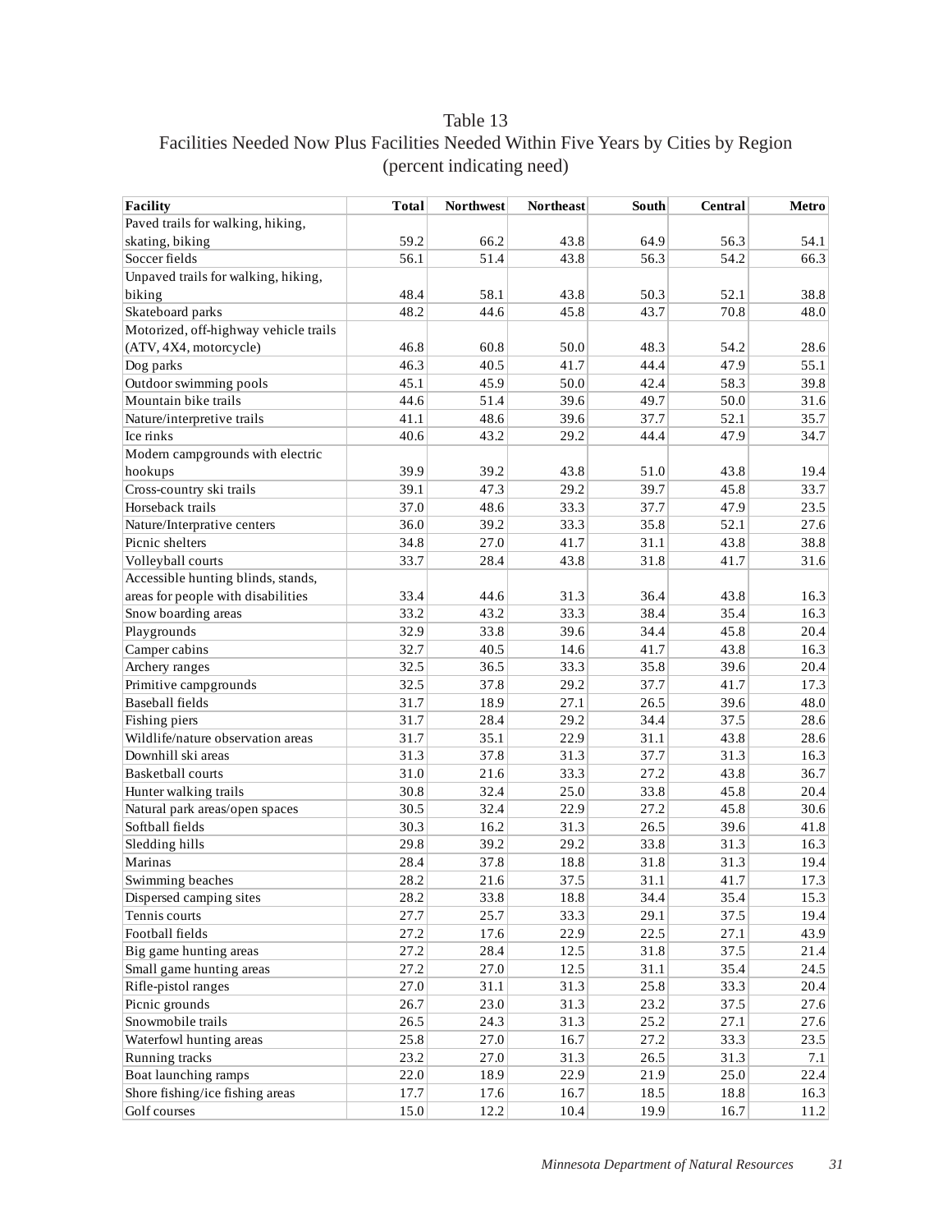# Table 13
## Facilities Needed Now Plus Facilities Needed Within Five Years by Cities by Region
### (percent indicating need)

| Facility | Total | Northwest | Northeast | South | Central | Metro |
|---|---|---|---|---|---|---|
| Paved trails for walking, hiking, skating, biking | 59.2 | 66.2 | 43.8 | 64.9 | 56.3 | 54.1 |
| Soccer fields | 56.1 | 51.4 | 43.8 | 56.3 | 54.2 | 66.3 |
| Unpaved trails for walking, hiking, biking | 48.4 | 58.1 | 43.8 | 50.3 | 52.1 | 38.8 |
| Skateboard parks | 48.2 | 44.6 | 45.8 | 43.7 | 70.8 | 48.0 |
| Motorized, off-highway vehicle trails (ATV, 4X4, motorcycle) | 46.8 | 60.8 | 50.0 | 48.3 | 54.2 | 28.6 |
| Dog parks | 46.3 | 40.5 | 41.7 | 44.4 | 47.9 | 55.1 |
| Outdoor swimming pools | 45.1 | 45.9 | 50.0 | 42.4 | 58.3 | 39.8 |
| Mountain bike trails | 44.6 | 51.4 | 39.6 | 49.7 | 50.0 | 31.6 |
| Nature/interpretive trails | 41.1 | 48.6 | 39.6 | 37.7 | 52.1 | 35.7 |
| Ice rinks | 40.6 | 43.2 | 29.2 | 44.4 | 47.9 | 34.7 |
| Modern campgrounds with electric hookups | 39.9 | 39.2 | 43.8 | 51.0 | 43.8 | 19.4 |
| Cross-country ski trails | 39.1 | 47.3 | 29.2 | 39.7 | 45.8 | 33.7 |
| Horseback trails | 37.0 | 48.6 | 33.3 | 37.7 | 47.9 | 23.5 |
| Nature/Interprative centers | 36.0 | 39.2 | 33.3 | 35.8 | 52.1 | 27.6 |
| Picnic shelters | 34.8 | 27.0 | 41.7 | 31.1 | 43.8 | 38.8 |
| Volleyball courts | 33.7 | 28.4 | 43.8 | 31.8 | 41.7 | 31.6 |
| Accessible hunting blinds, stands, areas for people with disabilities | 33.4 | 44.6 | 31.3 | 36.4 | 43.8 | 16.3 |
| Snow boarding areas | 33.2 | 43.2 | 33.3 | 38.4 | 35.4 | 16.3 |
| Playgrounds | 32.9 | 33.8 | 39.6 | 34.4 | 45.8 | 20.4 |
| Camper cabins | 32.7 | 40.5 | 14.6 | 41.7 | 43.8 | 16.3 |
| Archery ranges | 32.5 | 36.5 | 33.3 | 35.8 | 39.6 | 20.4 |
| Primitive campgrounds | 32.5 | 37.8 | 29.2 | 37.7 | 41.7 | 17.3 |
| Baseball fields | 31.7 | 18.9 | 27.1 | 26.5 | 39.6 | 48.0 |
| Fishing piers | 31.7 | 28.4 | 29.2 | 34.4 | 37.5 | 28.6 |
| Wildlife/nature observation areas | 31.7 | 35.1 | 22.9 | 31.1 | 43.8 | 28.6 |
| Downhill ski areas | 31.3 | 37.8 | 31.3 | 37.7 | 31.3 | 16.3 |
| Basketball courts | 31.0 | 21.6 | 33.3 | 27.2 | 43.8 | 36.7 |
| Hunter walking trails | 30.8 | 32.4 | 25.0 | 33.8 | 45.8 | 20.4 |
| Natural park areas/open spaces | 30.5 | 32.4 | 22.9 | 27.2 | 45.8 | 30.6 |
| Softball fields | 30.3 | 16.2 | 31.3 | 26.5 | 39.6 | 41.8 |
| Sledding hills | 29.8 | 39.2 | 29.2 | 33.8 | 31.3 | 16.3 |
| Marinas | 28.4 | 37.8 | 18.8 | 31.8 | 31.3 | 19.4 |
| Swimming beaches | 28.2 | 21.6 | 37.5 | 31.1 | 41.7 | 17.3 |
| Dispersed camping sites | 28.2 | 33.8 | 18.8 | 34.4 | 35.4 | 15.3 |
| Tennis courts | 27.7 | 25.7 | 33.3 | 29.1 | 37.5 | 19.4 |
| Football fields | 27.2 | 17.6 | 22.9 | 22.5 | 27.1 | 43.9 |
| Big game hunting areas | 27.2 | 28.4 | 12.5 | 31.8 | 37.5 | 21.4 |
| Small game hunting areas | 27.2 | 27.0 | 12.5 | 31.1 | 35.4 | 24.5 |
| Rifle-pistol ranges | 27.0 | 31.1 | 31.3 | 25.8 | 33.3 | 20.4 |
| Picnic grounds | 26.7 | 23.0 | 31.3 | 23.2 | 37.5 | 27.6 |
| Snowmobile trails | 26.5 | 24.3 | 31.3 | 25.2 | 27.1 | 27.6 |
| Waterfowl hunting areas | 25.8 | 27.0 | 16.7 | 27.2 | 33.3 | 23.5 |
| Running tracks | 23.2 | 27.0 | 31.3 | 26.5 | 31.3 | 7.1 |
| Boat launching ramps | 22.0 | 18.9 | 22.9 | 21.9 | 25.0 | 22.4 |
| Shore fishing/ice fishing areas | 17.7 | 17.6 | 16.7 | 18.5 | 18.8 | 16.3 |
| Golf courses | 15.0 | 12.2 | 10.4 | 19.9 | 16.7 | 11.2 |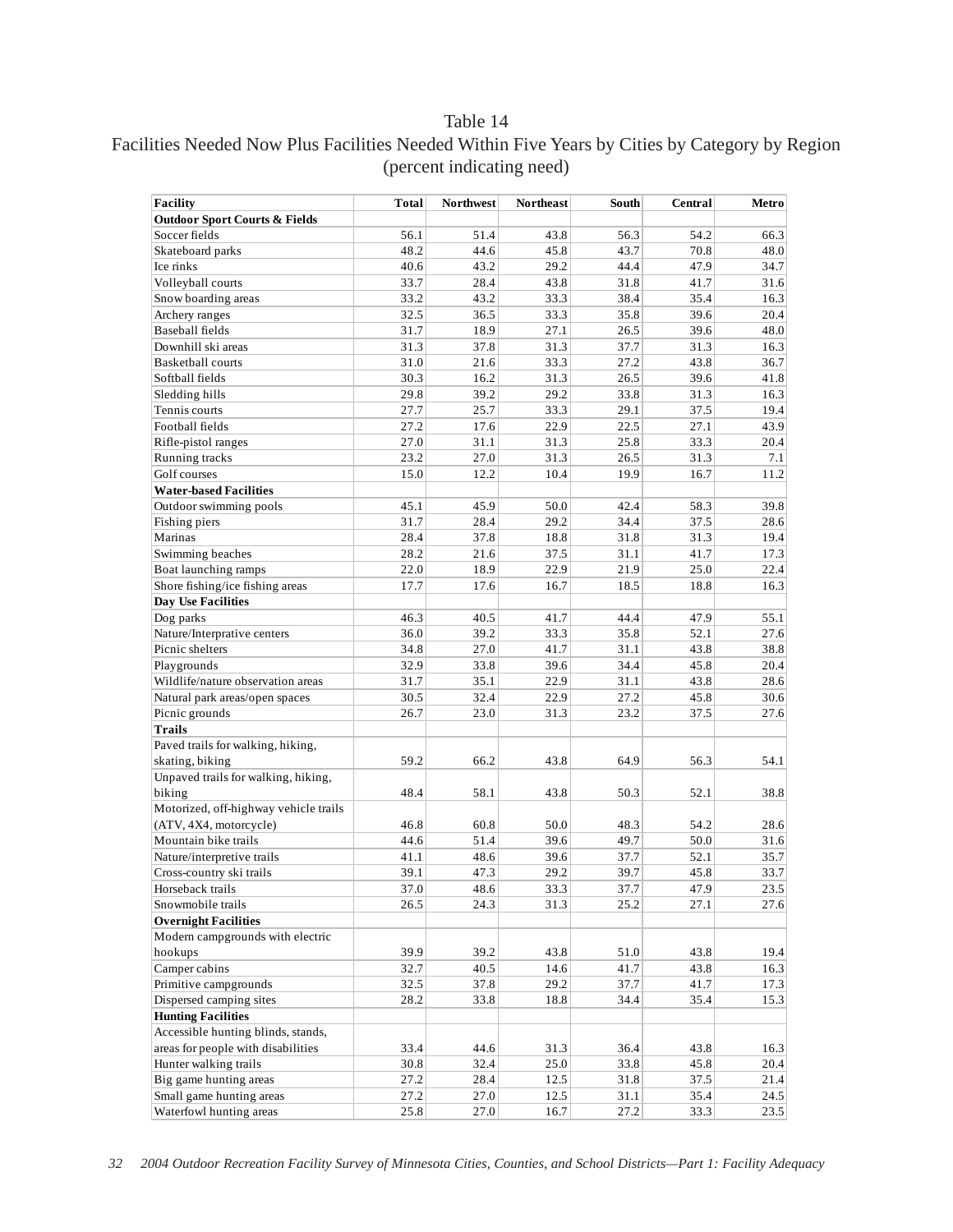# Table 14

## Facilities Needed Now Plus Facilities Needed Within Five Years by Cities by Category by Region (percent indicating need)

| Facility | Total | Northwest | Northeast | South | Central | Metro |
|---|---|---|---|---|---|---|
| **Outdoor Sport Courts & Fields** | | | | | | |
| Soccer fields | 56.1 | 51.4 | 43.8 | 56.3 | 54.2 | 66.3 |
| Skateboard parks | 48.2 | 44.6 | 45.8 | 43.7 | 70.8 | 48.0 |
| Ice rinks | 40.6 | 43.2 | 29.2 | 44.4 | 47.9 | 34.7 |
| Volleyball courts | 33.7 | 28.4 | 43.8 | 31.8 | 41.7 | 31.6 |
| Snow boarding areas | 33.2 | 43.2 | 33.3 | 38.4 | 35.4 | 16.3 |
| Archery ranges | 32.5 | 36.5 | 33.3 | 35.8 | 39.6 | 20.4 |
| Baseball fields | 31.7 | 18.9 | 27.1 | 26.5 | 39.6 | 48.0 |
| Downhill ski areas | 31.3 | 37.8 | 31.3 | 37.7 | 31.3 | 16.3 |
| Basketball courts | 31.0 | 21.6 | 33.3 | 27.2 | 43.8 | 36.7 |
| Softball fields | 30.3 | 16.2 | 31.3 | 26.5 | 39.6 | 41.8 |
| Sledding hills | 29.8 | 39.2 | 29.2 | 33.8 | 31.3 | 16.3 |
| Tennis courts | 27.7 | 25.7 | 33.3 | 29.1 | 37.5 | 19.4 |
| Football fields | 27.2 | 17.6 | 22.9 | 22.5 | 27.1 | 43.9 |
| Rifle-pistol ranges | 27.0 | 31.1 | 31.3 | 25.8 | 33.3 | 20.4 |
| Running tracks | 23.2 | 27.0 | 31.3 | 26.5 | 31.3 | 7.1 |
| Golf courses | 15.0 | 12.2 | 10.4 | 19.9 | 16.7 | 11.2 |
| **Water-based Facilities** | | | | | | |
| Outdoor swimming pools | 45.1 | 45.9 | 50.0 | 42.4 | 58.3 | 39.8 |
| Fishing piers | 31.7 | 28.4 | 29.2 | 34.4 | 37.5 | 28.6 |
| Marinas | 28.4 | 37.8 | 18.8 | 31.8 | 31.3 | 19.4 |
| Swimming beaches | 28.2 | 21.6 | 37.5 | 31.1 | 41.7 | 17.3 |
| Boat launching ramps | 22.0 | 18.9 | 22.9 | 21.9 | 25.0 | 22.4 |
| Shore fishing/ice fishing areas | 17.7 | 17.6 | 16.7 | 18.5 | 18.8 | 16.3 |
| **Day Use Facilities** | | | | | | |
| Dog parks | 46.3 | 40.5 | 41.7 | 44.4 | 47.9 | 55.1 |
| Nature/Interpretive centers | 36.0 | 39.2 | 33.3 | 35.8 | 52.1 | 27.6 |
| Picnic shelters | 34.8 | 27.0 | 41.7 | 31.1 | 43.8 | 38.8 |
| Playgrounds | 32.9 | 33.8 | 39.6 | 34.4 | 45.8 | 20.4 |
| Wildlife/nature observation areas | 31.7 | 35.1 | 22.9 | 31.1 | 43.8 | 28.6 |
| Natural park areas/open spaces | 30.5 | 32.4 | 22.9 | 27.2 | 45.8 | 30.6 |
| Picnic grounds | 26.7 | 23.0 | 31.3 | 23.2 | 37.5 | 27.6 |
| **Trails** | | | | | | |
| Paved trails for walking, hiking, skating, biking | 59.2 | 66.2 | 43.8 | 64.9 | 56.3 | 54.1 |
| Unpaved trails for walking, hiking, biking | 48.4 | 58.1 | 43.8 | 50.3 | 52.1 | 38.8 |
| Motorized, off-highway vehicle trails (ATV, 4X4, motorcycle) | 46.8 | 60.8 | 50.0 | 48.3 | 54.2 | 28.6 |
| Mountain bike trails | 44.6 | 51.4 | 39.6 | 49.7 | 50.0 | 31.6 |
| Nature/interpretive trails | 41.1 | 48.6 | 39.6 | 37.7 | 52.1 | 35.7 |
| Cross-country ski trails | 39.1 | 47.3 | 29.2 | 39.7 | 45.8 | 33.7 |
| Horseback trails | 37.0 | 48.6 | 33.3 | 37.7 | 47.9 | 23.5 |
| Snowmobile trails | 26.5 | 24.3 | 31.3 | 25.2 | 27.1 | 27.6 |
| **Overnight Facilities** | | | | | | |
| Modern campgrounds with electric hookups | 39.9 | 39.2 | 43.8 | 51.0 | 43.8 | 19.4 |
| Camper cabins | 32.7 | 40.5 | 14.6 | 41.7 | 43.8 | 16.3 |
| Primitive campgrounds | 32.5 | 37.8 | 29.2 | 37.7 | 41.7 | 17.3 |
| Dispersed camping sites | 28.2 | 33.8 | 18.8 | 34.4 | 35.4 | 15.3 |
| **Hunting Facilities** | | | | | | |
| Accessible hunting blinds, stands, areas for people with disabilities | 33.4 | 44.6 | 31.3 | 36.4 | 43.8 | 16.3 |
| Hunter walking trails | 30.8 | 32.4 | 25.0 | 33.8 | 45.8 | 20.4 |
| Big game hunting areas | 27.2 | 28.4 | 12.5 | 31.8 | 37.5 | 21.4 |
| Small game hunting areas | 27.2 | 27.0 | 12.5 | 31.1 | 35.4 | 24.5 |
| Waterfowl hunting areas | 25.8 | 27.0 | 16.7 | 27.2 | 33.3 | 23.5 |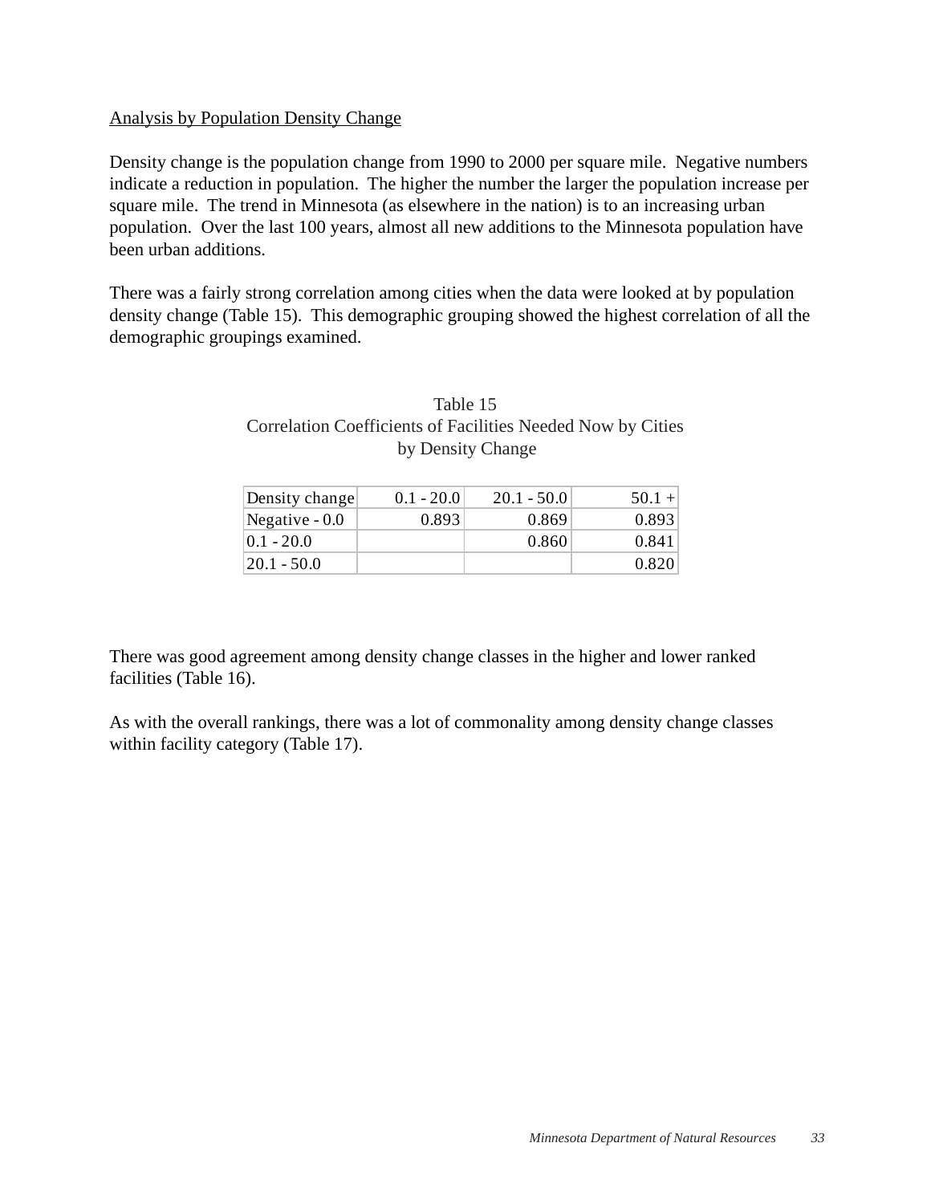Analysis by Population Density Change

Density change is the population change from 1990 to 2000 per square mile. Negative numbers indicate a reduction in population. The higher the number the larger the population increase per square mile. The trend in Minnesota (as elsewhere in the nation) is to an increasing urban population. Over the last 100 years, almost all new additions to the Minnesota population have been urban additions.

There was a fairly strong correlation among cities when the data were looked at by population density change (Table 15). This demographic grouping showed the highest correlation of all the demographic groupings examined.

Table 15
Correlation Coefficients of Facilities Needed Now by Cities by Density Change

| Density change | 0.1 - 20.0 | 20.1 - 50.0 | 50.1 + |
|---|---|---|---|
| Negative - 0.0 | 0.893 | 0.869 | 0.893 |
| 0.1 - 20.0 | | 0.860 | 0.841 |
| 20.1 - 50.0 | | | 0.820 |

There was good agreement among density change classes in the higher and lower ranked facilities (Table 16).

As with the overall rankings, there was a lot of commonality among density change classes within facility category (Table 17).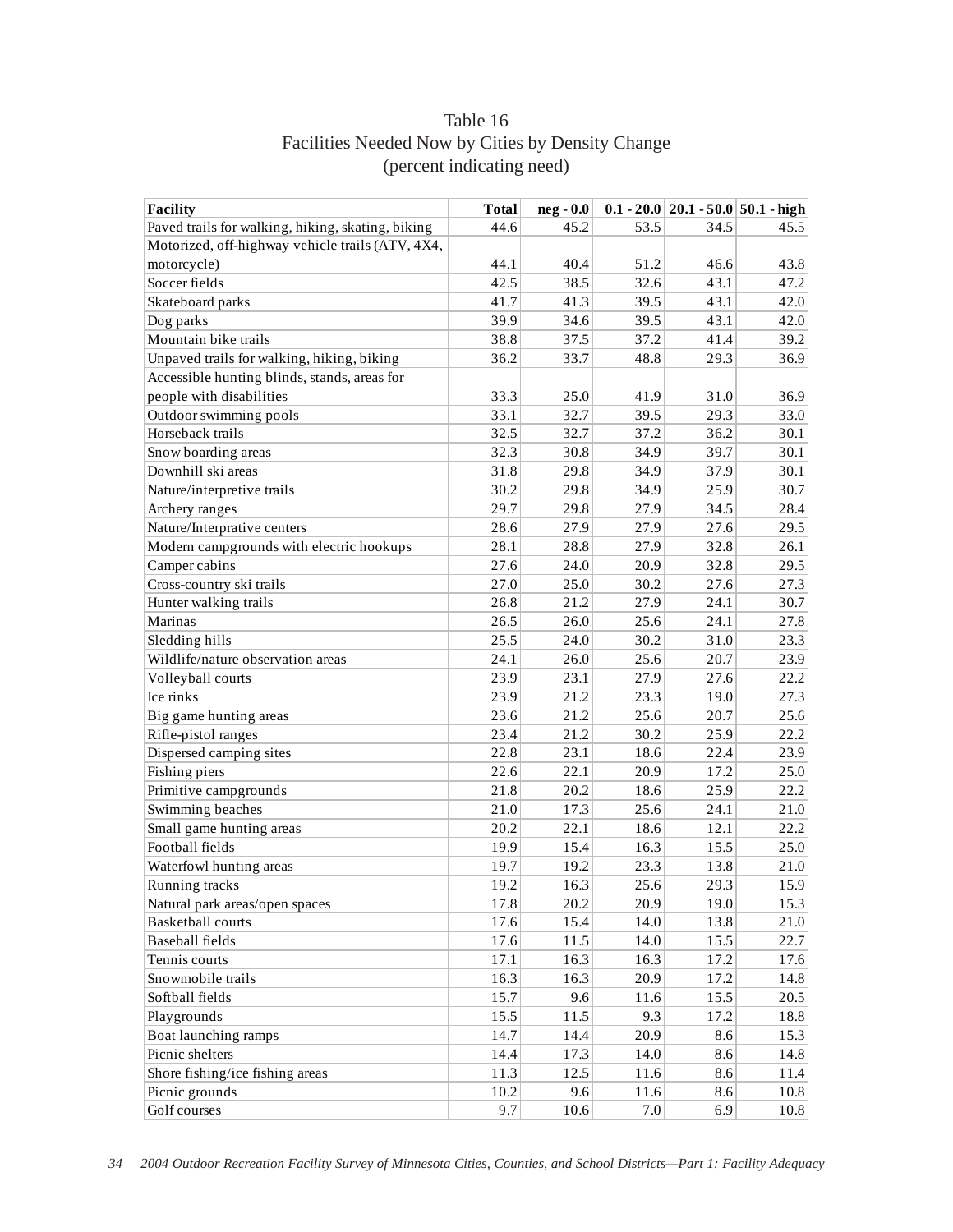# Table 16
## Facilities Needed Now by Cities by Density Change
### (percent indicating need)

| Facility | Total | neg - 0.0 | 0.1 - 20.0 | 20.1 - 50.0 | 50.1 - high |
|---|---|---|---|---|---|
| Paved trails for walking, hiking, skating, biking | 44.6 | 45.2 | 53.5 | 34.5 | 45.5 |
| Motorized, off-highway vehicle trails (ATV, 4X4, motorcycle) | 44.1 | 40.4 | 51.2 | 46.6 | 43.8 |
| Soccer fields | 42.5 | 38.5 | 32.6 | 43.1 | 47.2 |
| Skateboard parks | 41.7 | 41.3 | 39.5 | 43.1 | 42.0 |
| Dog parks | 39.9 | 34.6 | 39.5 | 43.1 | 42.0 |
| Mountain bike trails | 38.8 | 37.5 | 37.2 | 41.4 | 39.2 |
| Unpaved trails for walking, hiking, biking | 36.2 | 33.7 | 48.8 | 29.3 | 36.9 |
| Accessible hunting blinds, stands, areas for people with disabilities | 33.3 | 25.0 | 41.9 | 31.0 | 36.9 |
| Outdoor swimming pools | 33.1 | 32.7 | 39.5 | 29.3 | 33.0 |
| Horseback trails | 32.5 | 32.7 | 37.2 | 36.2 | 30.1 |
| Snow boarding areas | 32.3 | 30.8 | 34.9 | 39.7 | 30.1 |
| Downhill ski areas | 31.8 | 29.8 | 34.9 | 37.9 | 30.1 |
| Nature/interpretive trails | 30.2 | 29.8 | 34.9 | 25.9 | 30.7 |
| Archery ranges | 29.7 | 29.8 | 27.9 | 34.5 | 28.4 |
| Nature/Interprative centers | 28.6 | 27.9 | 27.9 | 27.6 | 29.5 |
| Modern campgrounds with electric hookups | 28.1 | 28.8 | 27.9 | 32.8 | 26.1 |
| Camper cabins | 27.6 | 24.0 | 20.9 | 32.8 | 29.5 |
| Cross-country ski trails | 27.0 | 25.0 | 30.2 | 27.6 | 27.3 |
| Hunter walking trails | 26.8 | 21.2 | 27.9 | 24.1 | 30.7 |
| Marinas | 26.5 | 26.0 | 25.6 | 24.1 | 27.8 |
| Sledding hills | 25.5 | 24.0 | 30.2 | 31.0 | 23.3 |
| Wildlife/nature observation areas | 24.1 | 26.0 | 25.6 | 20.7 | 23.9 |
| Volleyball courts | 23.9 | 23.1 | 27.9 | 27.6 | 22.2 |
| Ice rinks | 23.9 | 21.2 | 23.3 | 19.0 | 27.3 |
| Big game hunting areas | 23.6 | 21.2 | 25.6 | 20.7 | 25.6 |
| Rifle-pistol ranges | 23.4 | 21.2 | 30.2 | 25.9 | 22.2 |
| Dispersed camping sites | 22.8 | 23.1 | 18.6 | 22.4 | 23.9 |
| Fishing piers | 22.6 | 22.1 | 20.9 | 17.2 | 25.0 |
| Primitive campgrounds | 21.8 | 20.2 | 18.6 | 25.9 | 22.2 |
| Swimming beaches | 21.0 | 17.3 | 25.6 | 24.1 | 21.0 |
| Small game hunting areas | 20.2 | 22.1 | 18.6 | 12.1 | 22.2 |
| Football fields | 19.9 | 15.4 | 16.3 | 15.5 | 25.0 |
| Waterfowl hunting areas | 19.7 | 19.2 | 23.3 | 13.8 | 21.0 |
| Running tracks | 19.2 | 16.3 | 25.6 | 29.3 | 15.9 |
| Natural park areas/open spaces | 17.8 | 20.2 | 20.9 | 19.0 | 15.3 |
| Basketball courts | 17.6 | 15.4 | 14.0 | 13.8 | 21.0 |
| Baseball fields | 17.6 | 11.5 | 14.0 | 15.5 | 22.7 |
| Tennis courts | 17.1 | 16.3 | 16.3 | 17.2 | 17.6 |
| Snowmobile trails | 16.3 | 16.3 | 20.9 | 17.2 | 14.8 |
| Softball fields | 15.7 | 9.6 | 11.6 | 15.5 | 20.5 |
| Playgrounds | 15.5 | 11.5 | 9.3 | 17.2 | 18.8 |
| Boat launching ramps | 14.7 | 14.4 | 20.9 | 8.6 | 15.3 |
| Picnic shelters | 14.4 | 17.3 | 14.0 | 8.6 | 14.8 |
| Shore fishing/ice fishing areas | 11.3 | 12.5 | 11.6 | 8.6 | 11.4 |
| Picnic grounds | 10.2 | 9.6 | 11.6 | 8.6 | 10.8 |
| Golf courses | 9.7 | 10.6 | 7.0 | 6.9 | 10.8 |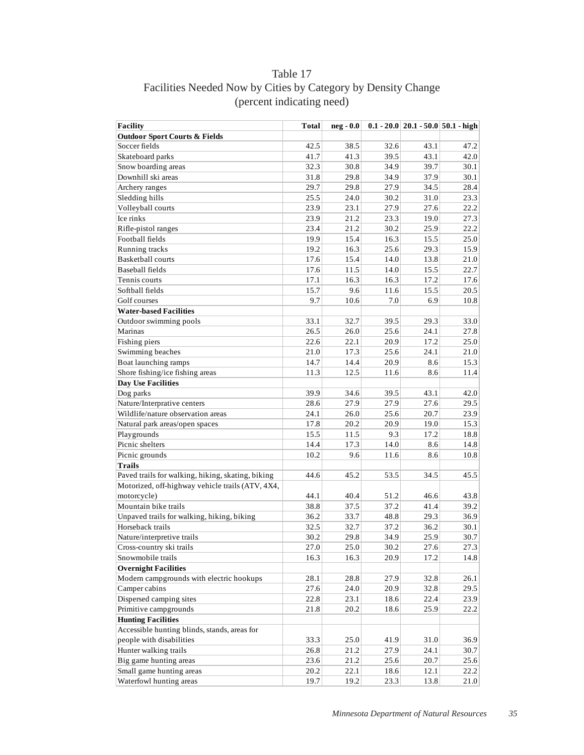# Table 17
## Facilities Needed Now by Cities by Category by Density Change
### (percent indicating need)

| Facility | Total | neg - 0.0 | 0.1 - 20.0 | 20.1 - 50.0 | 50.1 - high |
|---|---|---|---|---|---|
| **Outdoor Sport Courts & Fields** | | | | | |
| Soccer fields | 42.5 | 38.5 | 32.6 | 43.1 | 47.2 |
| Skateboard parks | 41.7 | 41.3 | 39.5 | 43.1 | 42.0 |
| Snow boarding areas | 32.3 | 30.8 | 34.9 | 39.7 | 30.1 |
| Downhill ski areas | 31.8 | 29.8 | 34.9 | 37.9 | 30.1 |
| Archery ranges | 29.7 | 29.8 | 27.9 | 34.5 | 28.4 |
| Sledding hills | 25.5 | 24.0 | 30.2 | 31.0 | 23.3 |
| Volleyball courts | 23.9 | 23.1 | 27.9 | 27.6 | 22.2 |
| Ice rinks | 23.9 | 21.2 | 23.3 | 19.0 | 27.3 |
| Rifle-pistol ranges | 23.4 | 21.2 | 30.2 | 25.9 | 22.2 |
| Football fields | 19.9 | 15.4 | 16.3 | 15.5 | 25.0 |
| Running tracks | 19.2 | 16.3 | 25.6 | 29.3 | 15.9 |
| Basketball courts | 17.6 | 15.4 | 14.0 | 13.8 | 21.0 |
| Baseball fields | 17.6 | 11.5 | 14.0 | 15.5 | 22.7 |
| Tennis courts | 17.1 | 16.3 | 16.3 | 17.2 | 17.6 |
| Softball fields | 15.7 | 9.6 | 11.6 | 15.5 | 20.5 |
| Golf courses | 9.7 | 10.6 | 7.0 | 6.9 | 10.8 |
| **Water-based Facilities** | | | | | |
| Outdoor swimming pools | 33.1 | 32.7 | 39.5 | 29.3 | 33.0 |
| Marinas | 26.5 | 26.0 | 25.6 | 24.1 | 27.8 |
| Fishing piers | 22.6 | 22.1 | 20.9 | 17.2 | 25.0 |
| Swimming beaches | 21.0 | 17.3 | 25.6 | 24.1 | 21.0 |
| Boat launching ramps | 14.7 | 14.4 | 20.9 | 8.6 | 15.3 |
| Shore fishing/ice fishing areas | 11.3 | 12.5 | 11.6 | 8.6 | 11.4 |
| **Day Use Facilities** | | | | | |
| Dog parks | 39.9 | 34.6 | 39.5 | 43.1 | 42.0 |
| Nature/Interpretive centers | 28.6 | 27.9 | 27.9 | 27.6 | 29.5 |
| Wildlife/nature observation areas | 24.1 | 26.0 | 25.6 | 20.7 | 23.9 |
| Natural park areas/open spaces | 17.8 | 20.2 | 20.9 | 19.0 | 15.3 |
| Playgrounds | 15.5 | 11.5 | 9.3 | 17.2 | 18.8 |
| Picnic shelters | 14.4 | 17.3 | 14.0 | 8.6 | 14.8 |
| Picnic grounds | 10.2 | 9.6 | 11.6 | 8.6 | 10.8 |
| **Trails** | | | | | |
| Paved trails for walking, hiking, skating, biking | 44.6 | 45.2 | 53.5 | 34.5 | 45.5 |
| Motorized, off-highway vehicle trails (ATV, 4X4, motorcycle) | 44.1 | 40.4 | 51.2 | 46.6 | 43.8 |
| Mountain bike trails | 38.8 | 37.5 | 37.2 | 41.4 | 39.2 |
| Unpaved trails for walking, hiking, biking | 36.2 | 33.7 | 48.8 | 29.3 | 36.9 |
| Horseback trails | 32.5 | 32.7 | 37.2 | 36.2 | 30.1 |
| Nature/interpretive trails | 30.2 | 29.8 | 34.9 | 25.9 | 30.7 |
| Cross-country ski trails | 27.0 | 25.0 | 30.2 | 27.6 | 27.3 |
| Snowmobile trails | 16.3 | 16.3 | 20.9 | 17.2 | 14.8 |
| **Overnight Facilities** | | | | | |
| Modern campgrounds with electric hookups | 28.1 | 28.8 | 27.9 | 32.8 | 26.1 |
| Camper cabins | 27.6 | 24.0 | 20.9 | 32.8 | 29.5 |
| Dispersed camping sites | 22.8 | 23.1 | 18.6 | 22.4 | 23.9 |
| Primitive campgrounds | 21.8 | 20.2 | 18.6 | 25.9 | 22.2 |
| **Hunting Facilities** | | | | | |
| Accessible hunting blinds, stands, areas for people with disabilities | 33.3 | 25.0 | 41.9 | 31.0 | 36.9 |
| Hunter walking trails | 26.8 | 21.2 | 27.9 | 24.1 | 30.7 |
| Big game hunting areas | 23.6 | 21.2 | 25.6 | 20.7 | 25.6 |
| Small game hunting areas | 20.2 | 22.1 | 18.6 | 12.1 | 22.2 |
| Waterfowl hunting areas | 19.7 | 19.2 | 23.3 | 13.8 | 21.0 |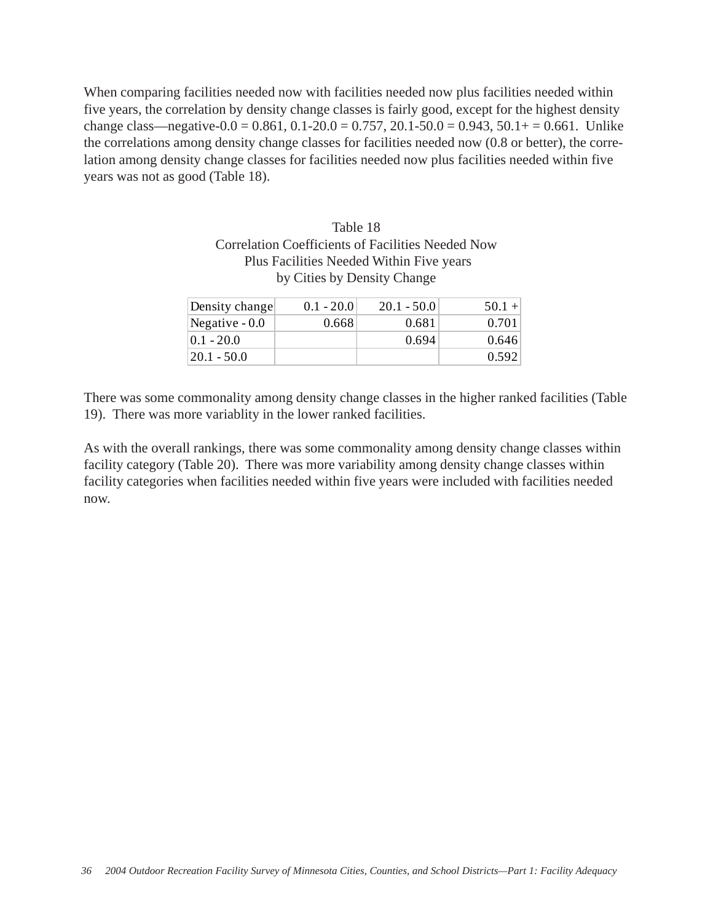When comparing facilities needed now with facilities needed now plus facilities needed within five years, the correlation by density change classes is fairly good, except for the highest density change class—negative-0.0 = 0.861, 0.1-20.0 = 0.757, 20.1-50.0 = 0.943, 50.1+ = 0.661. Unlike the correlations among density change classes for facilities needed now (0.8 or better), the correlation among density change classes for facilities needed now plus facilities needed within five years was not as good (Table 18).

Table 18
Correlation Coefficients of Facilities Needed Now
Plus Facilities Needed Within Five years
by Cities by Density Change

| Density change | 0.1 - 20.0 | 20.1 - 50.0 | 50.1 + |
|---|---|---|---|
| Negative - 0.0 | 0.668 | 0.681 | 0.701 |
| 0.1 - 20.0 | | 0.694 | 0.646 |
| 20.1 - 50.0 | | | 0.592 |

There was some commonality among density change classes in the higher ranked facilities (Table 19). There was more variablity in the lower ranked facilities.

As with the overall rankings, there was some commonality among density change classes within facility category (Table 20). There was more variability among density change classes within facility categories when facilities needed within five years were included with facilities needed now.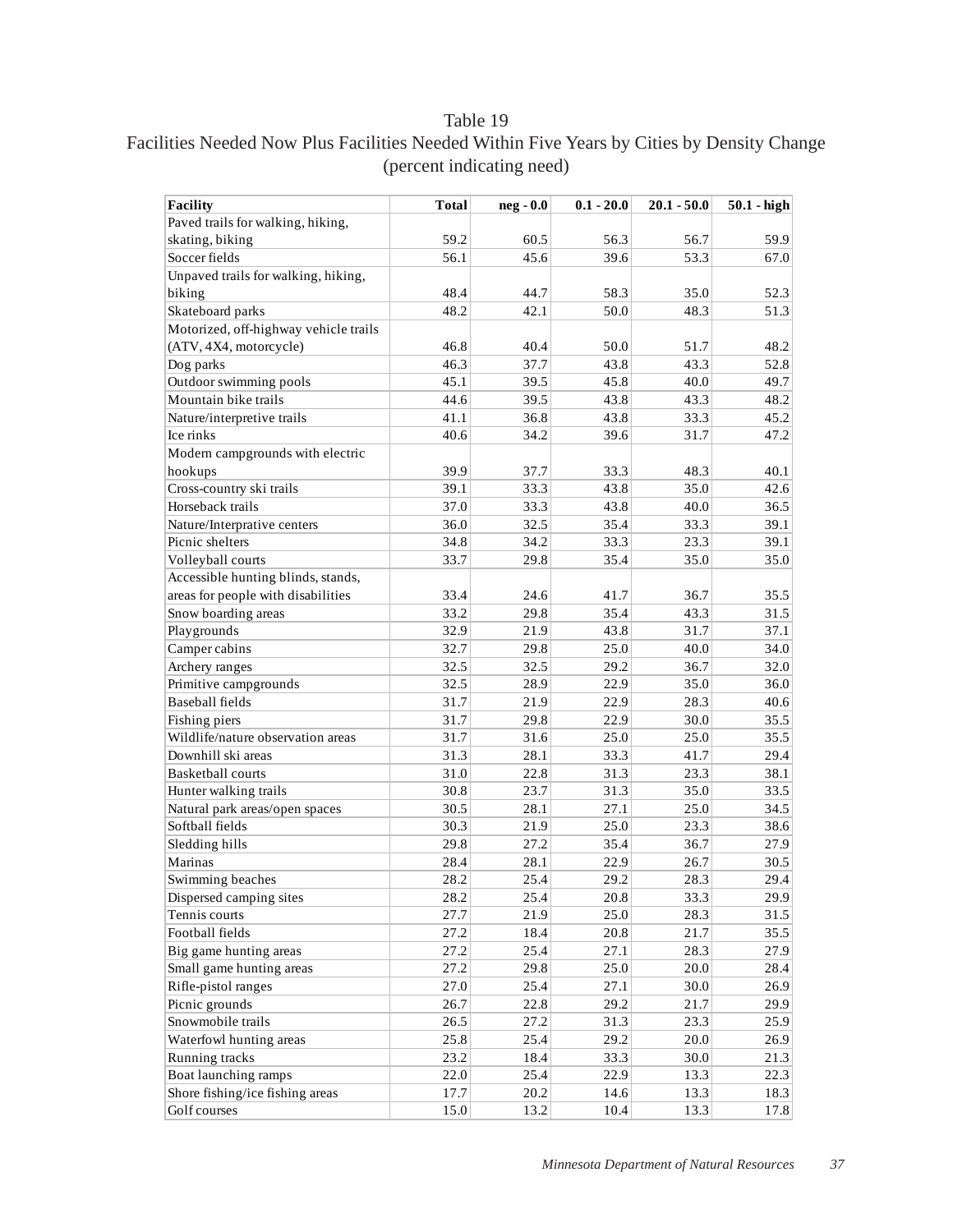# Table 19

## Facilities Needed Now Plus Facilities Needed Within Five Years by Cities by Density Change (percent indicating need)

| Facility | Total | neg - 0.0 | 0.1 - 20.0 | 20.1 - 50.0 | 50.1 - high |
|---|---|---|---|---|---|
| Paved trails for walking, hiking, skating, biking | 59.2 | 60.5 | 56.3 | 56.7 | 59.9 |
| Soccer fields | 56.1 | 45.6 | 39.6 | 53.3 | 67.0 |
| Unpaved trails for walking, hiking, biking | 48.4 | 44.7 | 58.3 | 35.0 | 52.3 |
| Skateboard parks | 48.2 | 42.1 | 50.0 | 48.3 | 51.3 |
| Motorized, off-highway vehicle trails (ATV, 4X4, motorcycle) | 46.8 | 40.4 | 50.0 | 51.7 | 48.2 |
| Dog parks | 46.3 | 37.7 | 43.8 | 43.3 | 52.8 |
| Outdoor swimming pools | 45.1 | 39.5 | 45.8 | 40.0 | 49.7 |
| Mountain bike trails | 44.6 | 39.5 | 43.8 | 43.3 | 48.2 |
| Nature/interpretive trails | 41.1 | 36.8 | 43.8 | 33.3 | 45.2 |
| Ice rinks | 40.6 | 34.2 | 39.6 | 31.7 | 47.2 |
| Modern campgrounds with electric hookups | 39.9 | 37.7 | 33.3 | 48.3 | 40.1 |
| Cross-country ski trails | 39.1 | 33.3 | 43.8 | 35.0 | 42.6 |
| Horseback trails | 37.0 | 33.3 | 43.8 | 40.0 | 36.5 |
| Nature/Interpretive centers | 36.0 | 32.5 | 35.4 | 33.3 | 39.1 |
| Picnic shelters | 34.8 | 34.2 | 33.3 | 23.3 | 39.1 |
| Volleyball courts | 33.7 | 29.8 | 35.4 | 35.0 | 35.0 |
| Accessible hunting blinds, stands, areas for people with disabilities | 33.4 | 24.6 | 41.7 | 36.7 | 35.5 |
| Snow boarding areas | 33.2 | 29.8 | 35.4 | 43.3 | 31.5 |
| Playgrounds | 32.9 | 21.9 | 43.8 | 31.7 | 37.1 |
| Camper cabins | 32.7 | 29.8 | 25.0 | 40.0 | 34.0 |
| Archery ranges | 32.5 | 32.5 | 29.2 | 36.7 | 32.0 |
| Primitive campgrounds | 32.5 | 28.9 | 22.9 | 35.0 | 36.0 |
| Baseball fields | 31.7 | 21.9 | 22.9 | 28.3 | 40.6 |
| Fishing piers | 31.7 | 29.8 | 22.9 | 30.0 | 35.5 |
| Wildlife/nature observation areas | 31.7 | 31.6 | 25.0 | 25.0 | 35.5 |
| Downhill ski areas | 31.3 | 28.1 | 33.3 | 41.7 | 29.4 |
| Basketball courts | 31.0 | 22.8 | 31.3 | 23.3 | 38.1 |
| Hunter walking trails | 30.8 | 23.7 | 31.3 | 35.0 | 33.5 |
| Natural park areas/open spaces | 30.5 | 28.1 | 27.1 | 25.0 | 34.5 |
| Softball fields | 30.3 | 21.9 | 25.0 | 23.3 | 38.6 |
| Sledding hills | 29.8 | 27.2 | 35.4 | 36.7 | 27.9 |
| Marinas | 28.4 | 28.1 | 22.9 | 26.7 | 30.5 |
| Swimming beaches | 28.2 | 25.4 | 29.2 | 28.3 | 29.4 |
| Dispersed camping sites | 28.2 | 25.4 | 20.8 | 33.3 | 29.9 |
| Tennis courts | 27.7 | 21.9 | 25.0 | 28.3 | 31.5 |
| Football fields | 27.2 | 18.4 | 20.8 | 21.7 | 35.5 |
| Big game hunting areas | 27.2 | 25.4 | 27.1 | 28.3 | 27.9 |
| Small game hunting areas | 27.2 | 29.8 | 25.0 | 20.0 | 28.4 |
| Rifle-pistol ranges | 27.0 | 25.4 | 27.1 | 30.0 | 26.9 |
| Picnic grounds | 26.7 | 22.8 | 29.2 | 21.7 | 29.9 |
| Snowmobile trails | 26.5 | 27.2 | 31.3 | 23.3 | 25.9 |
| Waterfowl hunting areas | 25.8 | 25.4 | 29.2 | 20.0 | 26.9 |
| Running tracks | 23.2 | 18.4 | 33.3 | 30.0 | 21.3 |
| Boat launching ramps | 22.0 | 25.4 | 22.9 | 13.3 | 22.3 |
| Shore fishing/ice fishing areas | 17.7 | 20.2 | 14.6 | 13.3 | 18.3 |
| Golf courses | 15.0 | 13.2 | 10.4 | 13.3 | 17.8 |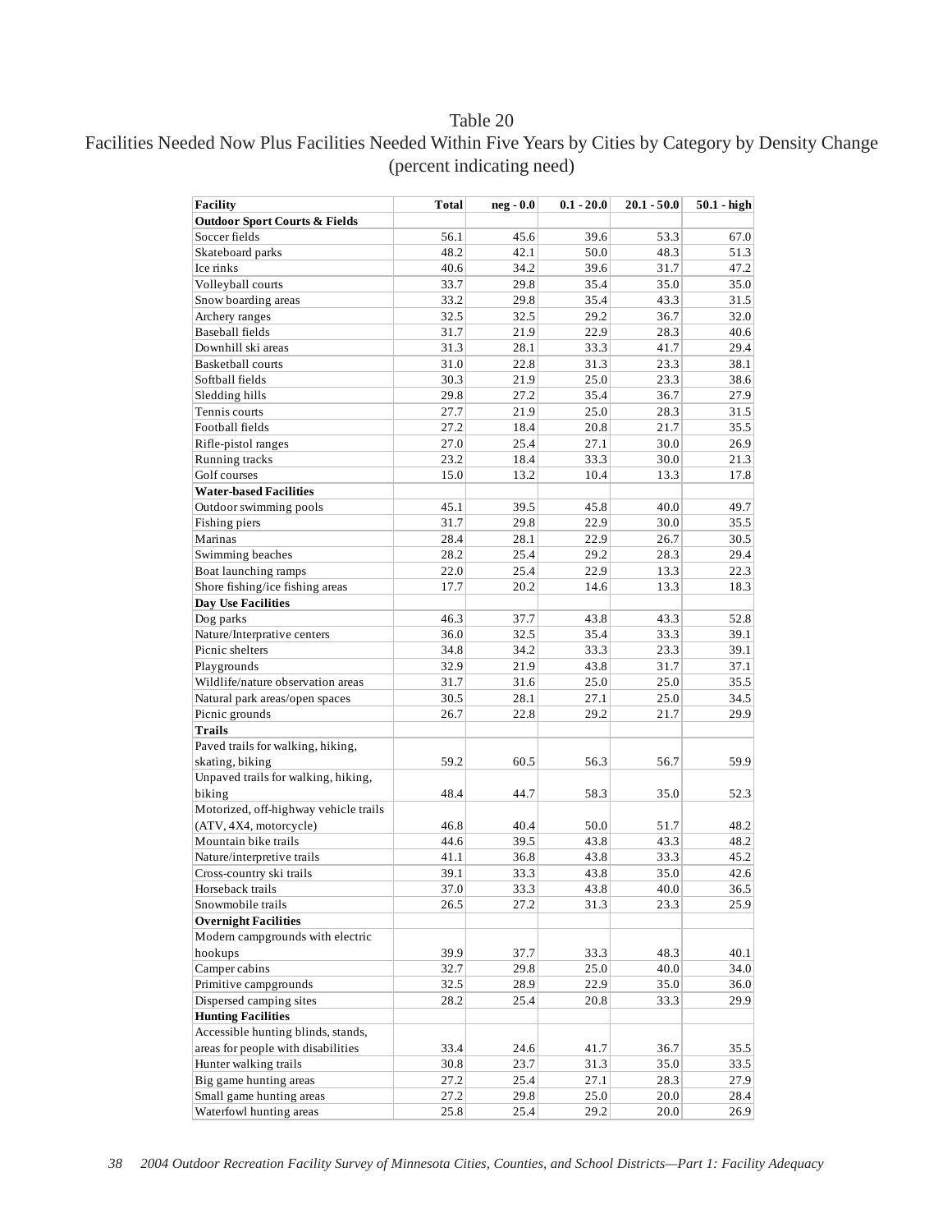# Table 20

## Facilities Needed Now Plus Facilities Needed Within Five Years by Cities by Category by Density Change (percent indicating need)

| Facility | Total | neg - 0.0 | 0.1 - 20.0 | 20.1 - 50.0 | 50.1 - high |
|---|---|---|---|---|---|
| **Outdoor Sport Courts & Fields** | | | | | |
| Soccer fields | 56.1 | 45.6 | 39.6 | 53.3 | 67.0 |
| Skateboard parks | 48.2 | 42.1 | 50.0 | 48.3 | 51.3 |
| Ice rinks | 40.6 | 34.2 | 39.6 | 31.7 | 47.2 |
| Volleyball courts | 33.7 | 29.8 | 35.4 | 35.0 | 35.0 |
| Snow boarding areas | 33.2 | 29.8 | 35.4 | 43.3 | 31.5 |
| Archery ranges | 32.5 | 32.5 | 29.2 | 36.7 | 32.0 |
| Baseball fields | 31.7 | 21.9 | 22.9 | 28.3 | 40.6 |
| Downhill ski areas | 31.3 | 28.1 | 33.3 | 41.7 | 29.4 |
| Basketball courts | 31.0 | 22.8 | 31.3 | 23.3 | 38.1 |
| Softball fields | 30.3 | 21.9 | 25.0 | 23.3 | 38.6 |
| Sledding hills | 29.8 | 27.2 | 35.4 | 36.7 | 27.9 |
| Tennis courts | 27.7 | 21.9 | 25.0 | 28.3 | 31.5 |
| Football fields | 27.2 | 18.4 | 20.8 | 21.7 | 35.5 |
| Rifle-pistol ranges | 27.0 | 25.4 | 27.1 | 30.0 | 26.9 |
| Running tracks | 23.2 | 18.4 | 33.3 | 30.0 | 21.3 |
| Golf courses | 15.0 | 13.2 | 10.4 | 13.3 | 17.8 |
| **Water-based Facilities** | | | | | |
| Outdoor swimming pools | 45.1 | 39.5 | 45.8 | 40.0 | 49.7 |
| Fishing piers | 31.7 | 29.8 | 22.9 | 30.0 | 35.5 |
| Marinas | 28.4 | 28.1 | 22.9 | 26.7 | 30.5 |
| Swimming beaches | 28.2 | 25.4 | 29.2 | 28.3 | 29.4 |
| Boat launching ramps | 22.0 | 25.4 | 22.9 | 13.3 | 22.3 |
| Shore fishing/ice fishing areas | 17.7 | 20.2 | 14.6 | 13.3 | 18.3 |
| **Day Use Facilities** | | | | | |
| Dog parks | 46.3 | 37.7 | 43.8 | 43.3 | 52.8 |
| Nature/Interpretive centers | 36.0 | 32.5 | 35.4 | 33.3 | 39.1 |
| Picnic shelters | 34.8 | 34.2 | 33.3 | 23.3 | 39.1 |
| Playgrounds | 32.9 | 21.9 | 43.8 | 31.7 | 37.1 |
| Wildlife/nature observation areas | 31.7 | 31.6 | 25.0 | 25.0 | 35.5 |
| Natural park areas/open spaces | 30.5 | 28.1 | 27.1 | 25.0 | 34.5 |
| Picnic grounds | 26.7 | 22.8 | 29.2 | 21.7 | 29.9 |
| **Trails** | | | | | |
| Paved trails for walking, hiking, skating, biking | 59.2 | 60.5 | 56.3 | 56.7 | 59.9 |
| Unpaved trails for walking, hiking, biking | 48.4 | 44.7 | 58.3 | 35.0 | 52.3 |
| Motorized, off-highway vehicle trails (ATV, 4X4, motorcycle) | 46.8 | 40.4 | 50.0 | 51.7 | 48.2 |
| Mountain bike trails | 44.6 | 39.5 | 43.8 | 43.3 | 48.2 |
| Nature/interpretive trails | 41.1 | 36.8 | 43.8 | 33.3 | 45.2 |
| Cross-country ski trails | 39.1 | 33.3 | 43.8 | 35.0 | 42.6 |
| Horseback trails | 37.0 | 33.3 | 43.8 | 40.0 | 36.5 |
| Snowmobile trails | 26.5 | 27.2 | 31.3 | 23.3 | 25.9 |
| **Overnight Facilities** | | | | | |
| Modern campgrounds with electric hookups | 39.9 | 37.7 | 33.3 | 48.3 | 40.1 |
| Camper cabins | 32.7 | 29.8 | 25.0 | 40.0 | 34.0 |
| Primitive campgrounds | 32.5 | 28.9 | 22.9 | 35.0 | 36.0 |
| Dispersed camping sites | 28.2 | 25.4 | 20.8 | 33.3 | 29.9 |
| **Hunting Facilities** | | | | | |
| Accessible hunting blinds, stands, areas for people with disabilities | 33.4 | 24.6 | 41.7 | 36.7 | 35.5 |
| Hunter walking trails | 30.8 | 23.7 | 31.3 | 35.0 | 33.5 |
| Big game hunting areas | 27.2 | 25.4 | 27.1 | 28.3 | 27.9 |
| Small game hunting areas | 27.2 | 29.8 | 25.0 | 20.0 | 28.4 |
| Waterfowl hunting areas | 25.8 | 25.4 | 29.2 | 20.0 | 26.9 |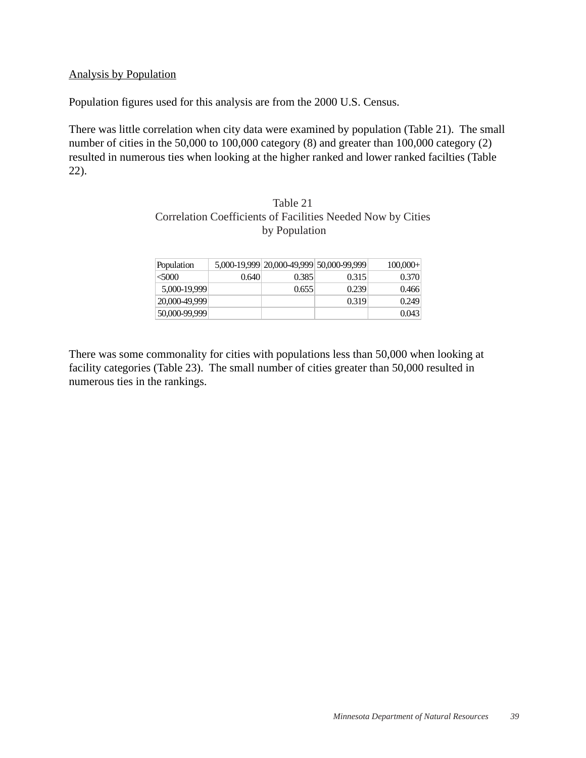Analysis by Population

Population figures used for this analysis are from the 2000 U.S. Census.

There was little correlation when city data were examined by population (Table 21). The small number of cities in the 50,000 to 100,000 category (8) and greater than 100,000 category (2) resulted in numerous ties when looking at the higher ranked and lower ranked facilties (Table 22).

Table 21
Correlation Coefficients of Facilities Needed Now by Cities by Population

| Population | 5,000-19,999 | 20,000-49,999 | 50,000-99,999 | 100,000+ |
|---|---|---|---|---|
| <5000 | 0.640 | 0.385 | 0.315 | 0.370 |
| 5,000-19,999 | | 0.655 | 0.239 | 0.466 |
| 20,000-49,999 | | | 0.319 | 0.249 |
| 50,000-99,999 | | | | 0.043 |

There was some commonality for cities with populations less than 50,000 when looking at facility categories (Table 23). The small number of cities greater than 50,000 resulted in numerous ties in the rankings.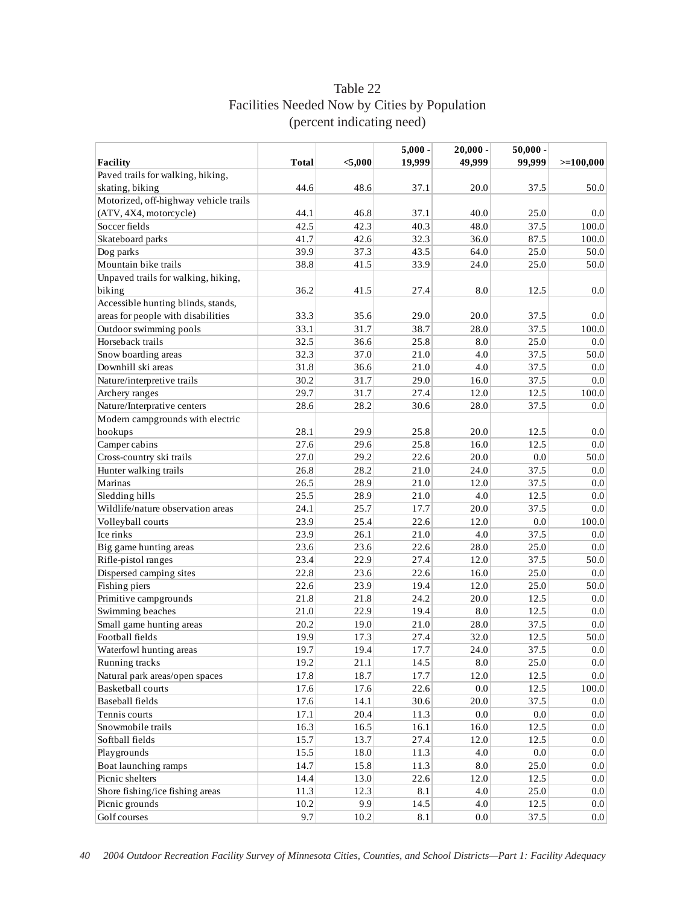# Table 22
## Facilities Needed Now by Cities by Population
### (percent indicating need)

| Facility | Total | <5,000 | 5,000 - 19,999 | 20,000 - 49,999 | 50,000 - 99,999 | >=100,000 |
|---|---|---|---|---|---|---|
| Paved trails for walking, hiking, skating, biking | 44.6 | 48.6 | 37.1 | 20.0 | 37.5 | 50.0 |
| Motorized, off-highway vehicle trails (ATV, 4X4, motorcycle) | 44.1 | 46.8 | 37.1 | 40.0 | 25.0 | 0.0 |
| Soccer fields | 42.5 | 42.3 | 40.3 | 48.0 | 37.5 | 100.0 |
| Skateboard parks | 41.7 | 42.6 | 32.3 | 36.0 | 87.5 | 100.0 |
| Dog parks | 39.9 | 37.3 | 43.5 | 64.0 | 25.0 | 50.0 |
| Mountain bike trails | 38.8 | 41.5 | 33.9 | 24.0 | 25.0 | 50.0 |
| Unpaved trails for walking, hiking, biking | 36.2 | 41.5 | 27.4 | 8.0 | 12.5 | 0.0 |
| Accessible hunting blinds, stands, areas for people with disabilities | 33.3 | 35.6 | 29.0 | 20.0 | 37.5 | 0.0 |
| Outdoor swimming pools | 33.1 | 31.7 | 38.7 | 28.0 | 37.5 | 100.0 |
| Horseback trails | 32.5 | 36.6 | 25.8 | 8.0 | 25.0 | 0.0 |
| Snow boarding areas | 32.3 | 37.0 | 21.0 | 4.0 | 37.5 | 50.0 |
| Downhill ski areas | 31.8 | 36.6 | 21.0 | 4.0 | 37.5 | 0.0 |
| Nature/interpretive trails | 30.2 | 31.7 | 29.0 | 16.0 | 37.5 | 0.0 |
| Archery ranges | 29.7 | 31.7 | 27.4 | 12.0 | 12.5 | 100.0 |
| Nature/Interprative centers | 28.6 | 28.2 | 30.6 | 28.0 | 37.5 | 0.0 |
| Modern campgrounds with electric hookups | 28.1 | 29.9 | 25.8 | 20.0 | 12.5 | 0.0 |
| Camper cabins | 27.6 | 29.6 | 25.8 | 16.0 | 12.5 | 0.0 |
| Cross-country ski trails | 27.0 | 29.2 | 22.6 | 20.0 | 0.0 | 50.0 |
| Hunter walking trails | 26.8 | 28.2 | 21.0 | 24.0 | 37.5 | 0.0 |
| Marinas | 26.5 | 28.9 | 21.0 | 12.0 | 37.5 | 0.0 |
| Sledding hills | 25.5 | 28.9 | 21.0 | 4.0 | 12.5 | 0.0 |
| Wildlife/nature observation areas | 24.1 | 25.7 | 17.7 | 20.0 | 37.5 | 0.0 |
| Volleyball courts | 23.9 | 25.4 | 22.6 | 12.0 | 0.0 | 100.0 |
| Ice rinks | 23.9 | 26.1 | 21.0 | 4.0 | 37.5 | 0.0 |
| Big game hunting areas | 23.6 | 23.6 | 22.6 | 28.0 | 25.0 | 0.0 |
| Rifle-pistol ranges | 23.4 | 22.9 | 27.4 | 12.0 | 37.5 | 50.0 |
| Dispersed camping sites | 22.8 | 23.6 | 22.6 | 16.0 | 25.0 | 0.0 |
| Fishing piers | 22.6 | 23.9 | 19.4 | 12.0 | 25.0 | 50.0 |
| Primitive campgrounds | 21.8 | 21.8 | 24.2 | 20.0 | 12.5 | 0.0 |
| Swimming beaches | 21.0 | 22.9 | 19.4 | 8.0 | 12.5 | 0.0 |
| Small game hunting areas | 20.2 | 19.0 | 21.0 | 28.0 | 37.5 | 0.0 |
| Football fields | 19.9 | 17.3 | 27.4 | 32.0 | 12.5 | 50.0 |
| Waterfowl hunting areas | 19.7 | 19.4 | 17.7 | 24.0 | 37.5 | 0.0 |
| Running tracks | 19.2 | 21.1 | 14.5 | 8.0 | 25.0 | 0.0 |
| Natural park areas/open spaces | 17.8 | 18.7 | 17.7 | 12.0 | 12.5 | 0.0 |
| Basketball courts | 17.6 | 17.6 | 22.6 | 0.0 | 12.5 | 100.0 |
| Baseball fields | 17.6 | 14.1 | 30.6 | 20.0 | 37.5 | 0.0 |
| Tennis courts | 17.1 | 20.4 | 11.3 | 0.0 | 0.0 | 0.0 |
| Snowmobile trails | 16.3 | 16.5 | 16.1 | 16.0 | 12.5 | 0.0 |
| Softball fields | 15.7 | 13.7 | 27.4 | 12.0 | 12.5 | 0.0 |
| Playgrounds | 15.5 | 18.0 | 11.3 | 4.0 | 0.0 | 0.0 |
| Boat launching ramps | 14.7 | 15.8 | 11.3 | 8.0 | 25.0 | 0.0 |
| Picnic shelters | 14.4 | 13.0 | 22.6 | 12.0 | 12.5 | 0.0 |
| Shore fishing/ice fishing areas | 11.3 | 12.3 | 8.1 | 4.0 | 25.0 | 0.0 |
| Picnic grounds | 10.2 | 9.9 | 14.5 | 4.0 | 12.5 | 0.0 |
| Golf courses | 9.7 | 10.2 | 8.1 | 0.0 | 37.5 | 0.0 |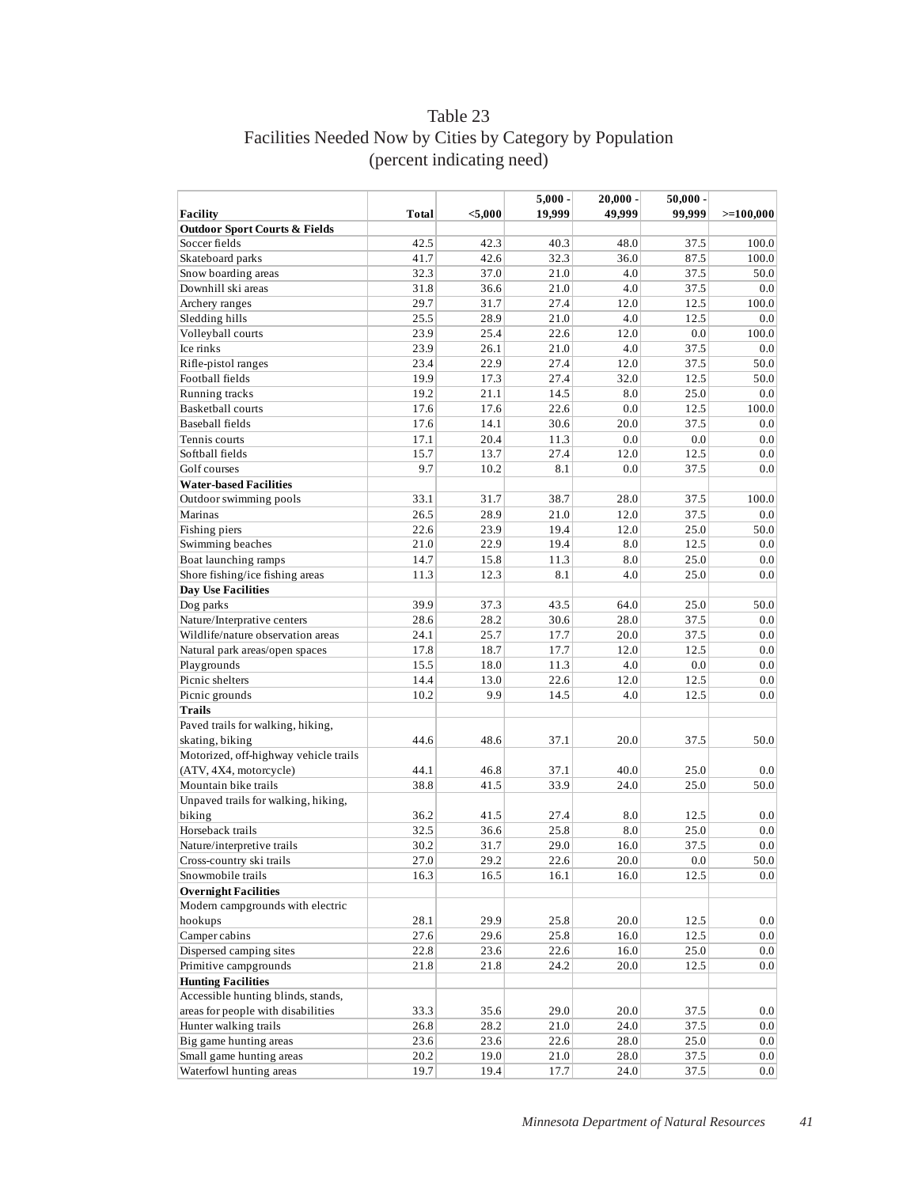# Table 23
## Facilities Needed Now by Cities by Category by Population
### (percent indicating need)

| Facility | Total | <5,000 | 5,000 - 19,999 | 20,000 - 49,999 | 50,000 - 99,999 | >=100,000 |
|---|---|---|---|---|---|---|
| **Outdoor Sport Courts & Fields** | | | | | | |
| Soccer fields | 42.5 | 42.3 | 40.3 | 48.0 | 37.5 | 100.0 |
| Skateboard parks | 41.7 | 42.6 | 32.3 | 36.0 | 87.5 | 100.0 |
| Snow boarding areas | 32.3 | 37.0 | 21.0 | 4.0 | 37.5 | 50.0 |
| Downhill ski areas | 31.8 | 36.6 | 21.0 | 4.0 | 37.5 | 0.0 |
| Archery ranges | 29.7 | 31.7 | 27.4 | 12.0 | 12.5 | 100.0 |
| Sledding hills | 25.5 | 28.9 | 21.0 | 4.0 | 12.5 | 0.0 |
| Volleyball courts | 23.9 | 25.4 | 22.6 | 12.0 | 0.0 | 100.0 |
| Ice rinks | 23.9 | 26.1 | 21.0 | 4.0 | 37.5 | 0.0 |
| Rifle-pistol ranges | 23.4 | 22.9 | 27.4 | 12.0 | 37.5 | 50.0 |
| Football fields | 19.9 | 17.3 | 27.4 | 32.0 | 12.5 | 50.0 |
| Running tracks | 19.2 | 21.1 | 14.5 | 8.0 | 25.0 | 0.0 |
| Basketball courts | 17.6 | 17.6 | 22.6 | 0.0 | 12.5 | 100.0 |
| Baseball fields | 17.6 | 14.1 | 30.6 | 20.0 | 37.5 | 0.0 |
| Tennis courts | 17.1 | 20.4 | 11.3 | 0.0 | 0.0 | 0.0 |
| Softball fields | 15.7 | 13.7 | 27.4 | 12.0 | 12.5 | 0.0 |
| Golf courses | 9.7 | 10.2 | 8.1 | 0.0 | 37.5 | 0.0 |
| **Water-based Facilities** | | | | | | |
| Outdoor swimming pools | 33.1 | 31.7 | 38.7 | 28.0 | 37.5 | 100.0 |
| Marinas | 26.5 | 28.9 | 21.0 | 12.0 | 37.5 | 0.0 |
| Fishing piers | 22.6 | 23.9 | 19.4 | 12.0 | 25.0 | 50.0 |
| Swimming beaches | 21.0 | 22.9 | 19.4 | 8.0 | 12.5 | 0.0 |
| Boat launching ramps | 14.7 | 15.8 | 11.3 | 8.0 | 25.0 | 0.0 |
| Shore fishing/ice fishing areas | 11.3 | 12.3 | 8.1 | 4.0 | 25.0 | 0.0 |
| **Day Use Facilities** | | | | | | |
| Dog parks | 39.9 | 37.3 | 43.5 | 64.0 | 25.0 | 50.0 |
| Nature/Interpretative centers | 28.6 | 28.2 | 30.6 | 28.0 | 37.5 | 0.0 |
| Wildlife/nature observation areas | 24.1 | 25.7 | 17.7 | 20.0 | 37.5 | 0.0 |
| Natural park areas/open spaces | 17.8 | 18.7 | 17.7 | 12.0 | 12.5 | 0.0 |
| Playgrounds | 15.5 | 18.0 | 11.3 | 4.0 | 0.0 | 0.0 |
| Picnic shelters | 14.4 | 13.0 | 22.6 | 12.0 | 12.5 | 0.0 |
| Picnic grounds | 10.2 | 9.9 | 14.5 | 4.0 | 12.5 | 0.0 |
| **Trails** | | | | | | |
| Paved trails for walking, hiking, skating, biking | 44.6 | 48.6 | 37.1 | 20.0 | 37.5 | 50.0 |
| Motorized, off-highway vehicle trails (ATV, 4X4, motorcycle) | 44.1 | 46.8 | 37.1 | 40.0 | 25.0 | 0.0 |
| Mountain bike trails | 38.8 | 41.5 | 33.9 | 24.0 | 25.0 | 50.0 |
| Unpaved trails for walking, hiking, biking | 36.2 | 41.5 | 27.4 | 8.0 | 12.5 | 0.0 |
| Horseback trails | 32.5 | 36.6 | 25.8 | 8.0 | 25.0 | 0.0 |
| Nature/interpretive trails | 30.2 | 31.7 | 29.0 | 16.0 | 37.5 | 0.0 |
| Cross-country ski trails | 27.0 | 29.2 | 22.6 | 20.0 | 0.0 | 50.0 |
| Snowmobile trails | 16.3 | 16.5 | 16.1 | 16.0 | 12.5 | 0.0 |
| **Overnight Facilities** | | | | | | |
| Modern campgrounds with electric hookups | 28.1 | 29.9 | 25.8 | 20.0 | 12.5 | 0.0 |
| Camper cabins | 27.6 | 29.6 | 25.8 | 16.0 | 12.5 | 0.0 |
| Dispersed camping sites | 22.8 | 23.6 | 22.6 | 16.0 | 25.0 | 0.0 |
| Primitive campgrounds | 21.8 | 21.8 | 24.2 | 20.0 | 12.5 | 0.0 |
| **Hunting Facilities** | | | | | | |
| Accessible hunting blinds, stands, areas for people with disabilities | 33.3 | 35.6 | 29.0 | 20.0 | 37.5 | 0.0 |
| Hunter walking trails | 26.8 | 28.2 | 21.0 | 24.0 | 37.5 | 0.0 |
| Big game hunting areas | 23.6 | 23.6 | 22.6 | 28.0 | 25.0 | 0.0 |
| Small game hunting areas | 20.2 | 19.0 | 21.0 | 28.0 | 37.5 | 0.0 |
| Waterfowl hunting areas | 19.7 | 19.4 | 17.7 | 24.0 | 37.5 | 0.0 |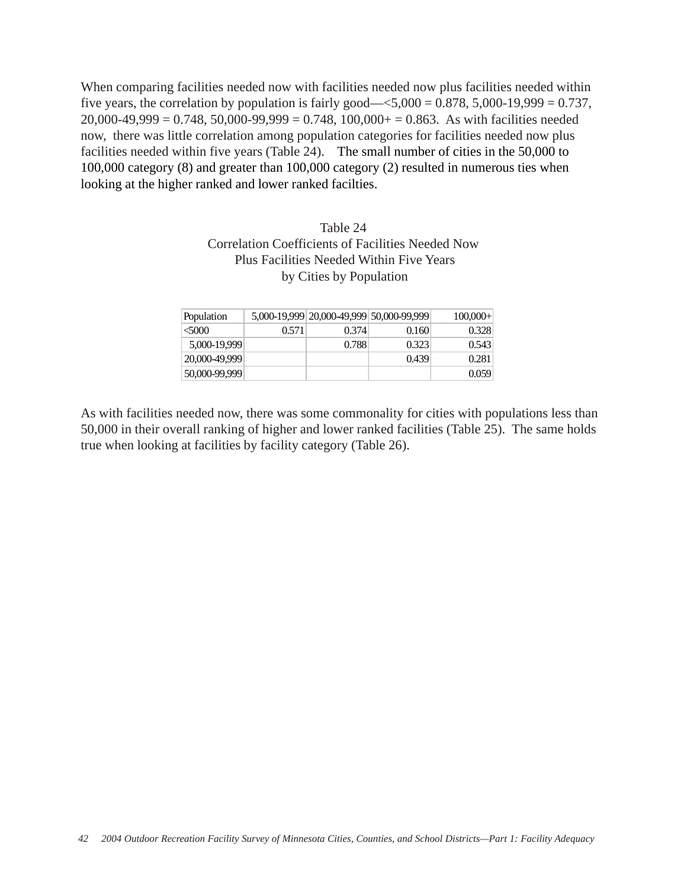When comparing facilities needed now with facilities needed now plus facilities needed within five years, the correlation by population is fairly good—<5,000 = 0.878, 5,000-19,999 = 0.737, 20,000-49,999 = 0.748, 50,000-99,999 = 0.748, 100,000+ = 0.863. As with facilities needed now, there was little correlation among population categories for facilities needed now plus facilities needed within five years (Table 24). The small number of cities in the 50,000 to 100,000 category (8) and greater than 100,000 category (2) resulted in numerous ties when looking at the higher ranked and lower ranked facilties.

Table 24
Correlation Coefficients of Facilities Needed Now
Plus Facilities Needed Within Five Years
by Cities by Population

| Population | 5,000-19,999 | 20,000-49,999 | 50,000-99,999 | 100,000+ |
|---|---|---|---|---|
| <5000 | 0.571 | 0.374 | 0.160 | 0.328 |
| 5,000-19,999 | | 0.788 | 0.323 | 0.543 |
| 20,000-49,999 | | | 0.439 | 0.281 |
| 50,000-99,999 | | | | 0.059 |

As with facilities needed now, there was some commonality for cities with populations less than 50,000 in their overall ranking of higher and lower ranked facilities (Table 25). The same holds true when looking at facilities by facility category (Table 26).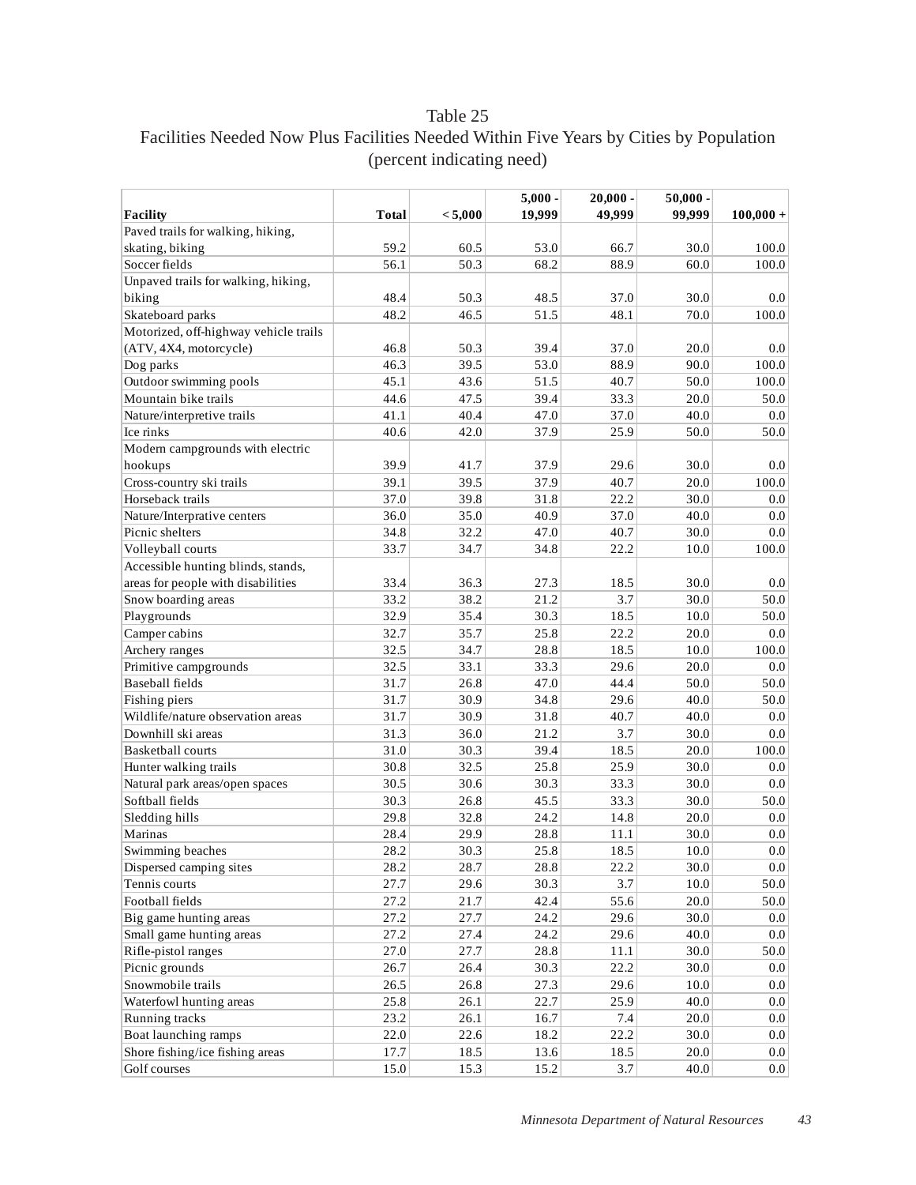# Table 25

## Facilities Needed Now Plus Facilities Needed Within Five Years by Cities by Population (percent indicating need)

| Facility | Total | < 5,000 | 5,000 - 19,999 | 20,000 - 49,999 | 50,000 - 99,999 | 100,000 + |
|---|---|---|---|---|---|---|
| Paved trails for walking, hiking, skating, biking | 59.2 | 60.5 | 53.0 | 66.7 | 30.0 | 100.0 |
| Soccer fields | 56.1 | 50.3 | 68.2 | 88.9 | 60.0 | 100.0 |
| Unpaved trails for walking, hiking, biking | 48.4 | 50.3 | 48.5 | 37.0 | 30.0 | 0.0 |
| Skateboard parks | 48.2 | 46.5 | 51.5 | 48.1 | 70.0 | 100.0 |
| Motorized, off-highway vehicle trails (ATV, 4X4, motorcycle) | 46.8 | 50.3 | 39.4 | 37.0 | 20.0 | 0.0 |
| Dog parks | 46.3 | 39.5 | 53.0 | 88.9 | 90.0 | 100.0 |
| Outdoor swimming pools | 45.1 | 43.6 | 51.5 | 40.7 | 50.0 | 100.0 |
| Mountain bike trails | 44.6 | 47.5 | 39.4 | 33.3 | 20.0 | 50.0 |
| Nature/interpretive trails | 41.1 | 40.4 | 47.0 | 37.0 | 40.0 | 0.0 |
| Ice rinks | 40.6 | 42.0 | 37.9 | 25.9 | 50.0 | 50.0 |
| Modern campgrounds with electric hookups | 39.9 | 41.7 | 37.9 | 29.6 | 30.0 | 0.0 |
| Cross-country ski trails | 39.1 | 39.5 | 37.9 | 40.7 | 20.0 | 100.0 |
| Horseback trails | 37.0 | 39.8 | 31.8 | 22.2 | 30.0 | 0.0 |
| Nature/Interprative centers | 36.0 | 35.0 | 40.9 | 37.0 | 40.0 | 0.0 |
| Picnic shelters | 34.8 | 32.2 | 47.0 | 40.7 | 30.0 | 0.0 |
| Volleyball courts | 33.7 | 34.7 | 34.8 | 22.2 | 10.0 | 100.0 |
| Accessible hunting blinds, stands, areas for people with disabilities | 33.4 | 36.3 | 27.3 | 18.5 | 30.0 | 0.0 |
| Snow boarding areas | 33.2 | 38.2 | 21.2 | 3.7 | 30.0 | 50.0 |
| Playgrounds | 32.9 | 35.4 | 30.3 | 18.5 | 10.0 | 50.0 |
| Camper cabins | 32.7 | 35.7 | 25.8 | 22.2 | 20.0 | 0.0 |
| Archery ranges | 32.5 | 34.7 | 28.8 | 18.5 | 10.0 | 100.0 |
| Primitive campgrounds | 32.5 | 33.1 | 33.3 | 29.6 | 20.0 | 0.0 |
| Baseball fields | 31.7 | 26.8 | 47.0 | 44.4 | 50.0 | 50.0 |
| Fishing piers | 31.7 | 30.9 | 34.8 | 29.6 | 40.0 | 50.0 |
| Wildlife/nature observation areas | 31.7 | 30.9 | 31.8 | 40.7 | 40.0 | 0.0 |
| Downhill ski areas | 31.3 | 36.0 | 21.2 | 3.7 | 30.0 | 0.0 |
| Basketball courts | 31.0 | 30.3 | 39.4 | 18.5 | 20.0 | 100.0 |
| Hunter walking trails | 30.8 | 32.5 | 25.8 | 25.9 | 30.0 | 0.0 |
| Natural park areas/open spaces | 30.5 | 30.6 | 30.3 | 33.3 | 30.0 | 0.0 |
| Softball fields | 30.3 | 26.8 | 45.5 | 33.3 | 30.0 | 50.0 |
| Sledding hills | 29.8 | 32.8 | 24.2 | 14.8 | 20.0 | 0.0 |
| Marinas | 28.4 | 29.9 | 28.8 | 11.1 | 30.0 | 0.0 |
| Swimming beaches | 28.2 | 30.3 | 25.8 | 18.5 | 10.0 | 0.0 |
| Dispersed camping sites | 28.2 | 28.7 | 28.8 | 22.2 | 30.0 | 0.0 |
| Tennis courts | 27.7 | 29.6 | 30.3 | 3.7 | 10.0 | 50.0 |
| Football fields | 27.2 | 21.7 | 42.4 | 55.6 | 20.0 | 50.0 |
| Big game hunting areas | 27.2 | 27.7 | 24.2 | 29.6 | 30.0 | 0.0 |
| Small game hunting areas | 27.2 | 27.4 | 24.2 | 29.6 | 40.0 | 0.0 |
| Rifle-pistol ranges | 27.0 | 27.7 | 28.8 | 11.1 | 30.0 | 50.0 |
| Picnic grounds | 26.7 | 26.4 | 30.3 | 22.2 | 30.0 | 0.0 |
| Snowmobile trails | 26.5 | 26.8 | 27.3 | 29.6 | 10.0 | 0.0 |
| Waterfowl hunting areas | 25.8 | 26.1 | 22.7 | 25.9 | 40.0 | 0.0 |
| Running tracks | 23.2 | 26.1 | 16.7 | 7.4 | 20.0 | 0.0 |
| Boat launching ramps | 22.0 | 22.6 | 18.2 | 22.2 | 30.0 | 0.0 |
| Shore fishing/ice fishing areas | 17.7 | 18.5 | 13.6 | 18.5 | 20.0 | 0.0 |
| Golf courses | 15.0 | 15.3 | 15.2 | 3.7 | 40.0 | 0.0 |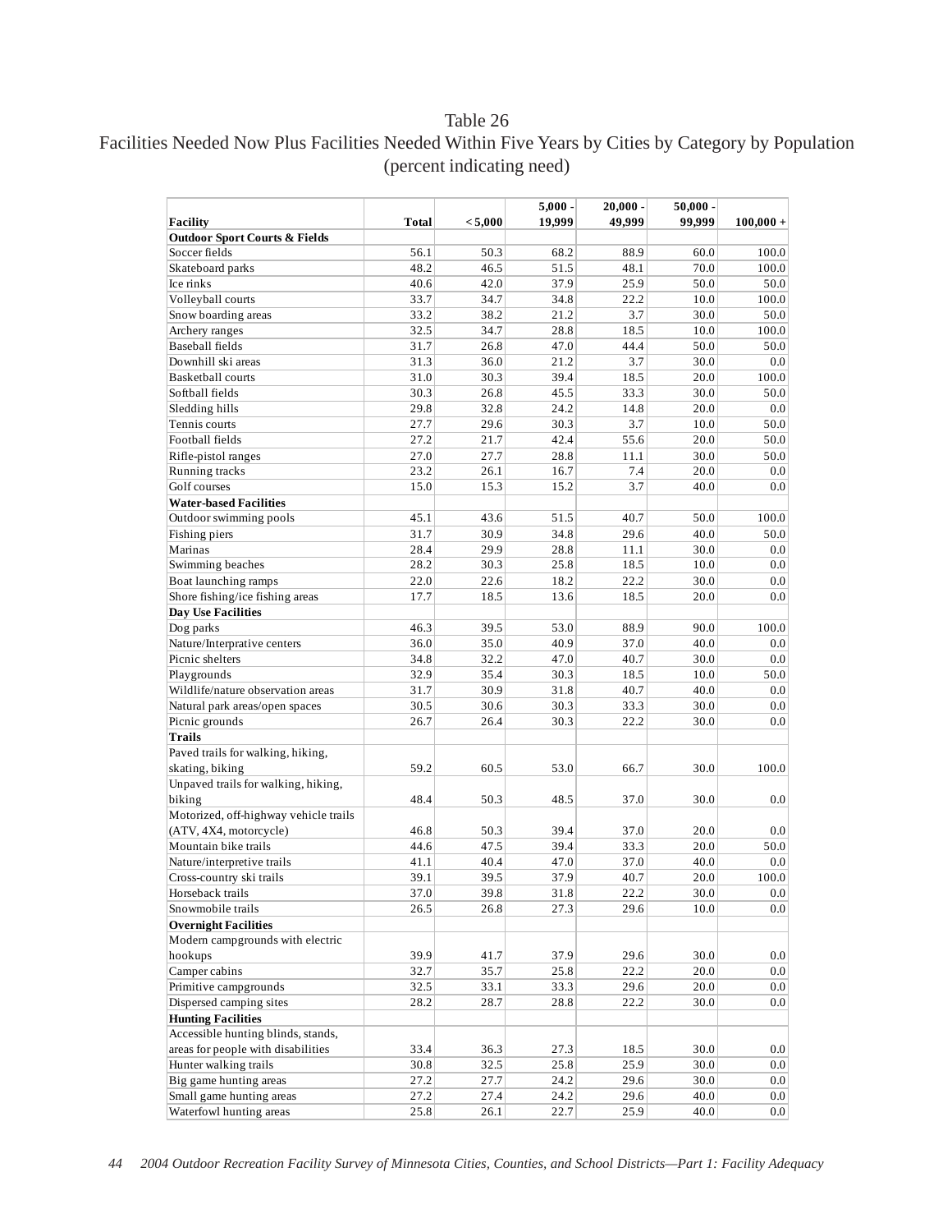# Table 26

## Facilities Needed Now Plus Facilities Needed Within Five Years by Cities by Category by Population (percent indicating need)

| Facility | Total | < 5,000 | 5,000 - 19,999 | 20,000 - 49,999 | 50,000 - 99,999 | 100,000 + |
|---|---|---|---|---|---|---|
| **Outdoor Sport Courts & Fields** | | | | | | |
| Soccer fields | 56.1 | 50.3 | 68.2 | 88.9 | 60.0 | 100.0 |
| Skateboard parks | 48.2 | 46.5 | 51.5 | 48.1 | 70.0 | 100.0 |
| Ice rinks | 40.6 | 42.0 | 37.9 | 25.9 | 50.0 | 50.0 |
| Volleyball courts | 33.7 | 34.7 | 34.8 | 22.2 | 10.0 | 100.0 |
| Snow boarding areas | 33.2 | 38.2 | 21.2 | 3.7 | 30.0 | 50.0 |
| Archery ranges | 32.5 | 34.7 | 28.8 | 18.5 | 10.0 | 100.0 |
| Baseball fields | 31.7 | 26.8 | 47.0 | 44.4 | 50.0 | 50.0 |
| Downhill ski areas | 31.3 | 36.0 | 21.2 | 3.7 | 30.0 | 0.0 |
| Basketball courts | 31.0 | 30.3 | 39.4 | 18.5 | 20.0 | 100.0 |
| Softball fields | 30.3 | 26.8 | 45.5 | 33.3 | 30.0 | 50.0 |
| Sledding hills | 29.8 | 32.8 | 24.2 | 14.8 | 20.0 | 0.0 |
| Tennis courts | 27.7 | 29.6 | 30.3 | 3.7 | 10.0 | 50.0 |
| Football fields | 27.2 | 21.7 | 42.4 | 55.6 | 20.0 | 50.0 |
| Rifle-pistol ranges | 27.0 | 27.7 | 28.8 | 11.1 | 30.0 | 50.0 |
| Running tracks | 23.2 | 26.1 | 16.7 | 7.4 | 20.0 | 0.0 |
| Golf courses | 15.0 | 15.3 | 15.2 | 3.7 | 40.0 | 0.0 |
| **Water-based Facilities** | | | | | | |
| Outdoor swimming pools | 45.1 | 43.6 | 51.5 | 40.7 | 50.0 | 100.0 |
| Fishing piers | 31.7 | 30.9 | 34.8 | 29.6 | 40.0 | 50.0 |
| Marinas | 28.4 | 29.9 | 28.8 | 11.1 | 30.0 | 0.0 |
| Swimming beaches | 28.2 | 30.3 | 25.8 | 18.5 | 10.0 | 0.0 |
| Boat launching ramps | 22.0 | 22.6 | 18.2 | 22.2 | 30.0 | 0.0 |
| Shore fishing/ice fishing areas | 17.7 | 18.5 | 13.6 | 18.5 | 20.0 | 0.0 |
| **Day Use Facilities** | | | | | | |
| Dog parks | 46.3 | 39.5 | 53.0 | 88.9 | 90.0 | 100.0 |
| Nature/Interpretative centers | 36.0 | 35.0 | 40.9 | 37.0 | 40.0 | 0.0 |
| Picnic shelters | 34.8 | 32.2 | 47.0 | 40.7 | 30.0 | 0.0 |
| Playgrounds | 32.9 | 35.4 | 30.3 | 18.5 | 10.0 | 50.0 |
| Wildlife/nature observation areas | 31.7 | 30.9 | 31.8 | 40.7 | 40.0 | 0.0 |
| Natural park areas/open spaces | 30.5 | 30.6 | 30.3 | 33.3 | 30.0 | 0.0 |
| Picnic grounds | 26.7 | 26.4 | 30.3 | 22.2 | 30.0 | 0.0 |
| **Trails** | | | | | | |
| Paved trails for walking, hiking, skating, biking | 59.2 | 60.5 | 53.0 | 66.7 | 30.0 | 100.0 |
| Unpaved trails for walking, hiking, biking | 48.4 | 50.3 | 48.5 | 37.0 | 30.0 | 0.0 |
| Motorized, off-highway vehicle trails (ATV, 4X4, motorcycle) | 46.8 | 50.3 | 39.4 | 37.0 | 20.0 | 0.0 |
| Mountain bike trails | 44.6 | 47.5 | 39.4 | 33.3 | 20.0 | 50.0 |
| Nature/interpretive trails | 41.1 | 40.4 | 47.0 | 37.0 | 40.0 | 0.0 |
| Cross-country ski trails | 39.1 | 39.5 | 37.9 | 40.7 | 20.0 | 100.0 |
| Horseback trails | 37.0 | 39.8 | 31.8 | 22.2 | 30.0 | 0.0 |
| Snowmobile trails | 26.5 | 26.8 | 27.3 | 29.6 | 10.0 | 0.0 |
| **Overnight Facilities** | | | | | | |
| Modern campgrounds with electric hookups | 39.9 | 41.7 | 37.9 | 29.6 | 30.0 | 0.0 |
| Camper cabins | 32.7 | 35.7 | 25.8 | 22.2 | 20.0 | 0.0 |
| Primitive campgrounds | 32.5 | 33.1 | 33.3 | 29.6 | 20.0 | 0.0 |
| Dispersed camping sites | 28.2 | 28.7 | 28.8 | 22.2 | 30.0 | 0.0 |
| **Hunting Facilities** | | | | | | |
| Accessible hunting blinds, stands, areas for people with disabilities | 33.4 | 36.3 | 27.3 | 18.5 | 30.0 | 0.0 |
| Hunter walking trails | 30.8 | 32.5 | 25.8 | 25.9 | 30.0 | 0.0 |
| Big game hunting areas | 27.2 | 27.7 | 24.2 | 29.6 | 30.0 | 0.0 |
| Small game hunting areas | 27.2 | 27.4 | 24.2 | 29.6 | 40.0 | 0.0 |
| Waterfowl hunting areas | 25.8 | 26.1 | 22.7 | 25.9 | 40.0 | 0.0 |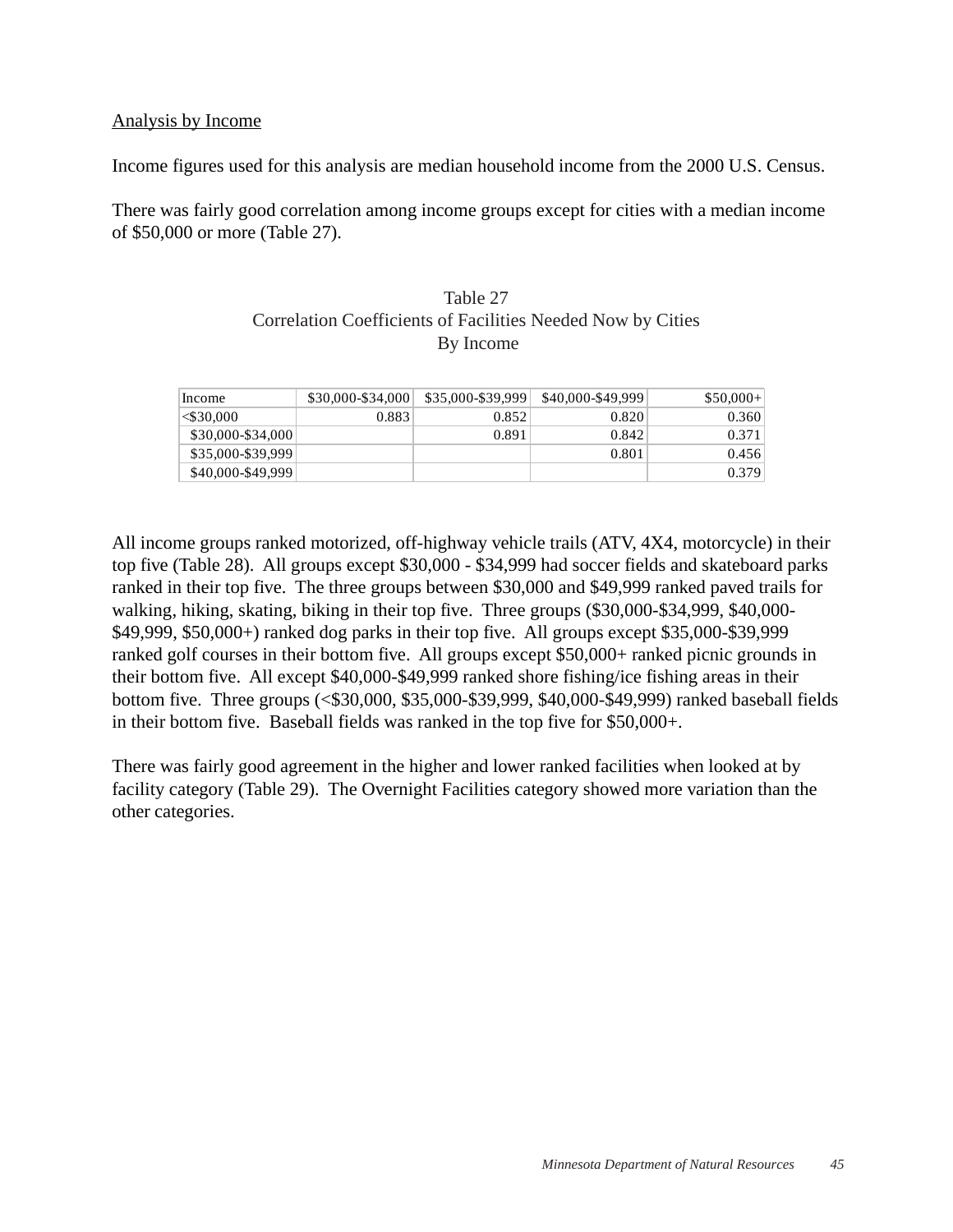Analysis by Income

Income figures used for this analysis are median household income from the 2000 U.S. Census.

There was fairly good correlation among income groups except for cities with a median income of $50,000 or more (Table 27).

Table 27
Correlation Coefficients of Facilities Needed Now by Cities
By Income

| Income | $30,000-$34,000 | $35,000-$39,999 | $40,000-$49,999 | $50,000+ |
|---|---|---|---|---|
| <$30,000 | 0.883 | 0.852 | 0.820 | 0.360 |
| $30,000-$34,000 | | 0.891 | 0.842 | 0.371 |
| $35,000-$39,999 | | | 0.801 | 0.456 |
| $40,000-$49,999 | | | | 0.379 |

All income groups ranked motorized, off-highway vehicle trails (ATV, 4X4, motorcycle) in their top five (Table 28). All groups except $30,000 - $34,999 had soccer fields and skateboard parks ranked in their top five. The three groups between $30,000 and $49,999 ranked paved trails for walking, hiking, skating, biking in their top five. Three groups ($30,000-$34,999, $40,000-$49,999, $50,000+) ranked dog parks in their top five. All groups except $35,000-$39,999 ranked golf courses in their bottom five. All groups except $50,000+ ranked picnic grounds in their bottom five. All except $40,000-$49,999 ranked shore fishing/ice fishing areas in their bottom five. Three groups (<$30,000, $35,000-$39,999, $40,000-$49,999) ranked baseball fields in their bottom five. Baseball fields was ranked in the top five for $50,000+.

There was fairly good agreement in the higher and lower ranked facilities when looked at by facility category (Table 29). The Overnight Facilities category showed more variation than the other categories.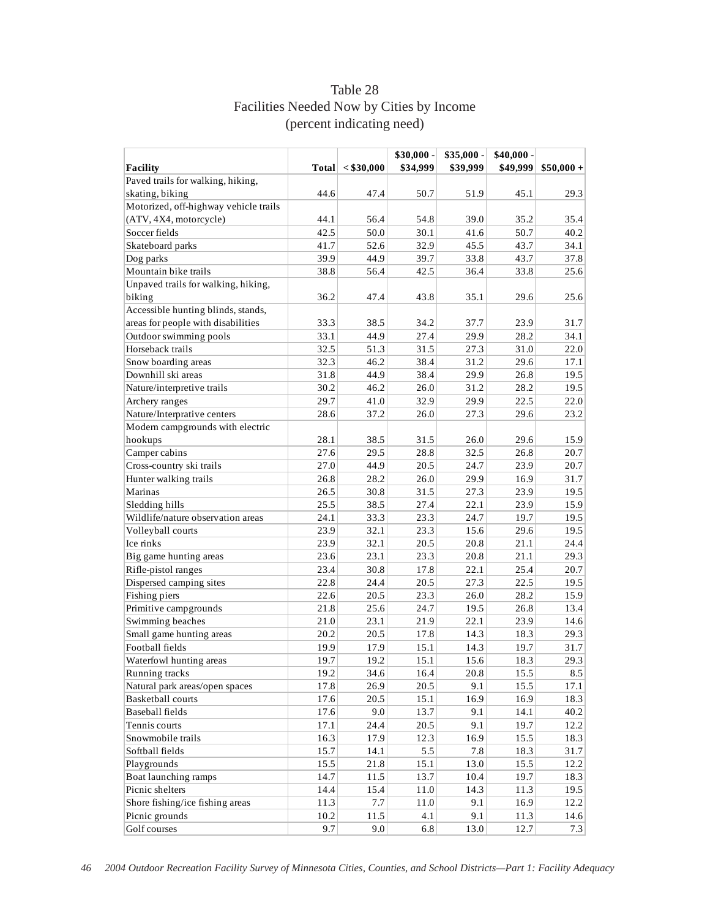# Table 28
## Facilities Needed Now by Cities by Income
### (percent indicating need)

| Facility | Total | < $30,000 | $30,000 - $34,999 | $35,000 - $39,999 | $40,000 - $49,999 | $50,000 + |
|---|---|---|---|---|---|---|
| Paved trails for walking, hiking, skating, biking | 44.6 | 47.4 | 50.7 | 51.9 | 45.1 | 29.3 |
| Motorized, off-highway vehicle trails (ATV, 4X4, motorcycle) | 44.1 | 56.4 | 54.8 | 39.0 | 35.2 | 35.4 |
| Soccer fields | 42.5 | 50.0 | 30.1 | 41.6 | 50.7 | 40.2 |
| Skateboard parks | 41.7 | 52.6 | 32.9 | 45.5 | 43.7 | 34.1 |
| Dog parks | 39.9 | 44.9 | 39.7 | 33.8 | 43.7 | 37.8 |
| Mountain bike trails | 38.8 | 56.4 | 42.5 | 36.4 | 33.8 | 25.6 |
| Unpaved trails for walking, hiking, biking | 36.2 | 47.4 | 43.8 | 35.1 | 29.6 | 25.6 |
| Accessible hunting blinds, stands, areas for people with disabilities | 33.3 | 38.5 | 34.2 | 37.7 | 23.9 | 31.7 |
| Outdoor swimming pools | 33.1 | 44.9 | 27.4 | 29.9 | 28.2 | 34.1 |
| Horseback trails | 32.5 | 51.3 | 31.5 | 27.3 | 31.0 | 22.0 |
| Snow boarding areas | 32.3 | 46.2 | 38.4 | 31.2 | 29.6 | 17.1 |
| Downhill ski areas | 31.8 | 44.9 | 38.4 | 29.9 | 26.8 | 19.5 |
| Nature/interpretive trails | 30.2 | 46.2 | 26.0 | 31.2 | 28.2 | 19.5 |
| Archery ranges | 29.7 | 41.0 | 32.9 | 29.9 | 22.5 | 22.0 |
| Nature/Interpretive centers | 28.6 | 37.2 | 26.0 | 27.3 | 29.6 | 23.2 |
| Modern campgrounds with electric hookups | 28.1 | 38.5 | 31.5 | 26.0 | 29.6 | 15.9 |
| Camper cabins | 27.6 | 29.5 | 28.8 | 32.5 | 26.8 | 20.7 |
| Cross-country ski trails | 27.0 | 44.9 | 20.5 | 24.7 | 23.9 | 20.7 |
| Hunter walking trails | 26.8 | 28.2 | 26.0 | 29.9 | 16.9 | 31.7 |
| Marinas | 26.5 | 30.8 | 31.5 | 27.3 | 23.9 | 19.5 |
| Sledding hills | 25.5 | 38.5 | 27.4 | 22.1 | 23.9 | 15.9 |
| Wildlife/nature observation areas | 24.1 | 33.3 | 23.3 | 24.7 | 19.7 | 19.5 |
| Volleyball courts | 23.9 | 32.1 | 23.3 | 15.6 | 29.6 | 19.5 |
| Ice rinks | 23.9 | 32.1 | 20.5 | 20.8 | 21.1 | 24.4 |
| Big game hunting areas | 23.6 | 23.1 | 23.3 | 20.8 | 21.1 | 29.3 |
| Rifle-pistol ranges | 23.4 | 30.8 | 17.8 | 22.1 | 25.4 | 20.7 |
| Dispersed camping sites | 22.8 | 24.4 | 20.5 | 27.3 | 22.5 | 19.5 |
| Fishing piers | 22.6 | 20.5 | 23.3 | 26.0 | 28.2 | 15.9 |
| Primitive campgrounds | 21.8 | 25.6 | 24.7 | 19.5 | 26.8 | 13.4 |
| Swimming beaches | 21.0 | 23.1 | 21.9 | 22.1 | 23.9 | 14.6 |
| Small game hunting areas | 20.2 | 20.5 | 17.8 | 14.3 | 18.3 | 29.3 |
| Football fields | 19.9 | 17.9 | 15.1 | 14.3 | 19.7 | 31.7 |
| Waterfowl hunting areas | 19.7 | 19.2 | 15.1 | 15.6 | 18.3 | 29.3 |
| Running tracks | 19.2 | 34.6 | 16.4 | 20.8 | 15.5 | 8.5 |
| Natural park areas/open spaces | 17.8 | 26.9 | 20.5 | 9.1 | 15.5 | 17.1 |
| Basketball courts | 17.6 | 20.5 | 15.1 | 16.9 | 16.9 | 18.3 |
| Baseball fields | 17.6 | 9.0 | 13.7 | 9.1 | 14.1 | 40.2 |
| Tennis courts | 17.1 | 24.4 | 20.5 | 9.1 | 19.7 | 12.2 |
| Snowmobile trails | 16.3 | 17.9 | 12.3 | 16.9 | 15.5 | 18.3 |
| Softball fields | 15.7 | 14.1 | 5.5 | 7.8 | 18.3 | 31.7 |
| Playgrounds | 15.5 | 21.8 | 15.1 | 13.0 | 15.5 | 12.2 |
| Boat launching ramps | 14.7 | 11.5 | 13.7 | 10.4 | 19.7 | 18.3 |
| Picnic shelters | 14.4 | 15.4 | 11.0 | 14.3 | 11.3 | 19.5 |
| Shore fishing/ice fishing areas | 11.3 | 7.7 | 11.0 | 9.1 | 16.9 | 12.2 |
| Picnic grounds | 10.2 | 11.5 | 4.1 | 9.1 | 11.3 | 14.6 |
| Golf courses | 9.7 | 9.0 | 6.8 | 13.0 | 12.7 | 7.3 |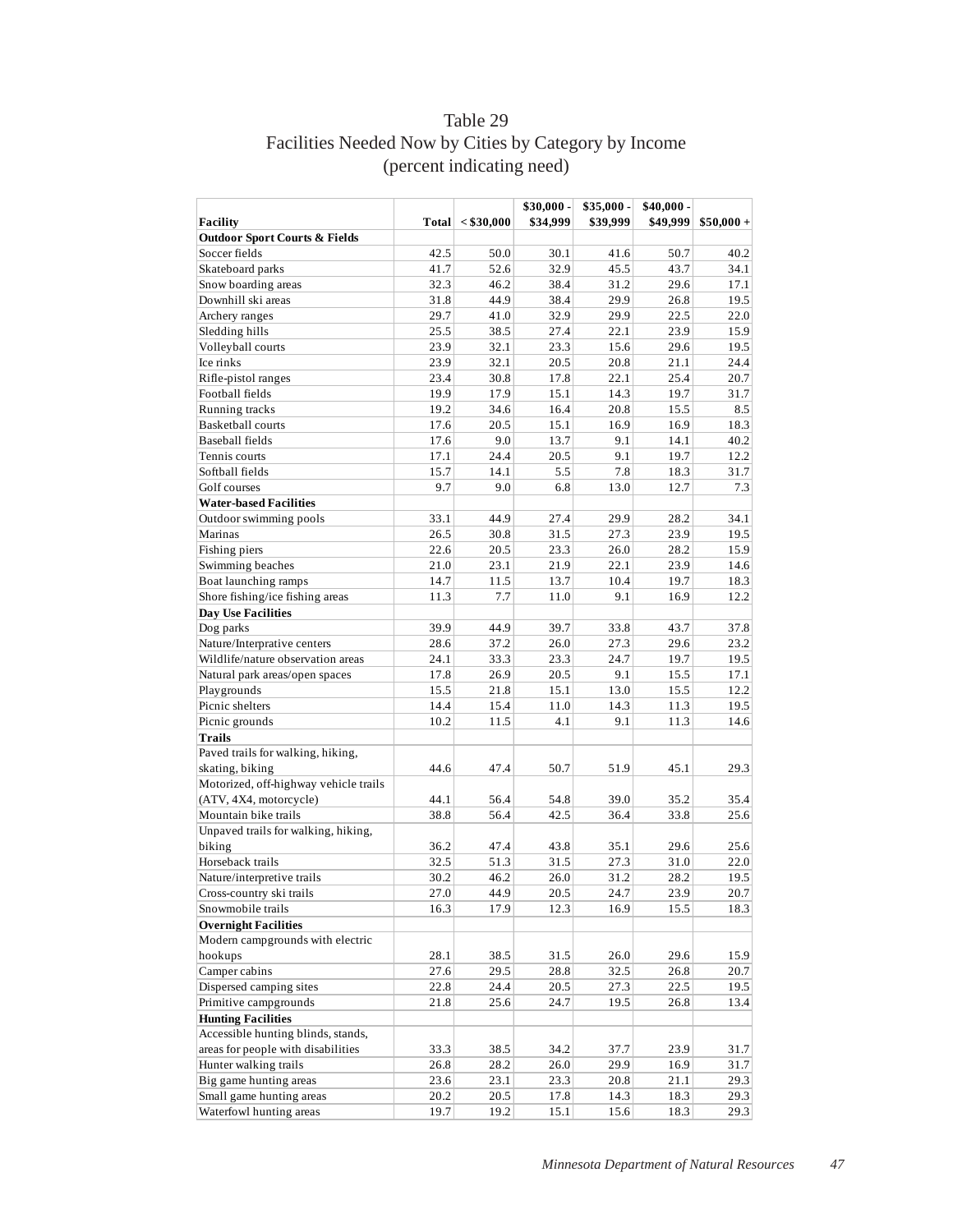# Table 29
## Facilities Needed Now by Cities by Category by Income
### (percent indicating need)

| Facility | Total | < $30,000 | $30,000 - $34,999 | $35,000 - $39,999 | $40,000 - $49,999 | $50,000 + |
|---|---|---|---|---|---|---|
| **Outdoor Sport Courts & Fields** | | | | | | |
| Soccer fields | 42.5 | 50.0 | 30.1 | 41.6 | 50.7 | 40.2 |
| Skateboard parks | 41.7 | 52.6 | 32.9 | 45.5 | 43.7 | 34.1 |
| Snow boarding areas | 32.3 | 46.2 | 38.4 | 31.2 | 29.6 | 17.1 |
| Downhill ski areas | 31.8 | 44.9 | 38.4 | 29.9 | 26.8 | 19.5 |
| Archery ranges | 29.7 | 41.0 | 32.9 | 29.9 | 22.5 | 22.0 |
| Sledding hills | 25.5 | 38.5 | 27.4 | 22.1 | 23.9 | 15.9 |
| Volleyball courts | 23.9 | 32.1 | 23.3 | 15.6 | 29.6 | 19.5 |
| Ice rinks | 23.9 | 32.1 | 20.5 | 20.8 | 21.1 | 24.4 |
| Rifle-pistol ranges | 23.4 | 30.8 | 17.8 | 22.1 | 25.4 | 20.7 |
| Football fields | 19.9 | 17.9 | 15.1 | 14.3 | 19.7 | 31.7 |
| Running tracks | 19.2 | 34.6 | 16.4 | 20.8 | 15.5 | 8.5 |
| Basketball courts | 17.6 | 20.5 | 15.1 | 16.9 | 16.9 | 18.3 |
| Baseball fields | 17.6 | 9.0 | 13.7 | 9.1 | 14.1 | 40.2 |
| Tennis courts | 17.1 | 24.4 | 20.5 | 9.1 | 19.7 | 12.2 |
| Softball fields | 15.7 | 14.1 | 5.5 | 7.8 | 18.3 | 31.7 |
| Golf courses | 9.7 | 9.0 | 6.8 | 13.0 | 12.7 | 7.3 |
| **Water-based Facilities** | | | | | | |
| Outdoor swimming pools | 33.1 | 44.9 | 27.4 | 29.9 | 28.2 | 34.1 |
| Marinas | 26.5 | 30.8 | 31.5 | 27.3 | 23.9 | 19.5 |
| Fishing piers | 22.6 | 20.5 | 23.3 | 26.0 | 28.2 | 15.9 |
| Swimming beaches | 21.0 | 23.1 | 21.9 | 22.1 | 23.9 | 14.6 |
| Boat launching ramps | 14.7 | 11.5 | 13.7 | 10.4 | 19.7 | 18.3 |
| Shore fishing/ice fishing areas | 11.3 | 7.7 | 11.0 | 9.1 | 16.9 | 12.2 |
| **Day Use Facilities** | | | | | | |
| Dog parks | 39.9 | 44.9 | 39.7 | 33.8 | 43.7 | 37.8 |
| Nature/Interprative centers | 28.6 | 37.2 | 26.0 | 27.3 | 29.6 | 23.2 |
| Wildlife/nature observation areas | 24.1 | 33.3 | 23.3 | 24.7 | 19.7 | 19.5 |
| Natural park areas/open spaces | 17.8 | 26.9 | 20.5 | 9.1 | 15.5 | 17.1 |
| Playgrounds | 15.5 | 21.8 | 15.1 | 13.0 | 15.5 | 12.2 |
| Picnic shelters | 14.4 | 15.4 | 11.0 | 14.3 | 11.3 | 19.5 |
| Picnic grounds | 10.2 | 11.5 | 4.1 | 9.1 | 11.3 | 14.6 |
| **Trails** | | | | | | |
| Paved trails for walking, hiking, skating, biking | 44.6 | 47.4 | 50.7 | 51.9 | 45.1 | 29.3 |
| Motorized, off-highway vehicle trails (ATV, 4X4, motorcycle) | 44.1 | 56.4 | 54.8 | 39.0 | 35.2 | 35.4 |
| Mountain bike trails | 38.8 | 56.4 | 42.5 | 36.4 | 33.8 | 25.6 |
| Unpaved trails for walking, hiking, biking | 36.2 | 47.4 | 43.8 | 35.1 | 29.6 | 25.6 |
| Horseback trails | 32.5 | 51.3 | 31.5 | 27.3 | 31.0 | 22.0 |
| Nature/interpretive trails | 30.2 | 46.2 | 26.0 | 31.2 | 28.2 | 19.5 |
| Cross-country ski trails | 27.0 | 44.9 | 20.5 | 24.7 | 23.9 | 20.7 |
| Snowmobile trails | 16.3 | 17.9 | 12.3 | 16.9 | 15.5 | 18.3 |
| **Overnight Facilities** | | | | | | |
| Modern campgrounds with electric hookups | 28.1 | 38.5 | 31.5 | 26.0 | 29.6 | 15.9 |
| Camper cabins | 27.6 | 29.5 | 28.8 | 32.5 | 26.8 | 20.7 |
| Dispersed camping sites | 22.8 | 24.4 | 20.5 | 27.3 | 22.5 | 19.5 |
| Primitive campgrounds | 21.8 | 25.6 | 24.7 | 19.5 | 26.8 | 13.4 |
| **Hunting Facilities** | | | | | | |
| Accessible hunting blinds, stands, areas for people with disabilities | 33.3 | 38.5 | 34.2 | 37.7 | 23.9 | 31.7 |
| Hunter walking trails | 26.8 | 28.2 | 26.0 | 29.9 | 16.9 | 31.7 |
| Big game hunting areas | 23.6 | 23.1 | 23.3 | 20.8 | 21.1 | 29.3 |
| Small game hunting areas | 20.2 | 20.5 | 17.8 | 14.3 | 18.3 | 29.3 |
| Waterfowl hunting areas | 19.7 | 19.2 | 15.1 | 15.6 | 18.3 | 29.3 |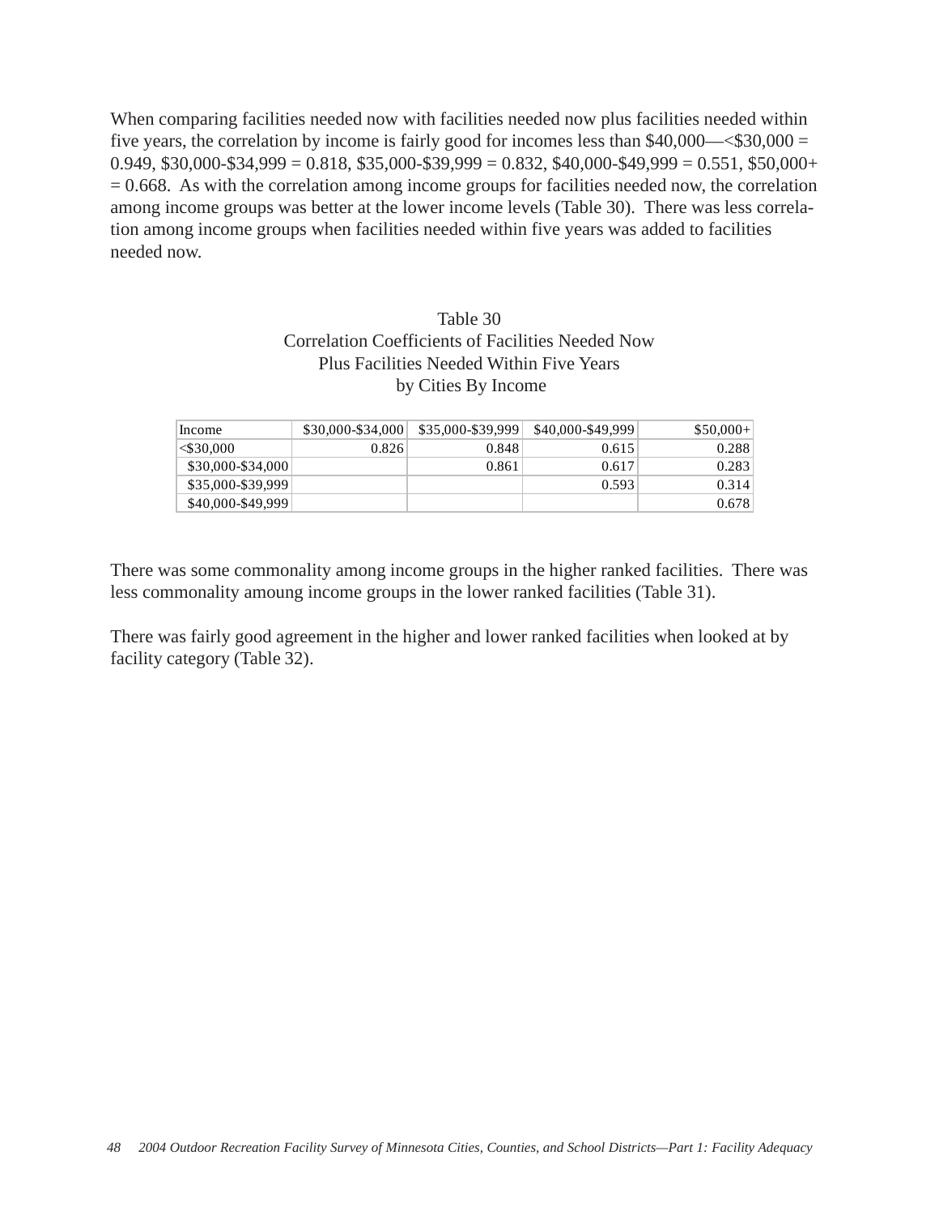When comparing facilities needed now with facilities needed now plus facilities needed within five years, the correlation by income is fairly good for incomes less than $40,000—<$30,000 = 0.949, $30,000-$34,999 = 0.818, $35,000-$39,999 = 0.832, $40,000-$49,999 = 0.551, $50,000+ = 0.668. As with the correlation among income groups for facilities needed now, the correlation among income groups was better at the lower income levels (Table 30). There was less correlation among income groups when facilities needed within five years was added to facilities needed now.

Table 30
Correlation Coefficients of Facilities Needed Now
Plus Facilities Needed Within Five Years
by Cities By Income

| Income | $30,000-$34,000 | $35,000-$39,999 | $40,000-$49,999 | $50,000+ |
|---|---|---|---|---|
| <$30,000 | 0.826 | 0.848 | 0.615 | 0.288 |
| $30,000-$34,000 | | 0.861 | 0.617 | 0.283 |
| $35,000-$39,999 | | | 0.593 | 0.314 |
| $40,000-$49,999 | | | | 0.678 |

There was some commonality among income groups in the higher ranked facilities. There was less commonality amoung income groups in the lower ranked facilities (Table 31).

There was fairly good agreement in the higher and lower ranked facilities when looked at by facility category (Table 32).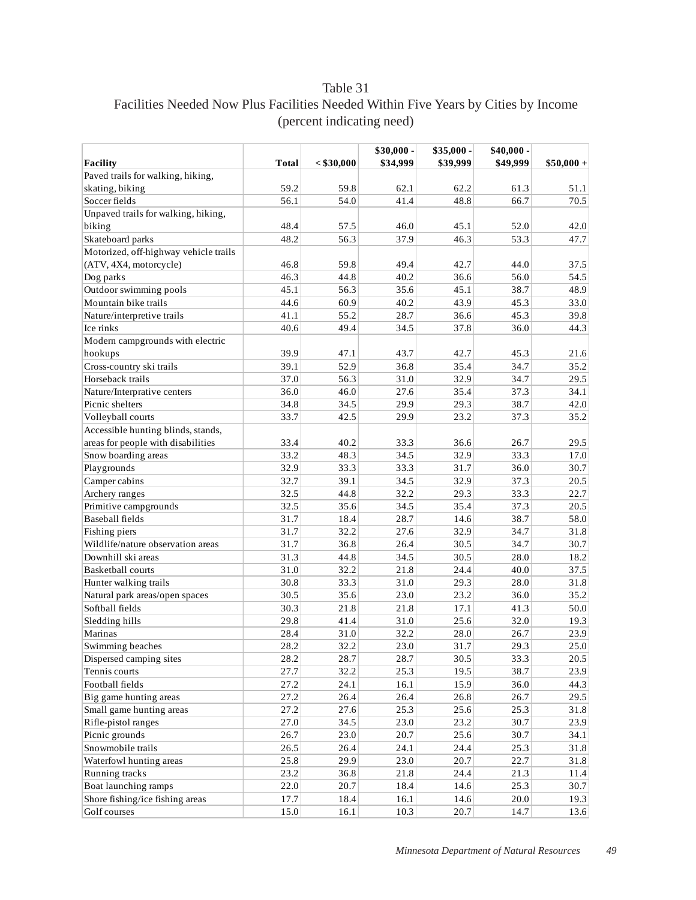# Table 31
## Facilities Needed Now Plus Facilities Needed Within Five Years by Cities by Income
### (percent indicating need)

| Facility | Total | < $30,000 | $30,000 - $34,999 | $35,000 - $39,999 | $40,000 - $49,999 | $50,000 + |
|---|---|---|---|---|---|---|
| Paved trails for walking, hiking, skating, biking | 59.2 | 59.8 | 62.1 | 62.2 | 61.3 | 51.1 |
| Soccer fields | 56.1 | 54.0 | 41.4 | 48.8 | 66.7 | 70.5 |
| Unpaved trails for walking, hiking, biking | 48.4 | 57.5 | 46.0 | 45.1 | 52.0 | 42.0 |
| Skateboard parks | 48.2 | 56.3 | 37.9 | 46.3 | 53.3 | 47.7 |
| Motorized, off-highway vehicle trails (ATV, 4X4, motorcycle) | 46.8 | 59.8 | 49.4 | 42.7 | 44.0 | 37.5 |
| Dog parks | 46.3 | 44.8 | 40.2 | 36.6 | 56.0 | 54.5 |
| Outdoor swimming pools | 45.1 | 56.3 | 35.6 | 45.1 | 38.7 | 48.9 |
| Mountain bike trails | 44.6 | 60.9 | 40.2 | 43.9 | 45.3 | 33.0 |
| Nature/interpretive trails | 41.1 | 55.2 | 28.7 | 36.6 | 45.3 | 39.8 |
| Ice rinks | 40.6 | 49.4 | 34.5 | 37.8 | 36.0 | 44.3 |
| Modern campgrounds with electric hookups | 39.9 | 47.1 | 43.7 | 42.7 | 45.3 | 21.6 |
| Cross-country ski trails | 39.1 | 52.9 | 36.8 | 35.4 | 34.7 | 35.2 |
| Horseback trails | 37.0 | 56.3 | 31.0 | 32.9 | 34.7 | 29.5 |
| Nature/Interprative centers | 36.0 | 46.0 | 27.6 | 35.4 | 37.3 | 34.1 |
| Picnic shelters | 34.8 | 34.5 | 29.9 | 29.3 | 38.7 | 42.0 |
| Volleyball courts | 33.7 | 42.5 | 29.9 | 23.2 | 37.3 | 35.2 |
| Accessible hunting blinds, stands, areas for people with disabilities | 33.4 | 40.2 | 33.3 | 36.6 | 26.7 | 29.5 |
| Snow boarding areas | 33.2 | 48.3 | 34.5 | 32.9 | 33.3 | 17.0 |
| Playgrounds | 32.9 | 33.3 | 33.3 | 31.7 | 36.0 | 30.7 |
| Camper cabins | 32.7 | 39.1 | 34.5 | 32.9 | 37.3 | 20.5 |
| Archery ranges | 32.5 | 44.8 | 32.2 | 29.3 | 33.3 | 22.7 |
| Primitive campgrounds | 32.5 | 35.6 | 34.5 | 35.4 | 37.3 | 20.5 |
| Baseball fields | 31.7 | 18.4 | 28.7 | 14.6 | 38.7 | 58.0 |
| Fishing piers | 31.7 | 32.2 | 27.6 | 32.9 | 34.7 | 31.8 |
| Wildlife/nature observation areas | 31.7 | 36.8 | 26.4 | 30.5 | 34.7 | 30.7 |
| Downhill ski areas | 31.3 | 44.8 | 34.5 | 30.5 | 28.0 | 18.2 |
| Basketball courts | 31.0 | 32.2 | 21.8 | 24.4 | 40.0 | 37.5 |
| Hunter walking trails | 30.8 | 33.3 | 31.0 | 29.3 | 28.0 | 31.8 |
| Natural park areas/open spaces | 30.5 | 35.6 | 23.0 | 23.2 | 36.0 | 35.2 |
| Softball fields | 30.3 | 21.8 | 21.8 | 17.1 | 41.3 | 50.0 |
| Sledding hills | 29.8 | 41.4 | 31.0 | 25.6 | 32.0 | 19.3 |
| Marinas | 28.4 | 31.0 | 32.2 | 28.0 | 26.7 | 23.9 |
| Swimming beaches | 28.2 | 32.2 | 23.0 | 31.7 | 29.3 | 25.0 |
| Dispersed camping sites | 28.2 | 28.7 | 28.7 | 30.5 | 33.3 | 20.5 |
| Tennis courts | 27.7 | 32.2 | 25.3 | 19.5 | 38.7 | 23.9 |
| Football fields | 27.2 | 24.1 | 16.1 | 15.9 | 36.0 | 44.3 |
| Big game hunting areas | 27.2 | 26.4 | 26.4 | 26.8 | 26.7 | 29.5 |
| Small game hunting areas | 27.2 | 27.6 | 25.3 | 25.6 | 25.3 | 31.8 |
| Rifle-pistol ranges | 27.0 | 34.5 | 23.0 | 23.2 | 30.7 | 23.9 |
| Picnic grounds | 26.7 | 23.0 | 20.7 | 25.6 | 30.7 | 34.1 |
| Snowmobile trails | 26.5 | 26.4 | 24.1 | 24.4 | 25.3 | 31.8 |
| Waterfowl hunting areas | 25.8 | 29.9 | 23.0 | 20.7 | 22.7 | 31.8 |
| Running tracks | 23.2 | 36.8 | 21.8 | 24.4 | 21.3 | 11.4 |
| Boat launching ramps | 22.0 | 20.7 | 18.4 | 14.6 | 25.3 | 30.7 |
| Shore fishing/ice fishing areas | 17.7 | 18.4 | 16.1 | 14.6 | 20.0 | 19.3 |
| Golf courses | 15.0 | 16.1 | 10.3 | 20.7 | 14.7 | 13.6 |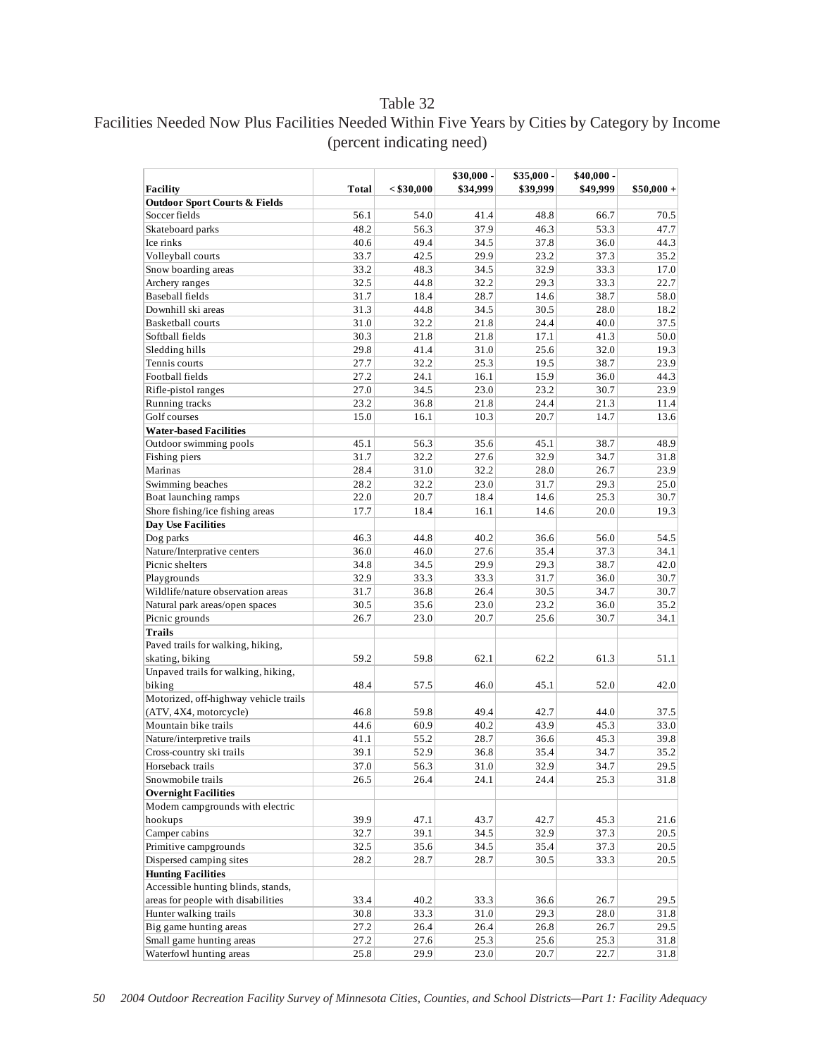# Table 32

## Facilities Needed Now Plus Facilities Needed Within Five Years by Cities by Category by Income (percent indicating need)

| Facility | Total | < $30,000 | $30,000 - $34,999 | $35,000 - $39,999 | $40,000 - $49,999 | $50,000 + |
|---|---|---|---|---|---|---|
| **Outdoor Sport Courts & Fields** | | | | | | |
| Soccer fields | 56.1 | 54.0 | 41.4 | 48.8 | 66.7 | 70.5 |
| Skateboard parks | 48.2 | 56.3 | 37.9 | 46.3 | 53.3 | 47.7 |
| Ice rinks | 40.6 | 49.4 | 34.5 | 37.8 | 36.0 | 44.3 |
| Volleyball courts | 33.7 | 42.5 | 29.9 | 23.2 | 37.3 | 35.2 |
| Snow boarding areas | 33.2 | 48.3 | 34.5 | 32.9 | 33.3 | 17.0 |
| Archery ranges | 32.5 | 44.8 | 32.2 | 29.3 | 33.3 | 22.7 |
| Baseball fields | 31.7 | 18.4 | 28.7 | 14.6 | 38.7 | 58.0 |
| Downhill ski areas | 31.3 | 44.8 | 34.5 | 30.5 | 28.0 | 18.2 |
| Basketball courts | 31.0 | 32.2 | 21.8 | 24.4 | 40.0 | 37.5 |
| Softball fields | 30.3 | 21.8 | 21.8 | 17.1 | 41.3 | 50.0 |
| Sledding hills | 29.8 | 41.4 | 31.0 | 25.6 | 32.0 | 19.3 |
| Tennis courts | 27.7 | 32.2 | 25.3 | 19.5 | 38.7 | 23.9 |
| Football fields | 27.2 | 24.1 | 16.1 | 15.9 | 36.0 | 44.3 |
| Rifle-pistol ranges | 27.0 | 34.5 | 23.0 | 23.2 | 30.7 | 23.9 |
| Running tracks | 23.2 | 36.8 | 21.8 | 24.4 | 21.3 | 11.4 |
| Golf courses | 15.0 | 16.1 | 10.3 | 20.7 | 14.7 | 13.6 |
| **Water-based Facilities** | | | | | | |
| Outdoor swimming pools | 45.1 | 56.3 | 35.6 | 45.1 | 38.7 | 48.9 |
| Fishing piers | 31.7 | 32.2 | 27.6 | 32.9 | 34.7 | 31.8 |
| Marinas | 28.4 | 31.0 | 32.2 | 28.0 | 26.7 | 23.9 |
| Swimming beaches | 28.2 | 32.2 | 23.0 | 31.7 | 29.3 | 25.0 |
| Boat launching ramps | 22.0 | 20.7 | 18.4 | 14.6 | 25.3 | 30.7 |
| Shore fishing/ice fishing areas | 17.7 | 18.4 | 16.1 | 14.6 | 20.0 | 19.3 |
| **Day Use Facilities** | | | | | | |
| Dog parks | 46.3 | 44.8 | 40.2 | 36.6 | 56.0 | 54.5 |
| Nature/Interpretative centers | 36.0 | 46.0 | 27.6 | 35.4 | 37.3 | 34.1 |
| Picnic shelters | 34.8 | 34.5 | 29.9 | 29.3 | 38.7 | 42.0 |
| Playgrounds | 32.9 | 33.3 | 33.3 | 31.7 | 36.0 | 30.7 |
| Wildlife/nature observation areas | 31.7 | 36.8 | 26.4 | 30.5 | 34.7 | 30.7 |
| Natural park areas/open spaces | 30.5 | 35.6 | 23.0 | 23.2 | 36.0 | 35.2 |
| Picnic grounds | 26.7 | 23.0 | 20.7 | 25.6 | 30.7 | 34.1 |
| **Trails** | | | | | | |
| Paved trails for walking, hiking, skating, biking | 59.2 | 59.8 | 62.1 | 62.2 | 61.3 | 51.1 |
| Unpaved trails for walking, hiking, biking | 48.4 | 57.5 | 46.0 | 45.1 | 52.0 | 42.0 |
| Motorized, off-highway vehicle trails (ATV, 4X4, motorcycle) | 46.8 | 59.8 | 49.4 | 42.7 | 44.0 | 37.5 |
| Mountain bike trails | 44.6 | 60.9 | 40.2 | 43.9 | 45.3 | 33.0 |
| Nature/interpretive trails | 41.1 | 55.2 | 28.7 | 36.6 | 45.3 | 39.8 |
| Cross-country ski trails | 39.1 | 52.9 | 36.8 | 35.4 | 34.7 | 35.2 |
| Horseback trails | 37.0 | 56.3 | 31.0 | 32.9 | 34.7 | 29.5 |
| Snowmobile trails | 26.5 | 26.4 | 24.1 | 24.4 | 25.3 | 31.8 |
| **Overnight Facilities** | | | | | | |
| Modern campgrounds with electric hookups | 39.9 | 47.1 | 43.7 | 42.7 | 45.3 | 21.6 |
| Camper cabins | 32.7 | 39.1 | 34.5 | 32.9 | 37.3 | 20.5 |
| Primitive campgrounds | 32.5 | 35.6 | 34.5 | 35.4 | 37.3 | 20.5 |
| Dispersed camping sites | 28.2 | 28.7 | 28.7 | 30.5 | 33.3 | 20.5 |
| **Hunting Facilities** | | | | | | |
| Accessible hunting blinds, stands, areas for people with disabilities | 33.4 | 40.2 | 33.3 | 36.6 | 26.7 | 29.5 |
| Hunter walking trails | 30.8 | 33.3 | 31.0 | 29.3 | 28.0 | 31.8 |
| Big game hunting areas | 27.2 | 26.4 | 26.4 | 26.8 | 26.7 | 29.5 |
| Small game hunting areas | 27.2 | 27.6 | 25.3 | 25.6 | 25.3 | 31.8 |
| Waterfowl hunting areas | 25.8 | 29.9 | 23.0 | 20.7 | 22.7 | 31.8 |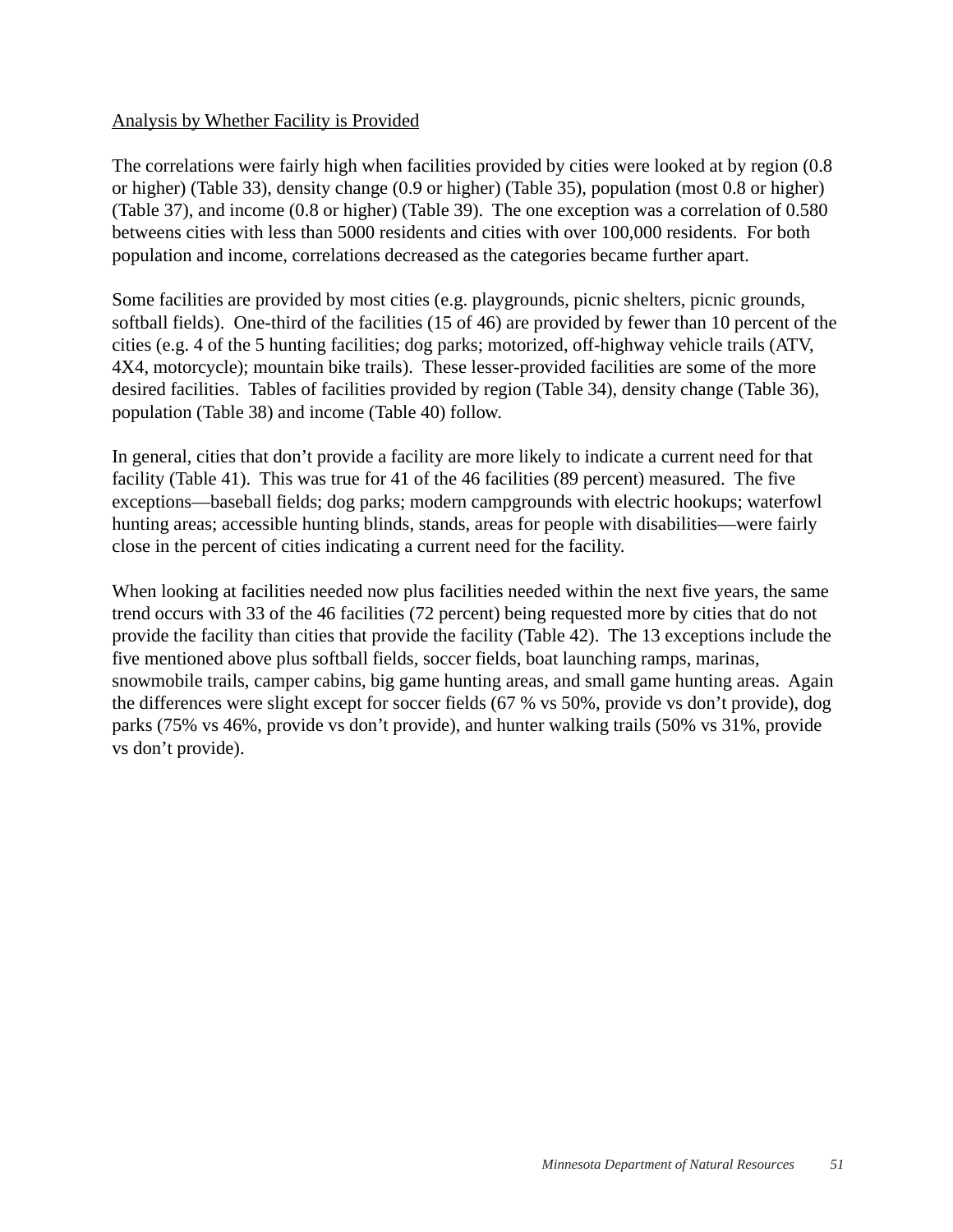Analysis by Whether Facility is Provided

The correlations were fairly high when facilities provided by cities were looked at by region (0.8 or higher) (Table 33), density change (0.9 or higher) (Table 35), population (most 0.8 or higher) (Table 37), and income (0.8 or higher) (Table 39). The one exception was a correlation of 0.580 betweens cities with less than 5000 residents and cities with over 100,000 residents. For both population and income, correlations decreased as the categories became further apart.

Some facilities are provided by most cities (e.g. playgrounds, picnic shelters, picnic grounds, softball fields). One-third of the facilities (15 of 46) are provided by fewer than 10 percent of the cities (e.g. 4 of the 5 hunting facilities; dog parks; motorized, off-highway vehicle trails (ATV, 4X4, motorcycle); mountain bike trails). These lesser-provided facilities are some of the more desired facilities. Tables of facilities provided by region (Table 34), density change (Table 36), population (Table 38) and income (Table 40) follow.

In general, cities that don't provide a facility are more likely to indicate a current need for that facility (Table 41). This was true for 41 of the 46 facilities (89 percent) measured. The five exceptions—baseball fields; dog parks; modern campgrounds with electric hookups; waterfowl hunting areas; accessible hunting blinds, stands, areas for people with disabilities—were fairly close in the percent of cities indicating a current need for the facility.

When looking at facilities needed now plus facilities needed within the next five years, the same trend occurs with 33 of the 46 facilities (72 percent) being requested more by cities that do not provide the facility than cities that provide the facility (Table 42). The 13 exceptions include the five mentioned above plus softball fields, soccer fields, boat launching ramps, marinas, snowmobile trails, camper cabins, big game hunting areas, and small game hunting areas. Again the differences were slight except for soccer fields (67 % vs 50%, provide vs don't provide), dog parks (75% vs 46%, provide vs don't provide), and hunter walking trails (50% vs 31%, provide vs don't provide).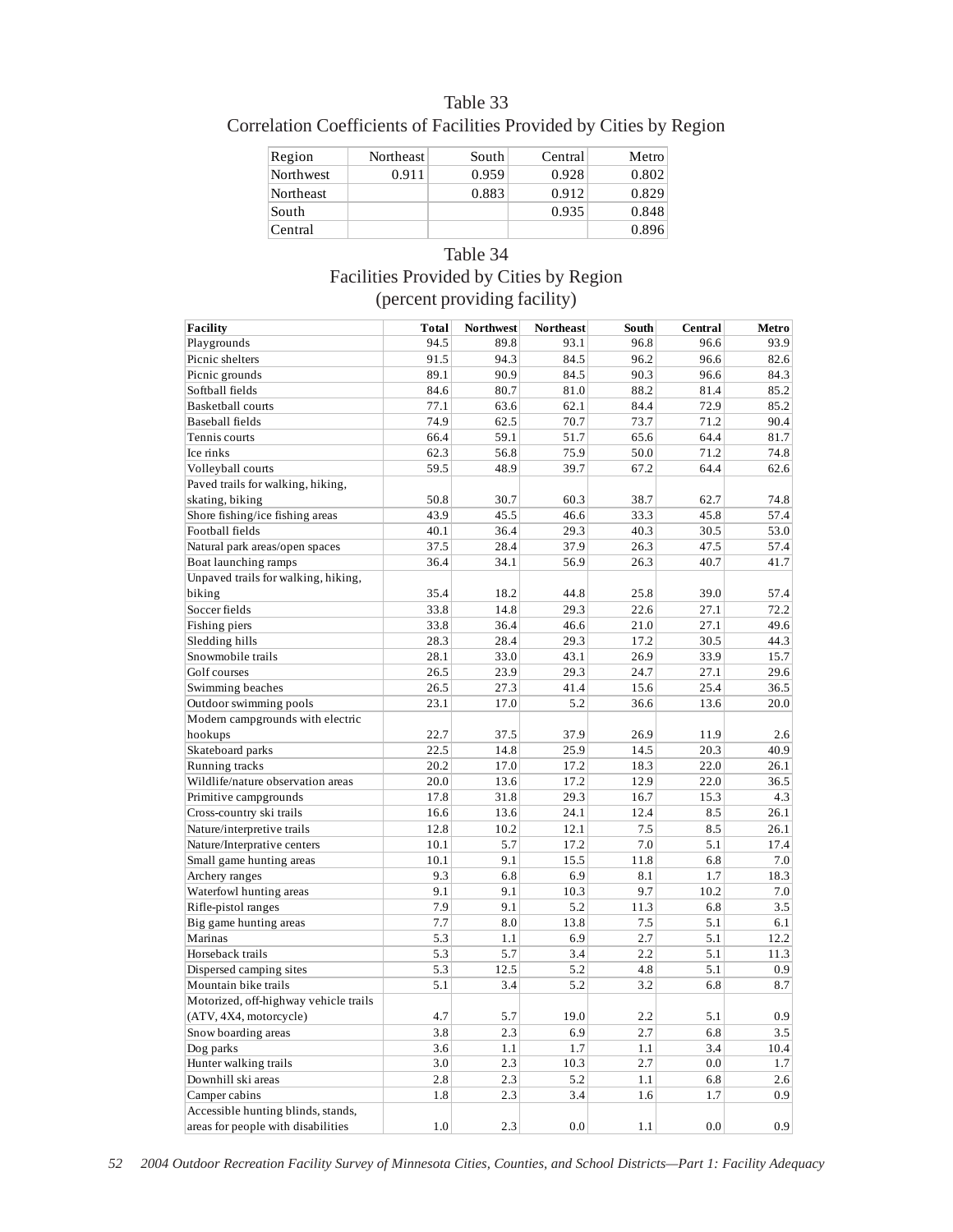## Table 33
### Correlation Coefficients of Facilities Provided by Cities by Region

| Region | Northeast | South | Central | Metro |
|---|---|---|---|---|
| Northwest | 0.911 | 0.959 | 0.928 | 0.802 |
| Northeast | | 0.883 | 0.912 | 0.829 |
| South | | | 0.935 | 0.848 |
| Central | | | | 0.896 |

## Table 34
### Facilities Provided by Cities by Region
### (percent providing facility)

| Facility | Total | Northwest | Northeast | South | Central | Metro |
|---|---|---|---|---|---|---|
| Playgrounds | 94.5 | 89.8 | 93.1 | 96.8 | 96.6 | 93.9 |
| Picnic shelters | 91.5 | 94.3 | 84.5 | 96.2 | 96.6 | 82.6 |
| Picnic grounds | 89.1 | 90.9 | 84.5 | 90.3 | 96.6 | 84.3 |
| Softball fields | 84.6 | 80.7 | 81.0 | 88.2 | 81.4 | 85.2 |
| Basketball courts | 77.1 | 63.6 | 62.1 | 84.4 | 72.9 | 85.2 |
| Baseball fields | 74.9 | 62.5 | 70.7 | 73.7 | 71.2 | 90.4 |
| Tennis courts | 66.4 | 59.1 | 51.7 | 65.6 | 64.4 | 81.7 |
| Ice rinks | 62.3 | 56.8 | 75.9 | 50.0 | 71.2 | 74.8 |
| Volleyball courts | 59.5 | 48.9 | 39.7 | 67.2 | 64.4 | 62.6 |
| Paved trails for walking, hiking, skating, biking | 50.8 | 30.7 | 60.3 | 38.7 | 62.7 | 74.8 |
| Shore fishing/ice fishing areas | 43.9 | 45.5 | 46.6 | 33.3 | 45.8 | 57.4 |
| Football fields | 40.1 | 36.4 | 29.3 | 40.3 | 30.5 | 53.0 |
| Natural park areas/open spaces | 37.5 | 28.4 | 37.9 | 26.3 | 47.5 | 57.4 |
| Boat launching ramps | 36.4 | 34.1 | 56.9 | 26.3 | 40.7 | 41.7 |
| Unpaved trails for walking, hiking, biking | 35.4 | 18.2 | 44.8 | 25.8 | 39.0 | 57.4 |
| Soccer fields | 33.8 | 14.8 | 29.3 | 22.6 | 27.1 | 72.2 |
| Fishing piers | 33.8 | 36.4 | 46.6 | 21.0 | 27.1 | 49.6 |
| Sledding hills | 28.3 | 28.4 | 29.3 | 17.2 | 30.5 | 44.3 |
| Snowmobile trails | 28.1 | 33.0 | 43.1 | 26.9 | 33.9 | 15.7 |
| Golf courses | 26.5 | 23.9 | 29.3 | 24.7 | 27.1 | 29.6 |
| Swimming beaches | 26.5 | 27.3 | 41.4 | 15.6 | 25.4 | 36.5 |
| Outdoor swimming pools | 23.1 | 17.0 | 5.2 | 36.6 | 13.6 | 20.0 |
| Modern campgrounds with electric hookups | 22.7 | 37.5 | 37.9 | 26.9 | 11.9 | 2.6 |
| Skateboard parks | 22.5 | 14.8 | 25.9 | 14.5 | 20.3 | 40.9 |
| Running tracks | 20.2 | 17.0 | 17.2 | 18.3 | 22.0 | 26.1 |
| Wildlife/nature observation areas | 20.0 | 13.6 | 17.2 | 12.9 | 22.0 | 36.5 |
| Primitive campgrounds | 17.8 | 31.8 | 29.3 | 16.7 | 15.3 | 4.3 |
| Cross-country ski trails | 16.6 | 13.6 | 24.1 | 12.4 | 8.5 | 26.1 |
| Nature/interpretive trails | 12.8 | 10.2 | 12.1 | 7.5 | 8.5 | 26.1 |
| Nature/Interprative centers | 10.1 | 5.7 | 17.2 | 7.0 | 5.1 | 17.4 |
| Small game hunting areas | 10.1 | 9.1 | 15.5 | 11.8 | 6.8 | 7.0 |
| Archery ranges | 9.3 | 6.8 | 6.9 | 8.1 | 1.7 | 18.3 |
| Waterfowl hunting areas | 9.1 | 9.1 | 10.3 | 9.7 | 10.2 | 7.0 |
| Rifle-pistol ranges | 7.9 | 9.1 | 5.2 | 11.3 | 6.8 | 3.5 |
| Big game hunting areas | 7.7 | 8.0 | 13.8 | 7.5 | 5.1 | 6.1 |
| Marinas | 5.3 | 1.1 | 6.9 | 2.7 | 5.1 | 12.2 |
| Horseback trails | 5.3 | 5.7 | 3.4 | 2.2 | 5.1 | 11.3 |
| Dispersed camping sites | 5.3 | 12.5 | 5.2 | 4.8 | 5.1 | 0.9 |
| Mountain bike trails | 5.1 | 3.4 | 5.2 | 3.2 | 6.8 | 8.7 |
| Motorized, off-highway vehicle trails (ATV, 4X4, motorcycle) | 4.7 | 5.7 | 19.0 | 2.2 | 5.1 | 0.9 |
| Snow boarding areas | 3.8 | 2.3 | 6.9 | 2.7 | 6.8 | 3.5 |
| Dog parks | 3.6 | 1.1 | 1.7 | 1.1 | 3.4 | 10.4 |
| Hunter walking trails | 3.0 | 2.3 | 10.3 | 2.7 | 0.0 | 1.7 |
| Downhill ski areas | 2.8 | 2.3 | 5.2 | 1.1 | 6.8 | 2.6 |
| Camper cabins | 1.8 | 2.3 | 3.4 | 1.6 | 1.7 | 0.9 |
| Accessible hunting blinds, stands, areas for people with disabilities | 1.0 | 2.3 | 0.0 | 1.1 | 0.0 | 0.9 |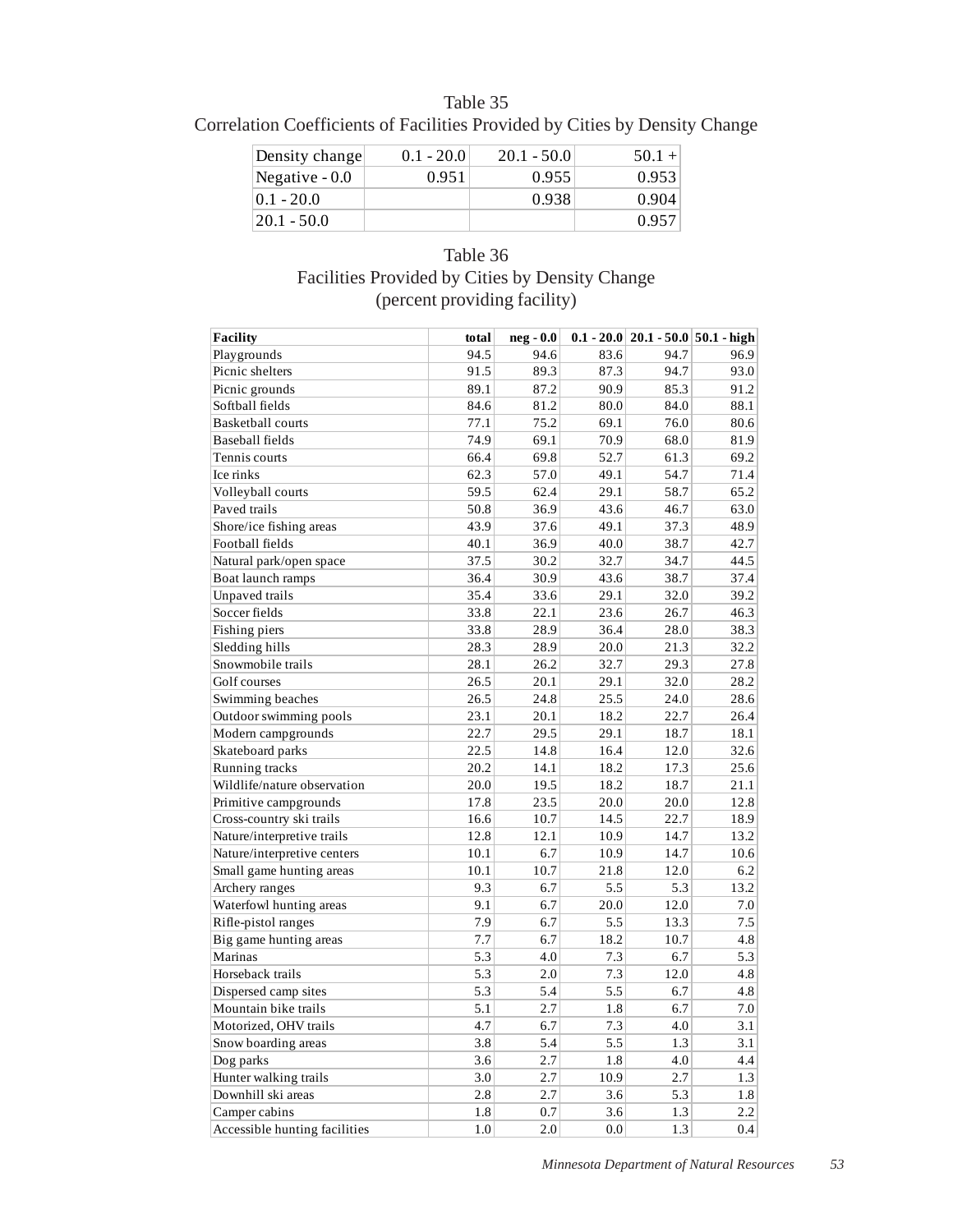Table 35

Correlation Coefficients of Facilities Provided by Cities by Density Change

| Density change | 0.1 - 20.0 | 20.1 - 50.0 | 50.1 + |
|---|---|---|---|
| Negative - 0.0 | 0.951 | 0.955 | 0.953 |
| 0.1 - 20.0 | | 0.938 | 0.904 |
| 20.1 - 50.0 | | | 0.957 |

Table 36

Facilities Provided by Cities by Density Change

(percent providing facility)

| Facility | total | neg - 0.0 | 0.1 - 20.0 | 20.1 - 50.0 | 50.1 - high |
|---|---|---|---|---|---|
| Playgrounds | 94.5 | 94.6 | 83.6 | 94.7 | 96.9 |
| Picnic shelters | 91.5 | 89.3 | 87.3 | 94.7 | 93.0 |
| Picnic grounds | 89.1 | 87.2 | 90.9 | 85.3 | 91.2 |
| Softball fields | 84.6 | 81.2 | 80.0 | 84.0 | 88.1 |
| Basketball courts | 77.1 | 75.2 | 69.1 | 76.0 | 80.6 |
| Baseball fields | 74.9 | 69.1 | 70.9 | 68.0 | 81.9 |
| Tennis courts | 66.4 | 69.8 | 52.7 | 61.3 | 69.2 |
| Ice rinks | 62.3 | 57.0 | 49.1 | 54.7 | 71.4 |
| Volleyball courts | 59.5 | 62.4 | 29.1 | 58.7 | 65.2 |
| Paved trails | 50.8 | 36.9 | 43.6 | 46.7 | 63.0 |
| Shore/ice fishing areas | 43.9 | 37.6 | 49.1 | 37.3 | 48.9 |
| Football fields | 40.1 | 36.9 | 40.0 | 38.7 | 42.7 |
| Natural park/open space | 37.5 | 30.2 | 32.7 | 34.7 | 44.5 |
| Boat launch ramps | 36.4 | 30.9 | 43.6 | 38.7 | 37.4 |
| Unpaved trails | 35.4 | 33.6 | 29.1 | 32.0 | 39.2 |
| Soccer fields | 33.8 | 22.1 | 23.6 | 26.7 | 46.3 |
| Fishing piers | 33.8 | 28.9 | 36.4 | 28.0 | 38.3 |
| Sledding hills | 28.3 | 28.9 | 20.0 | 21.3 | 32.2 |
| Snowmobile trails | 28.1 | 26.2 | 32.7 | 29.3 | 27.8 |
| Golf courses | 26.5 | 20.1 | 29.1 | 32.0 | 28.2 |
| Swimming beaches | 26.5 | 24.8 | 25.5 | 24.0 | 28.6 |
| Outdoor swimming pools | 23.1 | 20.1 | 18.2 | 22.7 | 26.4 |
| Modern campgrounds | 22.7 | 29.5 | 29.1 | 18.7 | 18.1 |
| Skateboard parks | 22.5 | 14.8 | 16.4 | 12.0 | 32.6 |
| Running tracks | 20.2 | 14.1 | 18.2 | 17.3 | 25.6 |
| Wildlife/nature observation | 20.0 | 19.5 | 18.2 | 18.7 | 21.1 |
| Primitive campgrounds | 17.8 | 23.5 | 20.0 | 20.0 | 12.8 |
| Cross-country ski trails | 16.6 | 10.7 | 14.5 | 22.7 | 18.9 |
| Nature/interpretive trails | 12.8 | 12.1 | 10.9 | 14.7 | 13.2 |
| Nature/interpretive centers | 10.1 | 6.7 | 10.9 | 14.7 | 10.6 |
| Small game hunting areas | 10.1 | 10.7 | 21.8 | 12.0 | 6.2 |
| Archery ranges | 9.3 | 6.7 | 5.5 | 5.3 | 13.2 |
| Waterfowl hunting areas | 9.1 | 6.7 | 20.0 | 12.0 | 7.0 |
| Rifle-pistol ranges | 7.9 | 6.7 | 5.5 | 13.3 | 7.5 |
| Big game hunting areas | 7.7 | 6.7 | 18.2 | 10.7 | 4.8 |
| Marinas | 5.3 | 4.0 | 7.3 | 6.7 | 5.3 |
| Horseback trails | 5.3 | 2.0 | 7.3 | 12.0 | 4.8 |
| Dispersed camp sites | 5.3 | 5.4 | 5.5 | 6.7 | 4.8 |
| Mountain bike trails | 5.1 | 2.7 | 1.8 | 6.7 | 7.0 |
| Motorized, OHV trails | 4.7 | 6.7 | 7.3 | 4.0 | 3.1 |
| Snow boarding areas | 3.8 | 5.4 | 5.5 | 1.3 | 3.1 |
| Dog parks | 3.6 | 2.7 | 1.8 | 4.0 | 4.4 |
| Hunter walking trails | 3.0 | 2.7 | 10.9 | 2.7 | 1.3 |
| Downhill ski areas | 2.8 | 2.7 | 3.6 | 5.3 | 1.8 |
| Camper cabins | 1.8 | 0.7 | 3.6 | 1.3 | 2.2 |
| Accessible hunting facilities | 1.0 | 2.0 | 0.0 | 1.3 | 0.4 |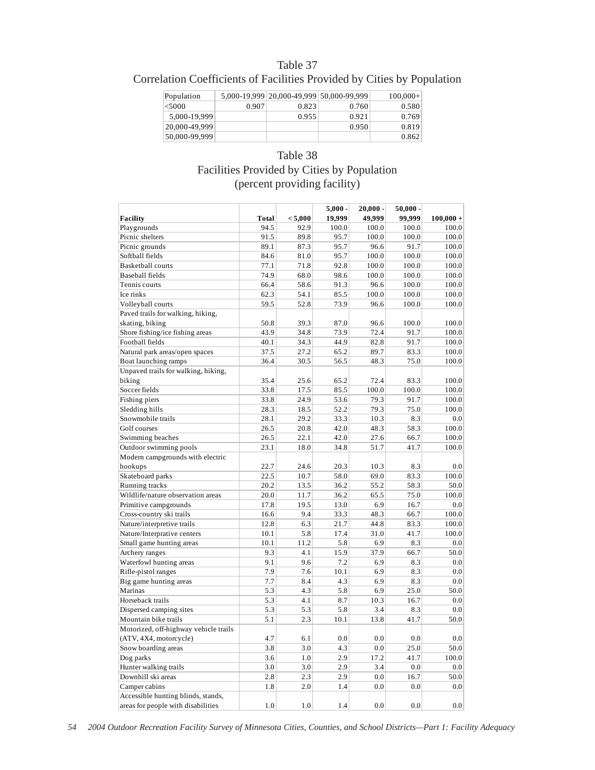## Table 37

### Correlation Coefficients of Facilities Provided by Cities by Population

| Population | 5,000-19,999 | 20,000-49,999 | 50,000-99,999 | 100,000+ |
|---|---|---|---|---|
| <5000 | 0.907 | 0.823 | 0.760 | 0.580 |
| 5,000-19,999 | | 0.955 | 0.921 | 0.769 |
| 20,000-49,999 | | | 0.950 | 0.819 |
| 50,000-99,999 | | | | 0.862 |

## Table 38

### Facilities Provided by Cities by Population (percent providing facility)

| Facility | Total | < 5,000 | 5,000 - 19,999 | 20,000 - 49,999 | 50,000 - 99,999 | 100,000 + |
|---|---|---|---|---|---|---|
| Playgrounds | 94.5 | 92.9 | 100.0 | 100.0 | 100.0 | 100.0 |
| Picnic shelters | 91.5 | 89.8 | 95.7 | 100.0 | 100.0 | 100.0 |
| Picnic grounds | 89.1 | 87.3 | 95.7 | 96.6 | 91.7 | 100.0 |
| Softball fields | 84.6 | 81.0 | 95.7 | 100.0 | 100.0 | 100.0 |
| Basketball courts | 77.1 | 71.8 | 92.8 | 100.0 | 100.0 | 100.0 |
| Baseball fields | 74.9 | 68.0 | 98.6 | 100.0 | 100.0 | 100.0 |
| Tennis courts | 66.4 | 58.6 | 91.3 | 96.6 | 100.0 | 100.0 |
| Ice rinks | 62.3 | 54.1 | 85.5 | 100.0 | 100.0 | 100.0 |
| Volleyball courts | 59.5 | 52.8 | 73.9 | 96.6 | 100.0 | 100.0 |
| Paved trails for walking, hiking, skating, biking | 50.8 | 39.3 | 87.0 | 96.6 | 100.0 | 100.0 |
| Shore fishing/ice fishing areas | 43.9 | 34.8 | 73.9 | 72.4 | 91.7 | 100.0 |
| Football fields | 40.1 | 34.3 | 44.9 | 82.8 | 91.7 | 100.0 |
| Natural park areas/open spaces | 37.5 | 27.2 | 65.2 | 89.7 | 83.3 | 100.0 |
| Boat launching ramps | 36.4 | 30.5 | 56.5 | 48.3 | 75.0 | 100.0 |
| Unpaved trails for walking, hiking, biking | 35.4 | 25.6 | 65.2 | 72.4 | 83.3 | 100.0 |
| Soccer fields | 33.8 | 17.5 | 85.5 | 100.0 | 100.0 | 100.0 |
| Fishing piers | 33.8 | 24.9 | 53.6 | 79.3 | 91.7 | 100.0 |
| Sledding hills | 28.3 | 18.5 | 52.2 | 79.3 | 75.0 | 100.0 |
| Snowmobile trails | 28.1 | 29.2 | 33.3 | 10.3 | 8.3 | 0.0 |
| Golf courses | 26.5 | 20.8 | 42.0 | 48.3 | 58.3 | 100.0 |
| Swimming beaches | 26.5 | 22.1 | 42.0 | 27.6 | 66.7 | 100.0 |
| Outdoor swimming pools | 23.1 | 18.0 | 34.8 | 51.7 | 41.7 | 100.0 |
| Modern campgrounds with electric hookups | 22.7 | 24.6 | 20.3 | 10.3 | 8.3 | 0.0 |
| Skateboard parks | 22.5 | 10.7 | 58.0 | 69.0 | 83.3 | 100.0 |
| Running tracks | 20.2 | 13.5 | 36.2 | 55.2 | 58.3 | 50.0 |
| Wildlife/nature observation areas | 20.0 | 11.7 | 36.2 | 65.5 | 75.0 | 100.0 |
| Primitive campgrounds | 17.8 | 19.5 | 13.0 | 6.9 | 16.7 | 0.0 |
| Cross-country ski trails | 16.6 | 9.4 | 33.3 | 48.3 | 66.7 | 100.0 |
| Nature/interpretive trails | 12.8 | 6.3 | 21.7 | 44.8 | 83.3 | 100.0 |
| Nature/Interprative centers | 10.1 | 5.8 | 17.4 | 31.0 | 41.7 | 100.0 |
| Small game hunting areas | 10.1 | 11.2 | 5.8 | 6.9 | 8.3 | 0.0 |
| Archery ranges | 9.3 | 4.1 | 15.9 | 37.9 | 66.7 | 50.0 |
| Waterfowl hunting areas | 9.1 | 9.6 | 7.2 | 6.9 | 8.3 | 0.0 |
| Rifle-pistol ranges | 7.9 | 7.6 | 10.1 | 6.9 | 8.3 | 0.0 |
| Big game hunting areas | 7.7 | 8.4 | 4.3 | 6.9 | 8.3 | 0.0 |
| Marinas | 5.3 | 4.3 | 5.8 | 6.9 | 25.0 | 50.0 |
| Horseback trails | 5.3 | 4.1 | 8.7 | 10.3 | 16.7 | 0.0 |
| Dispersed camping sites | 5.3 | 5.3 | 5.8 | 3.4 | 8.3 | 0.0 |
| Mountain bike trails | 5.1 | 2.3 | 10.1 | 13.8 | 41.7 | 50.0 |
| Motorized, off-highway vehicle trails (ATV, 4X4, motorcycle) | 4.7 | 6.1 | 0.0 | 0.0 | 0.0 | 0.0 |
| Snow boarding areas | 3.8 | 3.0 | 4.3 | 0.0 | 25.0 | 50.0 |
| Dog parks | 3.6 | 1.0 | 2.9 | 17.2 | 41.7 | 100.0 |
| Hunter walking trails | 3.0 | 3.0 | 2.9 | 3.4 | 0.0 | 0.0 |
| Downhill ski areas | 2.8 | 2.3 | 2.9 | 0.0 | 16.7 | 50.0 |
| Camper cabins | 1.8 | 2.0 | 1.4 | 0.0 | 0.0 | 0.0 |
| Accessible hunting blinds, stands, areas for people with disabilities | 1.0 | 1.0 | 1.4 | 0.0 | 0.0 | 0.0 |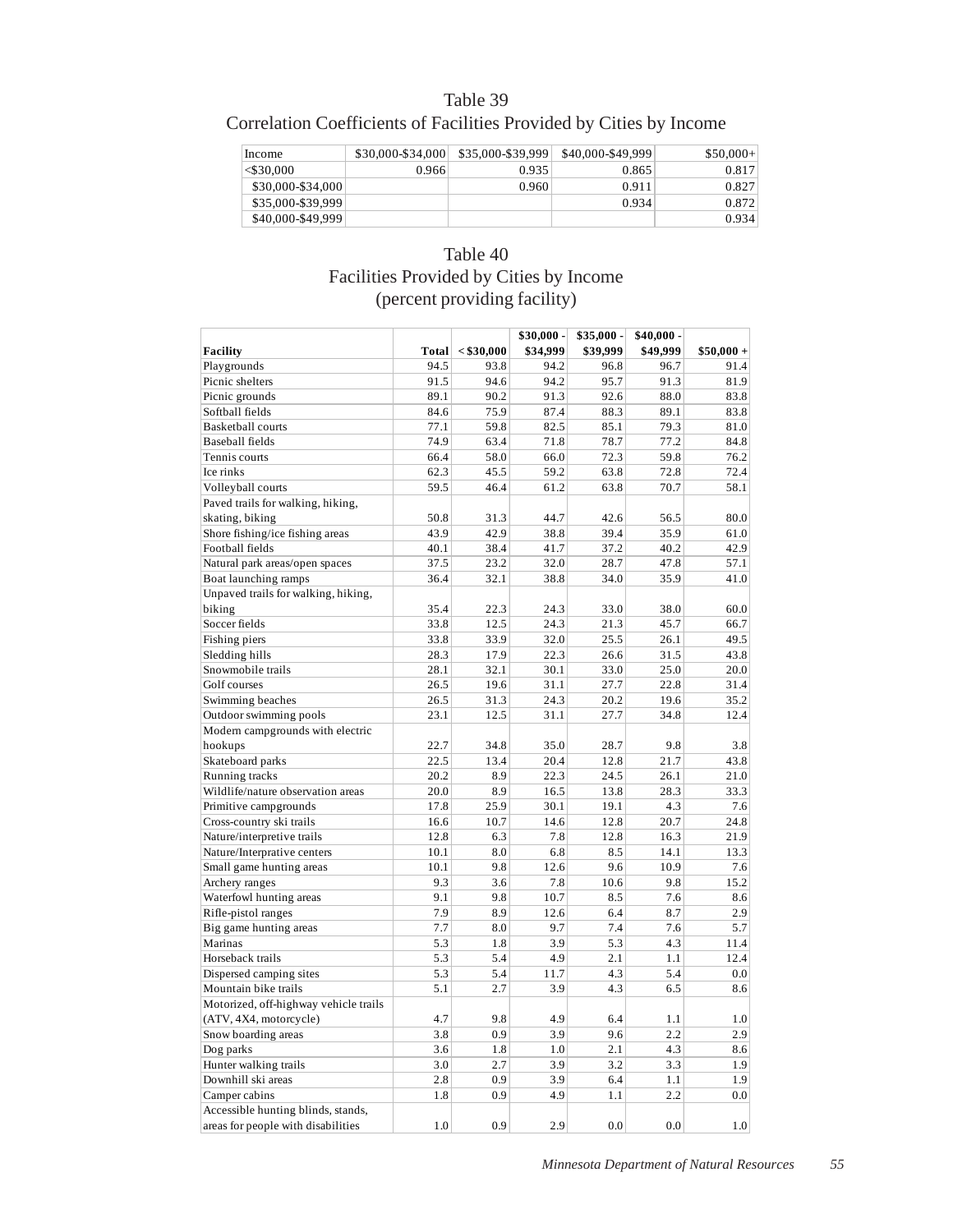## Table 39
Correlation Coefficients of Facilities Provided by Cities by Income

| Income | \$30,000-\$34,000 | \$35,000-\$39,999 | \$40,000-\$49,999 | \$50,000+ |
|---|---|---|---|---|
| <\$30,000 | 0.966 | 0.935 | 0.865 | 0.817 |
| \$30,000-\$34,000 | | 0.960 | 0.911 | 0.827 |
| \$35,000-\$39,999 | | | 0.934 | 0.872 |
| \$40,000-\$49,999 | | | | 0.934 |

## Table 40
Facilities Provided by Cities by Income
(percent providing facility)

| Facility | Total | < \$30,000 | \$30,000 - \$34,999 | \$35,000 - \$39,999 | \$40,000 - \$49,999 | \$50,000 + |
|---|---|---|---|---|---|---|
| Playgrounds | 94.5 | 93.8 | 94.2 | 96.8 | 96.7 | 91.4 |
| Picnic shelters | 91.5 | 94.6 | 94.2 | 95.7 | 91.3 | 81.9 |
| Picnic grounds | 89.1 | 90.2 | 91.3 | 92.6 | 88.0 | 83.8 |
| Softball fields | 84.6 | 75.9 | 87.4 | 88.3 | 89.1 | 83.8 |
| Basketball courts | 77.1 | 59.8 | 82.5 | 85.1 | 79.3 | 81.0 |
| Baseball fields | 74.9 | 63.4 | 71.8 | 78.7 | 77.2 | 84.8 |
| Tennis courts | 66.4 | 58.0 | 66.0 | 72.3 | 59.8 | 76.2 |
| Ice rinks | 62.3 | 45.5 | 59.2 | 63.8 | 72.8 | 72.4 |
| Volleyball courts | 59.5 | 46.4 | 61.2 | 63.8 | 70.7 | 58.1 |
| Paved trails for walking, hiking, skating, biking | 50.8 | 31.3 | 44.7 | 42.6 | 56.5 | 80.0 |
| Shore fishing/ice fishing areas | 43.9 | 42.9 | 38.8 | 39.4 | 35.9 | 61.0 |
| Football fields | 40.1 | 38.4 | 41.7 | 37.2 | 40.2 | 42.9 |
| Natural park areas/open spaces | 37.5 | 23.2 | 32.0 | 28.7 | 47.8 | 57.1 |
| Boat launching ramps | 36.4 | 32.1 | 38.8 | 34.0 | 35.9 | 41.0 |
| Unpaved trails for walking, hiking, biking | 35.4 | 22.3 | 24.3 | 33.0 | 38.0 | 60.0 |
| Soccer fields | 33.8 | 12.5 | 24.3 | 21.3 | 45.7 | 66.7 |
| Fishing piers | 33.8 | 33.9 | 32.0 | 25.5 | 26.1 | 49.5 |
| Sledding hills | 28.3 | 17.9 | 22.3 | 26.6 | 31.5 | 43.8 |
| Snowmobile trails | 28.1 | 32.1 | 30.1 | 33.0 | 25.0 | 20.0 |
| Golf courses | 26.5 | 19.6 | 31.1 | 27.7 | 22.8 | 31.4 |
| Swimming beaches | 26.5 | 31.3 | 24.3 | 20.2 | 19.6 | 35.2 |
| Outdoor swimming pools | 23.1 | 12.5 | 31.1 | 27.7 | 34.8 | 12.4 |
| Modern campgrounds with electric hookups | 22.7 | 34.8 | 35.0 | 28.7 | 9.8 | 3.8 |
| Skateboard parks | 22.5 | 13.4 | 20.4 | 12.8 | 21.7 | 43.8 |
| Running tracks | 20.2 | 8.9 | 22.3 | 24.5 | 26.1 | 21.0 |
| Wildlife/nature observation areas | 20.0 | 8.9 | 16.5 | 13.8 | 28.3 | 33.3 |
| Primitive campgrounds | 17.8 | 25.9 | 30.1 | 19.1 | 4.3 | 7.6 |
| Cross-country ski trails | 16.6 | 10.7 | 14.6 | 12.8 | 20.7 | 24.8 |
| Nature/interpretive trails | 12.8 | 6.3 | 7.8 | 12.8 | 16.3 | 21.9 |
| Nature/Interprative centers | 10.1 | 8.0 | 6.8 | 8.5 | 14.1 | 13.3 |
| Small game hunting areas | 10.1 | 9.8 | 12.6 | 9.6 | 10.9 | 7.6 |
| Archery ranges | 9.3 | 3.6 | 7.8 | 10.6 | 9.8 | 15.2 |
| Waterfowl hunting areas | 9.1 | 9.8 | 10.7 | 8.5 | 7.6 | 8.6 |
| Rifle-pistol ranges | 7.9 | 8.9 | 12.6 | 6.4 | 8.7 | 2.9 |
| Big game hunting areas | 7.7 | 8.0 | 9.7 | 7.4 | 7.6 | 5.7 |
| Marinas | 5.3 | 1.8 | 3.9 | 5.3 | 4.3 | 11.4 |
| Horseback trails | 5.3 | 5.4 | 4.9 | 2.1 | 1.1 | 12.4 |
| Dispersed camping sites | 5.3 | 5.4 | 11.7 | 4.3 | 5.4 | 0.0 |
| Mountain bike trails | 5.1 | 2.7 | 3.9 | 4.3 | 6.5 | 8.6 |
| Motorized, off-highway vehicle trails (ATV, 4X4, motorcycle) | 4.7 | 9.8 | 4.9 | 6.4 | 1.1 | 1.0 |
| Snow boarding areas | 3.8 | 0.9 | 3.9 | 9.6 | 2.2 | 2.9 |
| Dog parks | 3.6 | 1.8 | 1.0 | 2.1 | 4.3 | 8.6 |
| Hunter walking trails | 3.0 | 2.7 | 3.9 | 3.2 | 3.3 | 1.9 |
| Downhill ski areas | 2.8 | 0.9 | 3.9 | 6.4 | 1.1 | 1.9 |
| Camper cabins | 1.8 | 0.9 | 4.9 | 1.1 | 2.2 | 0.0 |
| Accessible hunting blinds, stands, areas for people with disabilities | 1.0 | 0.9 | 2.9 | 0.0 | 0.0 | 1.0 |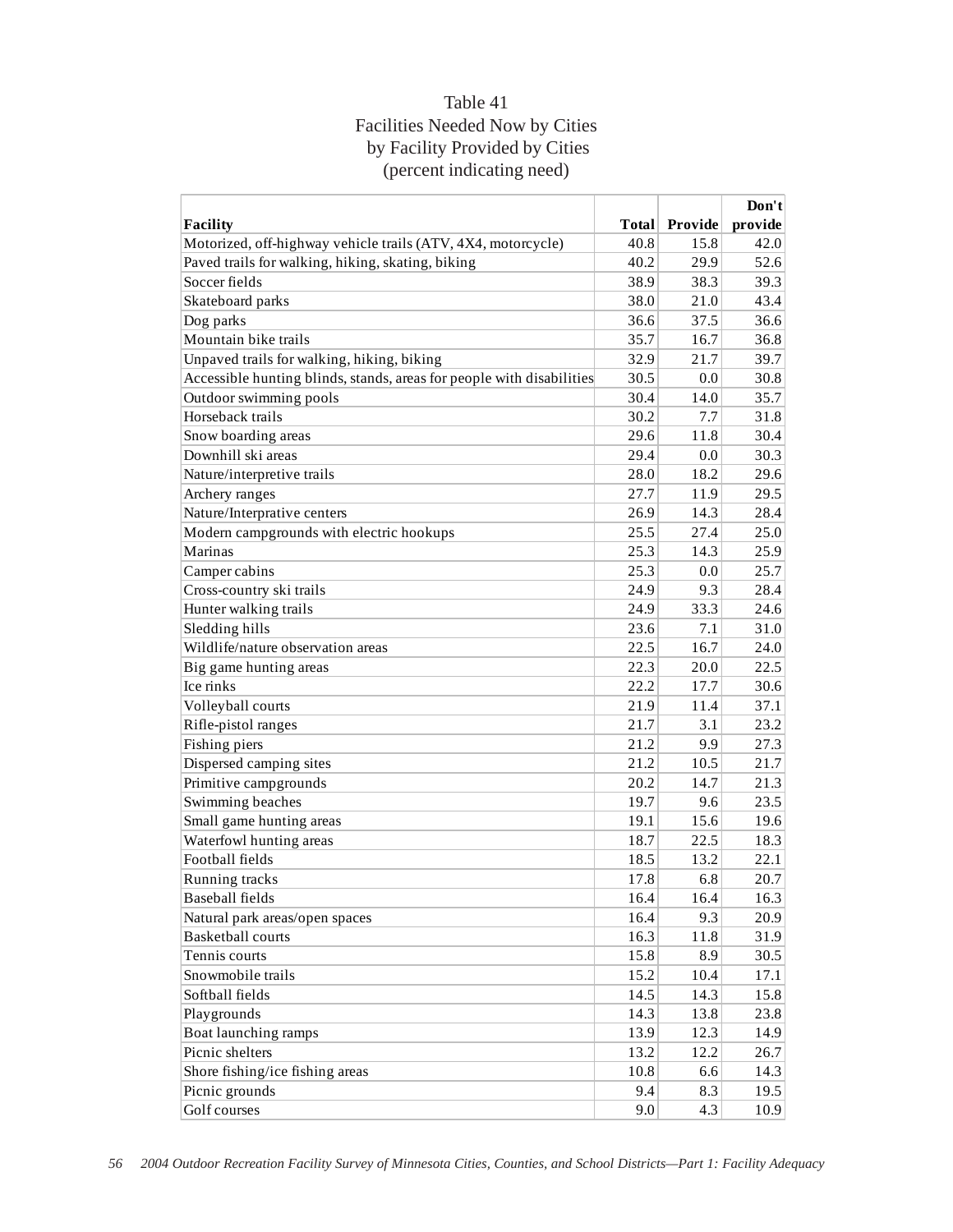# Table 41
## Facilities Needed Now by Cities by Facility Provided by Cities (percent indicating need)

| Facility | Total | Provide | Don't provide |
|---|---|---|---|
| Motorized, off-highway vehicle trails (ATV, 4X4, motorcycle) | 40.8 | 15.8 | 42.0 |
| Paved trails for walking, hiking, skating, biking | 40.2 | 29.9 | 52.6 |
| Soccer fields | 38.9 | 38.3 | 39.3 |
| Skateboard parks | 38.0 | 21.0 | 43.4 |
| Dog parks | 36.6 | 37.5 | 36.6 |
| Mountain bike trails | 35.7 | 16.7 | 36.8 |
| Unpaved trails for walking, hiking, biking | 32.9 | 21.7 | 39.7 |
| Accessible hunting blinds, stands, areas for people with disabilities | 30.5 | 0.0 | 30.8 |
| Outdoor swimming pools | 30.4 | 14.0 | 35.7 |
| Horseback trails | 30.2 | 7.7 | 31.8 |
| Snow boarding areas | 29.6 | 11.8 | 30.4 |
| Downhill ski areas | 29.4 | 0.0 | 30.3 |
| Nature/interpretive trails | 28.0 | 18.2 | 29.6 |
| Archery ranges | 27.7 | 11.9 | 29.5 |
| Nature/Interprative centers | 26.9 | 14.3 | 28.4 |
| Modern campgrounds with electric hookups | 25.5 | 27.4 | 25.0 |
| Marinas | 25.3 | 14.3 | 25.9 |
| Camper cabins | 25.3 | 0.0 | 25.7 |
| Cross-country ski trails | 24.9 | 9.3 | 28.4 |
| Hunter walking trails | 24.9 | 33.3 | 24.6 |
| Sledding hills | 23.6 | 7.1 | 31.0 |
| Wildlife/nature observation areas | 22.5 | 16.7 | 24.0 |
| Big game hunting areas | 22.3 | 20.0 | 22.5 |
| Ice rinks | 22.2 | 17.7 | 30.6 |
| Volleyball courts | 21.9 | 11.4 | 37.1 |
| Rifle-pistol ranges | 21.7 | 3.1 | 23.2 |
| Fishing piers | 21.2 | 9.9 | 27.3 |
| Dispersed camping sites | 21.2 | 10.5 | 21.7 |
| Primitive campgrounds | 20.2 | 14.7 | 21.3 |
| Swimming beaches | 19.7 | 9.6 | 23.5 |
| Small game hunting areas | 19.1 | 15.6 | 19.6 |
| Waterfowl hunting areas | 18.7 | 22.5 | 18.3 |
| Football fields | 18.5 | 13.2 | 22.1 |
| Running tracks | 17.8 | 6.8 | 20.7 |
| Baseball fields | 16.4 | 16.4 | 16.3 |
| Natural park areas/open spaces | 16.4 | 9.3 | 20.9 |
| Basketball courts | 16.3 | 11.8 | 31.9 |
| Tennis courts | 15.8 | 8.9 | 30.5 |
| Snowmobile trails | 15.2 | 10.4 | 17.1 |
| Softball fields | 14.5 | 14.3 | 15.8 |
| Playgrounds | 14.3 | 13.8 | 23.8 |
| Boat launching ramps | 13.9 | 12.3 | 14.9 |
| Picnic shelters | 13.2 | 12.2 | 26.7 |
| Shore fishing/ice fishing areas | 10.8 | 6.6 | 14.3 |
| Picnic grounds | 9.4 | 8.3 | 19.5 |
| Golf courses | 9.0 | 4.3 | 10.9 |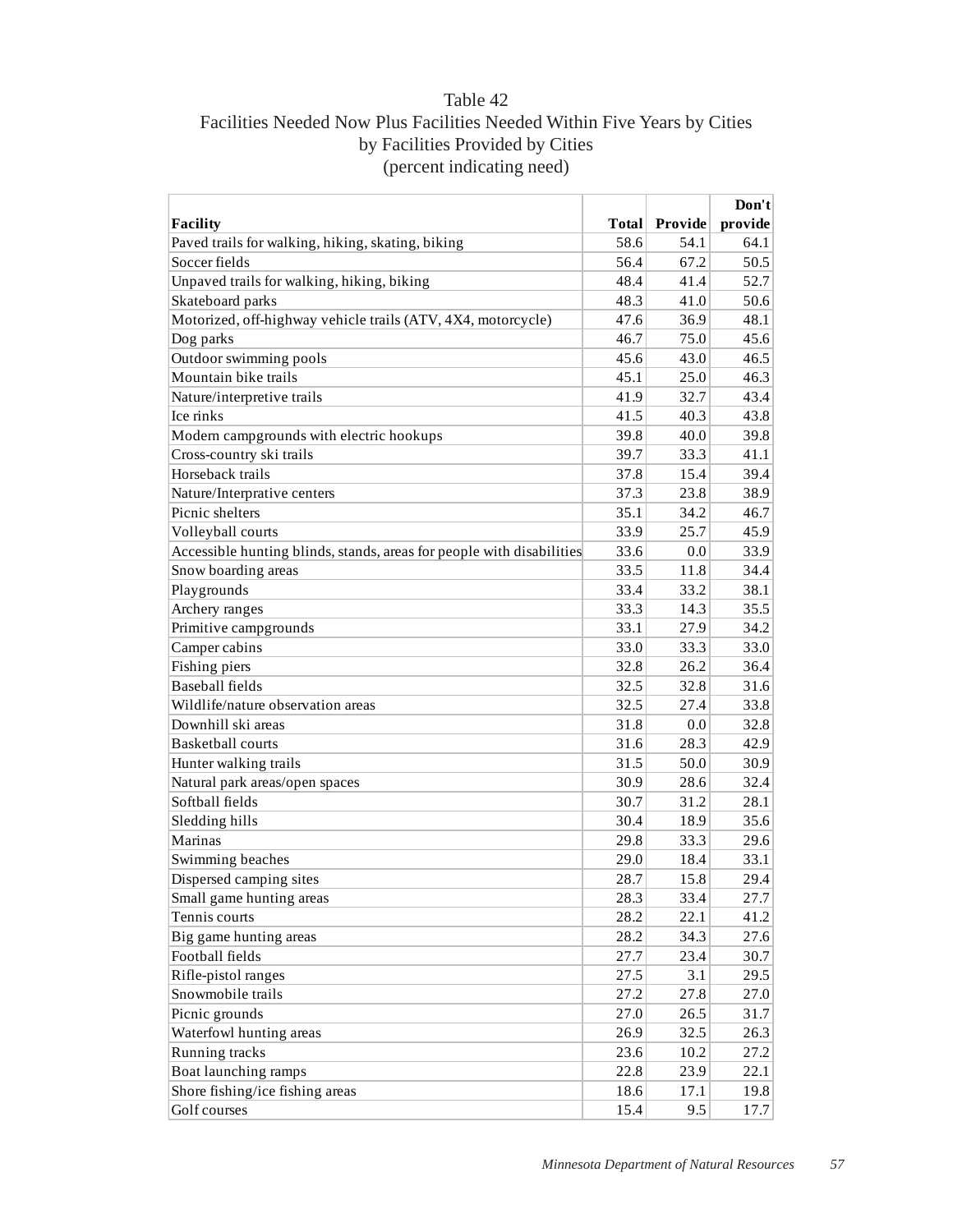# Table 42
## Facilities Needed Now Plus Facilities Needed Within Five Years by Cities by Facilities Provided by Cities
### (percent indicating need)

| Facility | Total | Provide | Don't provide |
|---|---|---|---|
| Paved trails for walking, hiking, skating, biking | 58.6 | 54.1 | 64.1 |
| Soccer fields | 56.4 | 67.2 | 50.5 |
| Unpaved trails for walking, hiking, biking | 48.4 | 41.4 | 52.7 |
| Skateboard parks | 48.3 | 41.0 | 50.6 |
| Motorized, off-highway vehicle trails (ATV, 4X4, motorcycle) | 47.6 | 36.9 | 48.1 |
| Dog parks | 46.7 | 75.0 | 45.6 |
| Outdoor swimming pools | 45.6 | 43.0 | 46.5 |
| Mountain bike trails | 45.1 | 25.0 | 46.3 |
| Nature/interpretive trails | 41.9 | 32.7 | 43.4 |
| Ice rinks | 41.5 | 40.3 | 43.8 |
| Modern campgrounds with electric hookups | 39.8 | 40.0 | 39.8 |
| Cross-country ski trails | 39.7 | 33.3 | 41.1 |
| Horseback trails | 37.8 | 15.4 | 39.4 |
| Nature/Interprative centers | 37.3 | 23.8 | 38.9 |
| Picnic shelters | 35.1 | 34.2 | 46.7 |
| Volleyball courts | 33.9 | 25.7 | 45.9 |
| Accessible hunting blinds, stands, areas for people with disabilities | 33.6 | 0.0 | 33.9 |
| Snow boarding areas | 33.5 | 11.8 | 34.4 |
| Playgrounds | 33.4 | 33.2 | 38.1 |
| Archery ranges | 33.3 | 14.3 | 35.5 |
| Primitive campgrounds | 33.1 | 27.9 | 34.2 |
| Camper cabins | 33.0 | 33.3 | 33.0 |
| Fishing piers | 32.8 | 26.2 | 36.4 |
| Baseball fields | 32.5 | 32.8 | 31.6 |
| Wildlife/nature observation areas | 32.5 | 27.4 | 33.8 |
| Downhill ski areas | 31.8 | 0.0 | 32.8 |
| Basketball courts | 31.6 | 28.3 | 42.9 |
| Hunter walking trails | 31.5 | 50.0 | 30.9 |
| Natural park areas/open spaces | 30.9 | 28.6 | 32.4 |
| Softball fields | 30.7 | 31.2 | 28.1 |
| Sledding hills | 30.4 | 18.9 | 35.6 |
| Marinas | 29.8 | 33.3 | 29.6 |
| Swimming beaches | 29.0 | 18.4 | 33.1 |
| Dispersed camping sites | 28.7 | 15.8 | 29.4 |
| Small game hunting areas | 28.3 | 33.4 | 27.7 |
| Tennis courts | 28.2 | 22.1 | 41.2 |
| Big game hunting areas | 28.2 | 34.3 | 27.6 |
| Football fields | 27.7 | 23.4 | 30.7 |
| Rifle-pistol ranges | 27.5 | 3.1 | 29.5 |
| Snowmobile trails | 27.2 | 27.8 | 27.0 |
| Picnic grounds | 27.0 | 26.5 | 31.7 |
| Waterfowl hunting areas | 26.9 | 32.5 | 26.3 |
| Running tracks | 23.6 | 10.2 | 27.2 |
| Boat launching ramps | 22.8 | 23.9 | 22.1 |
| Shore fishing/ice fishing areas | 18.6 | 17.1 | 19.8 |
| Golf courses | 15.4 | 9.5 | 17.7 |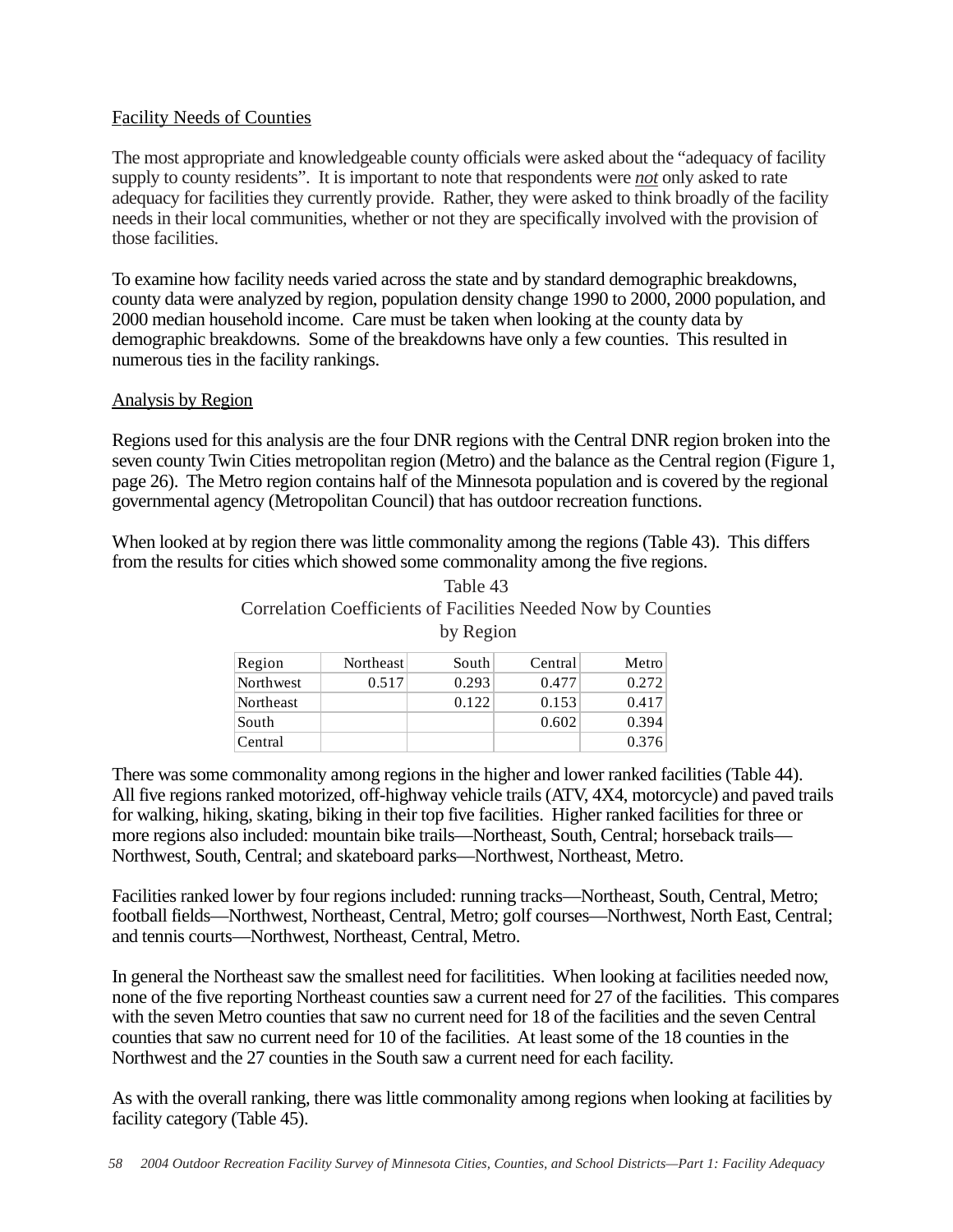Facility Needs of Counties

The most appropriate and knowledgeable county officials were asked about the "adequacy of facility supply to county residents". It is important to note that respondents were *not* only asked to rate adequacy for facilities they currently provide. Rather, they were asked to think broadly of the facility needs in their local communities, whether or not they are specifically involved with the provision of those facilities.

To examine how facility needs varied across the state and by standard demographic breakdowns, county data were analyzed by region, population density change 1990 to 2000, 2000 population, and 2000 median household income. Care must be taken when looking at the county data by demographic breakdowns. Some of the breakdowns have only a few counties. This resulted in numerous ties in the facility rankings.

Analysis by Region

Regions used for this analysis are the four DNR regions with the Central DNR region broken into the seven county Twin Cities metropolitan region (Metro) and the balance as the Central region (Figure 1, page 26). The Metro region contains half of the Minnesota population and is covered by the regional governmental agency (Metropolitan Council) that has outdoor recreation functions.

When looked at by region there was little commonality among the regions (Table 43). This differs from the results for cities which showed some commonality among the five regions.

Table 43
Correlation Coefficients of Facilities Needed Now by Counties by Region

| Region | Northeast | South | Central | Metro |
|---|---|---|---|---|
| Northwest | 0.517 | 0.293 | 0.477 | 0.272 |
| Northeast | | 0.122 | 0.153 | 0.417 |
| South | | | 0.602 | 0.394 |
| Central | | | | 0.376 |

There was some commonality among regions in the higher and lower ranked facilities (Table 44). All five regions ranked motorized, off-highway vehicle trails (ATV, 4X4, motorcycle) and paved trails for walking, hiking, skating, biking in their top five facilities. Higher ranked facilities for three or more regions also included: mountain bike trails—Northeast, South, Central; horseback trails—Northwest, South, Central; and skateboard parks—Northwest, Northeast, Metro.

Facilities ranked lower by four regions included: running tracks—Northeast, South, Central, Metro; football fields—Northwest, Northeast, Central, Metro; golf courses—Northwest, North East, Central; and tennis courts—Northwest, Northeast, Central, Metro.

In general the Northeast saw the smallest need for facilitities. When looking at facilities needed now, none of the five reporting Northeast counties saw a current need for 27 of the facilities. This compares with the seven Metro counties that saw no current need for 18 of the facilities and the seven Central counties that saw no current need for 10 of the facilities. At least some of the 18 counties in the Northwest and the 27 counties in the South saw a current need for each facility.

As with the overall ranking, there was little commonality among regions when looking at facilities by facility category (Table 45).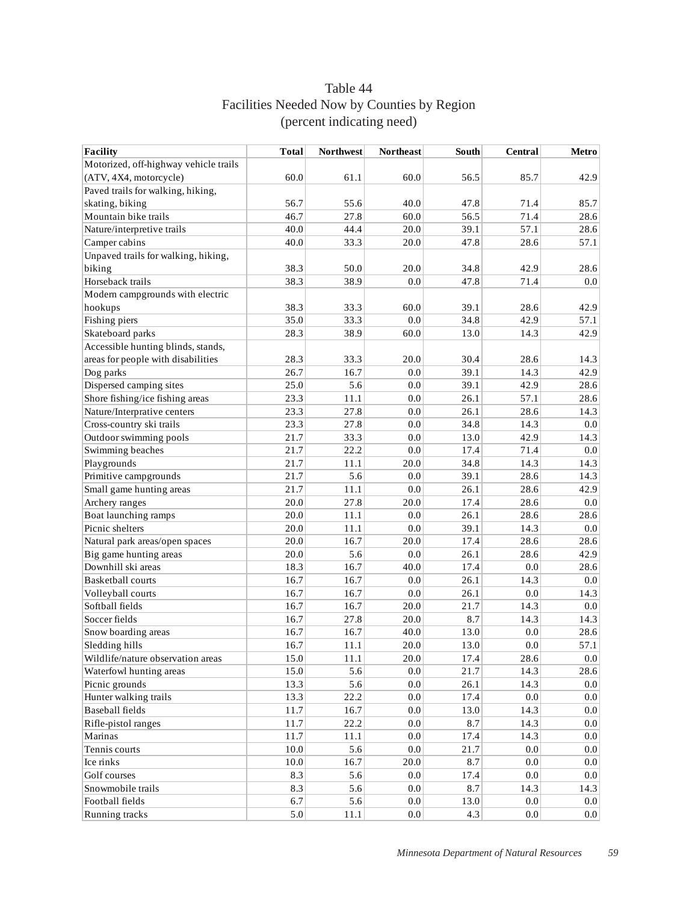# Table 44
## Facilities Needed Now by Counties by Region
### (percent indicating need)

| Facility | Total | Northwest | Northeast | South | Central | Metro |
|---|---|---|---|---|---|---|
| Motorized, off-highway vehicle trails (ATV, 4X4, motorcycle) | 60.0 | 61.1 | 60.0 | 56.5 | 85.7 | 42.9 |
| Paved trails for walking, hiking, skating, biking | 56.7 | 55.6 | 40.0 | 47.8 | 71.4 | 85.7 |
| Mountain bike trails | 46.7 | 27.8 | 60.0 | 56.5 | 71.4 | 28.6 |
| Nature/interpretive trails | 40.0 | 44.4 | 20.0 | 39.1 | 57.1 | 28.6 |
| Camper cabins | 40.0 | 33.3 | 20.0 | 47.8 | 28.6 | 57.1 |
| Unpaved trails for walking, hiking, biking | 38.3 | 50.0 | 20.0 | 34.8 | 42.9 | 28.6 |
| Horseback trails | 38.3 | 38.9 | 0.0 | 47.8 | 71.4 | 0.0 |
| Modern campgrounds with electric hookups | 38.3 | 33.3 | 60.0 | 39.1 | 28.6 | 42.9 |
| Fishing piers | 35.0 | 33.3 | 0.0 | 34.8 | 42.9 | 57.1 |
| Skateboard parks | 28.3 | 38.9 | 60.0 | 13.0 | 14.3 | 42.9 |
| Accessible hunting blinds, stands, areas for people with disabilities | 28.3 | 33.3 | 20.0 | 30.4 | 28.6 | 14.3 |
| Dog parks | 26.7 | 16.7 | 0.0 | 39.1 | 14.3 | 42.9 |
| Dispersed camping sites | 25.0 | 5.6 | 0.0 | 39.1 | 42.9 | 28.6 |
| Shore fishing/ice fishing areas | 23.3 | 11.1 | 0.0 | 26.1 | 57.1 | 28.6 |
| Nature/Interpretive centers | 23.3 | 27.8 | 0.0 | 26.1 | 28.6 | 14.3 |
| Cross-country ski trails | 23.3 | 27.8 | 0.0 | 34.8 | 14.3 | 0.0 |
| Outdoor swimming pools | 21.7 | 33.3 | 0.0 | 13.0 | 42.9 | 14.3 |
| Swimming beaches | 21.7 | 22.2 | 0.0 | 17.4 | 71.4 | 0.0 |
| Playgrounds | 21.7 | 11.1 | 20.0 | 34.8 | 14.3 | 14.3 |
| Primitive campgrounds | 21.7 | 5.6 | 0.0 | 39.1 | 28.6 | 14.3 |
| Small game hunting areas | 21.7 | 11.1 | 0.0 | 26.1 | 28.6 | 42.9 |
| Archery ranges | 20.0 | 27.8 | 20.0 | 17.4 | 28.6 | 0.0 |
| Boat launching ramps | 20.0 | 11.1 | 0.0 | 26.1 | 28.6 | 28.6 |
| Picnic shelters | 20.0 | 11.1 | 0.0 | 39.1 | 14.3 | 0.0 |
| Natural park areas/open spaces | 20.0 | 16.7 | 20.0 | 17.4 | 28.6 | 28.6 |
| Big game hunting areas | 20.0 | 5.6 | 0.0 | 26.1 | 28.6 | 42.9 |
| Downhill ski areas | 18.3 | 16.7 | 40.0 | 17.4 | 0.0 | 28.6 |
| Basketball courts | 16.7 | 16.7 | 0.0 | 26.1 | 14.3 | 0.0 |
| Volleyball courts | 16.7 | 16.7 | 0.0 | 26.1 | 0.0 | 14.3 |
| Softball fields | 16.7 | 16.7 | 20.0 | 21.7 | 14.3 | 0.0 |
| Soccer fields | 16.7 | 27.8 | 20.0 | 8.7 | 14.3 | 14.3 |
| Snow boarding areas | 16.7 | 16.7 | 40.0 | 13.0 | 0.0 | 28.6 |
| Sledding hills | 16.7 | 11.1 | 20.0 | 13.0 | 0.0 | 57.1 |
| Wildlife/nature observation areas | 15.0 | 11.1 | 20.0 | 17.4 | 28.6 | 0.0 |
| Waterfowl hunting areas | 15.0 | 5.6 | 0.0 | 21.7 | 14.3 | 28.6 |
| Picnic grounds | 13.3 | 5.6 | 0.0 | 26.1 | 14.3 | 0.0 |
| Hunter walking trails | 13.3 | 22.2 | 0.0 | 17.4 | 0.0 | 0.0 |
| Baseball fields | 11.7 | 16.7 | 0.0 | 13.0 | 14.3 | 0.0 |
| Rifle-pistol ranges | 11.7 | 22.2 | 0.0 | 8.7 | 14.3 | 0.0 |
| Marinas | 11.7 | 11.1 | 0.0 | 17.4 | 14.3 | 0.0 |
| Tennis courts | 10.0 | 5.6 | 0.0 | 21.7 | 0.0 | 0.0 |
| Ice rinks | 10.0 | 16.7 | 20.0 | 8.7 | 0.0 | 0.0 |
| Golf courses | 8.3 | 5.6 | 0.0 | 17.4 | 0.0 | 0.0 |
| Snowmobile trails | 8.3 | 5.6 | 0.0 | 8.7 | 14.3 | 14.3 |
| Football fields | 6.7 | 5.6 | 0.0 | 13.0 | 0.0 | 0.0 |
| Running tracks | 5.0 | 11.1 | 0.0 | 4.3 | 0.0 | 0.0 |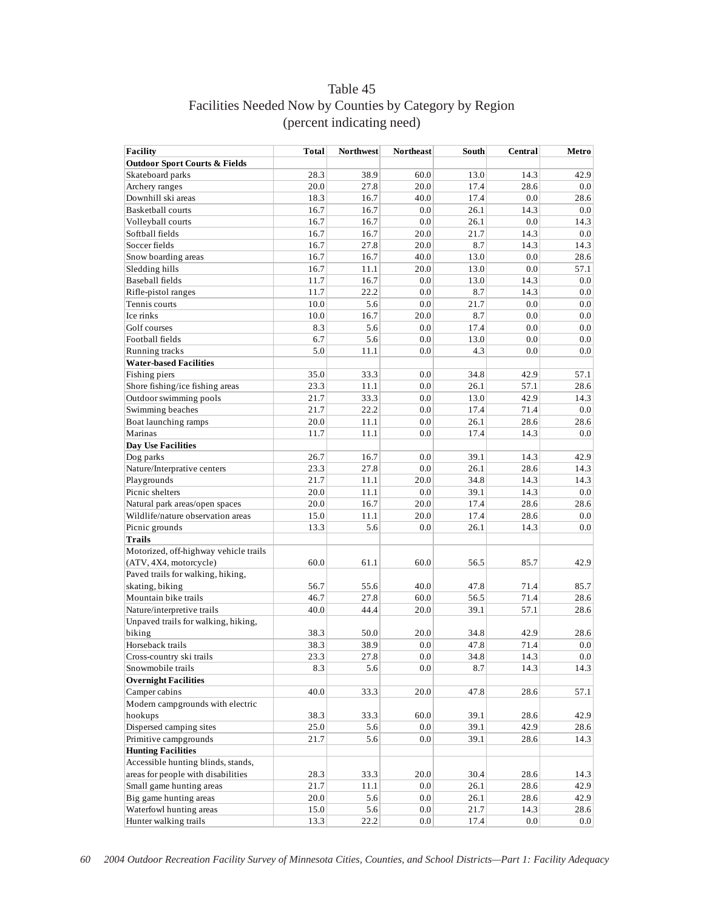# Table 45

## Facilities Needed Now by Counties by Category by Region

(percent indicating need)

| Facility | Total | Northwest | Northeast | South | Central | Metro |
|---|---|---|---|---|---|---|
| **Outdoor Sport Courts & Fields** | | | | | | |
| Skateboard parks | 28.3 | 38.9 | 60.0 | 13.0 | 14.3 | 42.9 |
| Archery ranges | 20.0 | 27.8 | 20.0 | 17.4 | 28.6 | 0.0 |
| Downhill ski areas | 18.3 | 16.7 | 40.0 | 17.4 | 0.0 | 28.6 |
| Basketball courts | 16.7 | 16.7 | 0.0 | 26.1 | 14.3 | 0.0 |
| Volleyball courts | 16.7 | 16.7 | 0.0 | 26.1 | 0.0 | 14.3 |
| Softball fields | 16.7 | 16.7 | 20.0 | 21.7 | 14.3 | 0.0 |
| Soccer fields | 16.7 | 27.8 | 20.0 | 8.7 | 14.3 | 14.3 |
| Snow boarding areas | 16.7 | 16.7 | 40.0 | 13.0 | 0.0 | 28.6 |
| Sledding hills | 16.7 | 11.1 | 20.0 | 13.0 | 0.0 | 57.1 |
| Baseball fields | 11.7 | 16.7 | 0.0 | 13.0 | 14.3 | 0.0 |
| Rifle-pistol ranges | 11.7 | 22.2 | 0.0 | 8.7 | 14.3 | 0.0 |
| Tennis courts | 10.0 | 5.6 | 0.0 | 21.7 | 0.0 | 0.0 |
| Ice rinks | 10.0 | 16.7 | 20.0 | 8.7 | 0.0 | 0.0 |
| Golf courses | 8.3 | 5.6 | 0.0 | 17.4 | 0.0 | 0.0 |
| Football fields | 6.7 | 5.6 | 0.0 | 13.0 | 0.0 | 0.0 |
| Running tracks | 5.0 | 11.1 | 0.0 | 4.3 | 0.0 | 0.0 |
| **Water-based Facilities** | | | | | | |
| Fishing piers | 35.0 | 33.3 | 0.0 | 34.8 | 42.9 | 57.1 |
| Shore fishing/ice fishing areas | 23.3 | 11.1 | 0.0 | 26.1 | 57.1 | 28.6 |
| Outdoor swimming pools | 21.7 | 33.3 | 0.0 | 13.0 | 42.9 | 14.3 |
| Swimming beaches | 21.7 | 22.2 | 0.0 | 17.4 | 71.4 | 0.0 |
| Boat launching ramps | 20.0 | 11.1 | 0.0 | 26.1 | 28.6 | 28.6 |
| Marinas | 11.7 | 11.1 | 0.0 | 17.4 | 14.3 | 0.0 |
| **Day Use Facilities** | | | | | | |
| Dog parks | 26.7 | 16.7 | 0.0 | 39.1 | 14.3 | 42.9 |
| Nature/Interpretative centers | 23.3 | 27.8 | 0.0 | 26.1 | 28.6 | 14.3 |
| Playgrounds | 21.7 | 11.1 | 20.0 | 34.8 | 14.3 | 14.3 |
| Picnic shelters | 20.0 | 11.1 | 0.0 | 39.1 | 14.3 | 0.0 |
| Natural park areas/open spaces | 20.0 | 16.7 | 20.0 | 17.4 | 28.6 | 28.6 |
| Wildlife/nature observation areas | 15.0 | 11.1 | 20.0 | 17.4 | 28.6 | 0.0 |
| Picnic grounds | 13.3 | 5.6 | 0.0 | 26.1 | 14.3 | 0.0 |
| **Trails** | | | | | | |
| Motorized, off-highway vehicle trails (ATV, 4X4, motorcycle) | 60.0 | 61.1 | 60.0 | 56.5 | 85.7 | 42.9 |
| Paved trails for walking, hiking, skating, biking | 56.7 | 55.6 | 40.0 | 47.8 | 71.4 | 85.7 |
| Mountain bike trails | 46.7 | 27.8 | 60.0 | 56.5 | 71.4 | 28.6 |
| Nature/interpretive trails | 40.0 | 44.4 | 20.0 | 39.1 | 57.1 | 28.6 |
| Unpaved trails for walking, hiking, biking | 38.3 | 50.0 | 20.0 | 34.8 | 42.9 | 28.6 |
| Horseback trails | 38.3 | 38.9 | 0.0 | 47.8 | 71.4 | 0.0 |
| Cross-country ski trails | 23.3 | 27.8 | 0.0 | 34.8 | 14.3 | 0.0 |
| Snowmobile trails | 8.3 | 5.6 | 0.0 | 8.7 | 14.3 | 14.3 |
| **Overnight Facilities** | | | | | | |
| Camper cabins | 40.0 | 33.3 | 20.0 | 47.8 | 28.6 | 57.1 |
| Modern campgrounds with electric hookups | 38.3 | 33.3 | 60.0 | 39.1 | 28.6 | 42.9 |
| Dispersed camping sites | 25.0 | 5.6 | 0.0 | 39.1 | 42.9 | 28.6 |
| Primitive campgrounds | 21.7 | 5.6 | 0.0 | 39.1 | 28.6 | 14.3 |
| **Hunting Facilities** | | | | | | |
| Accessible hunting blinds, stands, areas for people with disabilities | 28.3 | 33.3 | 20.0 | 30.4 | 28.6 | 14.3 |
| Small game hunting areas | 21.7 | 11.1 | 0.0 | 26.1 | 28.6 | 42.9 |
| Big game hunting areas | 20.0 | 5.6 | 0.0 | 26.1 | 28.6 | 42.9 |
| Waterfowl hunting areas | 15.0 | 5.6 | 0.0 | 21.7 | 14.3 | 28.6 |
| Hunter walking trails | 13.3 | 22.2 | 0.0 | 17.4 | 0.0 | 0.0 |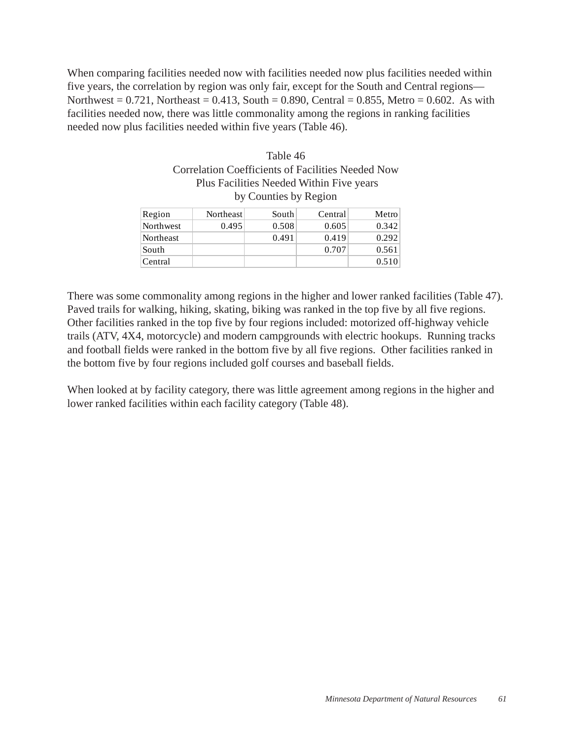When comparing facilities needed now with facilities needed now plus facilities needed within five years, the correlation by region was only fair, except for the South and Central regions—Northwest = 0.721, Northeast = 0.413, South = 0.890, Central = 0.855, Metro = 0.602.  As with facilities needed now, there was little commonality among the regions in ranking facilities needed now plus facilities needed within five years (Table 46).

Table 46
Correlation Coefficients of Facilities Needed Now
Plus Facilities Needed Within Five years
by Counties by Region

| Region | Northeast | South | Central | Metro |
|---|---|---|---|---|
| Northwest | 0.495 | 0.508 | 0.605 | 0.342 |
| Northeast | | 0.491 | 0.419 | 0.292 |
| South | | | 0.707 | 0.561 |
| Central | | | | 0.510 |

There was some commonality among regions in the higher and lower ranked facilities (Table 47). Paved trails for walking, hiking, skating, biking was ranked in the top five by all five regions. Other facilities ranked in the top five by four regions included: motorized off-highway vehicle trails (ATV, 4X4, motorcycle) and modern campgrounds with electric hookups.  Running tracks and football fields were ranked in the bottom five by all five regions.  Other facilities ranked in the bottom five by four regions included golf courses and baseball fields.

When looked at by facility category, there was little agreement among regions in the higher and lower ranked facilities within each facility category (Table 48).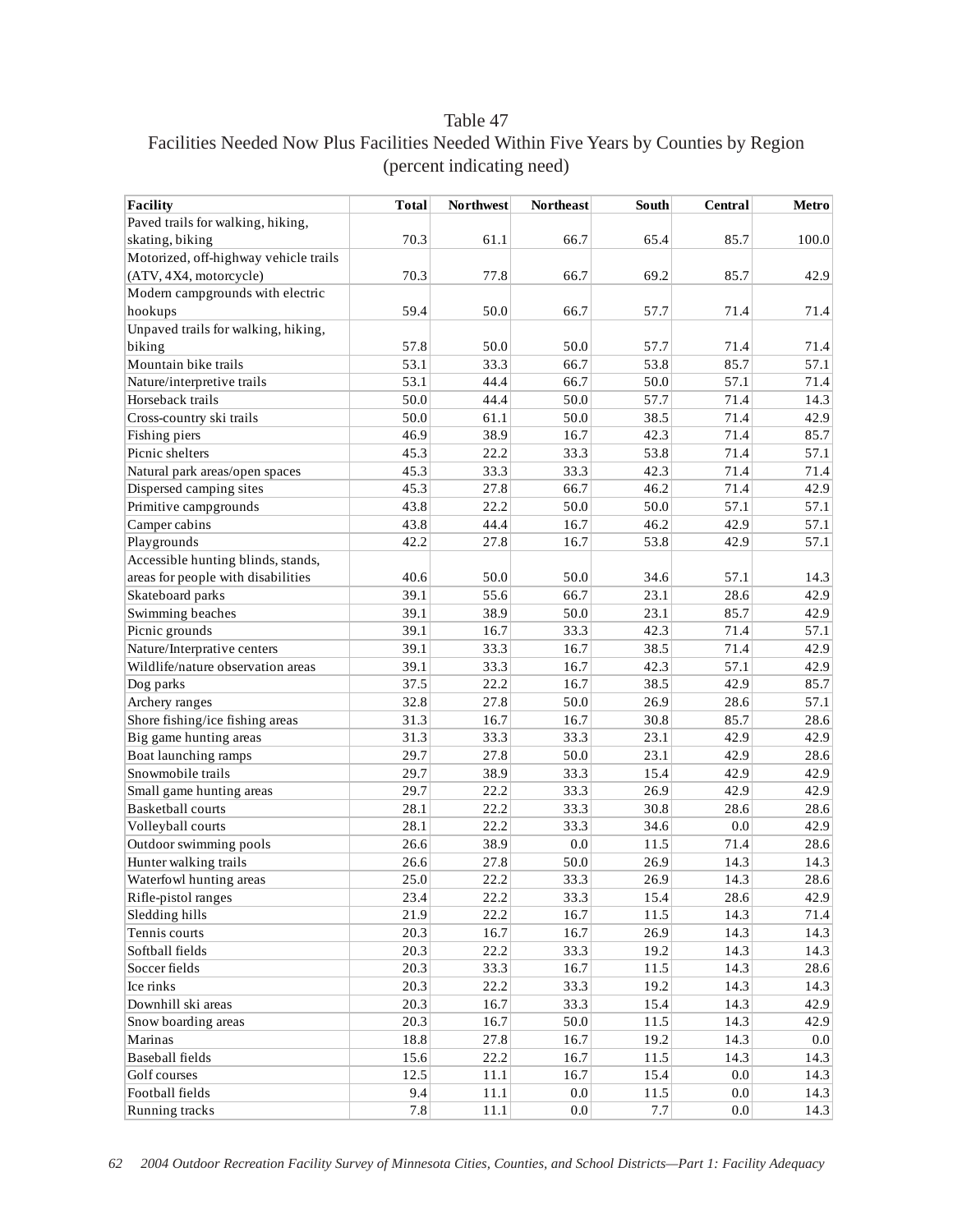Table 47
Facilities Needed Now Plus Facilities Needed Within Five Years by Counties by Region
(percent indicating need)

| Facility | Total | Northwest | Northeast | South | Central | Metro |
|---|---|---|---|---|---|---|
| Paved trails for walking, hiking, skating, biking | 70.3 | 61.1 | 66.7 | 65.4 | 85.7 | 100.0 |
| Motorized, off-highway vehicle trails (ATV, 4X4, motorcycle) | 70.3 | 77.8 | 66.7 | 69.2 | 85.7 | 42.9 |
| Modern campgrounds with electric hookups | 59.4 | 50.0 | 66.7 | 57.7 | 71.4 | 71.4 |
| Unpaved trails for walking, hiking, biking | 57.8 | 50.0 | 50.0 | 57.7 | 71.4 | 71.4 |
| Mountain bike trails | 53.1 | 33.3 | 66.7 | 53.8 | 85.7 | 57.1 |
| Nature/interpretive trails | 53.1 | 44.4 | 66.7 | 50.0 | 57.1 | 71.4 |
| Horseback trails | 50.0 | 44.4 | 50.0 | 57.7 | 71.4 | 14.3 |
| Cross-country ski trails | 50.0 | 61.1 | 50.0 | 38.5 | 71.4 | 42.9 |
| Fishing piers | 46.9 | 38.9 | 16.7 | 42.3 | 71.4 | 85.7 |
| Picnic shelters | 45.3 | 22.2 | 33.3 | 53.8 | 71.4 | 57.1 |
| Natural park areas/open spaces | 45.3 | 33.3 | 33.3 | 42.3 | 71.4 | 71.4 |
| Dispersed camping sites | 45.3 | 27.8 | 66.7 | 46.2 | 71.4 | 42.9 |
| Primitive campgrounds | 43.8 | 22.2 | 50.0 | 50.0 | 57.1 | 57.1 |
| Camper cabins | 43.8 | 44.4 | 16.7 | 46.2 | 42.9 | 57.1 |
| Playgrounds | 42.2 | 27.8 | 16.7 | 53.8 | 42.9 | 57.1 |
| Accessible hunting blinds, stands, areas for people with disabilities | 40.6 | 50.0 | 50.0 | 34.6 | 57.1 | 14.3 |
| Skateboard parks | 39.1 | 55.6 | 66.7 | 23.1 | 28.6 | 42.9 |
| Swimming beaches | 39.1 | 38.9 | 50.0 | 23.1 | 85.7 | 42.9 |
| Picnic grounds | 39.1 | 16.7 | 33.3 | 42.3 | 71.4 | 57.1 |
| Nature/Interprative centers | 39.1 | 33.3 | 16.7 | 38.5 | 71.4 | 42.9 |
| Wildlife/nature observation areas | 39.1 | 33.3 | 16.7 | 42.3 | 57.1 | 42.9 |
| Dog parks | 37.5 | 22.2 | 16.7 | 38.5 | 42.9 | 85.7 |
| Archery ranges | 32.8 | 27.8 | 50.0 | 26.9 | 28.6 | 57.1 |
| Shore fishing/ice fishing areas | 31.3 | 16.7 | 16.7 | 30.8 | 85.7 | 28.6 |
| Big game hunting areas | 31.3 | 33.3 | 33.3 | 23.1 | 42.9 | 42.9 |
| Boat launching ramps | 29.7 | 27.8 | 50.0 | 23.1 | 42.9 | 28.6 |
| Snowmobile trails | 29.7 | 38.9 | 33.3 | 15.4 | 42.9 | 42.9 |
| Small game hunting areas | 29.7 | 22.2 | 33.3 | 26.9 | 42.9 | 42.9 |
| Basketball courts | 28.1 | 22.2 | 33.3 | 30.8 | 28.6 | 28.6 |
| Volleyball courts | 28.1 | 22.2 | 33.3 | 34.6 | 0.0 | 42.9 |
| Outdoor swimming pools | 26.6 | 38.9 | 0.0 | 11.5 | 71.4 | 28.6 |
| Hunter walking trails | 26.6 | 27.8 | 50.0 | 26.9 | 14.3 | 14.3 |
| Waterfowl hunting areas | 25.0 | 22.2 | 33.3 | 26.9 | 14.3 | 28.6 |
| Rifle-pistol ranges | 23.4 | 22.2 | 33.3 | 15.4 | 28.6 | 42.9 |
| Sledding hills | 21.9 | 22.2 | 16.7 | 11.5 | 14.3 | 71.4 |
| Tennis courts | 20.3 | 16.7 | 16.7 | 26.9 | 14.3 | 14.3 |
| Softball fields | 20.3 | 22.2 | 33.3 | 19.2 | 14.3 | 14.3 |
| Soccer fields | 20.3 | 33.3 | 16.7 | 11.5 | 14.3 | 28.6 |
| Ice rinks | 20.3 | 22.2 | 33.3 | 19.2 | 14.3 | 14.3 |
| Downhill ski areas | 20.3 | 16.7 | 33.3 | 15.4 | 14.3 | 42.9 |
| Snow boarding areas | 20.3 | 16.7 | 50.0 | 11.5 | 14.3 | 42.9 |
| Marinas | 18.8 | 27.8 | 16.7 | 19.2 | 14.3 | 0.0 |
| Baseball fields | 15.6 | 22.2 | 16.7 | 11.5 | 14.3 | 14.3 |
| Golf courses | 12.5 | 11.1 | 16.7 | 15.4 | 0.0 | 14.3 |
| Football fields | 9.4 | 11.1 | 0.0 | 11.5 | 0.0 | 14.3 |
| Running tracks | 7.8 | 11.1 | 0.0 | 7.7 | 0.0 | 14.3 |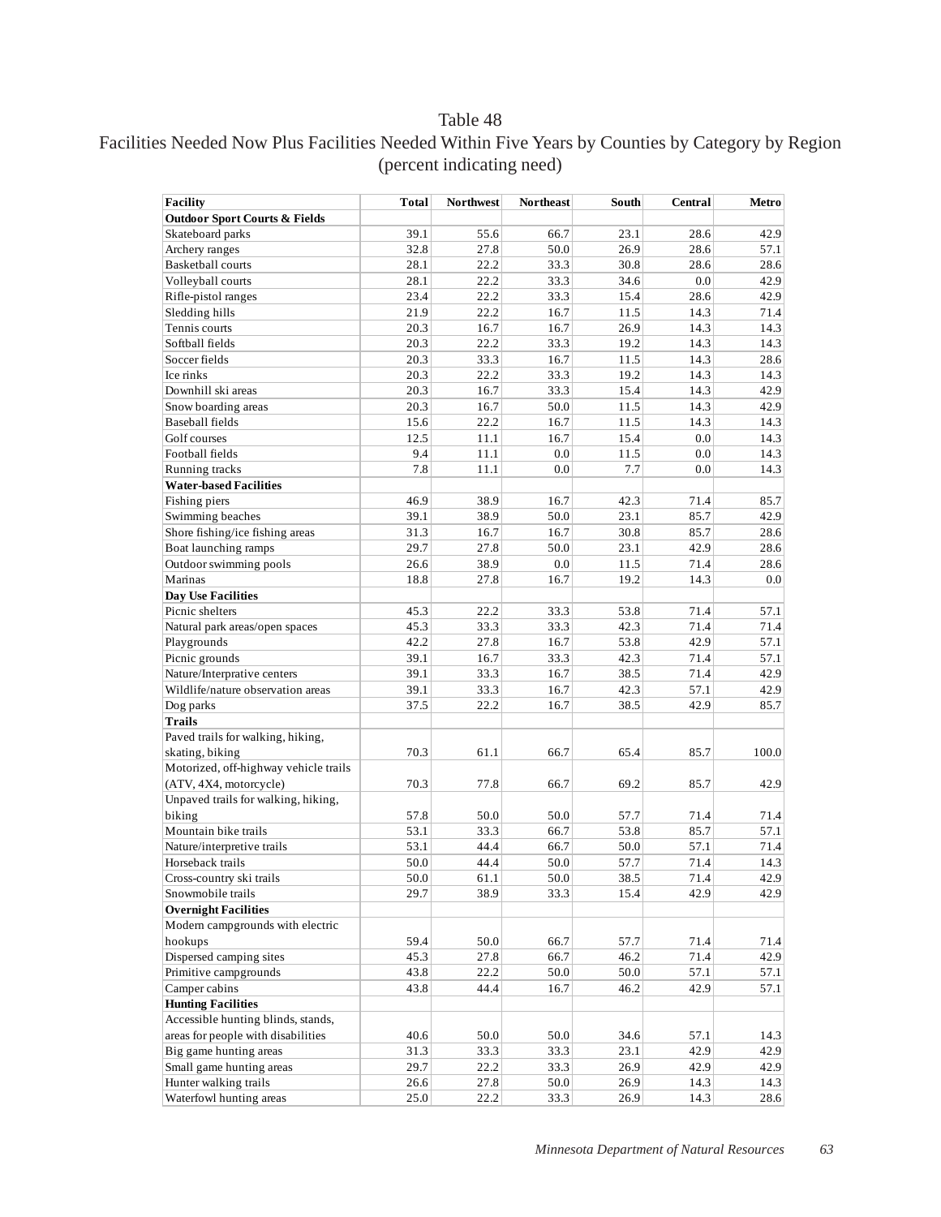# Table 48

## Facilities Needed Now Plus Facilities Needed Within Five Years by Counties by Category by Region (percent indicating need)

| Facility | Total | Northwest | Northeast | South | Central | Metro |
|---|---|---|---|---|---|---|
| **Outdoor Sport Courts & Fields** | | | | | | |
| Skateboard parks | 39.1 | 55.6 | 66.7 | 23.1 | 28.6 | 42.9 |
| Archery ranges | 32.8 | 27.8 | 50.0 | 26.9 | 28.6 | 57.1 |
| Basketball courts | 28.1 | 22.2 | 33.3 | 30.8 | 28.6 | 28.6 |
| Volleyball courts | 28.1 | 22.2 | 33.3 | 34.6 | 0.0 | 42.9 |
| Rifle-pistol ranges | 23.4 | 22.2 | 33.3 | 15.4 | 28.6 | 42.9 |
| Sledding hills | 21.9 | 22.2 | 16.7 | 11.5 | 14.3 | 71.4 |
| Tennis courts | 20.3 | 16.7 | 16.7 | 26.9 | 14.3 | 14.3 |
| Softball fields | 20.3 | 22.2 | 33.3 | 19.2 | 14.3 | 14.3 |
| Soccer fields | 20.3 | 33.3 | 16.7 | 11.5 | 14.3 | 28.6 |
| Ice rinks | 20.3 | 22.2 | 33.3 | 19.2 | 14.3 | 14.3 |
| Downhill ski areas | 20.3 | 16.7 | 33.3 | 15.4 | 14.3 | 42.9 |
| Snow boarding areas | 20.3 | 16.7 | 50.0 | 11.5 | 14.3 | 42.9 |
| Baseball fields | 15.6 | 22.2 | 16.7 | 11.5 | 14.3 | 14.3 |
| Golf courses | 12.5 | 11.1 | 16.7 | 15.4 | 0.0 | 14.3 |
| Football fields | 9.4 | 11.1 | 0.0 | 11.5 | 0.0 | 14.3 |
| Running tracks | 7.8 | 11.1 | 0.0 | 7.7 | 0.0 | 14.3 |
| **Water-based Facilities** | | | | | | |
| Fishing piers | 46.9 | 38.9 | 16.7 | 42.3 | 71.4 | 85.7 |
| Swimming beaches | 39.1 | 38.9 | 50.0 | 23.1 | 85.7 | 42.9 |
| Shore fishing/ice fishing areas | 31.3 | 16.7 | 16.7 | 30.8 | 85.7 | 28.6 |
| Boat launching ramps | 29.7 | 27.8 | 50.0 | 23.1 | 42.9 | 28.6 |
| Outdoor swimming pools | 26.6 | 38.9 | 0.0 | 11.5 | 71.4 | 28.6 |
| Marinas | 18.8 | 27.8 | 16.7 | 19.2 | 14.3 | 0.0 |
| **Day Use Facilities** | | | | | | |
| Picnic shelters | 45.3 | 22.2 | 33.3 | 53.8 | 71.4 | 57.1 |
| Natural park areas/open spaces | 45.3 | 33.3 | 33.3 | 42.3 | 71.4 | 71.4 |
| Playgrounds | 42.2 | 27.8 | 16.7 | 53.8 | 42.9 | 57.1 |
| Picnic grounds | 39.1 | 16.7 | 33.3 | 42.3 | 71.4 | 57.1 |
| Nature/Interpretive centers | 39.1 | 33.3 | 16.7 | 38.5 | 71.4 | 42.9 |
| Wildlife/nature observation areas | 39.1 | 33.3 | 16.7 | 42.3 | 57.1 | 42.9 |
| Dog parks | 37.5 | 22.2 | 16.7 | 38.5 | 42.9 | 85.7 |
| **Trails** | | | | | | |
| Paved trails for walking, hiking, skating, biking | 70.3 | 61.1 | 66.7 | 65.4 | 85.7 | 100.0 |
| Motorized, off-highway vehicle trails (ATV, 4X4, motorcycle) | 70.3 | 77.8 | 66.7 | 69.2 | 85.7 | 42.9 |
| Unpaved trails for walking, hiking, biking | 57.8 | 50.0 | 50.0 | 57.7 | 71.4 | 71.4 |
| Mountain bike trails | 53.1 | 33.3 | 66.7 | 53.8 | 85.7 | 57.1 |
| Nature/interpretive trails | 53.1 | 44.4 | 66.7 | 50.0 | 57.1 | 71.4 |
| Horseback trails | 50.0 | 44.4 | 50.0 | 57.7 | 71.4 | 14.3 |
| Cross-country ski trails | 50.0 | 61.1 | 50.0 | 38.5 | 71.4 | 42.9 |
| Snowmobile trails | 29.7 | 38.9 | 33.3 | 15.4 | 42.9 | 42.9 |
| **Overnight Facilities** | | | | | | |
| Modern campgrounds with electric hookups | 59.4 | 50.0 | 66.7 | 57.7 | 71.4 | 71.4 |
| Dispersed camping sites | 45.3 | 27.8 | 66.7 | 46.2 | 71.4 | 42.9 |
| Primitive campgrounds | 43.8 | 22.2 | 50.0 | 50.0 | 57.1 | 57.1 |
| Camper cabins | 43.8 | 44.4 | 16.7 | 46.2 | 42.9 | 57.1 |
| **Hunting Facilities** | | | | | | |
| Accessible hunting blinds, stands, areas for people with disabilities | 40.6 | 50.0 | 50.0 | 34.6 | 57.1 | 14.3 |
| Big game hunting areas | 31.3 | 33.3 | 33.3 | 23.1 | 42.9 | 42.9 |
| Small game hunting areas | 29.7 | 22.2 | 33.3 | 26.9 | 42.9 | 42.9 |
| Hunter walking trails | 26.6 | 27.8 | 50.0 | 26.9 | 14.3 | 14.3 |
| Waterfowl hunting areas | 25.0 | 22.2 | 33.3 | 26.9 | 14.3 | 28.6 |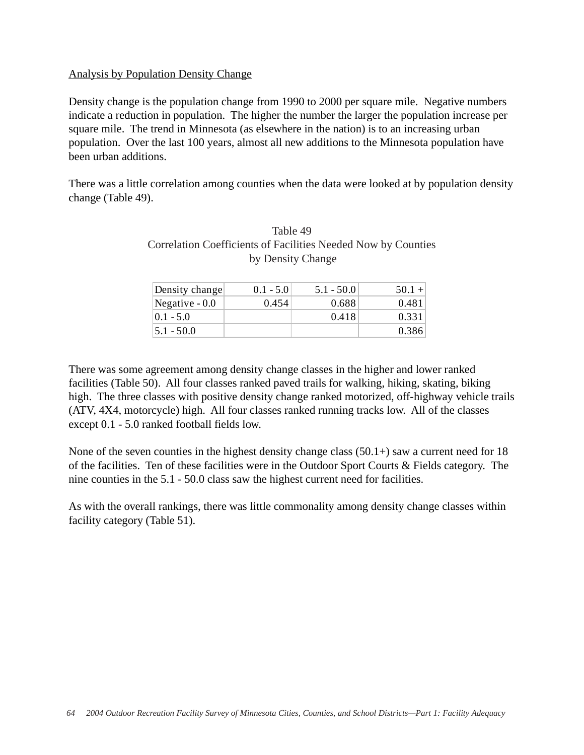## Analysis by Population Density Change

Density change is the population change from 1990 to 2000 per square mile. Negative numbers indicate a reduction in population. The higher the number the larger the population increase per square mile. The trend in Minnesota (as elsewhere in the nation) is to an increasing urban population. Over the last 100 years, almost all new additions to the Minnesota population have been urban additions.

There was a little correlation among counties when the data were looked at by population density change (Table 49).

Table 49
Correlation Coefficients of Facilities Needed Now by Counties
by Density Change

| Density change | 0.1 - 5.0 | 5.1 - 50.0 | 50.1 + |
|---|---|---|---|
| Negative - 0.0 | 0.454 | 0.688 | 0.481 |
| 0.1 - 5.0 | | 0.418 | 0.331 |
| 5.1 - 50.0 | | | 0.386 |

There was some agreement among density change classes in the higher and lower ranked facilities (Table 50). All four classes ranked paved trails for walking, hiking, skating, biking high. The three classes with positive density change ranked motorized, off-highway vehicle trails (ATV, 4X4, motorcycle) high. All four classes ranked running tracks low. All of the classes except 0.1 - 5.0 ranked football fields low.

None of the seven counties in the highest density change class (50.1+) saw a current need for 18 of the facilities. Ten of these facilities were in the Outdoor Sport Courts & Fields category. The nine counties in the 5.1 - 50.0 class saw the highest current need for facilities.

As with the overall rankings, there was little commonality among density change classes within facility category (Table 51).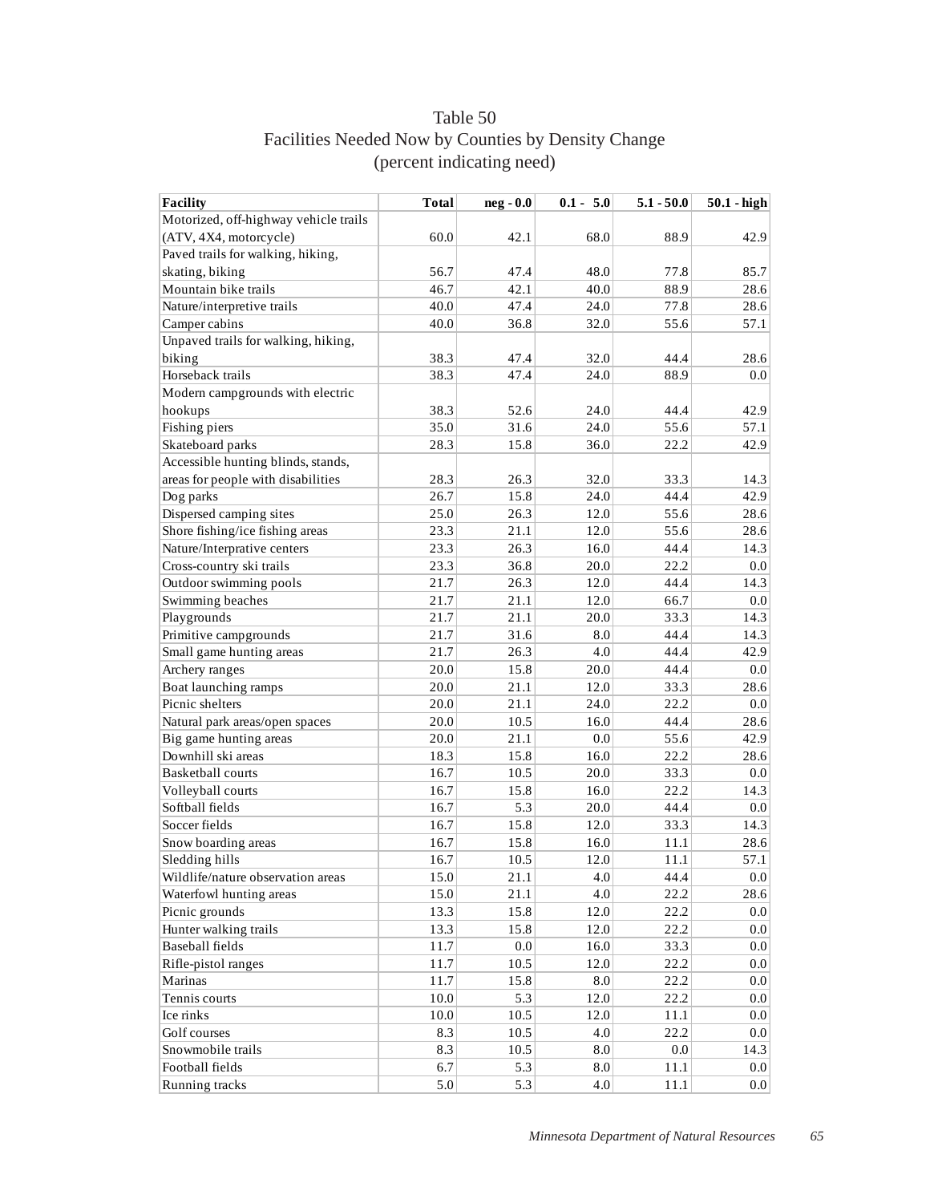# Table 50
## Facilities Needed Now by Counties by Density Change
### (percent indicating need)

| Facility | Total | neg - 0.0 | 0.1 - 5.0 | 5.1 - 50.0 | 50.1 - high |
|---|---|---|---|---|---|
| Motorized, off-highway vehicle trails (ATV, 4X4, motorcycle) | 60.0 | 42.1 | 68.0 | 88.9 | 42.9 |
| Paved trails for walking, hiking, skating, biking | 56.7 | 47.4 | 48.0 | 77.8 | 85.7 |
| Mountain bike trails | 46.7 | 42.1 | 40.0 | 88.9 | 28.6 |
| Nature/interpretive trails | 40.0 | 47.4 | 24.0 | 77.8 | 28.6 |
| Camper cabins | 40.0 | 36.8 | 32.0 | 55.6 | 57.1 |
| Unpaved trails for walking, hiking, biking | 38.3 | 47.4 | 32.0 | 44.4 | 28.6 |
| Horseback trails | 38.3 | 47.4 | 24.0 | 88.9 | 0.0 |
| Modern campgrounds with electric hookups | 38.3 | 52.6 | 24.0 | 44.4 | 42.9 |
| Fishing piers | 35.0 | 31.6 | 24.0 | 55.6 | 57.1 |
| Skateboard parks | 28.3 | 15.8 | 36.0 | 22.2 | 42.9 |
| Accessible hunting blinds, stands, areas for people with disabilities | 28.3 | 26.3 | 32.0 | 33.3 | 14.3 |
| Dog parks | 26.7 | 15.8 | 24.0 | 44.4 | 42.9 |
| Dispersed camping sites | 25.0 | 26.3 | 12.0 | 55.6 | 28.6 |
| Shore fishing/ice fishing areas | 23.3 | 21.1 | 12.0 | 55.6 | 28.6 |
| Nature/Interprative centers | 23.3 | 26.3 | 16.0 | 44.4 | 14.3 |
| Cross-country ski trails | 23.3 | 36.8 | 20.0 | 22.2 | 0.0 |
| Outdoor swimming pools | 21.7 | 26.3 | 12.0 | 44.4 | 14.3 |
| Swimming beaches | 21.7 | 21.1 | 12.0 | 66.7 | 0.0 |
| Playgrounds | 21.7 | 21.1 | 20.0 | 33.3 | 14.3 |
| Primitive campgrounds | 21.7 | 31.6 | 8.0 | 44.4 | 14.3 |
| Small game hunting areas | 21.7 | 26.3 | 4.0 | 44.4 | 42.9 |
| Archery ranges | 20.0 | 15.8 | 20.0 | 44.4 | 0.0 |
| Boat launching ramps | 20.0 | 21.1 | 12.0 | 33.3 | 28.6 |
| Picnic shelters | 20.0 | 21.1 | 24.0 | 22.2 | 0.0 |
| Natural park areas/open spaces | 20.0 | 10.5 | 16.0 | 44.4 | 28.6 |
| Big game hunting areas | 20.0 | 21.1 | 0.0 | 55.6 | 42.9 |
| Downhill ski areas | 18.3 | 15.8 | 16.0 | 22.2 | 28.6 |
| Basketball courts | 16.7 | 10.5 | 20.0 | 33.3 | 0.0 |
| Volleyball courts | 16.7 | 15.8 | 16.0 | 22.2 | 14.3 |
| Softball fields | 16.7 | 5.3 | 20.0 | 44.4 | 0.0 |
| Soccer fields | 16.7 | 15.8 | 12.0 | 33.3 | 14.3 |
| Snow boarding areas | 16.7 | 15.8 | 16.0 | 11.1 | 28.6 |
| Sledding hills | 16.7 | 10.5 | 12.0 | 11.1 | 57.1 |
| Wildlife/nature observation areas | 15.0 | 21.1 | 4.0 | 44.4 | 0.0 |
| Waterfowl hunting areas | 15.0 | 21.1 | 4.0 | 22.2 | 28.6 |
| Picnic grounds | 13.3 | 15.8 | 12.0 | 22.2 | 0.0 |
| Hunter walking trails | 13.3 | 15.8 | 12.0 | 22.2 | 0.0 |
| Baseball fields | 11.7 | 0.0 | 16.0 | 33.3 | 0.0 |
| Rifle-pistol ranges | 11.7 | 10.5 | 12.0 | 22.2 | 0.0 |
| Marinas | 11.7 | 15.8 | 8.0 | 22.2 | 0.0 |
| Tennis courts | 10.0 | 5.3 | 12.0 | 22.2 | 0.0 |
| Ice rinks | 10.0 | 10.5 | 12.0 | 11.1 | 0.0 |
| Golf courses | 8.3 | 10.5 | 4.0 | 22.2 | 0.0 |
| Snowmobile trails | 8.3 | 10.5 | 8.0 | 0.0 | 14.3 |
| Football fields | 6.7 | 5.3 | 8.0 | 11.1 | 0.0 |
| Running tracks | 5.0 | 5.3 | 4.0 | 11.1 | 0.0 |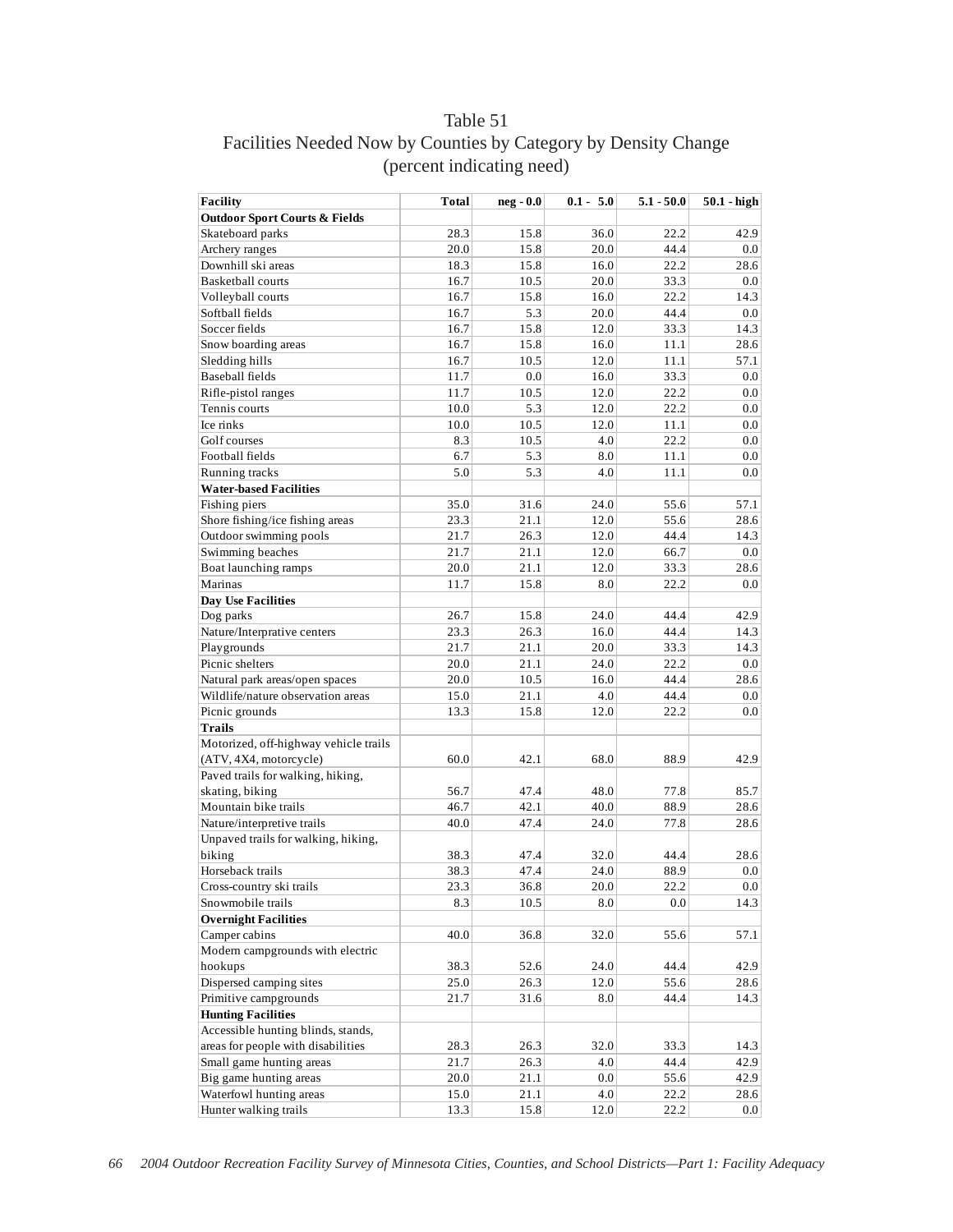# Table 51
## Facilities Needed Now by Counties by Category by Density Change
### (percent indicating need)

| Facility | Total | neg - 0.0 | 0.1 - 5.0 | 5.1 - 50.0 | 50.1 - high |
|---|---|---|---|---|---|
| **Outdoor Sport Courts & Fields** | | | | | |
| Skateboard parks | 28.3 | 15.8 | 36.0 | 22.2 | 42.9 |
| Archery ranges | 20.0 | 15.8 | 20.0 | 44.4 | 0.0 |
| Downhill ski areas | 18.3 | 15.8 | 16.0 | 22.2 | 28.6 |
| Basketball courts | 16.7 | 10.5 | 20.0 | 33.3 | 0.0 |
| Volleyball courts | 16.7 | 15.8 | 16.0 | 22.2 | 14.3 |
| Softball fields | 16.7 | 5.3 | 20.0 | 44.4 | 0.0 |
| Soccer fields | 16.7 | 15.8 | 12.0 | 33.3 | 14.3 |
| Snow boarding areas | 16.7 | 15.8 | 16.0 | 11.1 | 28.6 |
| Sledding hills | 16.7 | 10.5 | 12.0 | 11.1 | 57.1 |
| Baseball fields | 11.7 | 0.0 | 16.0 | 33.3 | 0.0 |
| Rifle-pistol ranges | 11.7 | 10.5 | 12.0 | 22.2 | 0.0 |
| Tennis courts | 10.0 | 5.3 | 12.0 | 22.2 | 0.0 |
| Ice rinks | 10.0 | 10.5 | 12.0 | 11.1 | 0.0 |
| Golf courses | 8.3 | 10.5 | 4.0 | 22.2 | 0.0 |
| Football fields | 6.7 | 5.3 | 8.0 | 11.1 | 0.0 |
| Running tracks | 5.0 | 5.3 | 4.0 | 11.1 | 0.0 |
| **Water-based Facilities** | | | | | |
| Fishing piers | 35.0 | 31.6 | 24.0 | 55.6 | 57.1 |
| Shore fishing/ice fishing areas | 23.3 | 21.1 | 12.0 | 55.6 | 28.6 |
| Outdoor swimming pools | 21.7 | 26.3 | 12.0 | 44.4 | 14.3 |
| Swimming beaches | 21.7 | 21.1 | 12.0 | 66.7 | 0.0 |
| Boat launching ramps | 20.0 | 21.1 | 12.0 | 33.3 | 28.6 |
| Marinas | 11.7 | 15.8 | 8.0 | 22.2 | 0.0 |
| **Day Use Facilities** | | | | | |
| Dog parks | 26.7 | 15.8 | 24.0 | 44.4 | 42.9 |
| Nature/Interprative centers | 23.3 | 26.3 | 16.0 | 44.4 | 14.3 |
| Playgrounds | 21.7 | 21.1 | 20.0 | 33.3 | 14.3 |
| Picnic shelters | 20.0 | 21.1 | 24.0 | 22.2 | 0.0 |
| Natural park areas/open spaces | 20.0 | 10.5 | 16.0 | 44.4 | 28.6 |
| Wildlife/nature observation areas | 15.0 | 21.1 | 4.0 | 44.4 | 0.0 |
| Picnic grounds | 13.3 | 15.8 | 12.0 | 22.2 | 0.0 |
| **Trails** | | | | | |
| Motorized, off-highway vehicle trails (ATV, 4X4, motorcycle) | 60.0 | 42.1 | 68.0 | 88.9 | 42.9 |
| Paved trails for walking, hiking, skating, biking | 56.7 | 47.4 | 48.0 | 77.8 | 85.7 |
| Mountain bike trails | 46.7 | 42.1 | 40.0 | 88.9 | 28.6 |
| Nature/interpretive trails | 40.0 | 47.4 | 24.0 | 77.8 | 28.6 |
| Unpaved trails for walking, hiking, biking | 38.3 | 47.4 | 32.0 | 44.4 | 28.6 |
| Horseback trails | 38.3 | 47.4 | 24.0 | 88.9 | 0.0 |
| Cross-country ski trails | 23.3 | 36.8 | 20.0 | 22.2 | 0.0 |
| Snowmobile trails | 8.3 | 10.5 | 8.0 | 0.0 | 14.3 |
| **Overnight Facilities** | | | | | |
| Camper cabins | 40.0 | 36.8 | 32.0 | 55.6 | 57.1 |
| Modern campgrounds with electric hookups | 38.3 | 52.6 | 24.0 | 44.4 | 42.9 |
| Dispersed camping sites | 25.0 | 26.3 | 12.0 | 55.6 | 28.6 |
| Primitive campgrounds | 21.7 | 31.6 | 8.0 | 44.4 | 14.3 |
| **Hunting Facilities** | | | | | |
| Accessible hunting blinds, stands, areas for people with disabilities | 28.3 | 26.3 | 32.0 | 33.3 | 14.3 |
| Small game hunting areas | 21.7 | 26.3 | 4.0 | 44.4 | 42.9 |
| Big game hunting areas | 20.0 | 21.1 | 0.0 | 55.6 | 42.9 |
| Waterfowl hunting areas | 15.0 | 21.1 | 4.0 | 22.2 | 28.6 |
| Hunter walking trails | 13.3 | 15.8 | 12.0 | 22.2 | 0.0 |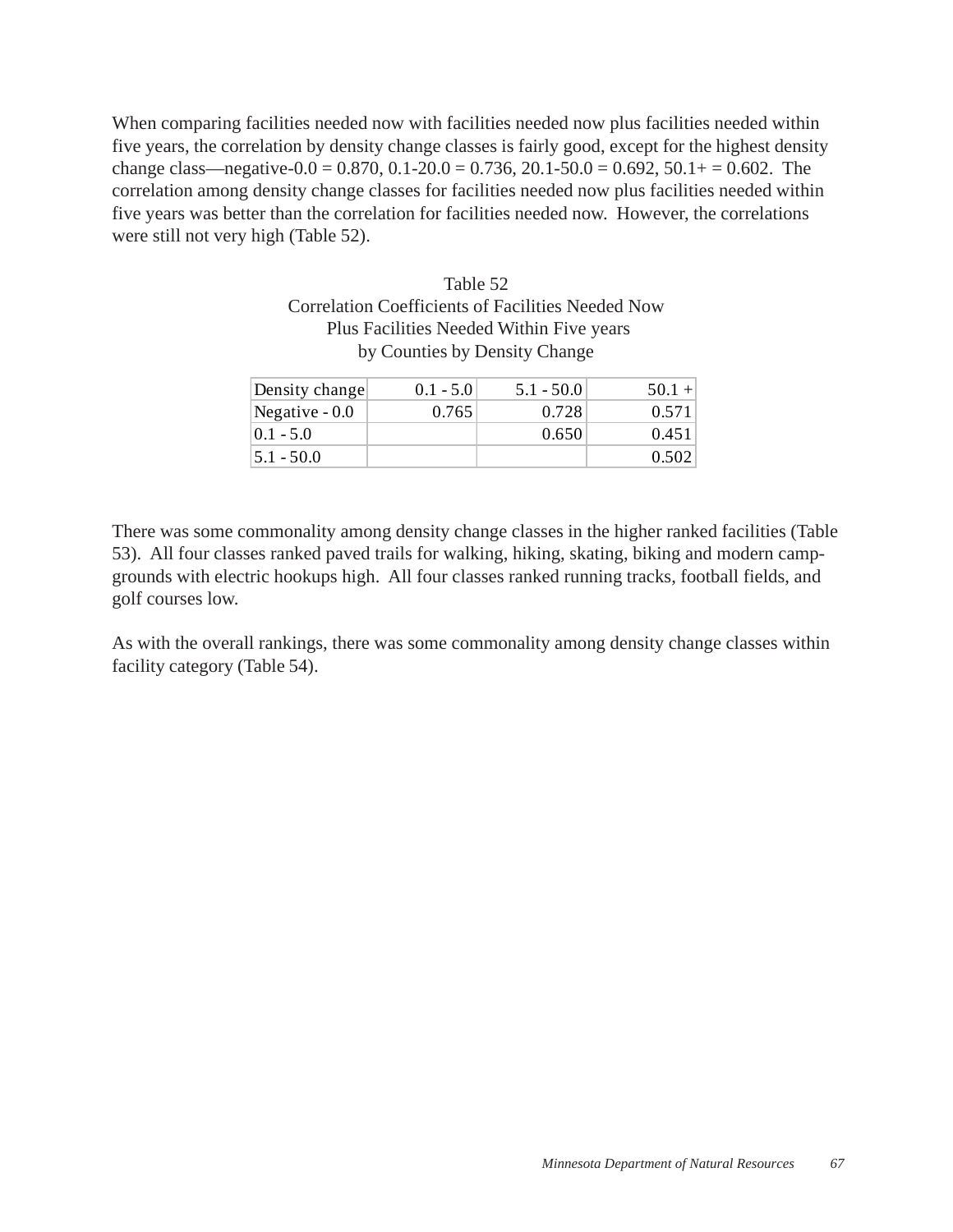When comparing facilities needed now with facilities needed now plus facilities needed within five years, the correlation by density change classes is fairly good, except for the highest density change class—negative-0.0 = 0.870, 0.1-20.0 = 0.736, 20.1-50.0 = 0.692, 50.1+ = 0.602. The correlation among density change classes for facilities needed now plus facilities needed within five years was better than the correlation for facilities needed now. However, the correlations were still not very high (Table 52).

Table 52
Correlation Coefficients of Facilities Needed Now
Plus Facilities Needed Within Five years
by Counties by Density Change

| Density change | 0.1 - 5.0 | 5.1 - 50.0 | 50.1 + |
|---|---|---|---|
| Negative - 0.0 | 0.765 | 0.728 | 0.571 |
| 0.1 - 5.0 | | 0.650 | 0.451 |
| 5.1 - 50.0 | | | 0.502 |

There was some commonality among density change classes in the higher ranked facilities (Table 53). All four classes ranked paved trails for walking, hiking, skating, biking and modern camp-grounds with electric hookups high. All four classes ranked running tracks, football fields, and golf courses low.

As with the overall rankings, there was some commonality among density change classes within facility category (Table 54).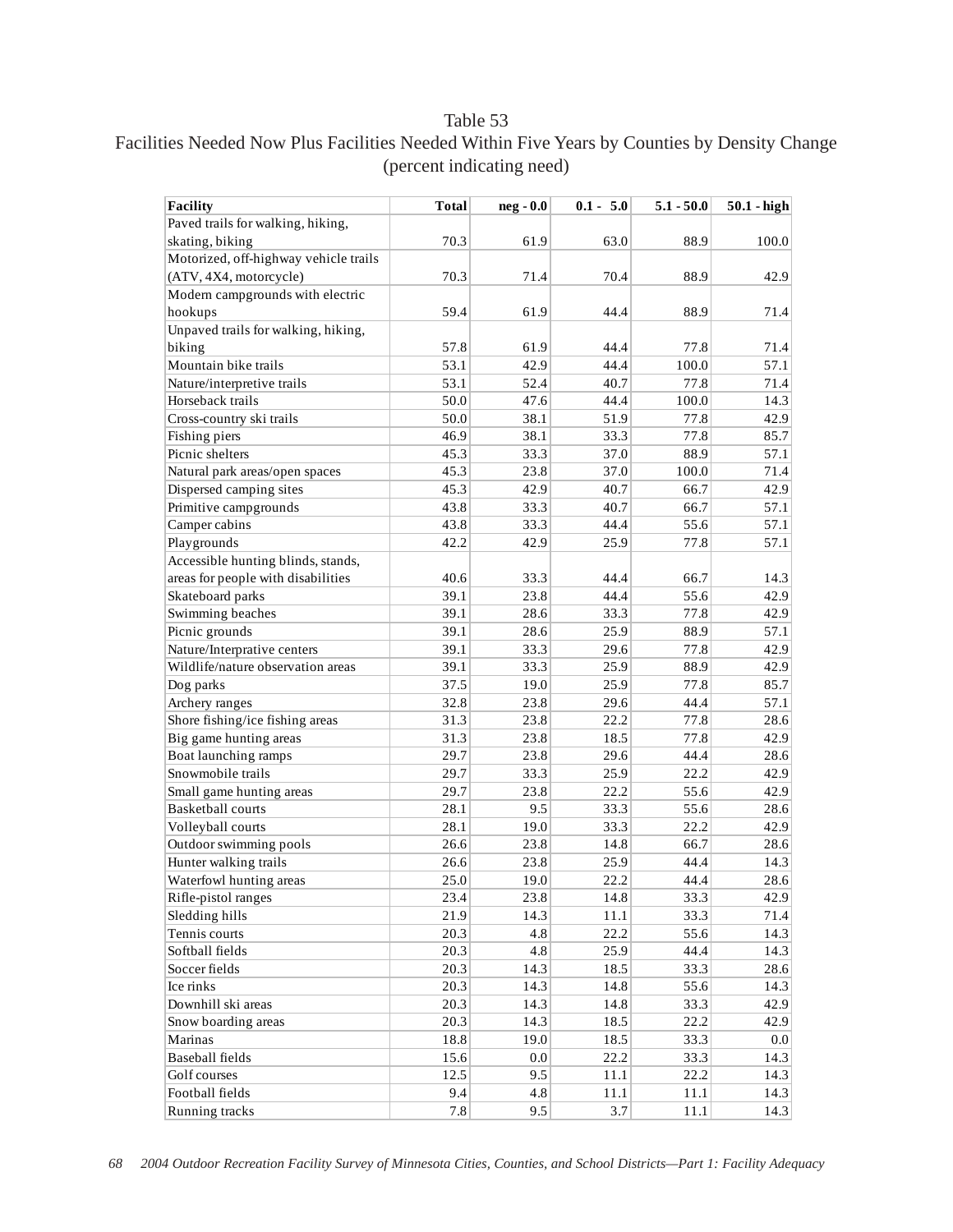Table 53

Facilities Needed Now Plus Facilities Needed Within Five Years by Counties by Density Change

(percent indicating need)

| Facility | Total | neg - 0.0 | 0.1 - 5.0 | 5.1 - 50.0 | 50.1 - high |
|---|---|---|---|---|---|
| Paved trails for walking, hiking, skating, biking | 70.3 | 61.9 | 63.0 | 88.9 | 100.0 |
| Motorized, off-highway vehicle trails (ATV, 4X4, motorcycle) | 70.3 | 71.4 | 70.4 | 88.9 | 42.9 |
| Modern campgrounds with electric hookups | 59.4 | 61.9 | 44.4 | 88.9 | 71.4 |
| Unpaved trails for walking, hiking, biking | 57.8 | 61.9 | 44.4 | 77.8 | 71.4 |
| Mountain bike trails | 53.1 | 42.9 | 44.4 | 100.0 | 57.1 |
| Nature/interpretive trails | 53.1 | 52.4 | 40.7 | 77.8 | 71.4 |
| Horseback trails | 50.0 | 47.6 | 44.4 | 100.0 | 14.3 |
| Cross-country ski trails | 50.0 | 38.1 | 51.9 | 77.8 | 42.9 |
| Fishing piers | 46.9 | 38.1 | 33.3 | 77.8 | 85.7 |
| Picnic shelters | 45.3 | 33.3 | 37.0 | 88.9 | 57.1 |
| Natural park areas/open spaces | 45.3 | 23.8 | 37.0 | 100.0 | 71.4 |
| Dispersed camping sites | 45.3 | 42.9 | 40.7 | 66.7 | 42.9 |
| Primitive campgrounds | 43.8 | 33.3 | 40.7 | 66.7 | 57.1 |
| Camper cabins | 43.8 | 33.3 | 44.4 | 55.6 | 57.1 |
| Playgrounds | 42.2 | 42.9 | 25.9 | 77.8 | 57.1 |
| Accessible hunting blinds, stands, areas for people with disabilities | 40.6 | 33.3 | 44.4 | 66.7 | 14.3 |
| Skateboard parks | 39.1 | 23.8 | 44.4 | 55.6 | 42.9 |
| Swimming beaches | 39.1 | 28.6 | 33.3 | 77.8 | 42.9 |
| Picnic grounds | 39.1 | 28.6 | 25.9 | 88.9 | 57.1 |
| Nature/Interpretative centers | 39.1 | 33.3 | 29.6 | 77.8 | 42.9 |
| Wildlife/nature observation areas | 39.1 | 33.3 | 25.9 | 88.9 | 42.9 |
| Dog parks | 37.5 | 19.0 | 25.9 | 77.8 | 85.7 |
| Archery ranges | 32.8 | 23.8 | 29.6 | 44.4 | 57.1 |
| Shore fishing/ice fishing areas | 31.3 | 23.8 | 22.2 | 77.8 | 28.6 |
| Big game hunting areas | 31.3 | 23.8 | 18.5 | 77.8 | 42.9 |
| Boat launching ramps | 29.7 | 23.8 | 29.6 | 44.4 | 28.6 |
| Snowmobile trails | 29.7 | 33.3 | 25.9 | 22.2 | 42.9 |
| Small game hunting areas | 29.7 | 23.8 | 22.2 | 55.6 | 42.9 |
| Basketball courts | 28.1 | 9.5 | 33.3 | 55.6 | 28.6 |
| Volleyball courts | 28.1 | 19.0 | 33.3 | 22.2 | 42.9 |
| Outdoor swimming pools | 26.6 | 23.8 | 14.8 | 66.7 | 28.6 |
| Hunter walking trails | 26.6 | 23.8 | 25.9 | 44.4 | 14.3 |
| Waterfowl hunting areas | 25.0 | 19.0 | 22.2 | 44.4 | 28.6 |
| Rifle-pistol ranges | 23.4 | 23.8 | 14.8 | 33.3 | 42.9 |
| Sledding hills | 21.9 | 14.3 | 11.1 | 33.3 | 71.4 |
| Tennis courts | 20.3 | 4.8 | 22.2 | 55.6 | 14.3 |
| Softball fields | 20.3 | 4.8 | 25.9 | 44.4 | 14.3 |
| Soccer fields | 20.3 | 14.3 | 18.5 | 33.3 | 28.6 |
| Ice rinks | 20.3 | 14.3 | 14.8 | 55.6 | 14.3 |
| Downhill ski areas | 20.3 | 14.3 | 14.8 | 33.3 | 42.9 |
| Snow boarding areas | 20.3 | 14.3 | 18.5 | 22.2 | 42.9 |
| Marinas | 18.8 | 19.0 | 18.5 | 33.3 | 0.0 |
| Baseball fields | 15.6 | 0.0 | 22.2 | 33.3 | 14.3 |
| Golf courses | 12.5 | 9.5 | 11.1 | 22.2 | 14.3 |
| Football fields | 9.4 | 4.8 | 11.1 | 11.1 | 14.3 |
| Running tracks | 7.8 | 9.5 | 3.7 | 11.1 | 14.3 |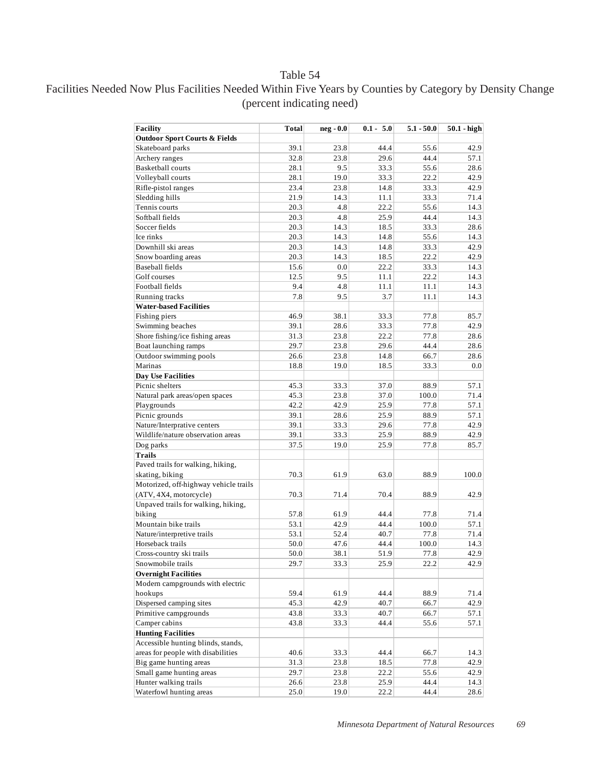Table 54

Facilities Needed Now Plus Facilities Needed Within Five Years by Counties by Category by Density Change

(percent indicating need)

| Facility | Total | neg - 0.0 | 0.1 - 5.0 | 5.1 - 50.0 | 50.1 - high |
|---|---|---|---|---|---|
| **Outdoor Sport Courts & Fields** | | | | | |
| Skateboard parks | 39.1 | 23.8 | 44.4 | 55.6 | 42.9 |
| Archery ranges | 32.8 | 23.8 | 29.6 | 44.4 | 57.1 |
| Basketball courts | 28.1 | 9.5 | 33.3 | 55.6 | 28.6 |
| Volleyball courts | 28.1 | 19.0 | 33.3 | 22.2 | 42.9 |
| Rifle-pistol ranges | 23.4 | 23.8 | 14.8 | 33.3 | 42.9 |
| Sledding hills | 21.9 | 14.3 | 11.1 | 33.3 | 71.4 |
| Tennis courts | 20.3 | 4.8 | 22.2 | 55.6 | 14.3 |
| Softball fields | 20.3 | 4.8 | 25.9 | 44.4 | 14.3 |
| Soccer fields | 20.3 | 14.3 | 18.5 | 33.3 | 28.6 |
| Ice rinks | 20.3 | 14.3 | 14.8 | 55.6 | 14.3 |
| Downhill ski areas | 20.3 | 14.3 | 14.8 | 33.3 | 42.9 |
| Snow boarding areas | 20.3 | 14.3 | 18.5 | 22.2 | 42.9 |
| Baseball fields | 15.6 | 0.0 | 22.2 | 33.3 | 14.3 |
| Golf courses | 12.5 | 9.5 | 11.1 | 22.2 | 14.3 |
| Football fields | 9.4 | 4.8 | 11.1 | 11.1 | 14.3 |
| Running tracks | 7.8 | 9.5 | 3.7 | 11.1 | 14.3 |
| **Water-based Facilities** | | | | | |
| Fishing piers | 46.9 | 38.1 | 33.3 | 77.8 | 85.7 |
| Swimming beaches | 39.1 | 28.6 | 33.3 | 77.8 | 42.9 |
| Shore fishing/ice fishing areas | 31.3 | 23.8 | 22.2 | 77.8 | 28.6 |
| Boat launching ramps | 29.7 | 23.8 | 29.6 | 44.4 | 28.6 |
| Outdoor swimming pools | 26.6 | 23.8 | 14.8 | 66.7 | 28.6 |
| Marinas | 18.8 | 19.0 | 18.5 | 33.3 | 0.0 |
| **Day Use Facilities** | | | | | |
| Picnic shelters | 45.3 | 33.3 | 37.0 | 88.9 | 57.1 |
| Natural park areas/open spaces | 45.3 | 23.8 | 37.0 | 100.0 | 71.4 |
| Playgrounds | 42.2 | 42.9 | 25.9 | 77.8 | 57.1 |
| Picnic grounds | 39.1 | 28.6 | 25.9 | 88.9 | 57.1 |
| Nature/Interprative centers | 39.1 | 33.3 | 29.6 | 77.8 | 42.9 |
| Wildlife/nature observation areas | 39.1 | 33.3 | 25.9 | 88.9 | 42.9 |
| Dog parks | 37.5 | 19.0 | 25.9 | 77.8 | 85.7 |
| **Trails** | | | | | |
| Paved trails for walking, hiking, skating, biking | 70.3 | 61.9 | 63.0 | 88.9 | 100.0 |
| Motorized, off-highway vehicle trails (ATV, 4X4, motorcycle) | 70.3 | 71.4 | 70.4 | 88.9 | 42.9 |
| Unpaved trails for walking, hiking, biking | 57.8 | 61.9 | 44.4 | 77.8 | 71.4 |
| Mountain bike trails | 53.1 | 42.9 | 44.4 | 100.0 | 57.1 |
| Nature/interpretive trails | 53.1 | 52.4 | 40.7 | 77.8 | 71.4 |
| Horseback trails | 50.0 | 47.6 | 44.4 | 100.0 | 14.3 |
| Cross-country ski trails | 50.0 | 38.1 | 51.9 | 77.8 | 42.9 |
| Snowmobile trails | 29.7 | 33.3 | 25.9 | 22.2 | 42.9 |
| **Overnight Facilities** | | | | | |
| Modern campgrounds with electric hookups | 59.4 | 61.9 | 44.4 | 88.9 | 71.4 |
| Dispersed camping sites | 45.3 | 42.9 | 40.7 | 66.7 | 42.9 |
| Primitive campgrounds | 43.8 | 33.3 | 40.7 | 66.7 | 57.1 |
| Camper cabins | 43.8 | 33.3 | 44.4 | 55.6 | 57.1 |
| **Hunting Facilities** | | | | | |
| Accessible hunting blinds, stands, areas for people with disabilities | 40.6 | 33.3 | 44.4 | 66.7 | 14.3 |
| Big game hunting areas | 31.3 | 23.8 | 18.5 | 77.8 | 42.9 |
| Small game hunting areas | 29.7 | 23.8 | 22.2 | 55.6 | 42.9 |
| Hunter walking trails | 26.6 | 23.8 | 25.9 | 44.4 | 14.3 |
| Waterfowl hunting areas | 25.0 | 19.0 | 22.2 | 44.4 | 28.6 |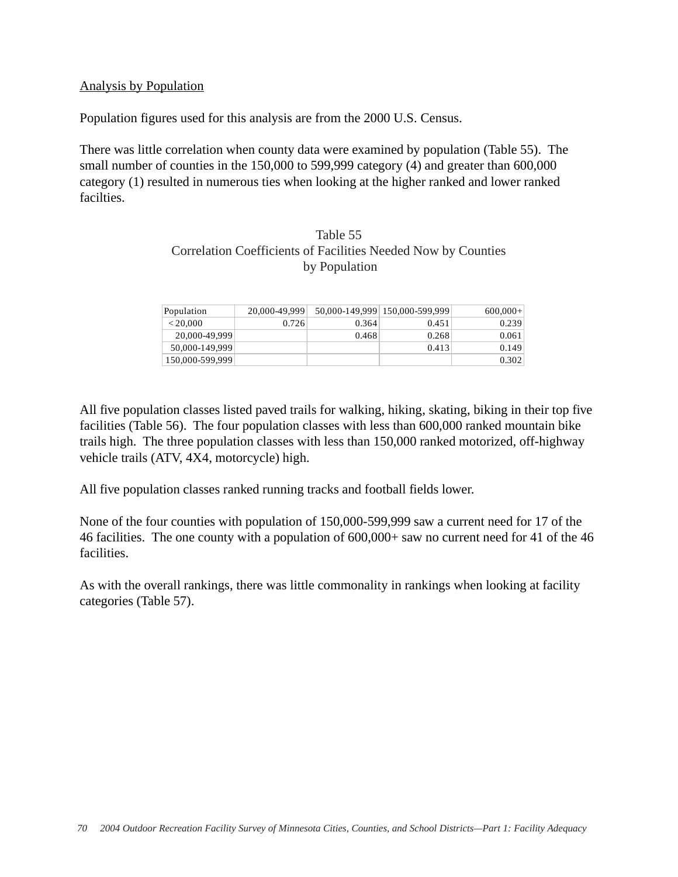Analysis by Population

Population figures used for this analysis are from the 2000 U.S. Census.

There was little correlation when county data were examined by population (Table 55). The small number of counties in the 150,000 to 599,999 category (4) and greater than 600,000 category (1) resulted in numerous ties when looking at the higher ranked and lower ranked facilties.

Table 55
Correlation Coefficients of Facilities Needed Now by Counties by Population

| Population | 20,000-49,999 | 50,000-149,999 | 150,000-599,999 | 600,000+ |
|---|---|---|---|---|
| < 20,000 | 0.726 | 0.364 | 0.451 | 0.239 |
| 20,000-49,999 | | 0.468 | 0.268 | 0.061 |
| 50,000-149,999 | | | 0.413 | 0.149 |
| 150,000-599,999 | | | | 0.302 |

All five population classes listed paved trails for walking, hiking, skating, biking in their top five facilities (Table 56). The four population classes with less than 600,000 ranked mountain bike trails high. The three population classes with less than 150,000 ranked motorized, off-highway vehicle trails (ATV, 4X4, motorcycle) high.

All five population classes ranked running tracks and football fields lower.

None of the four counties with population of 150,000-599,999 saw a current need for 17 of the 46 facilities. The one county with a population of 600,000+ saw no current need for 41 of the 46 facilities.

As with the overall rankings, there was little commonality in rankings when looking at facility categories (Table 57).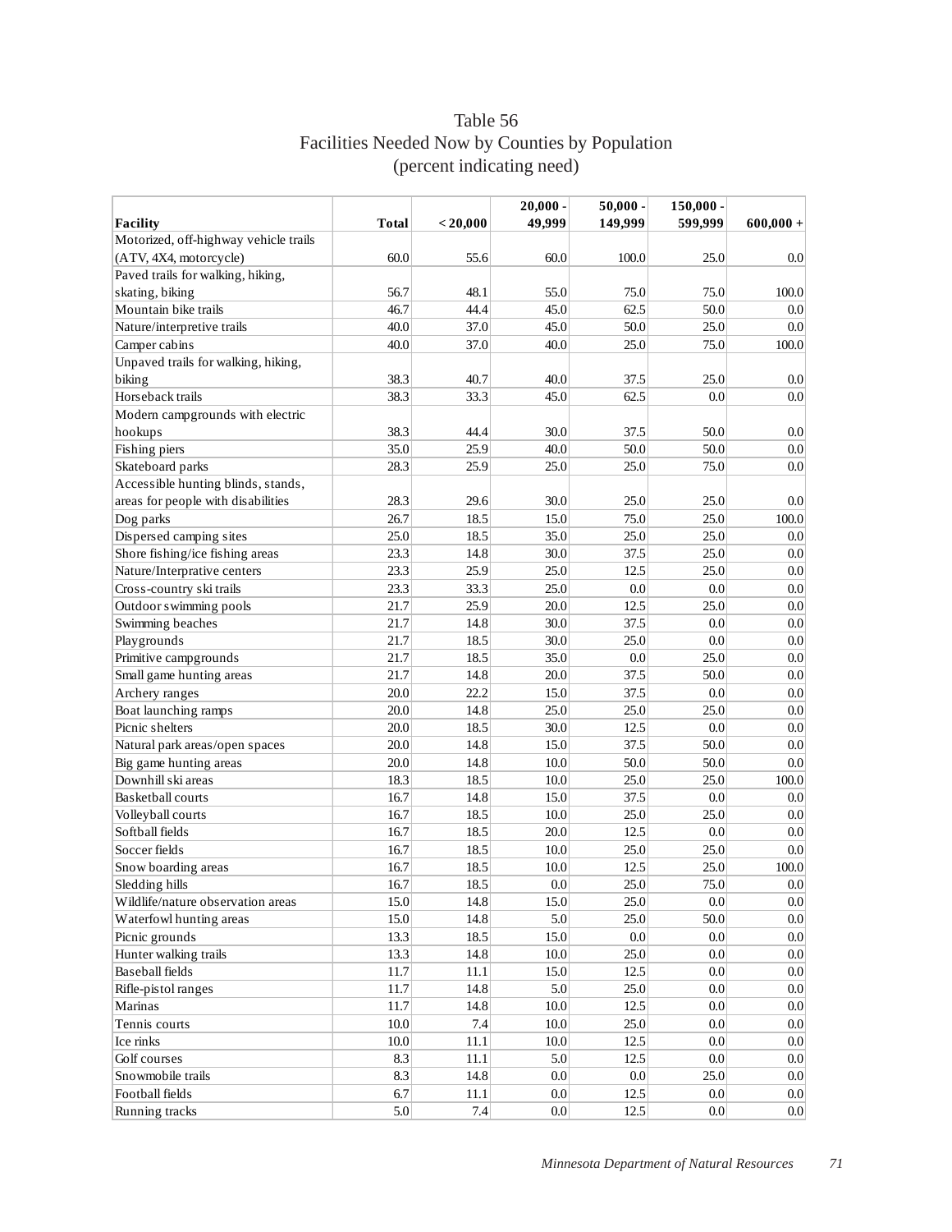# Table 56
## Facilities Needed Now by Counties by Population
### (percent indicating need)

| Facility | Total | < 20,000 | 20,000 - 49,999 | 50,000 - 149,999 | 150,000 - 599,999 | 600,000 + |
|---|---|---|---|---|---|---|
| Motorized, off-highway vehicle trails (ATV, 4X4, motorcycle) | 60.0 | 55.6 | 60.0 | 100.0 | 25.0 | 0.0 |
| Paved trails for walking, hiking, skating, biking | 56.7 | 48.1 | 55.0 | 75.0 | 75.0 | 100.0 |
| Mountain bike trails | 46.7 | 44.4 | 45.0 | 62.5 | 50.0 | 0.0 |
| Nature/interpretive trails | 40.0 | 37.0 | 45.0 | 50.0 | 25.0 | 0.0 |
| Camper cabins | 40.0 | 37.0 | 40.0 | 25.0 | 75.0 | 100.0 |
| Unpaved trails for walking, hiking, biking | 38.3 | 40.7 | 40.0 | 37.5 | 25.0 | 0.0 |
| Horseback trails | 38.3 | 33.3 | 45.0 | 62.5 | 0.0 | 0.0 |
| Modern campgrounds with electric hookups | 38.3 | 44.4 | 30.0 | 37.5 | 50.0 | 0.0 |
| Fishing piers | 35.0 | 25.9 | 40.0 | 50.0 | 50.0 | 0.0 |
| Skateboard parks | 28.3 | 25.9 | 25.0 | 25.0 | 75.0 | 0.0 |
| Accessible hunting blinds, stands, areas for people with disabilities | 28.3 | 29.6 | 30.0 | 25.0 | 25.0 | 0.0 |
| Dog parks | 26.7 | 18.5 | 15.0 | 75.0 | 25.0 | 100.0 |
| Dispersed camping sites | 25.0 | 18.5 | 35.0 | 25.0 | 25.0 | 0.0 |
| Shore fishing/ice fishing areas | 23.3 | 14.8 | 30.0 | 37.5 | 25.0 | 0.0 |
| Nature/Interprative centers | 23.3 | 25.9 | 25.0 | 12.5 | 25.0 | 0.0 |
| Cross-country ski trails | 23.3 | 33.3 | 25.0 | 0.0 | 0.0 | 0.0 |
| Outdoor swimming pools | 21.7 | 25.9 | 20.0 | 12.5 | 25.0 | 0.0 |
| Swimming beaches | 21.7 | 14.8 | 30.0 | 37.5 | 0.0 | 0.0 |
| Playgrounds | 21.7 | 18.5 | 30.0 | 25.0 | 0.0 | 0.0 |
| Primitive campgrounds | 21.7 | 18.5 | 35.0 | 0.0 | 25.0 | 0.0 |
| Small game hunting areas | 21.7 | 14.8 | 20.0 | 37.5 | 50.0 | 0.0 |
| Archery ranges | 20.0 | 22.2 | 15.0 | 37.5 | 0.0 | 0.0 |
| Boat launching ramps | 20.0 | 14.8 | 25.0 | 25.0 | 25.0 | 0.0 |
| Picnic shelters | 20.0 | 18.5 | 30.0 | 12.5 | 0.0 | 0.0 |
| Natural park areas/open spaces | 20.0 | 14.8 | 15.0 | 37.5 | 50.0 | 0.0 |
| Big game hunting areas | 20.0 | 14.8 | 10.0 | 50.0 | 50.0 | 0.0 |
| Downhill ski areas | 18.3 | 18.5 | 10.0 | 25.0 | 25.0 | 100.0 |
| Basketball courts | 16.7 | 14.8 | 15.0 | 37.5 | 0.0 | 0.0 |
| Volleyball courts | 16.7 | 18.5 | 10.0 | 25.0 | 25.0 | 0.0 |
| Softball fields | 16.7 | 18.5 | 20.0 | 12.5 | 0.0 | 0.0 |
| Soccer fields | 16.7 | 18.5 | 10.0 | 25.0 | 25.0 | 0.0 |
| Snow boarding areas | 16.7 | 18.5 | 10.0 | 12.5 | 25.0 | 100.0 |
| Sledding hills | 16.7 | 18.5 | 0.0 | 25.0 | 75.0 | 0.0 |
| Wildlife/nature observation areas | 15.0 | 14.8 | 15.0 | 25.0 | 0.0 | 0.0 |
| Waterfowl hunting areas | 15.0 | 14.8 | 5.0 | 25.0 | 50.0 | 0.0 |
| Picnic grounds | 13.3 | 18.5 | 15.0 | 0.0 | 0.0 | 0.0 |
| Hunter walking trails | 13.3 | 14.8 | 10.0 | 25.0 | 0.0 | 0.0 |
| Baseball fields | 11.7 | 11.1 | 15.0 | 12.5 | 0.0 | 0.0 |
| Rifle-pistol ranges | 11.7 | 14.8 | 5.0 | 25.0 | 0.0 | 0.0 |
| Marinas | 11.7 | 14.8 | 10.0 | 12.5 | 0.0 | 0.0 |
| Tennis courts | 10.0 | 7.4 | 10.0 | 25.0 | 0.0 | 0.0 |
| Ice rinks | 10.0 | 11.1 | 10.0 | 12.5 | 0.0 | 0.0 |
| Golf courses | 8.3 | 11.1 | 5.0 | 12.5 | 0.0 | 0.0 |
| Snowmobile trails | 8.3 | 14.8 | 0.0 | 0.0 | 25.0 | 0.0 |
| Football fields | 6.7 | 11.1 | 0.0 | 12.5 | 0.0 | 0.0 |
| Running tracks | 5.0 | 7.4 | 0.0 | 12.5 | 0.0 | 0.0 |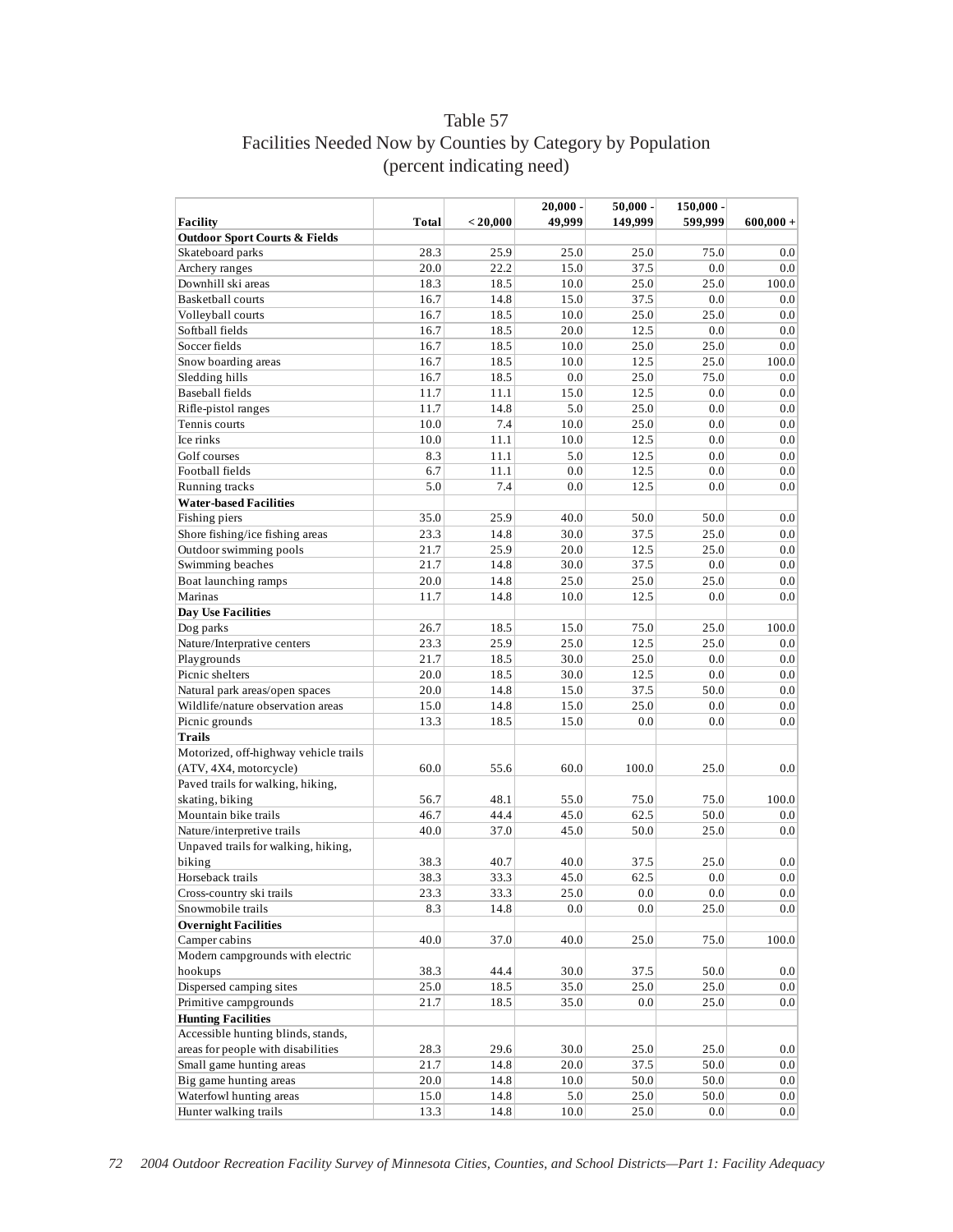# Table 57
## Facilities Needed Now by Counties by Category by Population
### (percent indicating need)

| Facility | Total | < 20,000 | 20,000 - 49,999 | 50,000 - 149,999 | 150,000 - 599,999 | 600,000 + |
|---|---|---|---|---|---|---|
| **Outdoor Sport Courts & Fields** | | | | | | |
| Skateboard parks | 28.3 | 25.9 | 25.0 | 25.0 | 75.0 | 0.0 |
| Archery ranges | 20.0 | 22.2 | 15.0 | 37.5 | 0.0 | 0.0 |
| Downhill ski areas | 18.3 | 18.5 | 10.0 | 25.0 | 25.0 | 100.0 |
| Basketball courts | 16.7 | 14.8 | 15.0 | 37.5 | 0.0 | 0.0 |
| Volleyball courts | 16.7 | 18.5 | 10.0 | 25.0 | 25.0 | 0.0 |
| Softball fields | 16.7 | 18.5 | 20.0 | 12.5 | 0.0 | 0.0 |
| Soccer fields | 16.7 | 18.5 | 10.0 | 25.0 | 25.0 | 0.0 |
| Snow boarding areas | 16.7 | 18.5 | 10.0 | 12.5 | 25.0 | 100.0 |
| Sledding hills | 16.7 | 18.5 | 0.0 | 25.0 | 75.0 | 0.0 |
| Baseball fields | 11.7 | 11.1 | 15.0 | 12.5 | 0.0 | 0.0 |
| Rifle-pistol ranges | 11.7 | 14.8 | 5.0 | 25.0 | 0.0 | 0.0 |
| Tennis courts | 10.0 | 7.4 | 10.0 | 25.0 | 0.0 | 0.0 |
| Ice rinks | 10.0 | 11.1 | 10.0 | 12.5 | 0.0 | 0.0 |
| Golf courses | 8.3 | 11.1 | 5.0 | 12.5 | 0.0 | 0.0 |
| Football fields | 6.7 | 11.1 | 0.0 | 12.5 | 0.0 | 0.0 |
| Running tracks | 5.0 | 7.4 | 0.0 | 12.5 | 0.0 | 0.0 |
| **Water-based Facilities** | | | | | | |
| Fishing piers | 35.0 | 25.9 | 40.0 | 50.0 | 50.0 | 0.0 |
| Shore fishing/ice fishing areas | 23.3 | 14.8 | 30.0 | 37.5 | 25.0 | 0.0 |
| Outdoor swimming pools | 21.7 | 25.9 | 20.0 | 12.5 | 25.0 | 0.0 |
| Swimming beaches | 21.7 | 14.8 | 30.0 | 37.5 | 0.0 | 0.0 |
| Boat launching ramps | 20.0 | 14.8 | 25.0 | 25.0 | 25.0 | 0.0 |
| Marinas | 11.7 | 14.8 | 10.0 | 12.5 | 0.0 | 0.0 |
| **Day Use Facilities** | | | | | | |
| Dog parks | 26.7 | 18.5 | 15.0 | 75.0 | 25.0 | 100.0 |
| Nature/Interpretative centers | 23.3 | 25.9 | 25.0 | 12.5 | 25.0 | 0.0 |
| Playgrounds | 21.7 | 18.5 | 30.0 | 25.0 | 0.0 | 0.0 |
| Picnic shelters | 20.0 | 18.5 | 30.0 | 12.5 | 0.0 | 0.0 |
| Natural park areas/open spaces | 20.0 | 14.8 | 15.0 | 37.5 | 50.0 | 0.0 |
| Wildlife/nature observation areas | 15.0 | 14.8 | 15.0 | 25.0 | 0.0 | 0.0 |
| Picnic grounds | 13.3 | 18.5 | 15.0 | 0.0 | 0.0 | 0.0 |
| **Trails** | | | | | | |
| Motorized, off-highway vehicle trails (ATV, 4X4, motorcycle) | 60.0 | 55.6 | 60.0 | 100.0 | 25.0 | 0.0 |
| Paved trails for walking, hiking, skating, biking | 56.7 | 48.1 | 55.0 | 75.0 | 75.0 | 100.0 |
| Mountain bike trails | 46.7 | 44.4 | 45.0 | 62.5 | 50.0 | 0.0 |
| Nature/interpretive trails | 40.0 | 37.0 | 45.0 | 50.0 | 25.0 | 0.0 |
| Unpaved trails for walking, hiking, biking | 38.3 | 40.7 | 40.0 | 37.5 | 25.0 | 0.0 |
| Horseback trails | 38.3 | 33.3 | 45.0 | 62.5 | 0.0 | 0.0 |
| Cross-country ski trails | 23.3 | 33.3 | 25.0 | 0.0 | 0.0 | 0.0 |
| Snowmobile trails | 8.3 | 14.8 | 0.0 | 0.0 | 25.0 | 0.0 |
| **Overnight Facilities** | | | | | | |
| Camper cabins | 40.0 | 37.0 | 40.0 | 25.0 | 75.0 | 100.0 |
| Modern campgrounds with electric hookups | 38.3 | 44.4 | 30.0 | 37.5 | 50.0 | 0.0 |
| Dispersed camping sites | 25.0 | 18.5 | 35.0 | 25.0 | 25.0 | 0.0 |
| Primitive campgrounds | 21.7 | 18.5 | 35.0 | 0.0 | 25.0 | 0.0 |
| **Hunting Facilities** | | | | | | |
| Accessible hunting blinds, stands, areas for people with disabilities | 28.3 | 29.6 | 30.0 | 25.0 | 25.0 | 0.0 |
| Small game hunting areas | 21.7 | 14.8 | 20.0 | 37.5 | 50.0 | 0.0 |
| Big game hunting areas | 20.0 | 14.8 | 10.0 | 50.0 | 50.0 | 0.0 |
| Waterfowl hunting areas | 15.0 | 14.8 | 5.0 | 25.0 | 50.0 | 0.0 |
| Hunter walking trails | 13.3 | 14.8 | 10.0 | 25.0 | 0.0 | 0.0 |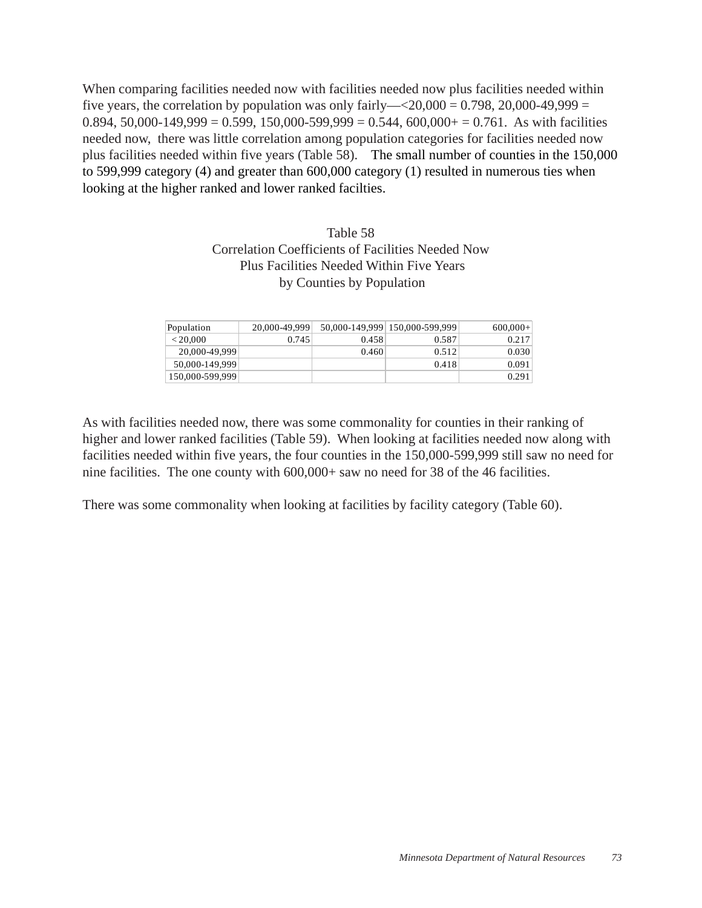When comparing facilities needed now with facilities needed now plus facilities needed within five years, the correlation by population was only fairly—<20,000 = 0.798, 20,000-49,999 = 0.894, 50,000-149,999 = 0.599, 150,000-599,999 = 0.544, 600,000+ = 0.761. As with facilities needed now, there was little correlation among population categories for facilities needed now plus facilities needed within five years (Table 58). The small number of counties in the 150,000 to 599,999 category (4) and greater than 600,000 category (1) resulted in numerous ties when looking at the higher ranked and lower ranked facilties.

Table 58
Correlation Coefficients of Facilities Needed Now
Plus Facilities Needed Within Five Years
by Counties by Population

| Population | 20,000-49,999 | 50,000-149,999 | 150,000-599,999 | 600,000+ |
|---|---|---|---|---|
| < 20,000 | 0.745 | 0.458 | 0.587 | 0.217 |
| 20,000-49,999 | | 0.460 | 0.512 | 0.030 |
| 50,000-149,999 | | | 0.418 | 0.091 |
| 150,000-599,999 | | | | 0.291 |

As with facilities needed now, there was some commonality for counties in their ranking of higher and lower ranked facilities (Table 59). When looking at facilities needed now along with facilities needed within five years, the four counties in the 150,000-599,999 still saw no need for nine facilities. The one county with 600,000+ saw no need for 38 of the 46 facilities.

There was some commonality when looking at facilities by facility category (Table 60).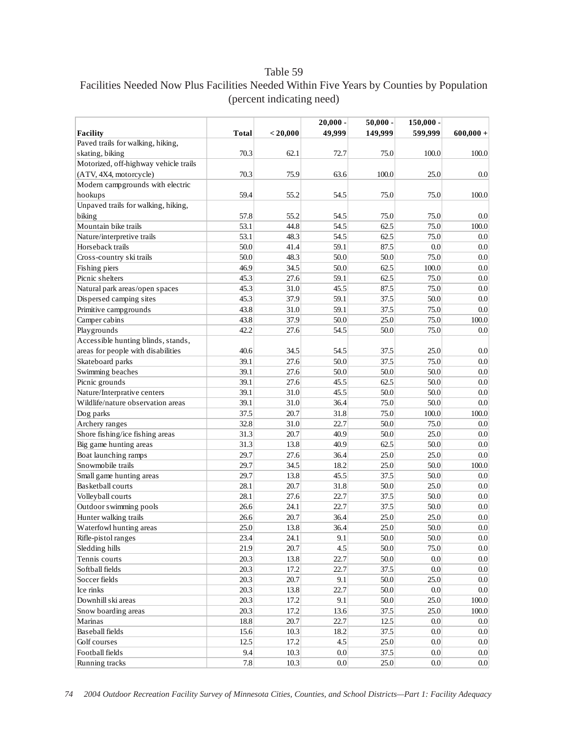# Table 59

## Facilities Needed Now Plus Facilities Needed Within Five Years by Counties by Population (percent indicating need)

| Facility | Total | < 20,000 | 20,000 - 49,999 | 50,000 - 149,999 | 150,000 - 599,999 | 600,000 + |
|---|---|---|---|---|---|---|
| Paved trails for walking, hiking, skating, biking | 70.3 | 62.1 | 72.7 | 75.0 | 100.0 | 100.0 |
| Motorized, off-highway vehicle trails (ATV, 4X4, motorcycle) | 70.3 | 75.9 | 63.6 | 100.0 | 25.0 | 0.0 |
| Modern campgrounds with electric hookups | 59.4 | 55.2 | 54.5 | 75.0 | 75.0 | 100.0 |
| Unpaved trails for walking, hiking, biking | 57.8 | 55.2 | 54.5 | 75.0 | 75.0 | 0.0 |
| Mountain bike trails | 53.1 | 44.8 | 54.5 | 62.5 | 75.0 | 100.0 |
| Nature/interpretive trails | 53.1 | 48.3 | 54.5 | 62.5 | 75.0 | 0.0 |
| Horseback trails | 50.0 | 41.4 | 59.1 | 87.5 | 0.0 | 0.0 |
| Cross-country ski trails | 50.0 | 48.3 | 50.0 | 50.0 | 75.0 | 0.0 |
| Fishing piers | 46.9 | 34.5 | 50.0 | 62.5 | 100.0 | 0.0 |
| Picnic shelters | 45.3 | 27.6 | 59.1 | 62.5 | 75.0 | 0.0 |
| Natural park areas/open spaces | 45.3 | 31.0 | 45.5 | 87.5 | 75.0 | 0.0 |
| Dispersed camping sites | 45.3 | 37.9 | 59.1 | 37.5 | 50.0 | 0.0 |
| Primitive campgrounds | 43.8 | 31.0 | 59.1 | 37.5 | 75.0 | 0.0 |
| Camper cabins | 43.8 | 37.9 | 50.0 | 25.0 | 75.0 | 100.0 |
| Playgrounds | 42.2 | 27.6 | 54.5 | 50.0 | 75.0 | 0.0 |
| Accessible hunting blinds, stands, areas for people with disabilities | 40.6 | 34.5 | 54.5 | 37.5 | 25.0 | 0.0 |
| Skateboard parks | 39.1 | 27.6 | 50.0 | 37.5 | 75.0 | 0.0 |
| Swimming beaches | 39.1 | 27.6 | 50.0 | 50.0 | 50.0 | 0.0 |
| Picnic grounds | 39.1 | 27.6 | 45.5 | 62.5 | 50.0 | 0.0 |
| Nature/Interpretative centers | 39.1 | 31.0 | 45.5 | 50.0 | 50.0 | 0.0 |
| Wildlife/nature observation areas | 39.1 | 31.0 | 36.4 | 75.0 | 50.0 | 0.0 |
| Dog parks | 37.5 | 20.7 | 31.8 | 75.0 | 100.0 | 100.0 |
| Archery ranges | 32.8 | 31.0 | 22.7 | 50.0 | 75.0 | 0.0 |
| Shore fishing/ice fishing areas | 31.3 | 20.7 | 40.9 | 50.0 | 25.0 | 0.0 |
| Big game hunting areas | 31.3 | 13.8 | 40.9 | 62.5 | 50.0 | 0.0 |
| Boat launching ramps | 29.7 | 27.6 | 36.4 | 25.0 | 25.0 | 0.0 |
| Snowmobile trails | 29.7 | 34.5 | 18.2 | 25.0 | 50.0 | 100.0 |
| Small game hunting areas | 29.7 | 13.8 | 45.5 | 37.5 | 50.0 | 0.0 |
| Basketball courts | 28.1 | 20.7 | 31.8 | 50.0 | 25.0 | 0.0 |
| Volleyball courts | 28.1 | 27.6 | 22.7 | 37.5 | 50.0 | 0.0 |
| Outdoor swimming pools | 26.6 | 24.1 | 22.7 | 37.5 | 50.0 | 0.0 |
| Hunter walking trails | 26.6 | 20.7 | 36.4 | 25.0 | 25.0 | 0.0 |
| Waterfowl hunting areas | 25.0 | 13.8 | 36.4 | 25.0 | 50.0 | 0.0 |
| Rifle-pistol ranges | 23.4 | 24.1 | 9.1 | 50.0 | 50.0 | 0.0 |
| Sledding hills | 21.9 | 20.7 | 4.5 | 50.0 | 75.0 | 0.0 |
| Tennis courts | 20.3 | 13.8 | 22.7 | 50.0 | 0.0 | 0.0 |
| Softball fields | 20.3 | 17.2 | 22.7 | 37.5 | 0.0 | 0.0 |
| Soccer fields | 20.3 | 20.7 | 9.1 | 50.0 | 25.0 | 0.0 |
| Ice rinks | 20.3 | 13.8 | 22.7 | 50.0 | 0.0 | 0.0 |
| Downhill ski areas | 20.3 | 17.2 | 9.1 | 50.0 | 25.0 | 100.0 |
| Snow boarding areas | 20.3 | 17.2 | 13.6 | 37.5 | 25.0 | 100.0 |
| Marinas | 18.8 | 20.7 | 22.7 | 12.5 | 0.0 | 0.0 |
| Baseball fields | 15.6 | 10.3 | 18.2 | 37.5 | 0.0 | 0.0 |
| Golf courses | 12.5 | 17.2 | 4.5 | 25.0 | 0.0 | 0.0 |
| Football fields | 9.4 | 10.3 | 0.0 | 37.5 | 0.0 | 0.0 |
| Running tracks | 7.8 | 10.3 | 0.0 | 25.0 | 0.0 | 0.0 |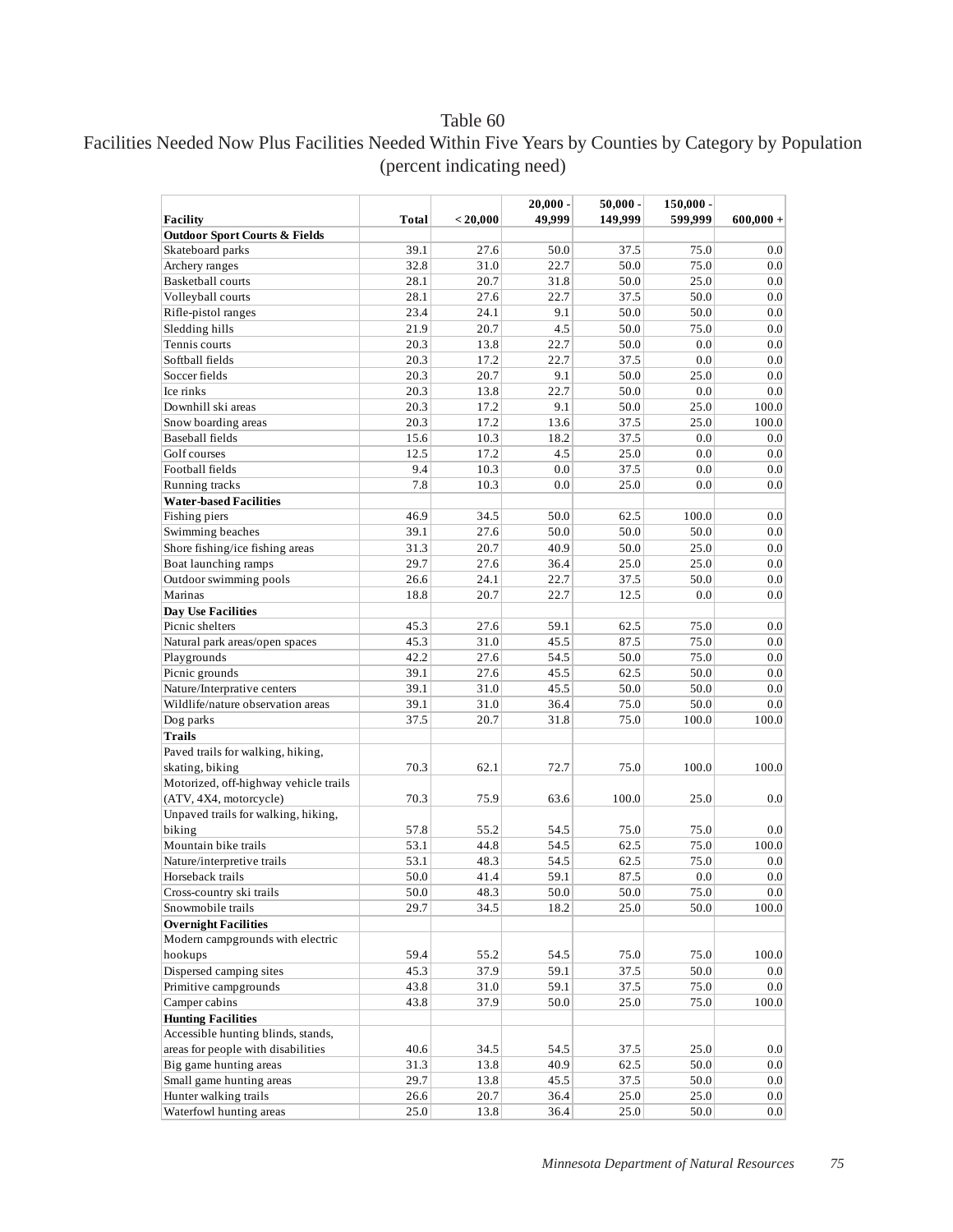# Table 60

## Facilities Needed Now Plus Facilities Needed Within Five Years by Counties by Category by Population (percent indicating need)

| Facility | Total | < 20,000 | 20,000 - 49,999 | 50,000 - 149,999 | 150,000 - 599,999 | 600,000 + |
|---|---|---|---|---|---|---|
| **Outdoor Sport Courts & Fields** | | | | | | |
| Skateboard parks | 39.1 | 27.6 | 50.0 | 37.5 | 75.0 | 0.0 |
| Archery ranges | 32.8 | 31.0 | 22.7 | 50.0 | 75.0 | 0.0 |
| Basketball courts | 28.1 | 20.7 | 31.8 | 50.0 | 25.0 | 0.0 |
| Volleyball courts | 28.1 | 27.6 | 22.7 | 37.5 | 50.0 | 0.0 |
| Rifle-pistol ranges | 23.4 | 24.1 | 9.1 | 50.0 | 50.0 | 0.0 |
| Sledding hills | 21.9 | 20.7 | 4.5 | 50.0 | 75.0 | 0.0 |
| Tennis courts | 20.3 | 13.8 | 22.7 | 50.0 | 0.0 | 0.0 |
| Softball fields | 20.3 | 17.2 | 22.7 | 37.5 | 0.0 | 0.0 |
| Soccer fields | 20.3 | 20.7 | 9.1 | 50.0 | 25.0 | 0.0 |
| Ice rinks | 20.3 | 13.8 | 22.7 | 50.0 | 0.0 | 0.0 |
| Downhill ski areas | 20.3 | 17.2 | 9.1 | 50.0 | 25.0 | 100.0 |
| Snow boarding areas | 20.3 | 17.2 | 13.6 | 37.5 | 25.0 | 100.0 |
| Baseball fields | 15.6 | 10.3 | 18.2 | 37.5 | 0.0 | 0.0 |
| Golf courses | 12.5 | 17.2 | 4.5 | 25.0 | 0.0 | 0.0 |
| Football fields | 9.4 | 10.3 | 0.0 | 37.5 | 0.0 | 0.0 |
| Running tracks | 7.8 | 10.3 | 0.0 | 25.0 | 0.0 | 0.0 |
| **Water-based Facilities** | | | | | | |
| Fishing piers | 46.9 | 34.5 | 50.0 | 62.5 | 100.0 | 0.0 |
| Swimming beaches | 39.1 | 27.6 | 50.0 | 50.0 | 50.0 | 0.0 |
| Shore fishing/ice fishing areas | 31.3 | 20.7 | 40.9 | 50.0 | 25.0 | 0.0 |
| Boat launching ramps | 29.7 | 27.6 | 36.4 | 25.0 | 25.0 | 0.0 |
| Outdoor swimming pools | 26.6 | 24.1 | 22.7 | 37.5 | 50.0 | 0.0 |
| Marinas | 18.8 | 20.7 | 22.7 | 12.5 | 0.0 | 0.0 |
| **Day Use Facilities** | | | | | | |
| Picnic shelters | 45.3 | 27.6 | 59.1 | 62.5 | 75.0 | 0.0 |
| Natural park areas/open spaces | 45.3 | 31.0 | 45.5 | 87.5 | 75.0 | 0.0 |
| Playgrounds | 42.2 | 27.6 | 54.5 | 50.0 | 75.0 | 0.0 |
| Picnic grounds | 39.1 | 27.6 | 45.5 | 62.5 | 50.0 | 0.0 |
| Nature/Interpretative centers | 39.1 | 31.0 | 45.5 | 50.0 | 50.0 | 0.0 |
| Wildlife/nature observation areas | 39.1 | 31.0 | 36.4 | 75.0 | 50.0 | 0.0 |
| Dog parks | 37.5 | 20.7 | 31.8 | 75.0 | 100.0 | 100.0 |
| **Trails** | | | | | | |
| Paved trails for walking, hiking, skating, biking | 70.3 | 62.1 | 72.7 | 75.0 | 100.0 | 100.0 |
| Motorized, off-highway vehicle trails (ATV, 4X4, motorcycle) | 70.3 | 75.9 | 63.6 | 100.0 | 25.0 | 0.0 |
| Unpaved trails for walking, hiking, biking | 57.8 | 55.2 | 54.5 | 75.0 | 75.0 | 0.0 |
| Mountain bike trails | 53.1 | 44.8 | 54.5 | 62.5 | 75.0 | 100.0 |
| Nature/interpretive trails | 53.1 | 48.3 | 54.5 | 62.5 | 75.0 | 0.0 |
| Horseback trails | 50.0 | 41.4 | 59.1 | 87.5 | 0.0 | 0.0 |
| Cross-country ski trails | 50.0 | 48.3 | 50.0 | 50.0 | 75.0 | 0.0 |
| Snowmobile trails | 29.7 | 34.5 | 18.2 | 25.0 | 50.0 | 100.0 |
| **Overnight Facilities** | | | | | | |
| Modern campgrounds with electric hookups | 59.4 | 55.2 | 54.5 | 75.0 | 75.0 | 100.0 |
| Dispersed camping sites | 45.3 | 37.9 | 59.1 | 37.5 | 50.0 | 0.0 |
| Primitive campgrounds | 43.8 | 31.0 | 59.1 | 37.5 | 75.0 | 0.0 |
| Camper cabins | 43.8 | 37.9 | 50.0 | 25.0 | 75.0 | 100.0 |
| **Hunting Facilities** | | | | | | |
| Accessible hunting blinds, stands, areas for people with disabilities | 40.6 | 34.5 | 54.5 | 37.5 | 25.0 | 0.0 |
| Big game hunting areas | 31.3 | 13.8 | 40.9 | 62.5 | 50.0 | 0.0 |
| Small game hunting areas | 29.7 | 13.8 | 45.5 | 37.5 | 50.0 | 0.0 |
| Hunter walking trails | 26.6 | 20.7 | 36.4 | 25.0 | 25.0 | 0.0 |
| Waterfowl hunting areas | 25.0 | 13.8 | 36.4 | 25.0 | 50.0 | 0.0 |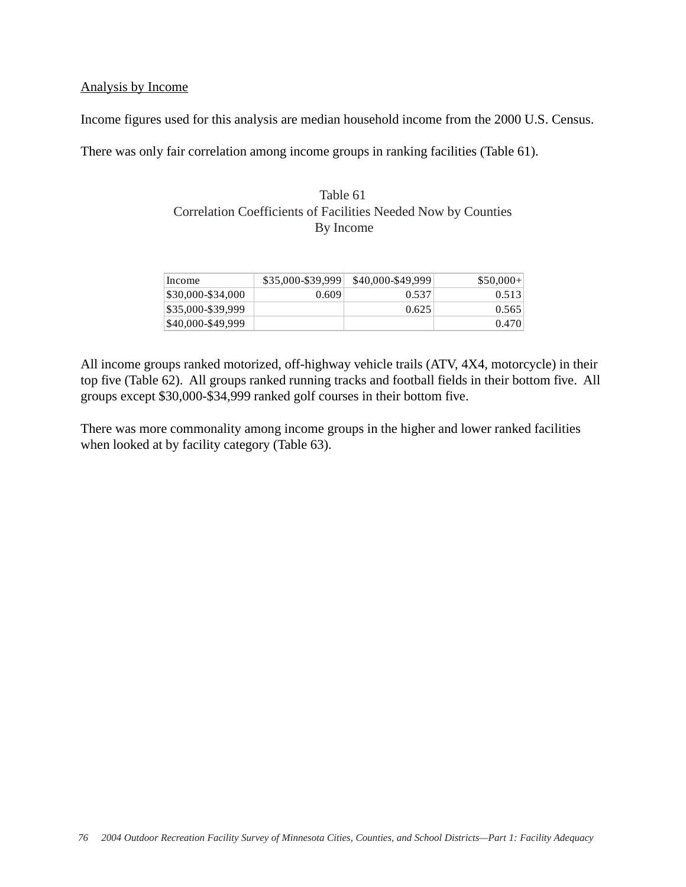Analysis by Income

Income figures used for this analysis are median household income from the 2000 U.S. Census.

There was only fair correlation among income groups in ranking facilities (Table 61).

Table 61
Correlation Coefficients of Facilities Needed Now by Counties
By Income

| Income | $35,000-$39,999 | $40,000-$49,999 | $50,000+ |
|---|---|---|---|
| $30,000-$34,000 | 0.609 | 0.537 | 0.513 |
| $35,000-$39,999 | | 0.625 | 0.565 |
| $40,000-$49,999 | | | 0.470 |

All income groups ranked motorized, off-highway vehicle trails (ATV, 4X4, motorcycle) in their top five (Table 62). All groups ranked running tracks and football fields in their bottom five. All groups except $30,000-$34,999 ranked golf courses in their bottom five.

There was more commonality among income groups in the higher and lower ranked facilities when looked at by facility category (Table 63).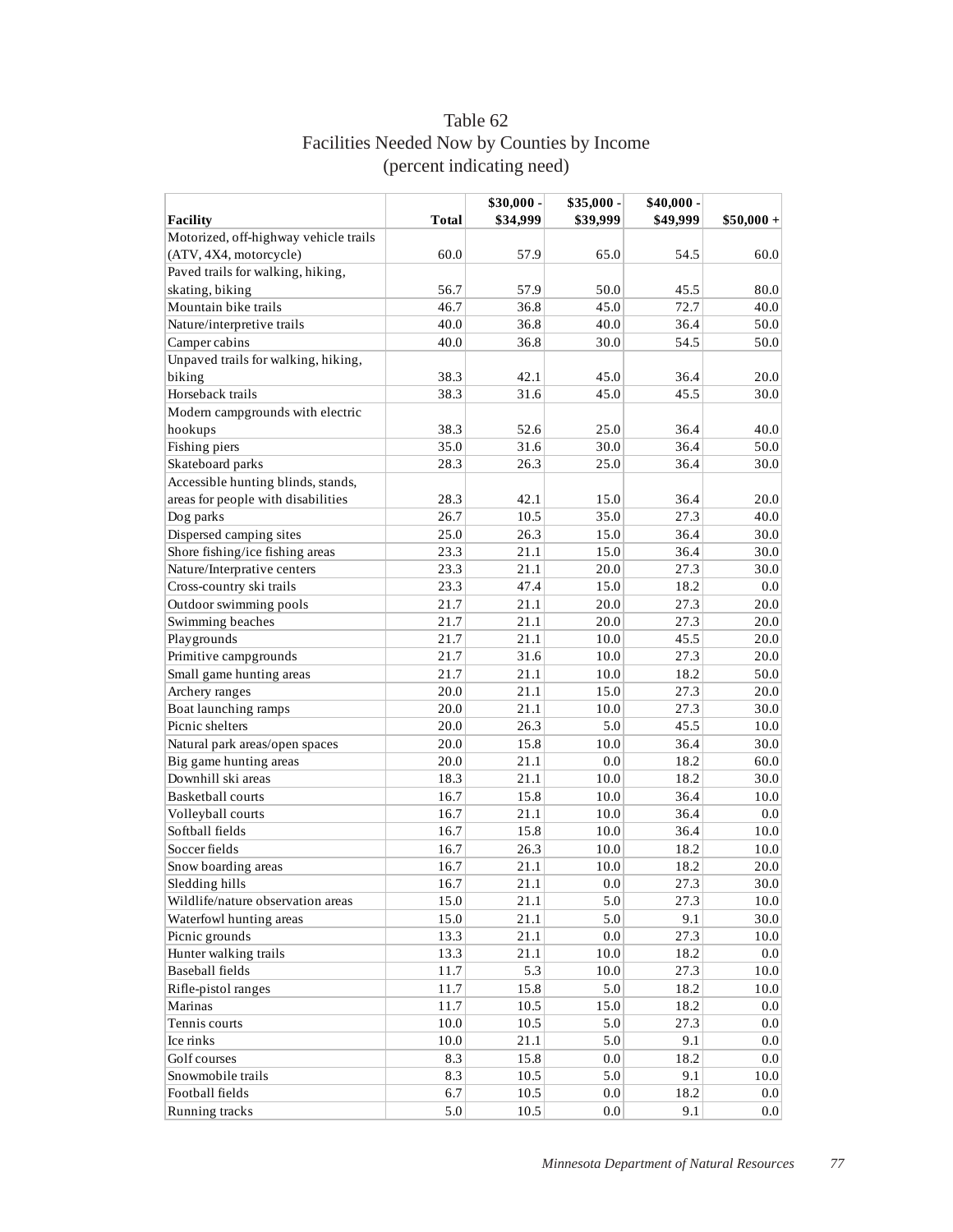# Table 62
## Facilities Needed Now by Counties by Income
### (percent indicating need)

| Facility | Total | $30,000 - $34,999 | $35,000 - $39,999 | $40,000 - $49,999 | $50,000 + |
|---|---|---|---|---|---|
| Motorized, off-highway vehicle trails (ATV, 4X4, motorcycle) | 60.0 | 57.9 | 65.0 | 54.5 | 60.0 |
| Paved trails for walking, hiking, skating, biking | 56.7 | 57.9 | 50.0 | 45.5 | 80.0 |
| Mountain bike trails | 46.7 | 36.8 | 45.0 | 72.7 | 40.0 |
| Nature/interpretive trails | 40.0 | 36.8 | 40.0 | 36.4 | 50.0 |
| Camper cabins | 40.0 | 36.8 | 30.0 | 54.5 | 50.0 |
| Unpaved trails for walking, hiking, biking | 38.3 | 42.1 | 45.0 | 36.4 | 20.0 |
| Horseback trails | 38.3 | 31.6 | 45.0 | 45.5 | 30.0 |
| Modern campgrounds with electric hookups | 38.3 | 52.6 | 25.0 | 36.4 | 40.0 |
| Fishing piers | 35.0 | 31.6 | 30.0 | 36.4 | 50.0 |
| Skateboard parks | 28.3 | 26.3 | 25.0 | 36.4 | 30.0 |
| Accessible hunting blinds, stands, areas for people with disabilities | 28.3 | 42.1 | 15.0 | 36.4 | 20.0 |
| Dog parks | 26.7 | 10.5 | 35.0 | 27.3 | 40.0 |
| Dispersed camping sites | 25.0 | 26.3 | 15.0 | 36.4 | 30.0 |
| Shore fishing/ice fishing areas | 23.3 | 21.1 | 15.0 | 36.4 | 30.0 |
| Nature/Interprative centers | 23.3 | 21.1 | 20.0 | 27.3 | 30.0 |
| Cross-country ski trails | 23.3 | 47.4 | 15.0 | 18.2 | 0.0 |
| Outdoor swimming pools | 21.7 | 21.1 | 20.0 | 27.3 | 20.0 |
| Swimming beaches | 21.7 | 21.1 | 20.0 | 27.3 | 20.0 |
| Playgrounds | 21.7 | 21.1 | 10.0 | 45.5 | 20.0 |
| Primitive campgrounds | 21.7 | 31.6 | 10.0 | 27.3 | 20.0 |
| Small game hunting areas | 21.7 | 21.1 | 10.0 | 18.2 | 50.0 |
| Archery ranges | 20.0 | 21.1 | 15.0 | 27.3 | 20.0 |
| Boat launching ramps | 20.0 | 21.1 | 10.0 | 27.3 | 30.0 |
| Picnic shelters | 20.0 | 26.3 | 5.0 | 45.5 | 10.0 |
| Natural park areas/open spaces | 20.0 | 15.8 | 10.0 | 36.4 | 30.0 |
| Big game hunting areas | 20.0 | 21.1 | 0.0 | 18.2 | 60.0 |
| Downhill ski areas | 18.3 | 21.1 | 10.0 | 18.2 | 30.0 |
| Basketball courts | 16.7 | 15.8 | 10.0 | 36.4 | 10.0 |
| Volleyball courts | 16.7 | 21.1 | 10.0 | 36.4 | 0.0 |
| Softball fields | 16.7 | 15.8 | 10.0 | 36.4 | 10.0 |
| Soccer fields | 16.7 | 26.3 | 10.0 | 18.2 | 10.0 |
| Snow boarding areas | 16.7 | 21.1 | 10.0 | 18.2 | 20.0 |
| Sledding hills | 16.7 | 21.1 | 0.0 | 27.3 | 30.0 |
| Wildlife/nature observation areas | 15.0 | 21.1 | 5.0 | 27.3 | 10.0 |
| Waterfowl hunting areas | 15.0 | 21.1 | 5.0 | 9.1 | 30.0 |
| Picnic grounds | 13.3 | 21.1 | 0.0 | 27.3 | 10.0 |
| Hunter walking trails | 13.3 | 21.1 | 10.0 | 18.2 | 0.0 |
| Baseball fields | 11.7 | 5.3 | 10.0 | 27.3 | 10.0 |
| Rifle-pistol ranges | 11.7 | 15.8 | 5.0 | 18.2 | 10.0 |
| Marinas | 11.7 | 10.5 | 15.0 | 18.2 | 0.0 |
| Tennis courts | 10.0 | 10.5 | 5.0 | 27.3 | 0.0 |
| Ice rinks | 10.0 | 21.1 | 5.0 | 9.1 | 0.0 |
| Golf courses | 8.3 | 15.8 | 0.0 | 18.2 | 0.0 |
| Snowmobile trails | 8.3 | 10.5 | 5.0 | 9.1 | 10.0 |
| Football fields | 6.7 | 10.5 | 0.0 | 18.2 | 0.0 |
| Running tracks | 5.0 | 10.5 | 0.0 | 9.1 | 0.0 |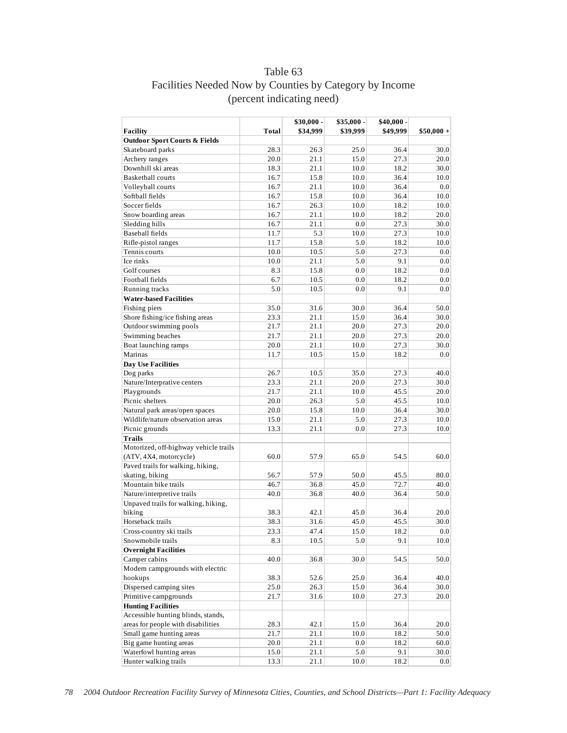# Table 63
## Facilities Needed Now by Counties by Category by Income
### (percent indicating need)

| Facility | Total | $30,000 - $34,999 | $35,000 - $39,999 | $40,000 - $49,999 | $50,000 + |
|---|---|---|---|---|---|
| **Outdoor Sport Courts & Fields** | | | | | |
| Skateboard parks | 28.3 | 26.3 | 25.0 | 36.4 | 30.0 |
| Archery ranges | 20.0 | 21.1 | 15.0 | 27.3 | 20.0 |
| Downhill ski areas | 18.3 | 21.1 | 10.0 | 18.2 | 30.0 |
| Basketball courts | 16.7 | 15.8 | 10.0 | 36.4 | 10.0 |
| Volleyball courts | 16.7 | 21.1 | 10.0 | 36.4 | 0.0 |
| Softball fields | 16.7 | 15.8 | 10.0 | 36.4 | 10.0 |
| Soccer fields | 16.7 | 26.3 | 10.0 | 18.2 | 10.0 |
| Snow boarding areas | 16.7 | 21.1 | 10.0 | 18.2 | 20.0 |
| Sledding hills | 16.7 | 21.1 | 0.0 | 27.3 | 30.0 |
| Baseball fields | 11.7 | 5.3 | 10.0 | 27.3 | 10.0 |
| Rifle-pistol ranges | 11.7 | 15.8 | 5.0 | 18.2 | 10.0 |
| Tennis courts | 10.0 | 10.5 | 5.0 | 27.3 | 0.0 |
| Ice rinks | 10.0 | 21.1 | 5.0 | 9.1 | 0.0 |
| Golf courses | 8.3 | 15.8 | 0.0 | 18.2 | 0.0 |
| Football fields | 6.7 | 10.5 | 0.0 | 18.2 | 0.0 |
| Running tracks | 5.0 | 10.5 | 0.0 | 9.1 | 0.0 |
| **Water-based Facilities** | | | | | |
| Fishing piers | 35.0 | 31.6 | 30.0 | 36.4 | 50.0 |
| Shore fishing/ice fishing areas | 23.3 | 21.1 | 15.0 | 36.4 | 30.0 |
| Outdoor swimming pools | 21.7 | 21.1 | 20.0 | 27.3 | 20.0 |
| Swimming beaches | 21.7 | 21.1 | 20.0 | 27.3 | 20.0 |
| Boat launching ramps | 20.0 | 21.1 | 10.0 | 27.3 | 30.0 |
| Marinas | 11.7 | 10.5 | 15.0 | 18.2 | 0.0 |
| **Day Use Facilities** | | | | | |
| Dog parks | 26.7 | 10.5 | 35.0 | 27.3 | 40.0 |
| Nature/Interprative centers | 23.3 | 21.1 | 20.0 | 27.3 | 30.0 |
| Playgrounds | 21.7 | 21.1 | 10.0 | 45.5 | 20.0 |
| Picnic shelters | 20.0 | 26.3 | 5.0 | 45.5 | 10.0 |
| Natural park areas/open spaces | 20.0 | 15.8 | 10.0 | 36.4 | 30.0 |
| Wildlife/nature observation areas | 15.0 | 21.1 | 5.0 | 27.3 | 10.0 |
| Picnic grounds | 13.3 | 21.1 | 0.0 | 27.3 | 10.0 |
| **Trails** | | | | | |
| Motorized, off-highway vehicle trails (ATV, 4X4, motorcycle) | 60.0 | 57.9 | 65.0 | 54.5 | 60.0 |
| Paved trails for walking, hiking, skating, biking | 56.7 | 57.9 | 50.0 | 45.5 | 80.0 |
| Mountain bike trails | 46.7 | 36.8 | 45.0 | 72.7 | 40.0 |
| Nature/interpretive trails | 40.0 | 36.8 | 40.0 | 36.4 | 50.0 |
| Unpaved trails for walking, hiking, biking | 38.3 | 42.1 | 45.0 | 36.4 | 20.0 |
| Horseback trails | 38.3 | 31.6 | 45.0 | 45.5 | 30.0 |
| Cross-country ski trails | 23.3 | 47.4 | 15.0 | 18.2 | 0.0 |
| Snowmobile trails | 8.3 | 10.5 | 5.0 | 9.1 | 10.0 |
| **Overnight Facilities** | | | | | |
| Camper cabins | 40.0 | 36.8 | 30.0 | 54.5 | 50.0 |
| Modern campgrounds with electric hookups | 38.3 | 52.6 | 25.0 | 36.4 | 40.0 |
| Dispersed camping sites | 25.0 | 26.3 | 15.0 | 36.4 | 30.0 |
| Primitive campgrounds | 21.7 | 31.6 | 10.0 | 27.3 | 20.0 |
| **Hunting Facilities** | | | | | |
| Accessible hunting blinds, stands, areas for people with disabilities | 28.3 | 42.1 | 15.0 | 36.4 | 20.0 |
| Small game hunting areas | 21.7 | 21.1 | 10.0 | 18.2 | 50.0 |
| Big game hunting areas | 20.0 | 21.1 | 0.0 | 18.2 | 60.0 |
| Waterfowl hunting areas | 15.0 | 21.1 | 5.0 | 9.1 | 30.0 |
| Hunter walking trails | 13.3 | 21.1 | 10.0 | 18.2 | 0.0 |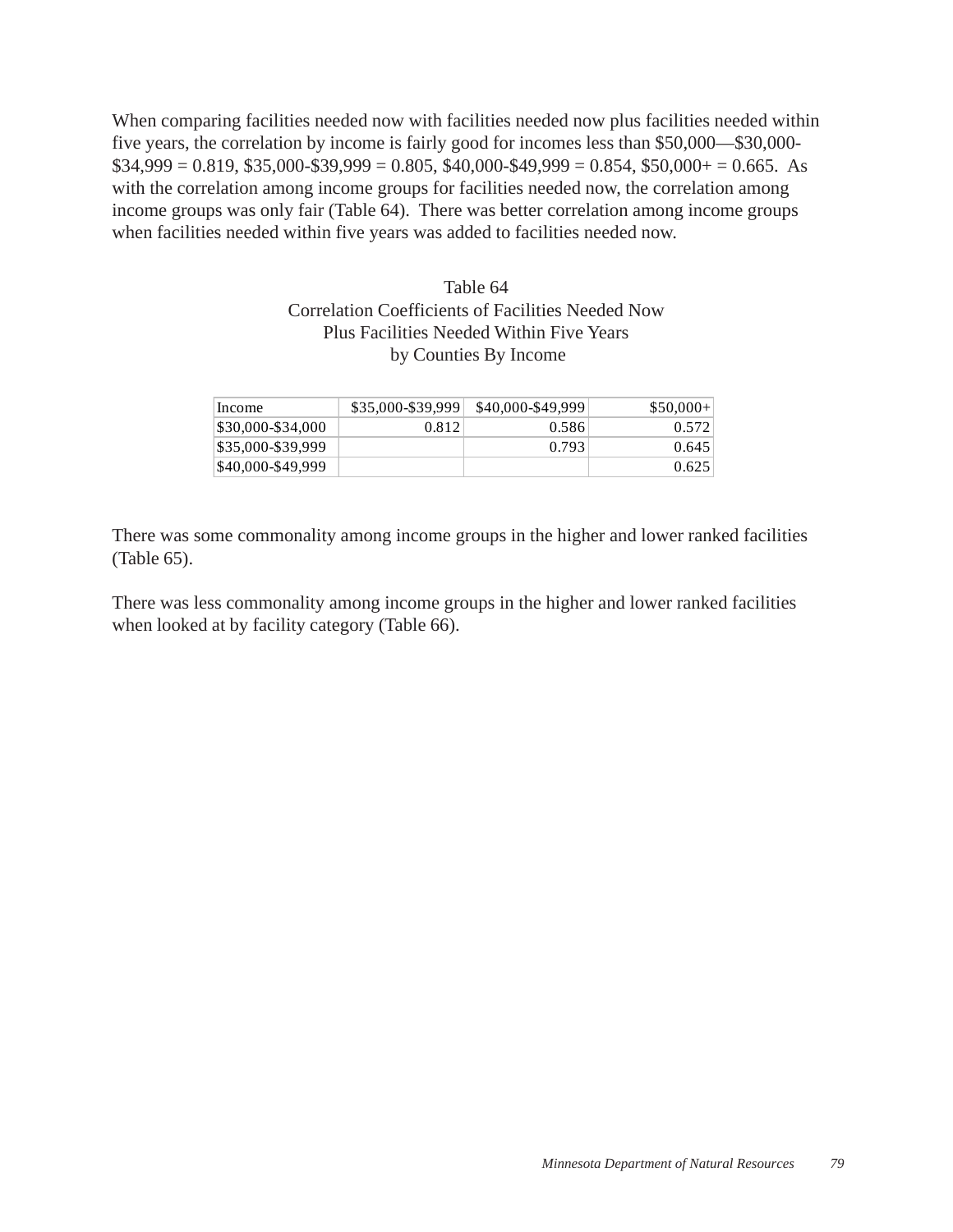When comparing facilities needed now with facilities needed now plus facilities needed within five years, the correlation by income is fairly good for incomes less than $50,000—$30,000-$34,999 = 0.819, $35,000-$39,999 = 0.805, $40,000-$49,999 = 0.854, $50,000+ = 0.665. As with the correlation among income groups for facilities needed now, the correlation among income groups was only fair (Table 64). There was better correlation among income groups when facilities needed within five years was added to facilities needed now.

Table 64
Correlation Coefficients of Facilities Needed Now
Plus Facilities Needed Within Five Years
by Counties By Income

| Income | $35,000-$39,999 | $40,000-$49,999 | $50,000+ |
|---|---|---|---|
| $30,000-$34,000 | 0.812 | 0.586 | 0.572 |
| $35,000-$39,999 | | 0.793 | 0.645 |
| $40,000-$49,999 | | | 0.625 |

There was some commonality among income groups in the higher and lower ranked facilities (Table 65).

There was less commonality among income groups in the higher and lower ranked facilities when looked at by facility category (Table 66).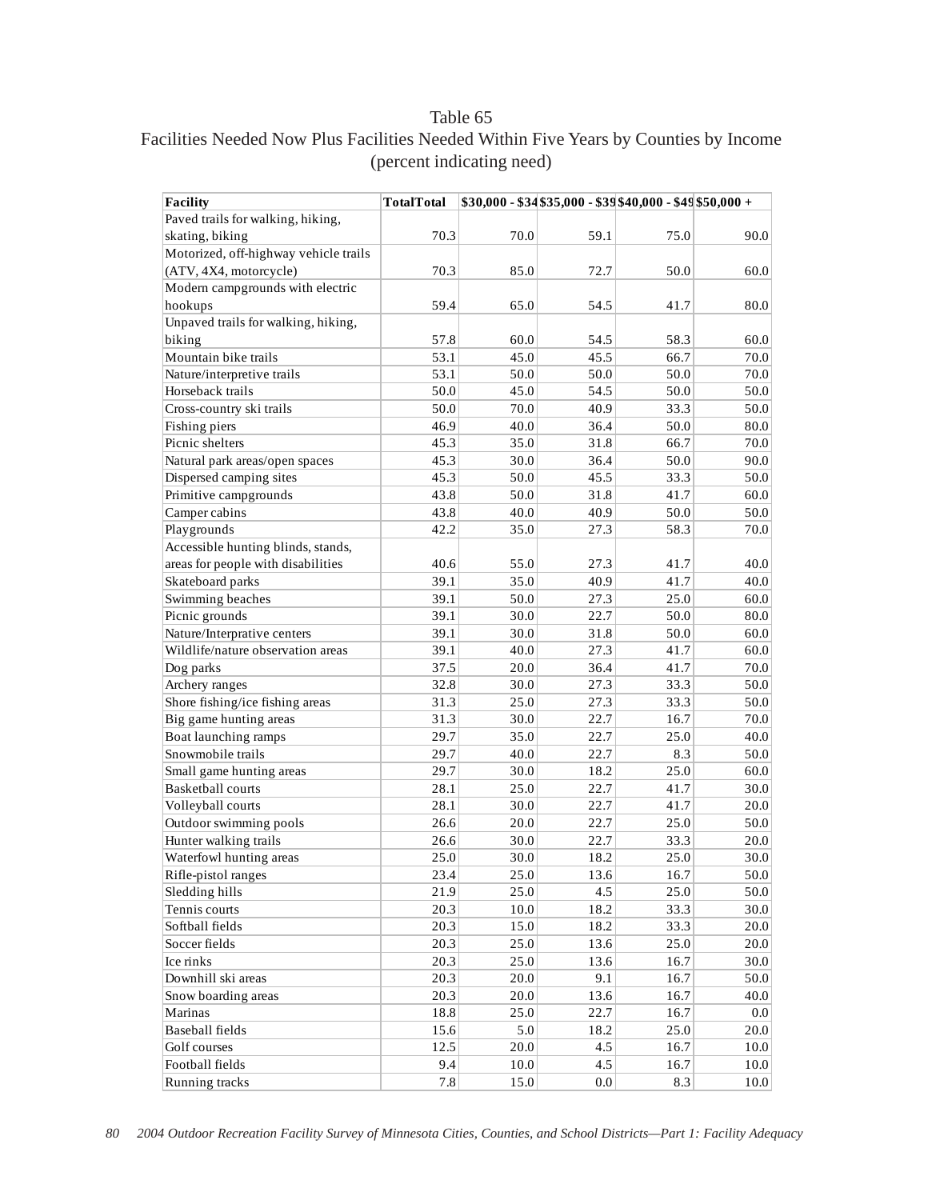# Table 65

## Facilities Needed Now Plus Facilities Needed Within Five Years by Counties by Income

(percent indicating need)

| Facility | TotalTotal | $30,000 - $34 | $35,000 - $39 | $40,000 - $49 | $50,000 + |
|---|---|---|---|---|---|
| Paved trails for walking, hiking, skating, biking | 70.3 | 70.0 | 59.1 | 75.0 | 90.0 |
| Motorized, off-highway vehicle trails (ATV, 4X4, motorcycle) | 70.3 | 85.0 | 72.7 | 50.0 | 60.0 |
| Modern campgrounds with electric hookups | 59.4 | 65.0 | 54.5 | 41.7 | 80.0 |
| Unpaved trails for walking, hiking, biking | 57.8 | 60.0 | 54.5 | 58.3 | 60.0 |
| Mountain bike trails | 53.1 | 45.0 | 45.5 | 66.7 | 70.0 |
| Nature/interpretive trails | 53.1 | 50.0 | 50.0 | 50.0 | 70.0 |
| Horseback trails | 50.0 | 45.0 | 54.5 | 50.0 | 50.0 |
| Cross-country ski trails | 50.0 | 70.0 | 40.9 | 33.3 | 50.0 |
| Fishing piers | 46.9 | 40.0 | 36.4 | 50.0 | 80.0 |
| Picnic shelters | 45.3 | 35.0 | 31.8 | 66.7 | 70.0 |
| Natural park areas/open spaces | 45.3 | 30.0 | 36.4 | 50.0 | 90.0 |
| Dispersed camping sites | 45.3 | 50.0 | 45.5 | 33.3 | 50.0 |
| Primitive campgrounds | 43.8 | 50.0 | 31.8 | 41.7 | 60.0 |
| Camper cabins | 43.8 | 40.0 | 40.9 | 50.0 | 50.0 |
| Playgrounds | 42.2 | 35.0 | 27.3 | 58.3 | 70.0 |
| Accessible hunting blinds, stands, areas for people with disabilities | 40.6 | 55.0 | 27.3 | 41.7 | 40.0 |
| Skateboard parks | 39.1 | 35.0 | 40.9 | 41.7 | 40.0 |
| Swimming beaches | 39.1 | 50.0 | 27.3 | 25.0 | 60.0 |
| Picnic grounds | 39.1 | 30.0 | 22.7 | 50.0 | 80.0 |
| Nature/Interprative centers | 39.1 | 30.0 | 31.8 | 50.0 | 60.0 |
| Wildlife/nature observation areas | 39.1 | 40.0 | 27.3 | 41.7 | 60.0 |
| Dog parks | 37.5 | 20.0 | 36.4 | 41.7 | 70.0 |
| Archery ranges | 32.8 | 30.0 | 27.3 | 33.3 | 50.0 |
| Shore fishing/ice fishing areas | 31.3 | 25.0 | 27.3 | 33.3 | 50.0 |
| Big game hunting areas | 31.3 | 30.0 | 22.7 | 16.7 | 70.0 |
| Boat launching ramps | 29.7 | 35.0 | 22.7 | 25.0 | 40.0 |
| Snowmobile trails | 29.7 | 40.0 | 22.7 | 8.3 | 50.0 |
| Small game hunting areas | 29.7 | 30.0 | 18.2 | 25.0 | 60.0 |
| Basketball courts | 28.1 | 25.0 | 22.7 | 41.7 | 30.0 |
| Volleyball courts | 28.1 | 30.0 | 22.7 | 41.7 | 20.0 |
| Outdoor swimming pools | 26.6 | 20.0 | 22.7 | 25.0 | 50.0 |
| Hunter walking trails | 26.6 | 30.0 | 22.7 | 33.3 | 20.0 |
| Waterfowl hunting areas | 25.0 | 30.0 | 18.2 | 25.0 | 30.0 |
| Rifle-pistol ranges | 23.4 | 25.0 | 13.6 | 16.7 | 50.0 |
| Sledding hills | 21.9 | 25.0 | 4.5 | 25.0 | 50.0 |
| Tennis courts | 20.3 | 10.0 | 18.2 | 33.3 | 30.0 |
| Softball fields | 20.3 | 15.0 | 18.2 | 33.3 | 20.0 |
| Soccer fields | 20.3 | 25.0 | 13.6 | 25.0 | 20.0 |
| Ice rinks | 20.3 | 25.0 | 13.6 | 16.7 | 30.0 |
| Downhill ski areas | 20.3 | 20.0 | 9.1 | 16.7 | 50.0 |
| Snow boarding areas | 20.3 | 20.0 | 13.6 | 16.7 | 40.0 |
| Marinas | 18.8 | 25.0 | 22.7 | 16.7 | 0.0 |
| Baseball fields | 15.6 | 5.0 | 18.2 | 25.0 | 20.0 |
| Golf courses | 12.5 | 20.0 | 4.5 | 16.7 | 10.0 |
| Football fields | 9.4 | 10.0 | 4.5 | 16.7 | 10.0 |
| Running tracks | 7.8 | 15.0 | 0.0 | 8.3 | 10.0 |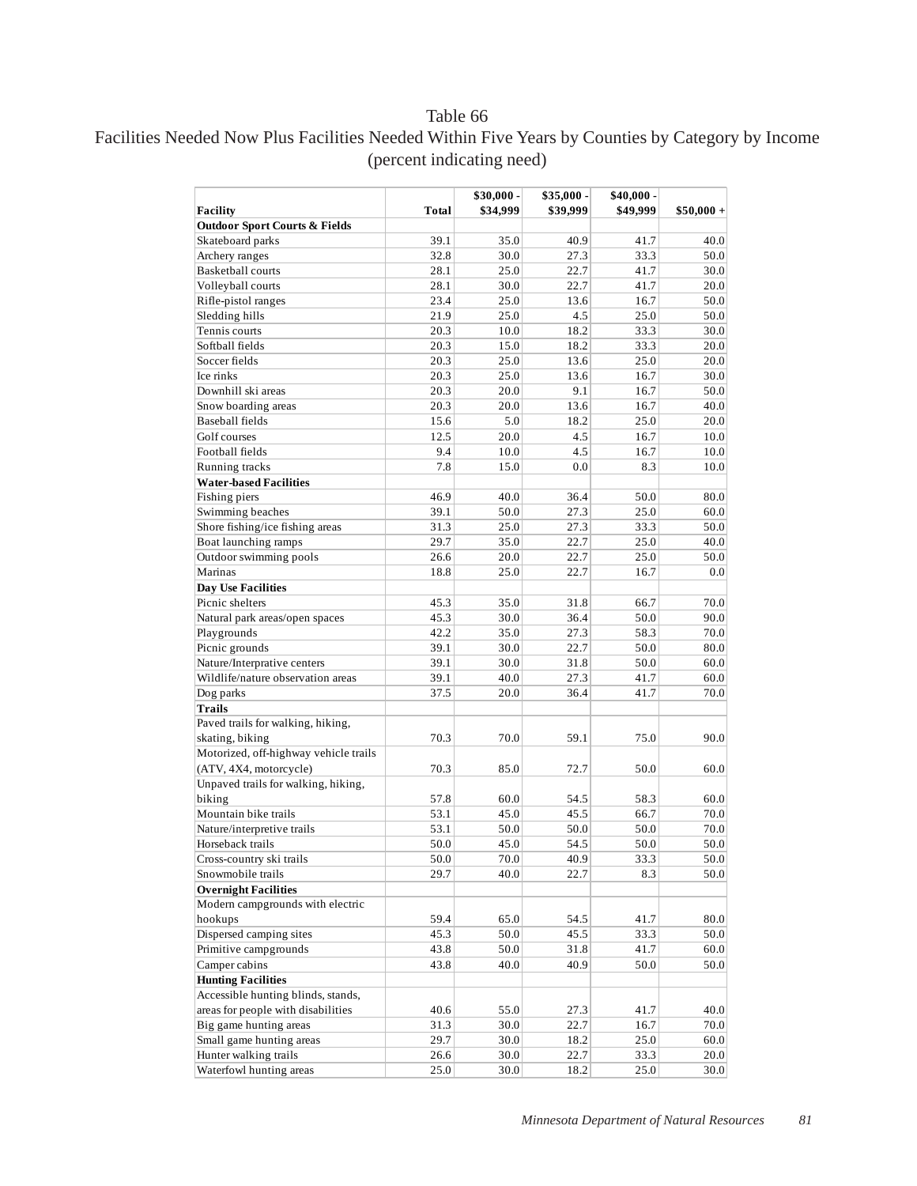Table 66

Facilities Needed Now Plus Facilities Needed Within Five Years by Counties by Category by Income

(percent indicating need)

| Facility | Total | $30,000 - $34,999 | $35,000 - $39,999 | $40,000 - $49,999 | $50,000 + |
|---|---|---|---|---|---|
| **Outdoor Sport Courts & Fields** | | | | | |
| Skateboard parks | 39.1 | 35.0 | 40.9 | 41.7 | 40.0 |
| Archery ranges | 32.8 | 30.0 | 27.3 | 33.3 | 50.0 |
| Basketball courts | 28.1 | 25.0 | 22.7 | 41.7 | 30.0 |
| Volleyball courts | 28.1 | 30.0 | 22.7 | 41.7 | 20.0 |
| Rifle-pistol ranges | 23.4 | 25.0 | 13.6 | 16.7 | 50.0 |
| Sledding hills | 21.9 | 25.0 | 4.5 | 25.0 | 50.0 |
| Tennis courts | 20.3 | 10.0 | 18.2 | 33.3 | 30.0 |
| Softball fields | 20.3 | 15.0 | 18.2 | 33.3 | 20.0 |
| Soccer fields | 20.3 | 25.0 | 13.6 | 25.0 | 20.0 |
| Ice rinks | 20.3 | 25.0 | 13.6 | 16.7 | 30.0 |
| Downhill ski areas | 20.3 | 20.0 | 9.1 | 16.7 | 50.0 |
| Snow boarding areas | 20.3 | 20.0 | 13.6 | 16.7 | 40.0 |
| Baseball fields | 15.6 | 5.0 | 18.2 | 25.0 | 20.0 |
| Golf courses | 12.5 | 20.0 | 4.5 | 16.7 | 10.0 |
| Football fields | 9.4 | 10.0 | 4.5 | 16.7 | 10.0 |
| Running tracks | 7.8 | 15.0 | 0.0 | 8.3 | 10.0 |
| **Water-based Facilities** | | | | | |
| Fishing piers | 46.9 | 40.0 | 36.4 | 50.0 | 80.0 |
| Swimming beaches | 39.1 | 50.0 | 27.3 | 25.0 | 60.0 |
| Shore fishing/ice fishing areas | 31.3 | 25.0 | 27.3 | 33.3 | 50.0 |
| Boat launching ramps | 29.7 | 35.0 | 22.7 | 25.0 | 40.0 |
| Outdoor swimming pools | 26.6 | 20.0 | 22.7 | 25.0 | 50.0 |
| Marinas | 18.8 | 25.0 | 22.7 | 16.7 | 0.0 |
| **Day Use Facilities** | | | | | |
| Picnic shelters | 45.3 | 35.0 | 31.8 | 66.7 | 70.0 |
| Natural park areas/open spaces | 45.3 | 30.0 | 36.4 | 50.0 | 90.0 |
| Playgrounds | 42.2 | 35.0 | 27.3 | 58.3 | 70.0 |
| Picnic grounds | 39.1 | 30.0 | 22.7 | 50.0 | 80.0 |
| Nature/Interpretative centers | 39.1 | 30.0 | 31.8 | 50.0 | 60.0 |
| Wildlife/nature observation areas | 39.1 | 40.0 | 27.3 | 41.7 | 60.0 |
| Dog parks | 37.5 | 20.0 | 36.4 | 41.7 | 70.0 |
| **Trails** | | | | | |
| Paved trails for walking, hiking, skating, biking | 70.3 | 70.0 | 59.1 | 75.0 | 90.0 |
| Motorized, off-highway vehicle trails (ATV, 4X4, motorcycle) | 70.3 | 85.0 | 72.7 | 50.0 | 60.0 |
| Unpaved trails for walking, hiking, biking | 57.8 | 60.0 | 54.5 | 58.3 | 60.0 |
| Mountain bike trails | 53.1 | 45.0 | 45.5 | 66.7 | 70.0 |
| Nature/interpretive trails | 53.1 | 50.0 | 50.0 | 50.0 | 70.0 |
| Horseback trails | 50.0 | 45.0 | 54.5 | 50.0 | 50.0 |
| Cross-country ski trails | 50.0 | 70.0 | 40.9 | 33.3 | 50.0 |
| Snowmobile trails | 29.7 | 40.0 | 22.7 | 8.3 | 50.0 |
| **Overnight Facilities** | | | | | |
| Modern campgrounds with electric hookups | 59.4 | 65.0 | 54.5 | 41.7 | 80.0 |
| Dispersed camping sites | 45.3 | 50.0 | 45.5 | 33.3 | 50.0 |
| Primitive campgrounds | 43.8 | 50.0 | 31.8 | 41.7 | 60.0 |
| Camper cabins | 43.8 | 40.0 | 40.9 | 50.0 | 50.0 |
| **Hunting Facilities** | | | | | |
| Accessible hunting blinds, stands, areas for people with disabilities | 40.6 | 55.0 | 27.3 | 41.7 | 40.0 |
| Big game hunting areas | 31.3 | 30.0 | 22.7 | 16.7 | 70.0 |
| Small game hunting areas | 29.7 | 30.0 | 18.2 | 25.0 | 60.0 |
| Hunter walking trails | 26.6 | 30.0 | 22.7 | 33.3 | 20.0 |
| Waterfowl hunting areas | 25.0 | 30.0 | 18.2 | 25.0 | 30.0 |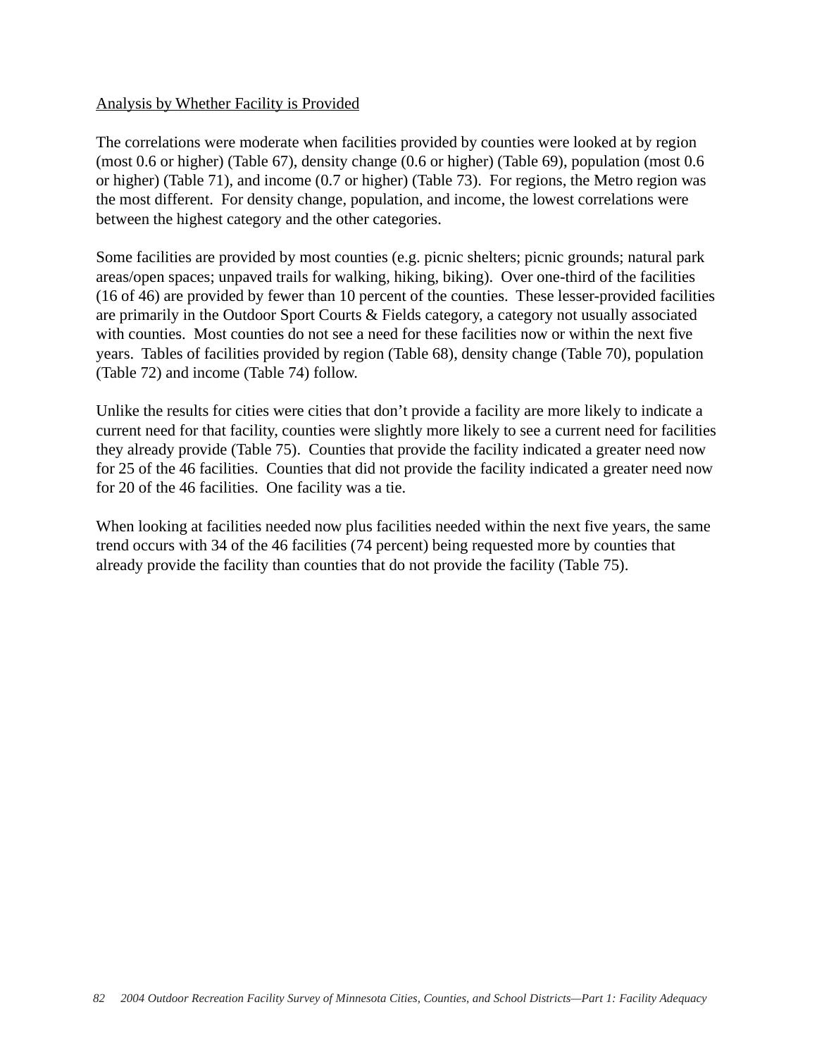Analysis by Whether Facility is Provided

The correlations were moderate when facilities provided by counties were looked at by region (most 0.6 or higher) (Table 67), density change (0.6 or higher) (Table 69), population (most 0.6 or higher) (Table 71), and income (0.7 or higher) (Table 73). For regions, the Metro region was the most different. For density change, population, and income, the lowest correlations were between the highest category and the other categories.

Some facilities are provided by most counties (e.g. picnic shelters; picnic grounds; natural park areas/open spaces; unpaved trails for walking, hiking, biking). Over one-third of the facilities (16 of 46) are provided by fewer than 10 percent of the counties. These lesser-provided facilities are primarily in the Outdoor Sport Courts & Fields category, a category not usually associated with counties. Most counties do not see a need for these facilities now or within the next five years. Tables of facilities provided by region (Table 68), density change (Table 70), population (Table 72) and income (Table 74) follow.

Unlike the results for cities were cities that don't provide a facility are more likely to indicate a current need for that facility, counties were slightly more likely to see a current need for facilities they already provide (Table 75). Counties that provide the facility indicated a greater need now for 25 of the 46 facilities. Counties that did not provide the facility indicated a greater need now for 20 of the 46 facilities. One facility was a tie.

When looking at facilities needed now plus facilities needed within the next five years, the same trend occurs with 34 of the 46 facilities (74 percent) being requested more by counties that already provide the facility than counties that do not provide the facility (Table 75).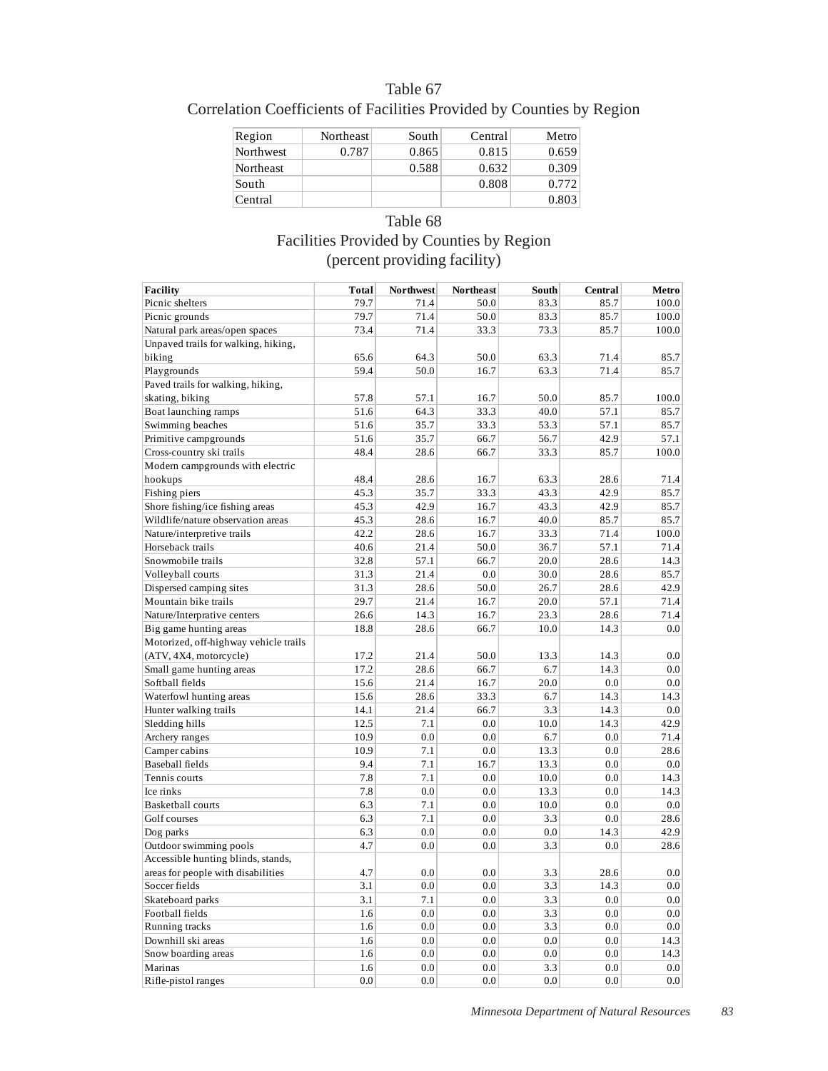## Table 67
### Correlation Coefficients of Facilities Provided by Counties by Region

| Region | Northeast | South | Central | Metro |
|---|---|---|---|---|
| Northwest | 0.787 | 0.865 | 0.815 | 0.659 |
| Northeast | | 0.588 | 0.632 | 0.309 |
| South | | | 0.808 | 0.772 |
| Central | | | | 0.803 |

## Table 68
### Facilities Provided by Counties by Region (percent providing facility)

| Facility | Total | Northwest | Northeast | South | Central | Metro |
|---|---|---|---|---|---|---|
| Picnic shelters | 79.7 | 71.4 | 50.0 | 83.3 | 85.7 | 100.0 |
| Picnic grounds | 79.7 | 71.4 | 50.0 | 83.3 | 85.7 | 100.0 |
| Natural park areas/open spaces | 73.4 | 71.4 | 33.3 | 73.3 | 85.7 | 100.0 |
| Unpaved trails for walking, hiking, biking | 65.6 | 64.3 | 50.0 | 63.3 | 71.4 | 85.7 |
| Playgrounds | 59.4 | 50.0 | 16.7 | 63.3 | 71.4 | 85.7 |
| Paved trails for walking, hiking, skating, biking | 57.8 | 57.1 | 16.7 | 50.0 | 85.7 | 100.0 |
| Boat launching ramps | 51.6 | 64.3 | 33.3 | 40.0 | 57.1 | 85.7 |
| Swimming beaches | 51.6 | 35.7 | 33.3 | 53.3 | 57.1 | 85.7 |
| Primitive campgrounds | 51.6 | 35.7 | 66.7 | 56.7 | 42.9 | 57.1 |
| Cross-country ski trails | 48.4 | 28.6 | 66.7 | 33.3 | 85.7 | 100.0 |
| Modern campgrounds with electric hookups | 48.4 | 28.6 | 16.7 | 63.3 | 28.6 | 71.4 |
| Fishing piers | 45.3 | 35.7 | 33.3 | 43.3 | 42.9 | 85.7 |
| Shore fishing/ice fishing areas | 45.3 | 42.9 | 16.7 | 43.3 | 42.9 | 85.7 |
| Wildlife/nature observation areas | 45.3 | 28.6 | 16.7 | 40.0 | 85.7 | 85.7 |
| Nature/interpretive trails | 42.2 | 28.6 | 16.7 | 33.3 | 71.4 | 100.0 |
| Horseback trails | 40.6 | 21.4 | 50.0 | 36.7 | 57.1 | 71.4 |
| Snowmobile trails | 32.8 | 57.1 | 66.7 | 20.0 | 28.6 | 14.3 |
| Volleyball courts | 31.3 | 21.4 | 0.0 | 30.0 | 28.6 | 85.7 |
| Dispersed camping sites | 31.3 | 28.6 | 50.0 | 26.7 | 28.6 | 42.9 |
| Mountain bike trails | 29.7 | 21.4 | 16.7 | 20.0 | 57.1 | 71.4 |
| Nature/Interprative centers | 26.6 | 14.3 | 16.7 | 23.3 | 28.6 | 71.4 |
| Big game hunting areas | 18.8 | 28.6 | 66.7 | 10.0 | 14.3 | 0.0 |
| Motorized, off-highway vehicle trails (ATV, 4X4, motorcycle) | 17.2 | 21.4 | 50.0 | 13.3 | 14.3 | 0.0 |
| Small game hunting areas | 17.2 | 28.6 | 66.7 | 6.7 | 14.3 | 0.0 |
| Softball fields | 15.6 | 21.4 | 16.7 | 20.0 | 0.0 | 0.0 |
| Waterfowl hunting areas | 15.6 | 28.6 | 33.3 | 6.7 | 14.3 | 14.3 |
| Hunter walking trails | 14.1 | 21.4 | 66.7 | 3.3 | 14.3 | 0.0 |
| Sledding hills | 12.5 | 7.1 | 0.0 | 10.0 | 14.3 | 42.9 |
| Archery ranges | 10.9 | 0.0 | 0.0 | 6.7 | 0.0 | 71.4 |
| Camper cabins | 10.9 | 7.1 | 0.0 | 13.3 | 0.0 | 28.6 |
| Baseball fields | 9.4 | 7.1 | 16.7 | 13.3 | 0.0 | 0.0 |
| Tennis courts | 7.8 | 7.1 | 0.0 | 10.0 | 0.0 | 14.3 |
| Ice rinks | 7.8 | 0.0 | 0.0 | 13.3 | 0.0 | 14.3 |
| Basketball courts | 6.3 | 7.1 | 0.0 | 10.0 | 0.0 | 0.0 |
| Golf courses | 6.3 | 7.1 | 0.0 | 3.3 | 0.0 | 28.6 |
| Dog parks | 6.3 | 0.0 | 0.0 | 0.0 | 14.3 | 42.9 |
| Outdoor swimming pools | 4.7 | 0.0 | 0.0 | 3.3 | 0.0 | 28.6 |
| Accessible hunting blinds, stands, areas for people with disabilities | 4.7 | 0.0 | 0.0 | 3.3 | 28.6 | 0.0 |
| Soccer fields | 3.1 | 0.0 | 0.0 | 3.3 | 14.3 | 0.0 |
| Skateboard parks | 3.1 | 7.1 | 0.0 | 3.3 | 0.0 | 0.0 |
| Football fields | 1.6 | 0.0 | 0.0 | 3.3 | 0.0 | 0.0 |
| Running tracks | 1.6 | 0.0 | 0.0 | 3.3 | 0.0 | 0.0 |
| Downhill ski areas | 1.6 | 0.0 | 0.0 | 0.0 | 0.0 | 14.3 |
| Snow boarding areas | 1.6 | 0.0 | 0.0 | 0.0 | 0.0 | 14.3 |
| Marinas | 1.6 | 0.0 | 0.0 | 3.3 | 0.0 | 0.0 |
| Rifle-pistol ranges | 0.0 | 0.0 | 0.0 | 0.0 | 0.0 | 0.0 |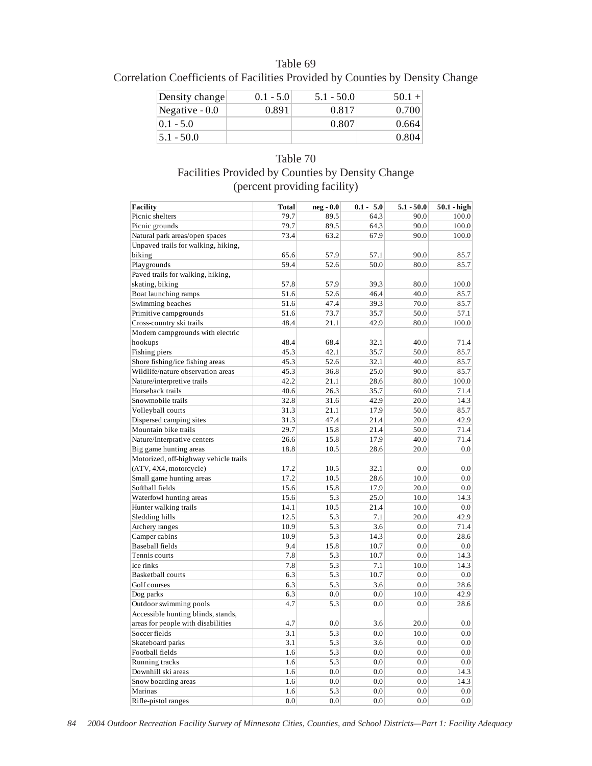Table 69
Correlation Coefficients of Facilities Provided by Counties by Density Change

| Density change | 0.1 - 5.0 | 5.1 - 50.0 | 50.1 + |
|---|---|---|---|
| Negative - 0.0 | 0.891 | 0.817 | 0.700 |
| 0.1 - 5.0 | | 0.807 | 0.664 |
| 5.1 - 50.0 | | | 0.804 |

Table 70
Facilities Provided by Counties by Density Change
(percent providing facility)

| Facility | Total | neg - 0.0 | 0.1 - 5.0 | 5.1 - 50.0 | 50.1 - high |
|---|---|---|---|---|---|
| Picnic shelters | 79.7 | 89.5 | 64.3 | 90.0 | 100.0 |
| Picnic grounds | 79.7 | 89.5 | 64.3 | 90.0 | 100.0 |
| Natural park areas/open spaces | 73.4 | 63.2 | 67.9 | 90.0 | 100.0 |
| Unpaved trails for walking, hiking, biking | 65.6 | 57.9 | 57.1 | 90.0 | 85.7 |
| Playgrounds | 59.4 | 52.6 | 50.0 | 80.0 | 85.7 |
| Paved trails for walking, hiking, skating, biking | 57.8 | 57.9 | 39.3 | 80.0 | 100.0 |
| Boat launching ramps | 51.6 | 52.6 | 46.4 | 40.0 | 85.7 |
| Swimming beaches | 51.6 | 47.4 | 39.3 | 70.0 | 85.7 |
| Primitive campgrounds | 51.6 | 73.7 | 35.7 | 50.0 | 57.1 |
| Cross-country ski trails | 48.4 | 21.1 | 42.9 | 80.0 | 100.0 |
| Modern campgrounds with electric hookups | 48.4 | 68.4 | 32.1 | 40.0 | 71.4 |
| Fishing piers | 45.3 | 42.1 | 35.7 | 50.0 | 85.7 |
| Shore fishing/ice fishing areas | 45.3 | 52.6 | 32.1 | 40.0 | 85.7 |
| Wildlife/nature observation areas | 45.3 | 36.8 | 25.0 | 90.0 | 85.7 |
| Nature/interpretive trails | 42.2 | 21.1 | 28.6 | 80.0 | 100.0 |
| Horseback trails | 40.6 | 26.3 | 35.7 | 60.0 | 71.4 |
| Snowmobile trails | 32.8 | 31.6 | 42.9 | 20.0 | 14.3 |
| Volleyball courts | 31.3 | 21.1 | 17.9 | 50.0 | 85.7 |
| Dispersed camping sites | 31.3 | 47.4 | 21.4 | 20.0 | 42.9 |
| Mountain bike trails | 29.7 | 15.8 | 21.4 | 50.0 | 71.4 |
| Nature/Interprative centers | 26.6 | 15.8 | 17.9 | 40.0 | 71.4 |
| Big game hunting areas | 18.8 | 10.5 | 28.6 | 20.0 | 0.0 |
| Motorized, off-highway vehicle trails (ATV, 4X4, motorcycle) | 17.2 | 10.5 | 32.1 | 0.0 | 0.0 |
| Small game hunting areas | 17.2 | 10.5 | 28.6 | 10.0 | 0.0 |
| Softball fields | 15.6 | 15.8 | 17.9 | 20.0 | 0.0 |
| Waterfowl hunting areas | 15.6 | 5.3 | 25.0 | 10.0 | 14.3 |
| Hunter walking trails | 14.1 | 10.5 | 21.4 | 10.0 | 0.0 |
| Sledding hills | 12.5 | 5.3 | 7.1 | 20.0 | 42.9 |
| Archery ranges | 10.9 | 5.3 | 3.6 | 0.0 | 71.4 |
| Camper cabins | 10.9 | 5.3 | 14.3 | 0.0 | 28.6 |
| Baseball fields | 9.4 | 15.8 | 10.7 | 0.0 | 0.0 |
| Tennis courts | 7.8 | 5.3 | 10.7 | 0.0 | 14.3 |
| Ice rinks | 7.8 | 5.3 | 7.1 | 10.0 | 14.3 |
| Basketball courts | 6.3 | 5.3 | 10.7 | 0.0 | 0.0 |
| Golf courses | 6.3 | 5.3 | 3.6 | 0.0 | 28.6 |
| Dog parks | 6.3 | 0.0 | 0.0 | 10.0 | 42.9 |
| Outdoor swimming pools | 4.7 | 5.3 | 0.0 | 0.0 | 28.6 |
| Accessible hunting blinds, stands, areas for people with disabilities | 4.7 | 0.0 | 3.6 | 20.0 | 0.0 |
| Soccer fields | 3.1 | 5.3 | 0.0 | 10.0 | 0.0 |
| Skateboard parks | 3.1 | 5.3 | 3.6 | 0.0 | 0.0 |
| Football fields | 1.6 | 5.3 | 0.0 | 0.0 | 0.0 |
| Running tracks | 1.6 | 5.3 | 0.0 | 0.0 | 0.0 |
| Downhill ski areas | 1.6 | 0.0 | 0.0 | 0.0 | 14.3 |
| Snow boarding areas | 1.6 | 0.0 | 0.0 | 0.0 | 14.3 |
| Marinas | 1.6 | 5.3 | 0.0 | 0.0 | 0.0 |
| Rifle-pistol ranges | 0.0 | 0.0 | 0.0 | 0.0 | 0.0 |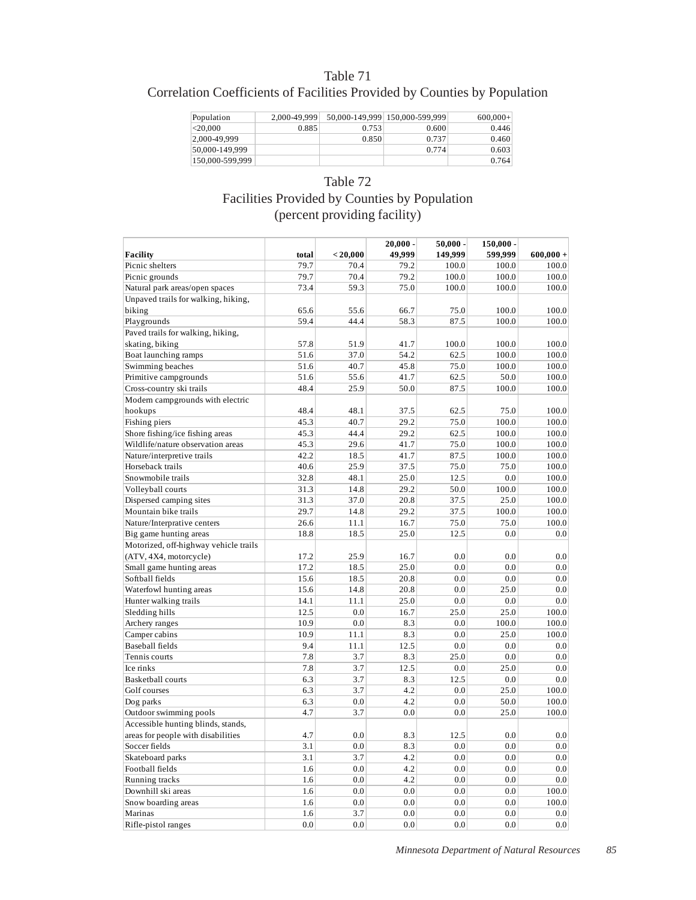# Table 71

## Correlation Coefficients of Facilities Provided by Counties by Population

| Population | 2,000-49,999 | 50,000-149,999 | 150,000-599,999 | 600,000+ |
|---|---|---|---|---|
| <20,000 | 0.885 | 0.753 | 0.600 | 0.446 |
| 2,000-49,999 | | 0.850 | 0.737 | 0.460 |
| 50,000-149,999 | | | 0.774 | 0.603 |
| 150,000-599,999 | | | | 0.764 |

# Table 72

## Facilities Provided by Counties by Population (percent providing facility)

| Facility | total | < 20,000 | 20,000 - 49,999 | 50,000 - 149,999 | 150,000 - 599,999 | 600,000 + |
|---|---|---|---|---|---|---|
| Picnic shelters | 79.7 | 70.4 | 79.2 | 100.0 | 100.0 | 100.0 |
| Picnic grounds | 79.7 | 70.4 | 79.2 | 100.0 | 100.0 | 100.0 |
| Natural park areas/open spaces | 73.4 | 59.3 | 75.0 | 100.0 | 100.0 | 100.0 |
| Unpaved trails for walking, hiking, biking | 65.6 | 55.6 | 66.7 | 75.0 | 100.0 | 100.0 |
| Playgrounds | 59.4 | 44.4 | 58.3 | 87.5 | 100.0 | 100.0 |
| Paved trails for walking, hiking, skating, biking | 57.8 | 51.9 | 41.7 | 100.0 | 100.0 | 100.0 |
| Boat launching ramps | 51.6 | 37.0 | 54.2 | 62.5 | 100.0 | 100.0 |
| Swimming beaches | 51.6 | 40.7 | 45.8 | 75.0 | 100.0 | 100.0 |
| Primitive campgrounds | 51.6 | 55.6 | 41.7 | 62.5 | 50.0 | 100.0 |
| Cross-country ski trails | 48.4 | 25.9 | 50.0 | 87.5 | 100.0 | 100.0 |
| Modern campgrounds with electric hookups | 48.4 | 48.1 | 37.5 | 62.5 | 75.0 | 100.0 |
| Fishing piers | 45.3 | 40.7 | 29.2 | 75.0 | 100.0 | 100.0 |
| Shore fishing/ice fishing areas | 45.3 | 44.4 | 29.2 | 62.5 | 100.0 | 100.0 |
| Wildlife/nature observation areas | 45.3 | 29.6 | 41.7 | 75.0 | 100.0 | 100.0 |
| Nature/interpretive trails | 42.2 | 18.5 | 41.7 | 87.5 | 100.0 | 100.0 |
| Horseback trails | 40.6 | 25.9 | 37.5 | 75.0 | 75.0 | 100.0 |
| Snowmobile trails | 32.8 | 48.1 | 25.0 | 12.5 | 0.0 | 100.0 |
| Volleyball courts | 31.3 | 14.8 | 29.2 | 50.0 | 100.0 | 100.0 |
| Dispersed camping sites | 31.3 | 37.0 | 20.8 | 37.5 | 25.0 | 100.0 |
| Mountain bike trails | 29.7 | 14.8 | 29.2 | 37.5 | 100.0 | 100.0 |
| Nature/Interprative centers | 26.6 | 11.1 | 16.7 | 75.0 | 75.0 | 100.0 |
| Big game hunting areas | 18.8 | 18.5 | 25.0 | 12.5 | 0.0 | 0.0 |
| Motorized, off-highway vehicle trails (ATV, 4X4, motorcycle) | 17.2 | 25.9 | 16.7 | 0.0 | 0.0 | 0.0 |
| Small game hunting areas | 17.2 | 18.5 | 25.0 | 0.0 | 0.0 | 0.0 |
| Softball fields | 15.6 | 18.5 | 20.8 | 0.0 | 0.0 | 0.0 |
| Waterfowl hunting areas | 15.6 | 14.8 | 20.8 | 0.0 | 25.0 | 0.0 |
| Hunter walking trails | 14.1 | 11.1 | 25.0 | 0.0 | 0.0 | 0.0 |
| Sledding hills | 12.5 | 0.0 | 16.7 | 25.0 | 25.0 | 100.0 |
| Archery ranges | 10.9 | 0.0 | 8.3 | 0.0 | 100.0 | 100.0 |
| Camper cabins | 10.9 | 11.1 | 8.3 | 0.0 | 25.0 | 100.0 |
| Baseball fields | 9.4 | 11.1 | 12.5 | 0.0 | 0.0 | 0.0 |
| Tennis courts | 7.8 | 3.7 | 8.3 | 25.0 | 0.0 | 0.0 |
| Ice rinks | 7.8 | 3.7 | 12.5 | 0.0 | 25.0 | 0.0 |
| Basketball courts | 6.3 | 3.7 | 8.3 | 12.5 | 0.0 | 0.0 |
| Golf courses | 6.3 | 3.7 | 4.2 | 0.0 | 25.0 | 100.0 |
| Dog parks | 6.3 | 0.0 | 4.2 | 0.0 | 50.0 | 100.0 |
| Outdoor swimming pools | 4.7 | 3.7 | 0.0 | 0.0 | 25.0 | 100.0 |
| Accessible hunting blinds, stands, areas for people with disabilities | 4.7 | 0.0 | 8.3 | 12.5 | 0.0 | 0.0 |
| Soccer fields | 3.1 | 0.0 | 8.3 | 0.0 | 0.0 | 0.0 |
| Skateboard parks | 3.1 | 3.7 | 4.2 | 0.0 | 0.0 | 0.0 |
| Football fields | 1.6 | 0.0 | 4.2 | 0.0 | 0.0 | 0.0 |
| Running tracks | 1.6 | 0.0 | 4.2 | 0.0 | 0.0 | 0.0 |
| Downhill ski areas | 1.6 | 0.0 | 0.0 | 0.0 | 0.0 | 100.0 |
| Snow boarding areas | 1.6 | 0.0 | 0.0 | 0.0 | 0.0 | 100.0 |
| Marinas | 1.6 | 3.7 | 0.0 | 0.0 | 0.0 | 0.0 |
| Rifle-pistol ranges | 0.0 | 0.0 | 0.0 | 0.0 | 0.0 | 0.0 |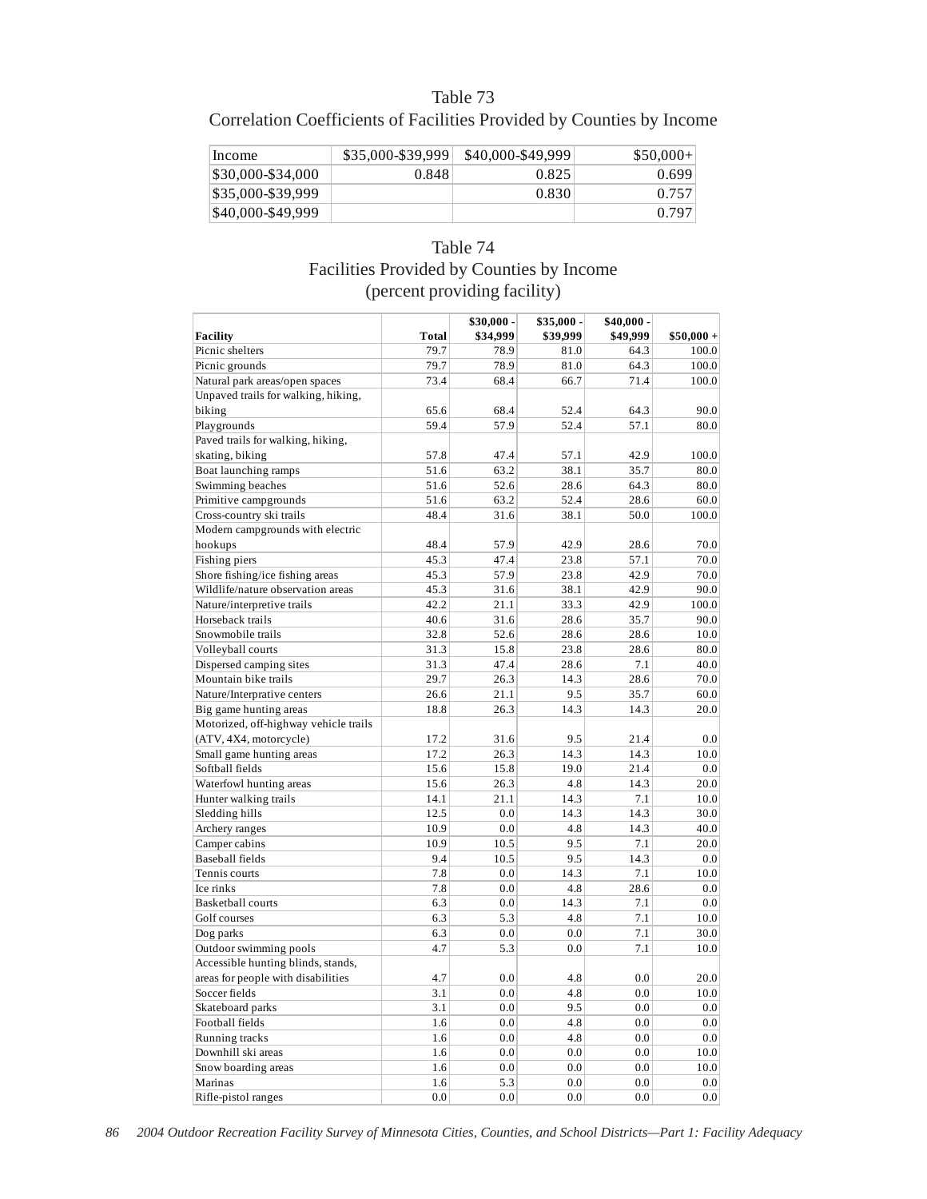## Table 73

### Correlation Coefficients of Facilities Provided by Counties by Income

| Income | \$35,000-\$39,999 | \$40,000-\$49,999 | \$50,000+ |
|---|---|---|---|
| \$30,000-\$34,000 | 0.848 | 0.825 | 0.699 |
| \$35,000-\$39,999 | | 0.830 | 0.757 |
| \$40,000-\$49,999 | | | 0.797 |

## Table 74

### Facilities Provided by Counties by Income (percent providing facility)

| Facility | Total | \$30,000 - \$34,999 | \$35,000 - \$39,999 | \$40,000 - \$49,999 | \$50,000 + |
|---|---|---|---|---|---|
| Picnic shelters | 79.7 | 78.9 | 81.0 | 64.3 | 100.0 |
| Picnic grounds | 79.7 | 78.9 | 81.0 | 64.3 | 100.0 |
| Natural park areas/open spaces | 73.4 | 68.4 | 66.7 | 71.4 | 100.0 |
| Unpaved trails for walking, hiking, biking | 65.6 | 68.4 | 52.4 | 64.3 | 90.0 |
| Playgrounds | 59.4 | 57.9 | 52.4 | 57.1 | 80.0 |
| Paved trails for walking, hiking, skating, biking | 57.8 | 47.4 | 57.1 | 42.9 | 100.0 |
| Boat launching ramps | 51.6 | 63.2 | 38.1 | 35.7 | 80.0 |
| Swimming beaches | 51.6 | 52.6 | 28.6 | 64.3 | 80.0 |
| Primitive campgrounds | 51.6 | 63.2 | 52.4 | 28.6 | 60.0 |
| Cross-country ski trails | 48.4 | 31.6 | 38.1 | 50.0 | 100.0 |
| Modern campgrounds with electric hookups | 48.4 | 57.9 | 42.9 | 28.6 | 70.0 |
| Fishing piers | 45.3 | 47.4 | 23.8 | 57.1 | 70.0 |
| Shore fishing/ice fishing areas | 45.3 | 57.9 | 23.8 | 42.9 | 70.0 |
| Wildlife/nature observation areas | 45.3 | 31.6 | 38.1 | 42.9 | 90.0 |
| Nature/interpretive trails | 42.2 | 21.1 | 33.3 | 42.9 | 100.0 |
| Horseback trails | 40.6 | 31.6 | 28.6 | 35.7 | 90.0 |
| Snowmobile trails | 32.8 | 52.6 | 28.6 | 28.6 | 10.0 |
| Volleyball courts | 31.3 | 15.8 | 23.8 | 28.6 | 80.0 |
| Dispersed camping sites | 31.3 | 47.4 | 28.6 | 7.1 | 40.0 |
| Mountain bike trails | 29.7 | 26.3 | 14.3 | 28.6 | 70.0 |
| Nature/Interprative centers | 26.6 | 21.1 | 9.5 | 35.7 | 60.0 |
| Big game hunting areas | 18.8 | 26.3 | 14.3 | 14.3 | 20.0 |
| Motorized, off-highway vehicle trails (ATV, 4X4, motorcycle) | 17.2 | 31.6 | 9.5 | 21.4 | 0.0 |
| Small game hunting areas | 17.2 | 26.3 | 14.3 | 14.3 | 10.0 |
| Softball fields | 15.6 | 15.8 | 19.0 | 21.4 | 0.0 |
| Waterfowl hunting areas | 15.6 | 26.3 | 4.8 | 14.3 | 20.0 |
| Hunter walking trails | 14.1 | 21.1 | 14.3 | 7.1 | 10.0 |
| Sledding hills | 12.5 | 0.0 | 14.3 | 14.3 | 30.0 |
| Archery ranges | 10.9 | 0.0 | 4.8 | 14.3 | 40.0 |
| Camper cabins | 10.9 | 10.5 | 9.5 | 7.1 | 20.0 |
| Baseball fields | 9.4 | 10.5 | 9.5 | 14.3 | 0.0 |
| Tennis courts | 7.8 | 0.0 | 14.3 | 7.1 | 10.0 |
| Ice rinks | 7.8 | 0.0 | 4.8 | 28.6 | 0.0 |
| Basketball courts | 6.3 | 0.0 | 14.3 | 7.1 | 0.0 |
| Golf courses | 6.3 | 5.3 | 4.8 | 7.1 | 10.0 |
| Dog parks | 6.3 | 0.0 | 0.0 | 7.1 | 30.0 |
| Outdoor swimming pools | 4.7 | 5.3 | 0.0 | 7.1 | 10.0 |
| Accessible hunting blinds, stands, areas for people with disabilities | 4.7 | 0.0 | 4.8 | 0.0 | 20.0 |
| Soccer fields | 3.1 | 0.0 | 4.8 | 0.0 | 10.0 |
| Skateboard parks | 3.1 | 0.0 | 9.5 | 0.0 | 0.0 |
| Football fields | 1.6 | 0.0 | 4.8 | 0.0 | 0.0 |
| Running tracks | 1.6 | 0.0 | 4.8 | 0.0 | 0.0 |
| Downhill ski areas | 1.6 | 0.0 | 0.0 | 0.0 | 10.0 |
| Snow boarding areas | 1.6 | 0.0 | 0.0 | 0.0 | 10.0 |
| Marinas | 1.6 | 5.3 | 0.0 | 0.0 | 0.0 |
| Rifle-pistol ranges | 0.0 | 0.0 | 0.0 | 0.0 | 0.0 |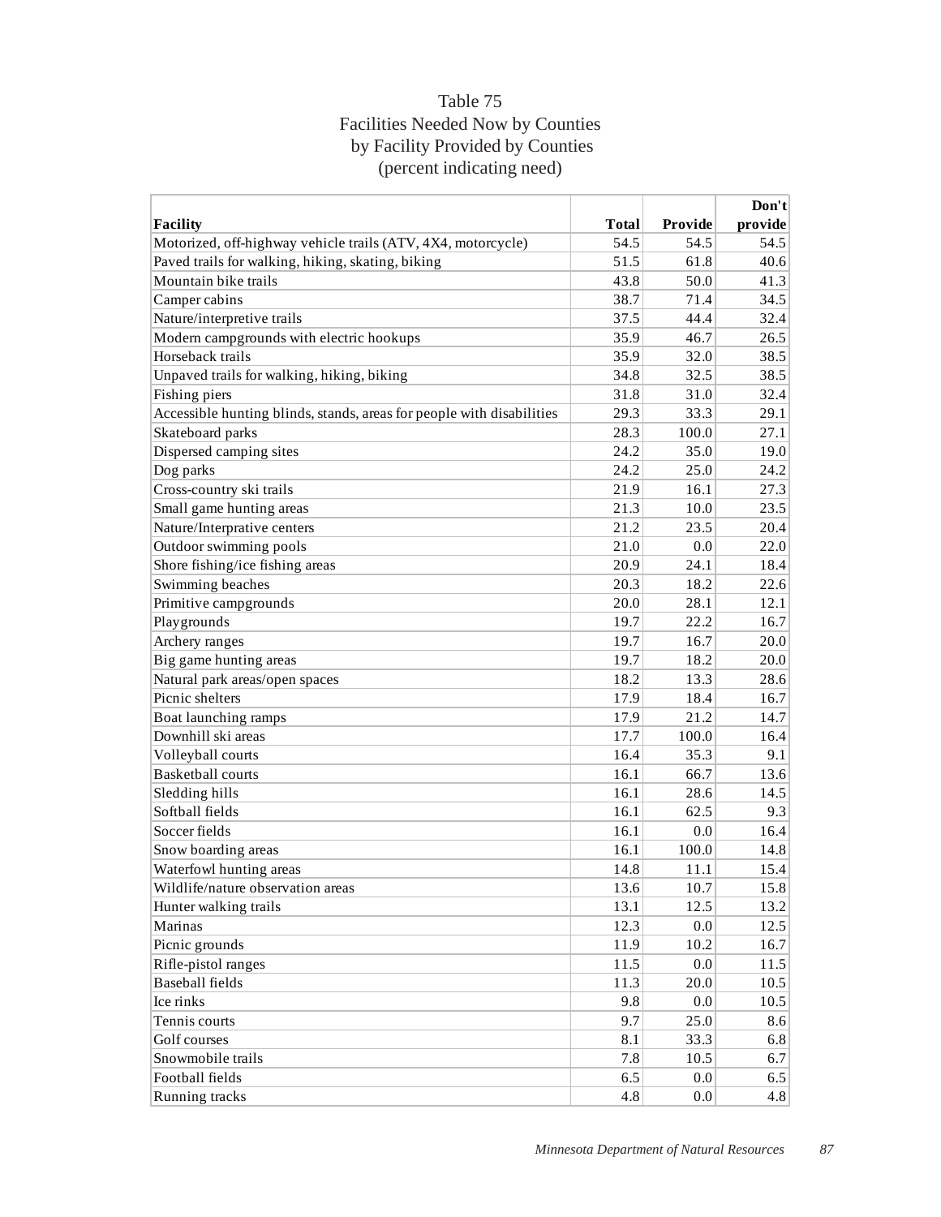## Table 75
## Facilities Needed Now by Counties by Facility Provided by Counties (percent indicating need)

| Facility | Total | Provide | Don't provide |
|---|---|---|---|
| Motorized, off-highway vehicle trails (ATV, 4X4, motorcycle) | 54.5 | 54.5 | 54.5 |
| Paved trails for walking, hiking, skating, biking | 51.5 | 61.8 | 40.6 |
| Mountain bike trails | 43.8 | 50.0 | 41.3 |
| Camper cabins | 38.7 | 71.4 | 34.5 |
| Nature/interpretive trails | 37.5 | 44.4 | 32.4 |
| Modern campgrounds with electric hookups | 35.9 | 46.7 | 26.5 |
| Horseback trails | 35.9 | 32.0 | 38.5 |
| Unpaved trails for walking, hiking, biking | 34.8 | 32.5 | 38.5 |
| Fishing piers | 31.8 | 31.0 | 32.4 |
| Accessible hunting blinds, stands, areas for people with disabilities | 29.3 | 33.3 | 29.1 |
| Skateboard parks | 28.3 | 100.0 | 27.1 |
| Dispersed camping sites | 24.2 | 35.0 | 19.0 |
| Dog parks | 24.2 | 25.0 | 24.2 |
| Cross-country ski trails | 21.9 | 16.1 | 27.3 |
| Small game hunting areas | 21.3 | 10.0 | 23.5 |
| Nature/Interprative centers | 21.2 | 23.5 | 20.4 |
| Outdoor swimming pools | 21.0 | 0.0 | 22.0 |
| Shore fishing/ice fishing areas | 20.9 | 24.1 | 18.4 |
| Swimming beaches | 20.3 | 18.2 | 22.6 |
| Primitive campgrounds | 20.0 | 28.1 | 12.1 |
| Playgrounds | 19.7 | 22.2 | 16.7 |
| Archery ranges | 19.7 | 16.7 | 20.0 |
| Big game hunting areas | 19.7 | 18.2 | 20.0 |
| Natural park areas/open spaces | 18.2 | 13.3 | 28.6 |
| Picnic shelters | 17.9 | 18.4 | 16.7 |
| Boat launching ramps | 17.9 | 21.2 | 14.7 |
| Downhill ski areas | 17.7 | 100.0 | 16.4 |
| Volleyball courts | 16.4 | 35.3 | 9.1 |
| Basketball courts | 16.1 | 66.7 | 13.6 |
| Sledding hills | 16.1 | 28.6 | 14.5 |
| Softball fields | 16.1 | 62.5 | 9.3 |
| Soccer fields | 16.1 | 0.0 | 16.4 |
| Snow boarding areas | 16.1 | 100.0 | 14.8 |
| Waterfowl hunting areas | 14.8 | 11.1 | 15.4 |
| Wildlife/nature observation areas | 13.6 | 10.7 | 15.8 |
| Hunter walking trails | 13.1 | 12.5 | 13.2 |
| Marinas | 12.3 | 0.0 | 12.5 |
| Picnic grounds | 11.9 | 10.2 | 16.7 |
| Rifle-pistol ranges | 11.5 | 0.0 | 11.5 |
| Baseball fields | 11.3 | 20.0 | 10.5 |
| Ice rinks | 9.8 | 0.0 | 10.5 |
| Tennis courts | 9.7 | 25.0 | 8.6 |
| Golf courses | 8.1 | 33.3 | 6.8 |
| Snowmobile trails | 7.8 | 10.5 | 6.7 |
| Football fields | 6.5 | 0.0 | 6.5 |
| Running tracks | 4.8 | 0.0 | 4.8 |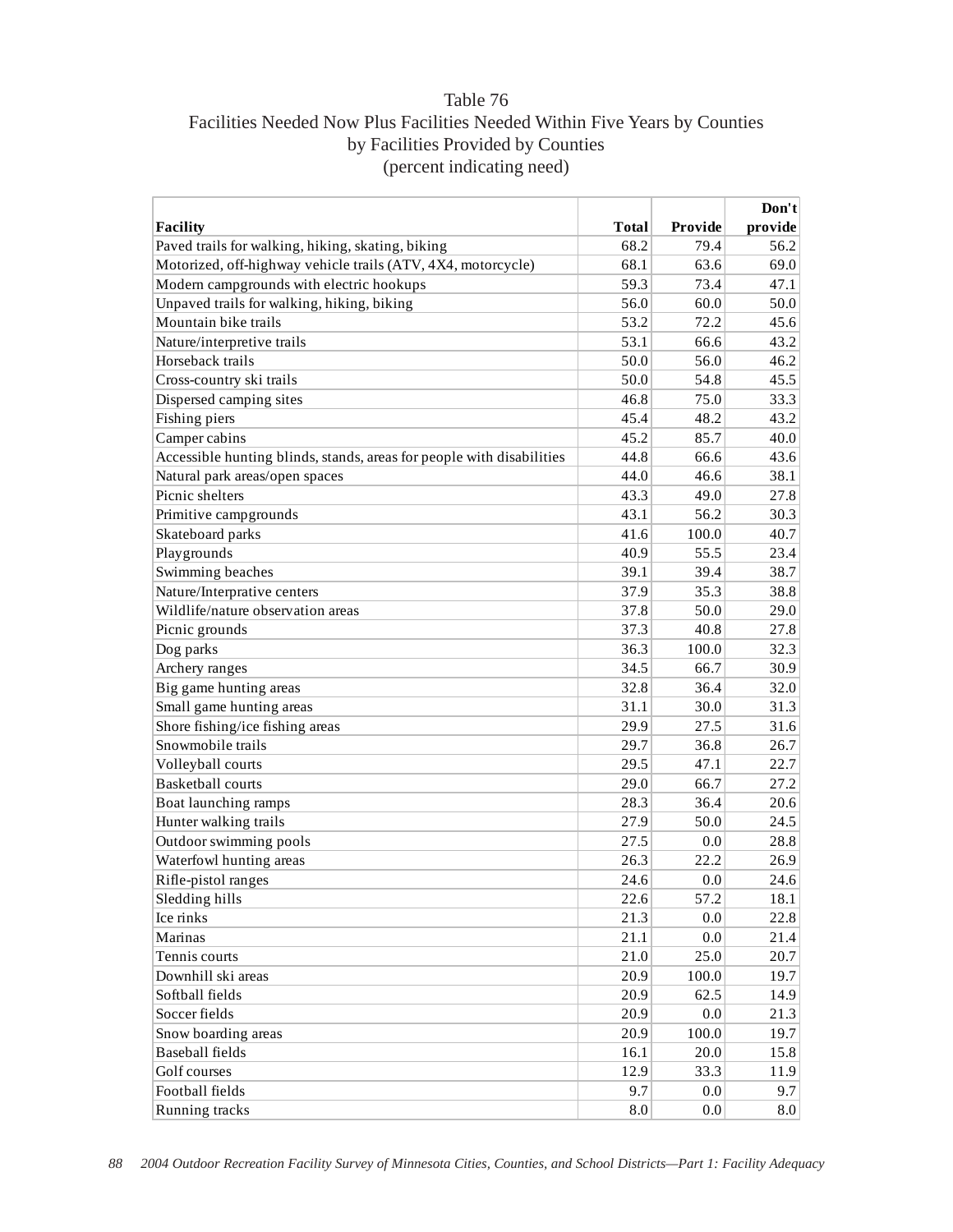# Table 76
## Facilities Needed Now Plus Facilities Needed Within Five Years by Counties by Facilities Provided by Counties
### (percent indicating need)

| Facility | Total | Provide | Don't provide |
|---|---|---|---|
| Paved trails for walking, hiking, skating, biking | 68.2 | 79.4 | 56.2 |
| Motorized, off-highway vehicle trails (ATV, 4X4, motorcycle) | 68.1 | 63.6 | 69.0 |
| Modern campgrounds with electric hookups | 59.3 | 73.4 | 47.1 |
| Unpaved trails for walking, hiking, biking | 56.0 | 60.0 | 50.0 |
| Mountain bike trails | 53.2 | 72.2 | 45.6 |
| Nature/interpretive trails | 53.1 | 66.6 | 43.2 |
| Horseback trails | 50.0 | 56.0 | 46.2 |
| Cross-country ski trails | 50.0 | 54.8 | 45.5 |
| Dispersed camping sites | 46.8 | 75.0 | 33.3 |
| Fishing piers | 45.4 | 48.2 | 43.2 |
| Camper cabins | 45.2 | 85.7 | 40.0 |
| Accessible hunting blinds, stands, areas for people with disabilities | 44.8 | 66.6 | 43.6 |
| Natural park areas/open spaces | 44.0 | 46.6 | 38.1 |
| Picnic shelters | 43.3 | 49.0 | 27.8 |
| Primitive campgrounds | 43.1 | 56.2 | 30.3 |
| Skateboard parks | 41.6 | 100.0 | 40.7 |
| Playgrounds | 40.9 | 55.5 | 23.4 |
| Swimming beaches | 39.1 | 39.4 | 38.7 |
| Nature/Interprative centers | 37.9 | 35.3 | 38.8 |
| Wildlife/nature observation areas | 37.8 | 50.0 | 29.0 |
| Picnic grounds | 37.3 | 40.8 | 27.8 |
| Dog parks | 36.3 | 100.0 | 32.3 |
| Archery ranges | 34.5 | 66.7 | 30.9 |
| Big game hunting areas | 32.8 | 36.4 | 32.0 |
| Small game hunting areas | 31.1 | 30.0 | 31.3 |
| Shore fishing/ice fishing areas | 29.9 | 27.5 | 31.6 |
| Snowmobile trails | 29.7 | 36.8 | 26.7 |
| Volleyball courts | 29.5 | 47.1 | 22.7 |
| Basketball courts | 29.0 | 66.7 | 27.2 |
| Boat launching ramps | 28.3 | 36.4 | 20.6 |
| Hunter walking trails | 27.9 | 50.0 | 24.5 |
| Outdoor swimming pools | 27.5 | 0.0 | 28.8 |
| Waterfowl hunting areas | 26.3 | 22.2 | 26.9 |
| Rifle-pistol ranges | 24.6 | 0.0 | 24.6 |
| Sledding hills | 22.6 | 57.2 | 18.1 |
| Ice rinks | 21.3 | 0.0 | 22.8 |
| Marinas | 21.1 | 0.0 | 21.4 |
| Tennis courts | 21.0 | 25.0 | 20.7 |
| Downhill ski areas | 20.9 | 100.0 | 19.7 |
| Softball fields | 20.9 | 62.5 | 14.9 |
| Soccer fields | 20.9 | 0.0 | 21.3 |
| Snow boarding areas | 20.9 | 100.0 | 19.7 |
| Baseball fields | 16.1 | 20.0 | 15.8 |
| Golf courses | 12.9 | 33.3 | 11.9 |
| Football fields | 9.7 | 0.0 | 9.7 |
| Running tracks | 8.0 | 0.0 | 8.0 |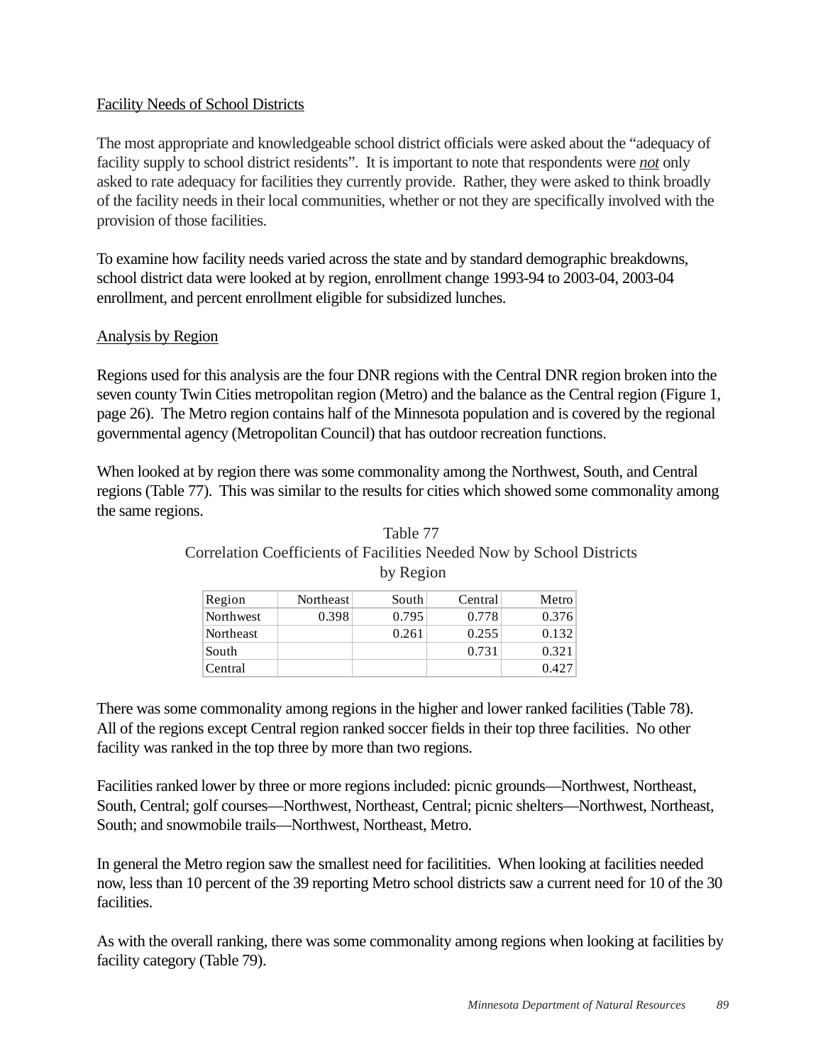Facility Needs of School Districts

The most appropriate and knowledgeable school district officials were asked about the "adequacy of facility supply to school district residents". It is important to note that respondents were *not* only asked to rate adequacy for facilities they currently provide. Rather, they were asked to think broadly of the facility needs in their local communities, whether or not they are specifically involved with the provision of those facilities.

To examine how facility needs varied across the state and by standard demographic breakdowns, school district data were looked at by region, enrollment change 1993-94 to 2003-04, 2003-04 enrollment, and percent enrollment eligible for subsidized lunches.

Analysis by Region

Regions used for this analysis are the four DNR regions with the Central DNR region broken into the seven county Twin Cities metropolitan region (Metro) and the balance as the Central region (Figure 1, page 26). The Metro region contains half of the Minnesota population and is covered by the regional governmental agency (Metropolitan Council) that has outdoor recreation functions.

When looked at by region there was some commonality among the Northwest, South, and Central regions (Table 77). This was similar to the results for cities which showed some commonality among the same regions.

Table 77
Correlation Coefficients of Facilities Needed Now by School Districts by Region

| Region | Northeast | South | Central | Metro |
|---|---|---|---|---|
| Northwest | 0.398 | 0.795 | 0.778 | 0.376 |
| Northeast | | 0.261 | 0.255 | 0.132 |
| South | | | 0.731 | 0.321 |
| Central | | | | 0.427 |

There was some commonality among regions in the higher and lower ranked facilities (Table 78). All of the regions except Central region ranked soccer fields in their top three facilities. No other facility was ranked in the top three by more than two regions.

Facilities ranked lower by three or more regions included: picnic grounds—Northwest, Northeast, South, Central; golf courses—Northwest, Northeast, Central; picnic shelters—Northwest, Northeast, South; and snowmobile trails—Northwest, Northeast, Metro.

In general the Metro region saw the smallest need for facilitities. When looking at facilities needed now, less than 10 percent of the 39 reporting Metro school districts saw a current need for 10 of the 30 facilities.

As with the overall ranking, there was some commonality among regions when looking at facilities by facility category (Table 79).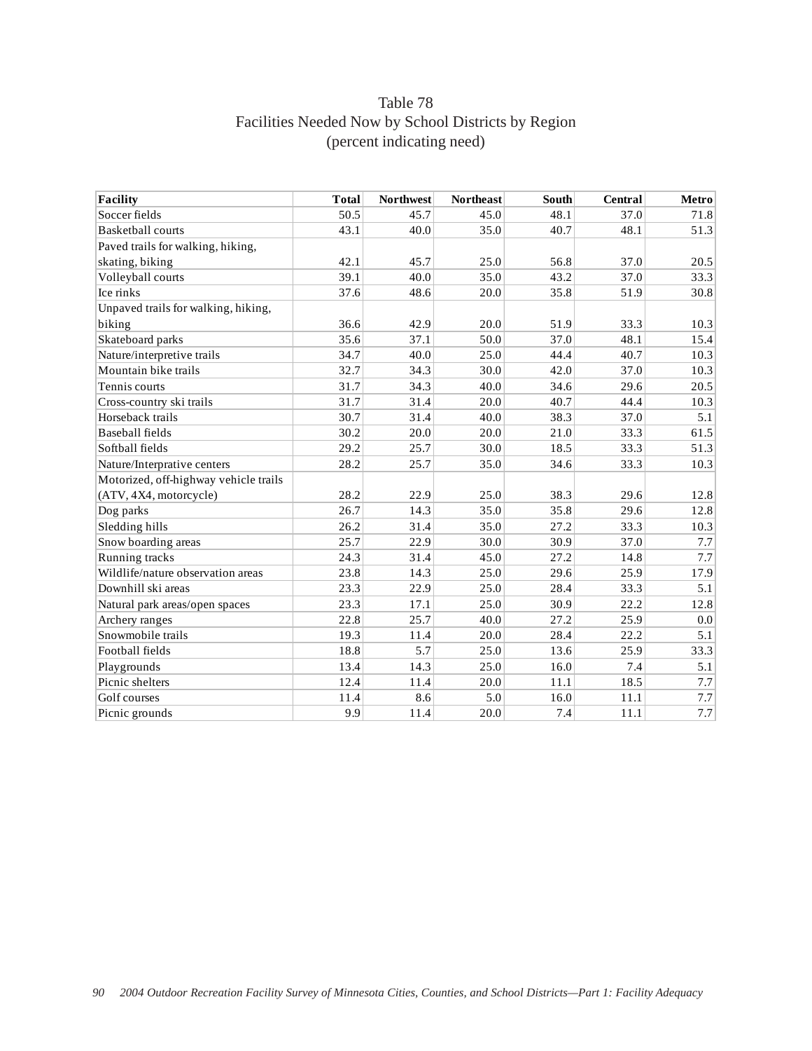# Table 78
## Facilities Needed Now by School Districts by Region
### (percent indicating need)

| Facility | Total | Northwest | Northeast | South | Central | Metro |
|---|---|---|---|---|---|---|
| Soccer fields | 50.5 | 45.7 | 45.0 | 48.1 | 37.0 | 71.8 |
| Basketball courts | 43.1 | 40.0 | 35.0 | 40.7 | 48.1 | 51.3 |
| Paved trails for walking, hiking, skating, biking | 42.1 | 45.7 | 25.0 | 56.8 | 37.0 | 20.5 |
| Volleyball courts | 39.1 | 40.0 | 35.0 | 43.2 | 37.0 | 33.3 |
| Ice rinks | 37.6 | 48.6 | 20.0 | 35.8 | 51.9 | 30.8 |
| Unpaved trails for walking, hiking, biking | 36.6 | 42.9 | 20.0 | 51.9 | 33.3 | 10.3 |
| Skateboard parks | 35.6 | 37.1 | 50.0 | 37.0 | 48.1 | 15.4 |
| Nature/interpretive trails | 34.7 | 40.0 | 25.0 | 44.4 | 40.7 | 10.3 |
| Mountain bike trails | 32.7 | 34.3 | 30.0 | 42.0 | 37.0 | 10.3 |
| Tennis courts | 31.7 | 34.3 | 40.0 | 34.6 | 29.6 | 20.5 |
| Cross-country ski trails | 31.7 | 31.4 | 20.0 | 40.7 | 44.4 | 10.3 |
| Horseback trails | 30.7 | 31.4 | 40.0 | 38.3 | 37.0 | 5.1 |
| Baseball fields | 30.2 | 20.0 | 20.0 | 21.0 | 33.3 | 61.5 |
| Softball fields | 29.2 | 25.7 | 30.0 | 18.5 | 33.3 | 51.3 |
| Nature/Interprative centers | 28.2 | 25.7 | 35.0 | 34.6 | 33.3 | 10.3 |
| Motorized, off-highway vehicle trails (ATV, 4X4, motorcycle) | 28.2 | 22.9 | 25.0 | 38.3 | 29.6 | 12.8 |
| Dog parks | 26.7 | 14.3 | 35.0 | 35.8 | 29.6 | 12.8 |
| Sledding hills | 26.2 | 31.4 | 35.0 | 27.2 | 33.3 | 10.3 |
| Snow boarding areas | 25.7 | 22.9 | 30.0 | 30.9 | 37.0 | 7.7 |
| Running tracks | 24.3 | 31.4 | 45.0 | 27.2 | 14.8 | 7.7 |
| Wildlife/nature observation areas | 23.8 | 14.3 | 25.0 | 29.6 | 25.9 | 17.9 |
| Downhill ski areas | 23.3 | 22.9 | 25.0 | 28.4 | 33.3 | 5.1 |
| Natural park areas/open spaces | 23.3 | 17.1 | 25.0 | 30.9 | 22.2 | 12.8 |
| Archery ranges | 22.8 | 25.7 | 40.0 | 27.2 | 25.9 | 0.0 |
| Snowmobile trails | 19.3 | 11.4 | 20.0 | 28.4 | 22.2 | 5.1 |
| Football fields | 18.8 | 5.7 | 25.0 | 13.6 | 25.9 | 33.3 |
| Playgrounds | 13.4 | 14.3 | 25.0 | 16.0 | 7.4 | 5.1 |
| Picnic shelters | 12.4 | 11.4 | 20.0 | 11.1 | 18.5 | 7.7 |
| Golf courses | 11.4 | 8.6 | 5.0 | 16.0 | 11.1 | 7.7 |
| Picnic grounds | 9.9 | 11.4 | 20.0 | 7.4 | 11.1 | 7.7 |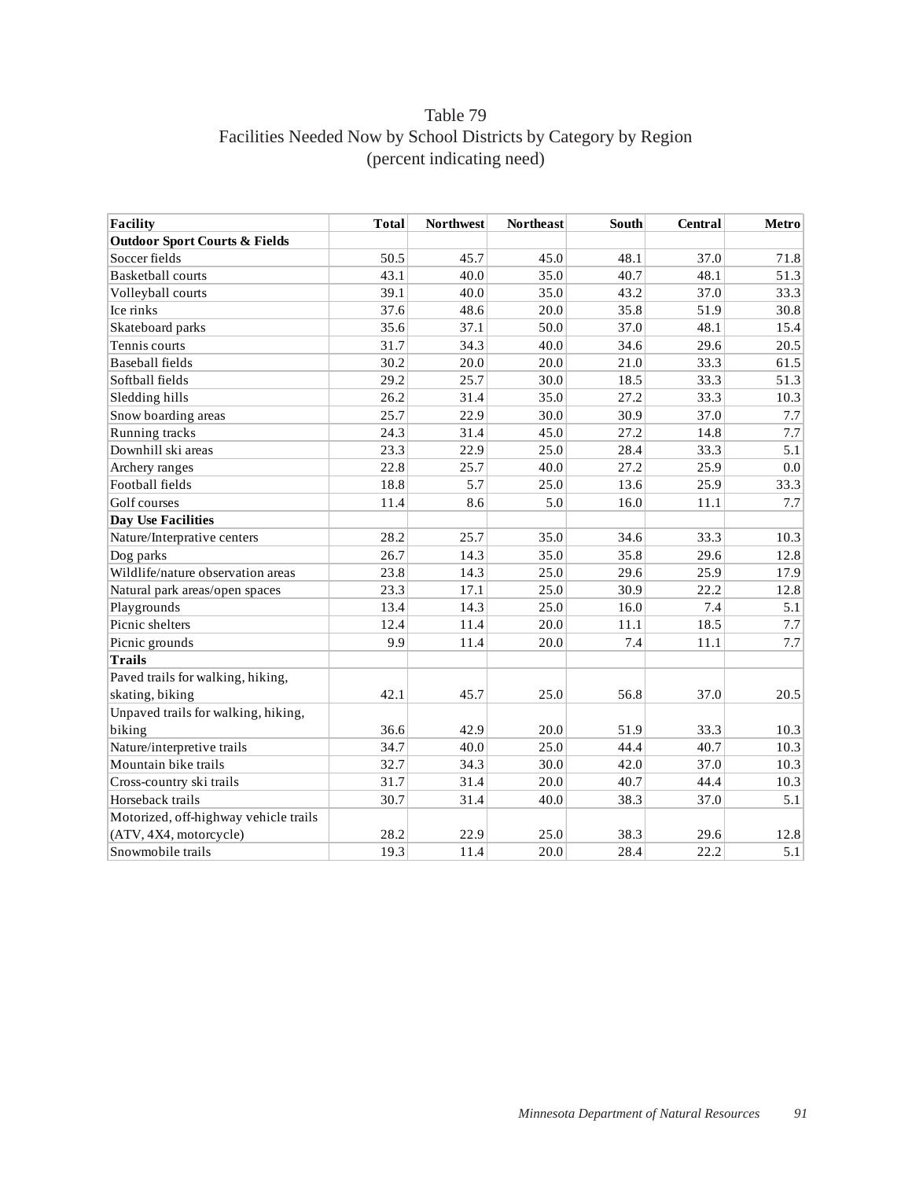# Table 79
## Facilities Needed Now by School Districts by Category by Region
### (percent indicating need)

| Facility | Total | Northwest | Northeast | South | Central | Metro |
|---|---|---|---|---|---|---|
| **Outdoor Sport Courts & Fields** | | | | | | |
| Soccer fields | 50.5 | 45.7 | 45.0 | 48.1 | 37.0 | 71.8 |
| Basketball courts | 43.1 | 40.0 | 35.0 | 40.7 | 48.1 | 51.3 |
| Volleyball courts | 39.1 | 40.0 | 35.0 | 43.2 | 37.0 | 33.3 |
| Ice rinks | 37.6 | 48.6 | 20.0 | 35.8 | 51.9 | 30.8 |
| Skateboard parks | 35.6 | 37.1 | 50.0 | 37.0 | 48.1 | 15.4 |
| Tennis courts | 31.7 | 34.3 | 40.0 | 34.6 | 29.6 | 20.5 |
| Baseball fields | 30.2 | 20.0 | 20.0 | 21.0 | 33.3 | 61.5 |
| Softball fields | 29.2 | 25.7 | 30.0 | 18.5 | 33.3 | 51.3 |
| Sledding hills | 26.2 | 31.4 | 35.0 | 27.2 | 33.3 | 10.3 |
| Snow boarding areas | 25.7 | 22.9 | 30.0 | 30.9 | 37.0 | 7.7 |
| Running tracks | 24.3 | 31.4 | 45.0 | 27.2 | 14.8 | 7.7 |
| Downhill ski areas | 23.3 | 22.9 | 25.0 | 28.4 | 33.3 | 5.1 |
| Archery ranges | 22.8 | 25.7 | 40.0 | 27.2 | 25.9 | 0.0 |
| Football fields | 18.8 | 5.7 | 25.0 | 13.6 | 25.9 | 33.3 |
| Golf courses | 11.4 | 8.6 | 5.0 | 16.0 | 11.1 | 7.7 |
| **Day Use Facilities** | | | | | | |
| Nature/Interprative centers | 28.2 | 25.7 | 35.0 | 34.6 | 33.3 | 10.3 |
| Dog parks | 26.7 | 14.3 | 35.0 | 35.8 | 29.6 | 12.8 |
| Wildlife/nature observation areas | 23.8 | 14.3 | 25.0 | 29.6 | 25.9 | 17.9 |
| Natural park areas/open spaces | 23.3 | 17.1 | 25.0 | 30.9 | 22.2 | 12.8 |
| Playgrounds | 13.4 | 14.3 | 25.0 | 16.0 | 7.4 | 5.1 |
| Picnic shelters | 12.4 | 11.4 | 20.0 | 11.1 | 18.5 | 7.7 |
| Picnic grounds | 9.9 | 11.4 | 20.0 | 7.4 | 11.1 | 7.7 |
| **Trails** | | | | | | |
| Paved trails for walking, hiking, skating, biking | 42.1 | 45.7 | 25.0 | 56.8 | 37.0 | 20.5 |
| Unpaved trails for walking, hiking, biking | 36.6 | 42.9 | 20.0 | 51.9 | 33.3 | 10.3 |
| Nature/interpretive trails | 34.7 | 40.0 | 25.0 | 44.4 | 40.7 | 10.3 |
| Mountain bike trails | 32.7 | 34.3 | 30.0 | 42.0 | 37.0 | 10.3 |
| Cross-country ski trails | 31.7 | 31.4 | 20.0 | 40.7 | 44.4 | 10.3 |
| Horseback trails | 30.7 | 31.4 | 40.0 | 38.3 | 37.0 | 5.1 |
| Motorized, off-highway vehicle trails (ATV, 4X4, motorcycle) | 28.2 | 22.9 | 25.0 | 38.3 | 29.6 | 12.8 |
| Snowmobile trails | 19.3 | 11.4 | 20.0 | 28.4 | 22.2 | 5.1 |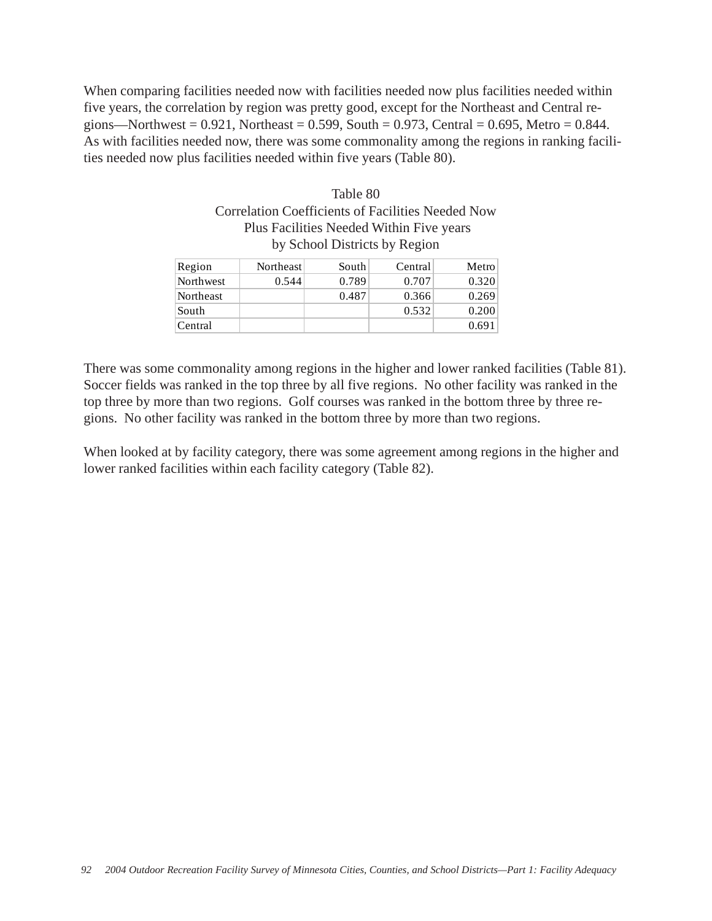When comparing facilities needed now with facilities needed now plus facilities needed within five years, the correlation by region was pretty good, except for the Northeast and Central regions—Northwest = 0.921, Northeast = 0.599, South = 0.973, Central = 0.695, Metro = 0.844. As with facilities needed now, there was some commonality among the regions in ranking facilities needed now plus facilities needed within five years (Table 80).

Table 80
Correlation Coefficients of Facilities Needed Now Plus Facilities Needed Within Five years by School Districts by Region

| Region | Northeast | South | Central | Metro |
|---|---|---|---|---|
| Northwest | 0.544 | 0.789 | 0.707 | 0.320 |
| Northeast | | 0.487 | 0.366 | 0.269 |
| South | | | 0.532 | 0.200 |
| Central | | | | 0.691 |

There was some commonality among regions in the higher and lower ranked facilities (Table 81). Soccer fields was ranked in the top three by all five regions. No other facility was ranked in the top three by more than two regions. Golf courses was ranked in the bottom three by three regions. No other facility was ranked in the bottom three by more than two regions.

When looked at by facility category, there was some agreement among regions in the higher and lower ranked facilities within each facility category (Table 82).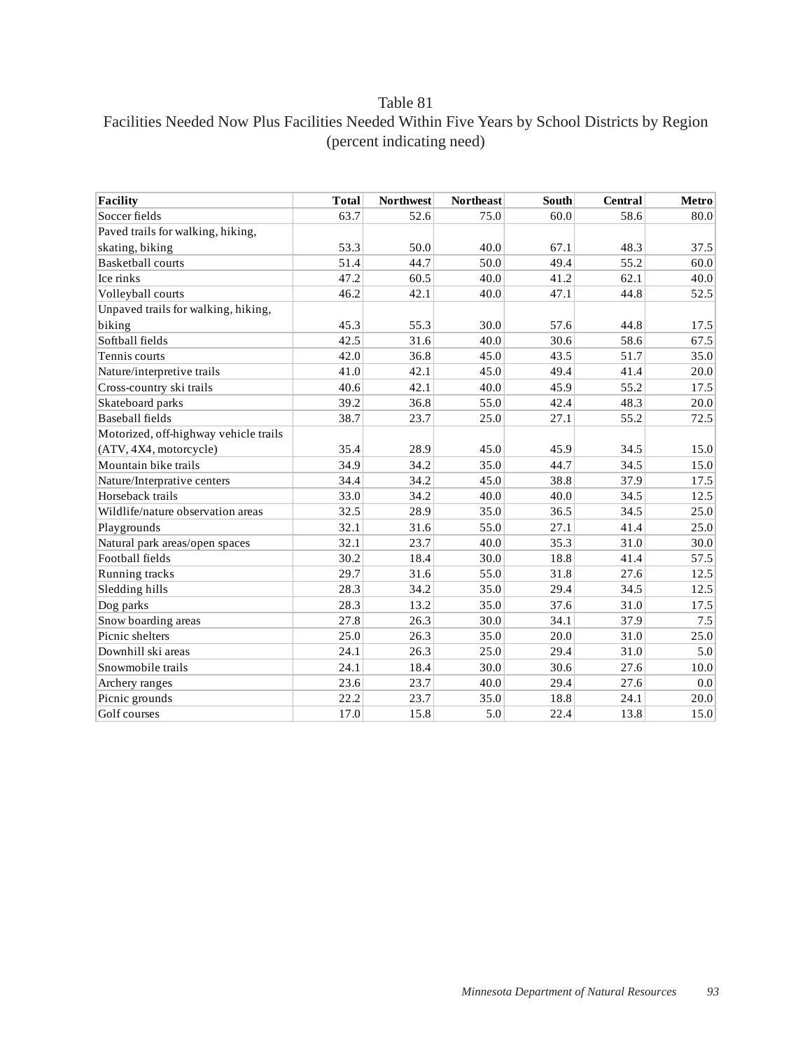Table 81

Facilities Needed Now Plus Facilities Needed Within Five Years by School Districts by Region (percent indicating need)

| Facility | Total | Northwest | Northeast | South | Central | Metro |
|---|---|---|---|---|---|---|
| Soccer fields | 63.7 | 52.6 | 75.0 | 60.0 | 58.6 | 80.0 |
| Paved trails for walking, hiking, skating, biking | 53.3 | 50.0 | 40.0 | 67.1 | 48.3 | 37.5 |
| Basketball courts | 51.4 | 44.7 | 50.0 | 49.4 | 55.2 | 60.0 |
| Ice rinks | 47.2 | 60.5 | 40.0 | 41.2 | 62.1 | 40.0 |
| Volleyball courts | 46.2 | 42.1 | 40.0 | 47.1 | 44.8 | 52.5 |
| Unpaved trails for walking, hiking, biking | 45.3 | 55.3 | 30.0 | 57.6 | 44.8 | 17.5 |
| Softball fields | 42.5 | 31.6 | 40.0 | 30.6 | 58.6 | 67.5 |
| Tennis courts | 42.0 | 36.8 | 45.0 | 43.5 | 51.7 | 35.0 |
| Nature/interpretive trails | 41.0 | 42.1 | 45.0 | 49.4 | 41.4 | 20.0 |
| Cross-country ski trails | 40.6 | 42.1 | 40.0 | 45.9 | 55.2 | 17.5 |
| Skateboard parks | 39.2 | 36.8 | 55.0 | 42.4 | 48.3 | 20.0 |
| Baseball fields | 38.7 | 23.7 | 25.0 | 27.1 | 55.2 | 72.5 |
| Motorized, off-highway vehicle trails (ATV, 4X4, motorcycle) | 35.4 | 28.9 | 45.0 | 45.9 | 34.5 | 15.0 |
| Mountain bike trails | 34.9 | 34.2 | 35.0 | 44.7 | 34.5 | 15.0 |
| Nature/Interprative centers | 34.4 | 34.2 | 45.0 | 38.8 | 37.9 | 17.5 |
| Horseback trails | 33.0 | 34.2 | 40.0 | 40.0 | 34.5 | 12.5 |
| Wildlife/nature observation areas | 32.5 | 28.9 | 35.0 | 36.5 | 34.5 | 25.0 |
| Playgrounds | 32.1 | 31.6 | 55.0 | 27.1 | 41.4 | 25.0 |
| Natural park areas/open spaces | 32.1 | 23.7 | 40.0 | 35.3 | 31.0 | 30.0 |
| Football fields | 30.2 | 18.4 | 30.0 | 18.8 | 41.4 | 57.5 |
| Running tracks | 29.7 | 31.6 | 55.0 | 31.8 | 27.6 | 12.5 |
| Sledding hills | 28.3 | 34.2 | 35.0 | 29.4 | 34.5 | 12.5 |
| Dog parks | 28.3 | 13.2 | 35.0 | 37.6 | 31.0 | 17.5 |
| Snow boarding areas | 27.8 | 26.3 | 30.0 | 34.1 | 37.9 | 7.5 |
| Picnic shelters | 25.0 | 26.3 | 35.0 | 20.0 | 31.0 | 25.0 |
| Downhill ski areas | 24.1 | 26.3 | 25.0 | 29.4 | 31.0 | 5.0 |
| Snowmobile trails | 24.1 | 18.4 | 30.0 | 30.6 | 27.6 | 10.0 |
| Archery ranges | 23.6 | 23.7 | 40.0 | 29.4 | 27.6 | 0.0 |
| Picnic grounds | 22.2 | 23.7 | 35.0 | 18.8 | 24.1 | 20.0 |
| Golf courses | 17.0 | 15.8 | 5.0 | 22.4 | 13.8 | 15.0 |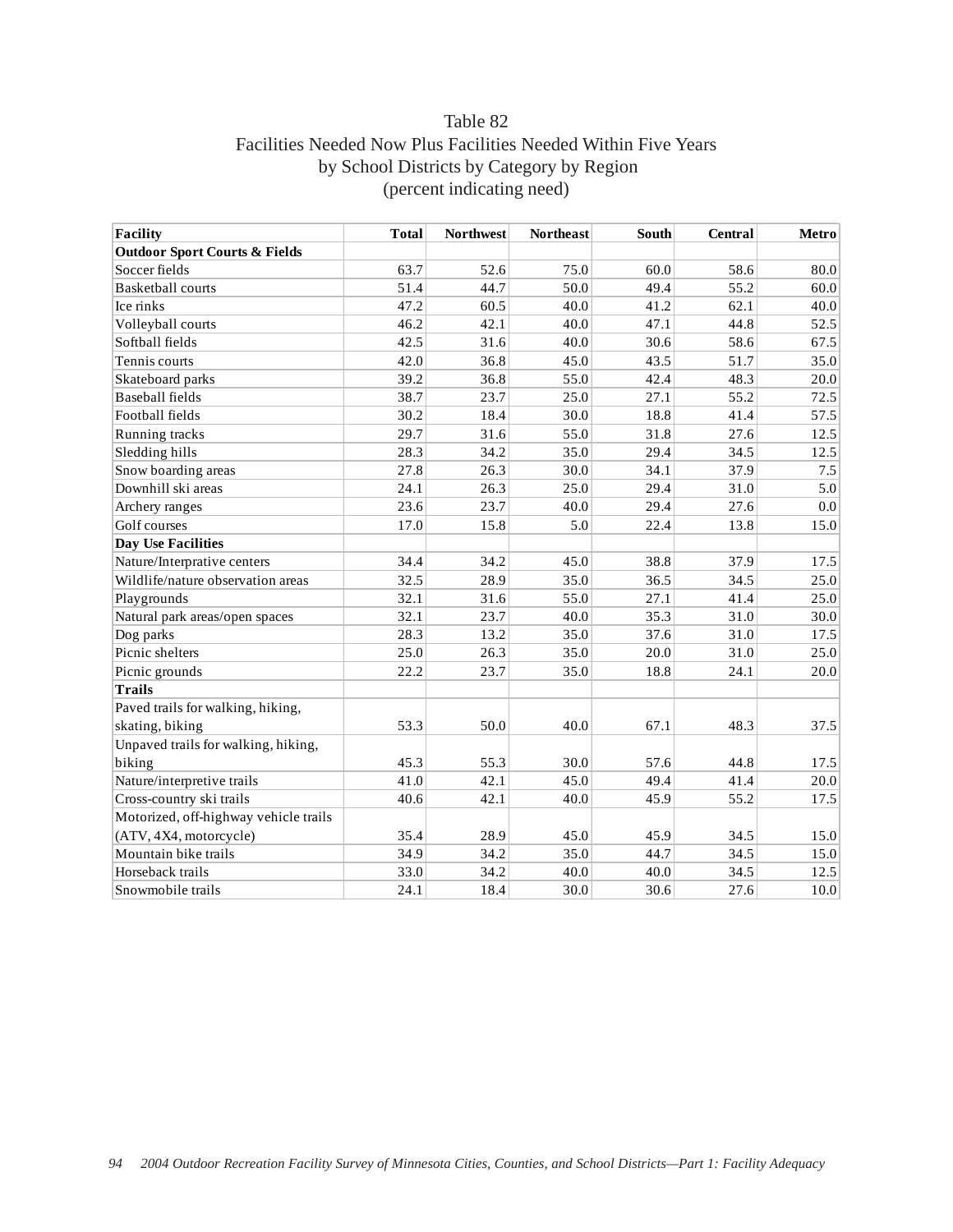# Table 82

## Facilities Needed Now Plus Facilities Needed Within Five Years by School Districts by Category by Region (percent indicating need)

| Facility | Total | Northwest | Northeast | South | Central | Metro |
|---|---|---|---|---|---|---|
| **Outdoor Sport Courts & Fields** | | | | | | |
| Soccer fields | 63.7 | 52.6 | 75.0 | 60.0 | 58.6 | 80.0 |
| Basketball courts | 51.4 | 44.7 | 50.0 | 49.4 | 55.2 | 60.0 |
| Ice rinks | 47.2 | 60.5 | 40.0 | 41.2 | 62.1 | 40.0 |
| Volleyball courts | 46.2 | 42.1 | 40.0 | 47.1 | 44.8 | 52.5 |
| Softball fields | 42.5 | 31.6 | 40.0 | 30.6 | 58.6 | 67.5 |
| Tennis courts | 42.0 | 36.8 | 45.0 | 43.5 | 51.7 | 35.0 |
| Skateboard parks | 39.2 | 36.8 | 55.0 | 42.4 | 48.3 | 20.0 |
| Baseball fields | 38.7 | 23.7 | 25.0 | 27.1 | 55.2 | 72.5 |
| Football fields | 30.2 | 18.4 | 30.0 | 18.8 | 41.4 | 57.5 |
| Running tracks | 29.7 | 31.6 | 55.0 | 31.8 | 27.6 | 12.5 |
| Sledding hills | 28.3 | 34.2 | 35.0 | 29.4 | 34.5 | 12.5 |
| Snow boarding areas | 27.8 | 26.3 | 30.0 | 34.1 | 37.9 | 7.5 |
| Downhill ski areas | 24.1 | 26.3 | 25.0 | 29.4 | 31.0 | 5.0 |
| Archery ranges | 23.6 | 23.7 | 40.0 | 29.4 | 27.6 | 0.0 |
| Golf courses | 17.0 | 15.8 | 5.0 | 22.4 | 13.8 | 15.0 |
| **Day Use Facilities** | | | | | | |
| Nature/Interprative centers | 34.4 | 34.2 | 45.0 | 38.8 | 37.9 | 17.5 |
| Wildlife/nature observation areas | 32.5 | 28.9 | 35.0 | 36.5 | 34.5 | 25.0 |
| Playgrounds | 32.1 | 31.6 | 55.0 | 27.1 | 41.4 | 25.0 |
| Natural park areas/open spaces | 32.1 | 23.7 | 40.0 | 35.3 | 31.0 | 30.0 |
| Dog parks | 28.3 | 13.2 | 35.0 | 37.6 | 31.0 | 17.5 |
| Picnic shelters | 25.0 | 26.3 | 35.0 | 20.0 | 31.0 | 25.0 |
| Picnic grounds | 22.2 | 23.7 | 35.0 | 18.8 | 24.1 | 20.0 |
| **Trails** | | | | | | |
| Paved trails for walking, hiking, skating, biking | 53.3 | 50.0 | 40.0 | 67.1 | 48.3 | 37.5 |
| Unpaved trails for walking, hiking, biking | 45.3 | 55.3 | 30.0 | 57.6 | 44.8 | 17.5 |
| Nature/interpretive trails | 41.0 | 42.1 | 45.0 | 49.4 | 41.4 | 20.0 |
| Cross-country ski trails | 40.6 | 42.1 | 40.0 | 45.9 | 55.2 | 17.5 |
| Motorized, off-highway vehicle trails (ATV, 4X4, motorcycle) | 35.4 | 28.9 | 45.0 | 45.9 | 34.5 | 15.0 |
| Mountain bike trails | 34.9 | 34.2 | 35.0 | 44.7 | 34.5 | 15.0 |
| Horseback trails | 33.0 | 34.2 | 40.0 | 40.0 | 34.5 | 12.5 |
| Snowmobile trails | 24.1 | 18.4 | 30.0 | 30.6 | 27.6 | 10.0 |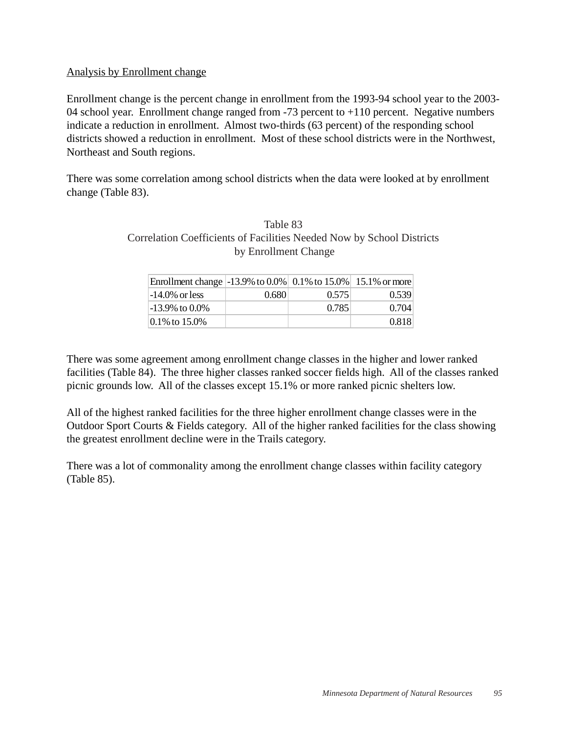Analysis by Enrollment change

Enrollment change is the percent change in enrollment from the 1993-94 school year to the 2003-04 school year. Enrollment change ranged from -73 percent to +110 percent. Negative numbers indicate a reduction in enrollment. Almost two-thirds (63 percent) of the responding school districts showed a reduction in enrollment. Most of these school districts were in the Northwest, Northeast and South regions.

There was some correlation among school districts when the data were looked at by enrollment change (Table 83).

Table 83
Correlation Coefficients of Facilities Needed Now by School Districts
by Enrollment Change

| Enrollment change | -13.9% to 0.0% | 0.1% to 15.0% | 15.1% or more |
|---|---|---|---|
| -14.0% or less | 0.680 | 0.575 | 0.539 |
| -13.9% to 0.0% | | 0.785 | 0.704 |
| 0.1% to 15.0% | | | 0.818 |

There was some agreement among enrollment change classes in the higher and lower ranked facilities (Table 84). The three higher classes ranked soccer fields high. All of the classes ranked picnic grounds low. All of the classes except 15.1% or more ranked picnic shelters low.

All of the highest ranked facilities for the three higher enrollment change classes were in the Outdoor Sport Courts & Fields category. All of the higher ranked facilities for the class showing the greatest enrollment decline were in the Trails category.

There was a lot of commonality among the enrollment change classes within facility category (Table 85).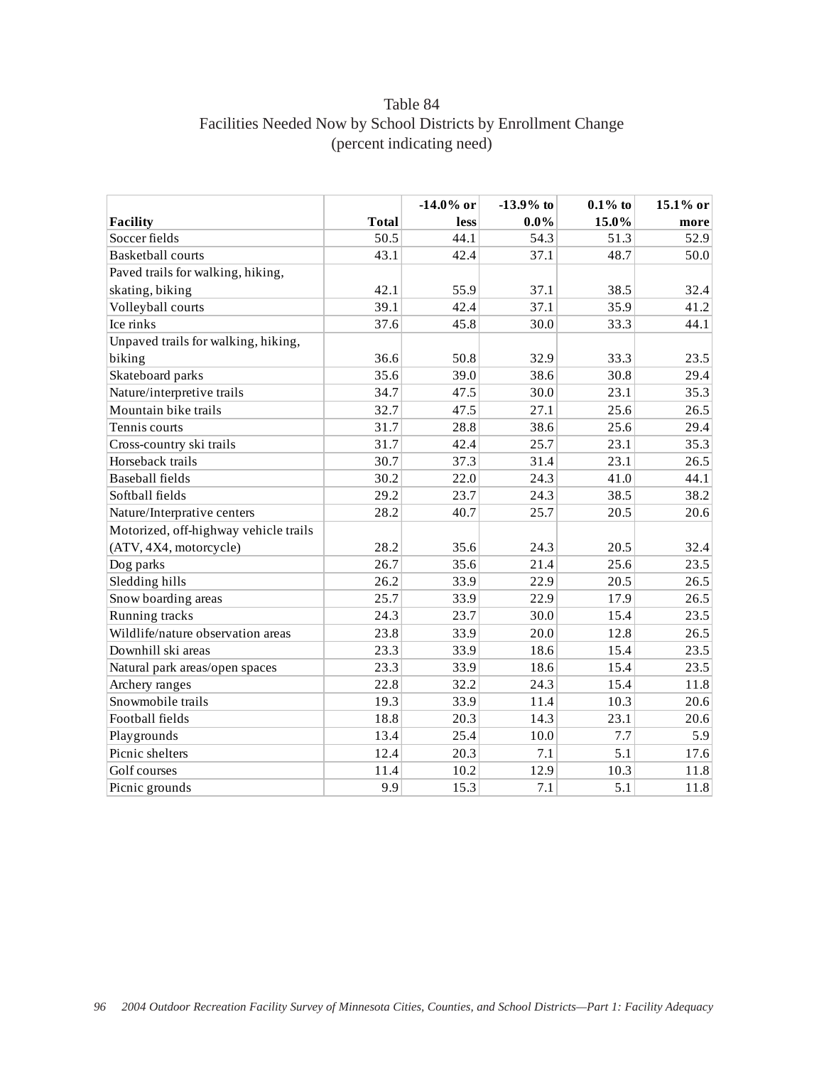# Table 84
## Facilities Needed Now by School Districts by Enrollment Change
### (percent indicating need)

| Facility | Total | -14.0% or less | -13.9% to 0.0% | 0.1% to 15.0% | 15.1% or more |
|---|---|---|---|---|---|
| Soccer fields | 50.5 | 44.1 | 54.3 | 51.3 | 52.9 |
| Basketball courts | 43.1 | 42.4 | 37.1 | 48.7 | 50.0 |
| Paved trails for walking, hiking, skating, biking | 42.1 | 55.9 | 37.1 | 38.5 | 32.4 |
| Volleyball courts | 39.1 | 42.4 | 37.1 | 35.9 | 41.2 |
| Ice rinks | 37.6 | 45.8 | 30.0 | 33.3 | 44.1 |
| Unpaved trails for walking, hiking, biking | 36.6 | 50.8 | 32.9 | 33.3 | 23.5 |
| Skateboard parks | 35.6 | 39.0 | 38.6 | 30.8 | 29.4 |
| Nature/interpretive trails | 34.7 | 47.5 | 30.0 | 23.1 | 35.3 |
| Mountain bike trails | 32.7 | 47.5 | 27.1 | 25.6 | 26.5 |
| Tennis courts | 31.7 | 28.8 | 38.6 | 25.6 | 29.4 |
| Cross-country ski trails | 31.7 | 42.4 | 25.7 | 23.1 | 35.3 |
| Horseback trails | 30.7 | 37.3 | 31.4 | 23.1 | 26.5 |
| Baseball fields | 30.2 | 22.0 | 24.3 | 41.0 | 44.1 |
| Softball fields | 29.2 | 23.7 | 24.3 | 38.5 | 38.2 |
| Nature/Interprative centers | 28.2 | 40.7 | 25.7 | 20.5 | 20.6 |
| Motorized, off-highway vehicle trails (ATV, 4X4, motorcycle) | 28.2 | 35.6 | 24.3 | 20.5 | 32.4 |
| Dog parks | 26.7 | 35.6 | 21.4 | 25.6 | 23.5 |
| Sledding hills | 26.2 | 33.9 | 22.9 | 20.5 | 26.5 |
| Snow boarding areas | 25.7 | 33.9 | 22.9 | 17.9 | 26.5 |
| Running tracks | 24.3 | 23.7 | 30.0 | 15.4 | 23.5 |
| Wildlife/nature observation areas | 23.8 | 33.9 | 20.0 | 12.8 | 26.5 |
| Downhill ski areas | 23.3 | 33.9 | 18.6 | 15.4 | 23.5 |
| Natural park areas/open spaces | 23.3 | 33.9 | 18.6 | 15.4 | 23.5 |
| Archery ranges | 22.8 | 32.2 | 24.3 | 15.4 | 11.8 |
| Snowmobile trails | 19.3 | 33.9 | 11.4 | 10.3 | 20.6 |
| Football fields | 18.8 | 20.3 | 14.3 | 23.1 | 20.6 |
| Playgrounds | 13.4 | 25.4 | 10.0 | 7.7 | 5.9 |
| Picnic shelters | 12.4 | 20.3 | 7.1 | 5.1 | 17.6 |
| Golf courses | 11.4 | 10.2 | 12.9 | 10.3 | 11.8 |
| Picnic grounds | 9.9 | 15.3 | 7.1 | 5.1 | 11.8 |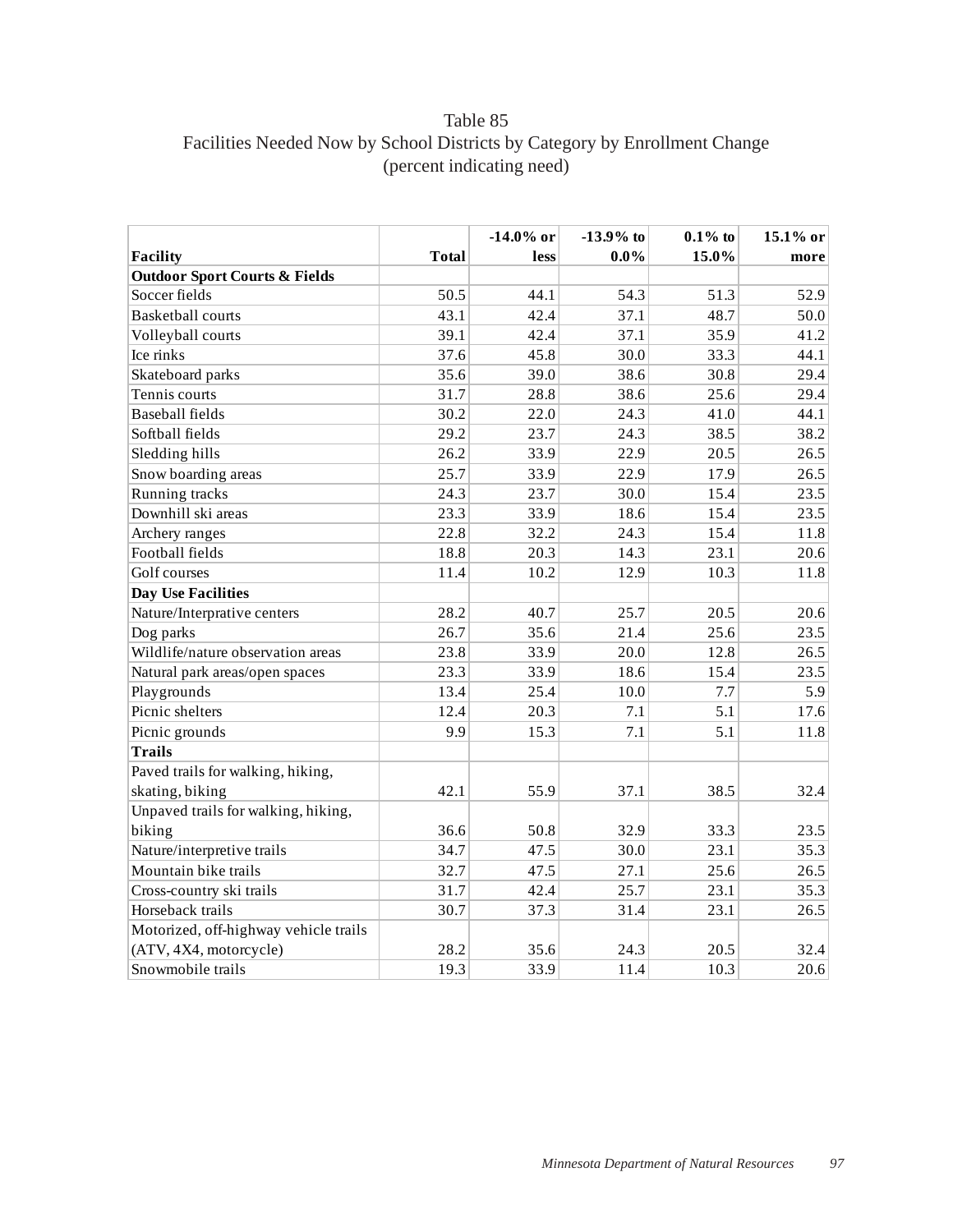# Table 85
## Facilities Needed Now by School Districts by Category by Enrollment Change
### (percent indicating need)

| Facility | Total | -14.0% or less | -13.9% to 0.0% | 0.1% to 15.0% | 15.1% or more |
|---|---|---|---|---|---|
| **Outdoor Sport Courts & Fields** | | | | | |
| Soccer fields | 50.5 | 44.1 | 54.3 | 51.3 | 52.9 |
| Basketball courts | 43.1 | 42.4 | 37.1 | 48.7 | 50.0 |
| Volleyball courts | 39.1 | 42.4 | 37.1 | 35.9 | 41.2 |
| Ice rinks | 37.6 | 45.8 | 30.0 | 33.3 | 44.1 |
| Skateboard parks | 35.6 | 39.0 | 38.6 | 30.8 | 29.4 |
| Tennis courts | 31.7 | 28.8 | 38.6 | 25.6 | 29.4 |
| Baseball fields | 30.2 | 22.0 | 24.3 | 41.0 | 44.1 |
| Softball fields | 29.2 | 23.7 | 24.3 | 38.5 | 38.2 |
| Sledding hills | 26.2 | 33.9 | 22.9 | 20.5 | 26.5 |
| Snow boarding areas | 25.7 | 33.9 | 22.9 | 17.9 | 26.5 |
| Running tracks | 24.3 | 23.7 | 30.0 | 15.4 | 23.5 |
| Downhill ski areas | 23.3 | 33.9 | 18.6 | 15.4 | 23.5 |
| Archery ranges | 22.8 | 32.2 | 24.3 | 15.4 | 11.8 |
| Football fields | 18.8 | 20.3 | 14.3 | 23.1 | 20.6 |
| Golf courses | 11.4 | 10.2 | 12.9 | 10.3 | 11.8 |
| **Day Use Facilities** | | | | | |
| Nature/Interpretative centers | 28.2 | 40.7 | 25.7 | 20.5 | 20.6 |
| Dog parks | 26.7 | 35.6 | 21.4 | 25.6 | 23.5 |
| Wildlife/nature observation areas | 23.8 | 33.9 | 20.0 | 12.8 | 26.5 |
| Natural park areas/open spaces | 23.3 | 33.9 | 18.6 | 15.4 | 23.5 |
| Playgrounds | 13.4 | 25.4 | 10.0 | 7.7 | 5.9 |
| Picnic shelters | 12.4 | 20.3 | 7.1 | 5.1 | 17.6 |
| Picnic grounds | 9.9 | 15.3 | 7.1 | 5.1 | 11.8 |
| **Trails** | | | | | |
| Paved trails for walking, hiking, skating, biking | 42.1 | 55.9 | 37.1 | 38.5 | 32.4 |
| Unpaved trails for walking, hiking, biking | 36.6 | 50.8 | 32.9 | 33.3 | 23.5 |
| Nature/interpretive trails | 34.7 | 47.5 | 30.0 | 23.1 | 35.3 |
| Mountain bike trails | 32.7 | 47.5 | 27.1 | 25.6 | 26.5 |
| Cross-country ski trails | 31.7 | 42.4 | 25.7 | 23.1 | 35.3 |
| Horseback trails | 30.7 | 37.3 | 31.4 | 23.1 | 26.5 |
| Motorized, off-highway vehicle trails (ATV, 4X4, motorcycle) | 28.2 | 35.6 | 24.3 | 20.5 | 32.4 |
| Snowmobile trails | 19.3 | 33.9 | 11.4 | 10.3 | 20.6 |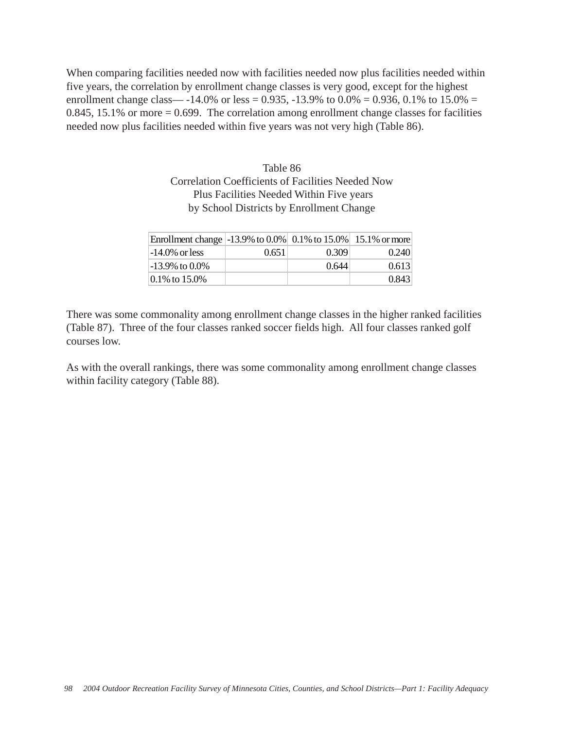When comparing facilities needed now with facilities needed now plus facilities needed within five years, the correlation by enrollment change classes is very good, except for the highest enrollment change class— -14.0% or less = 0.935, -13.9% to 0.0% = 0.936, 0.1% to 15.0% = 0.845, 15.1% or more = 0.699. The correlation among enrollment change classes for facilities needed now plus facilities needed within five years was not very high (Table 86).

Table 86
Correlation Coefficients of Facilities Needed Now
Plus Facilities Needed Within Five years
by School Districts by Enrollment Change

| Enrollment change | -13.9% to 0.0% | 0.1% to 15.0% | 15.1% or more |
|---|---|---|---|
| -14.0% or less | 0.651 | 0.309 | 0.240 |
| -13.9% to 0.0% | | 0.644 | 0.613 |
| 0.1% to 15.0% | | | 0.843 |

There was some commonality among enrollment change classes in the higher ranked facilities (Table 87). Three of the four classes ranked soccer fields high. All four classes ranked golf courses low.

As with the overall rankings, there was some commonality among enrollment change classes within facility category (Table 88).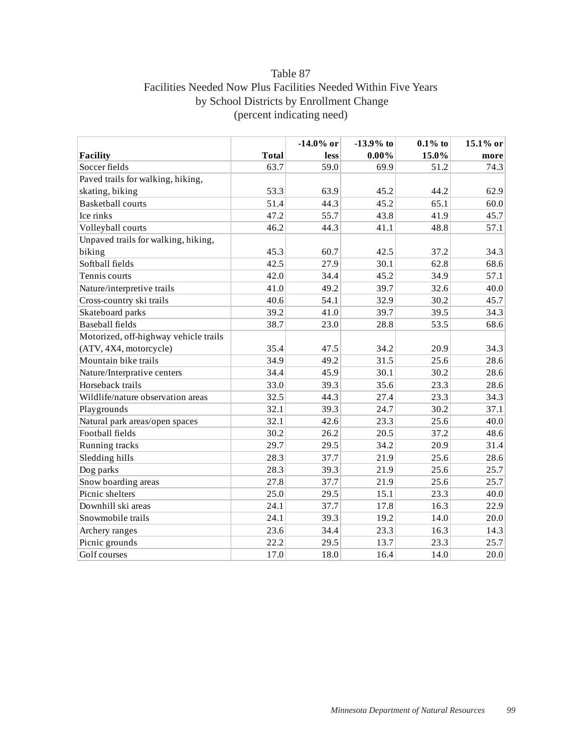# Table 87
## Facilities Needed Now Plus Facilities Needed Within Five Years by School Districts by Enrollment Change
### (percent indicating need)

| Facility | Total | -14.0% or less | -13.9% to 0.00% | 0.1% to 15.0% | 15.1% or more |
|---|---|---|---|---|---|
| Soccer fields | 63.7 | 59.0 | 69.9 | 51.2 | 74.3 |
| Paved trails for walking, hiking, skating, biking | 53.3 | 63.9 | 45.2 | 44.2 | 62.9 |
| Basketball courts | 51.4 | 44.3 | 45.2 | 65.1 | 60.0 |
| Ice rinks | 47.2 | 55.7 | 43.8 | 41.9 | 45.7 |
| Volleyball courts | 46.2 | 44.3 | 41.1 | 48.8 | 57.1 |
| Unpaved trails for walking, hiking, biking | 45.3 | 60.7 | 42.5 | 37.2 | 34.3 |
| Softball fields | 42.5 | 27.9 | 30.1 | 62.8 | 68.6 |
| Tennis courts | 42.0 | 34.4 | 45.2 | 34.9 | 57.1 |
| Nature/interpretive trails | 41.0 | 49.2 | 39.7 | 32.6 | 40.0 |
| Cross-country ski trails | 40.6 | 54.1 | 32.9 | 30.2 | 45.7 |
| Skateboard parks | 39.2 | 41.0 | 39.7 | 39.5 | 34.3 |
| Baseball fields | 38.7 | 23.0 | 28.8 | 53.5 | 68.6 |
| Motorized, off-highway vehicle trails (ATV, 4X4, motorcycle) | 35.4 | 47.5 | 34.2 | 20.9 | 34.3 |
| Mountain bike trails | 34.9 | 49.2 | 31.5 | 25.6 | 28.6 |
| Nature/Interprative centers | 34.4 | 45.9 | 30.1 | 30.2 | 28.6 |
| Horseback trails | 33.0 | 39.3 | 35.6 | 23.3 | 28.6 |
| Wildlife/nature observation areas | 32.5 | 44.3 | 27.4 | 23.3 | 34.3 |
| Playgrounds | 32.1 | 39.3 | 24.7 | 30.2 | 37.1 |
| Natural park areas/open spaces | 32.1 | 42.6 | 23.3 | 25.6 | 40.0 |
| Football fields | 30.2 | 26.2 | 20.5 | 37.2 | 48.6 |
| Running tracks | 29.7 | 29.5 | 34.2 | 20.9 | 31.4 |
| Sledding hills | 28.3 | 37.7 | 21.9 | 25.6 | 28.6 |
| Dog parks | 28.3 | 39.3 | 21.9 | 25.6 | 25.7 |
| Snow boarding areas | 27.8 | 37.7 | 21.9 | 25.6 | 25.7 |
| Picnic shelters | 25.0 | 29.5 | 15.1 | 23.3 | 40.0 |
| Downhill ski areas | 24.1 | 37.7 | 17.8 | 16.3 | 22.9 |
| Snowmobile trails | 24.1 | 39.3 | 19.2 | 14.0 | 20.0 |
| Archery ranges | 23.6 | 34.4 | 23.3 | 16.3 | 14.3 |
| Picnic grounds | 22.2 | 29.5 | 13.7 | 23.3 | 25.7 |
| Golf courses | 17.0 | 18.0 | 16.4 | 14.0 | 20.0 |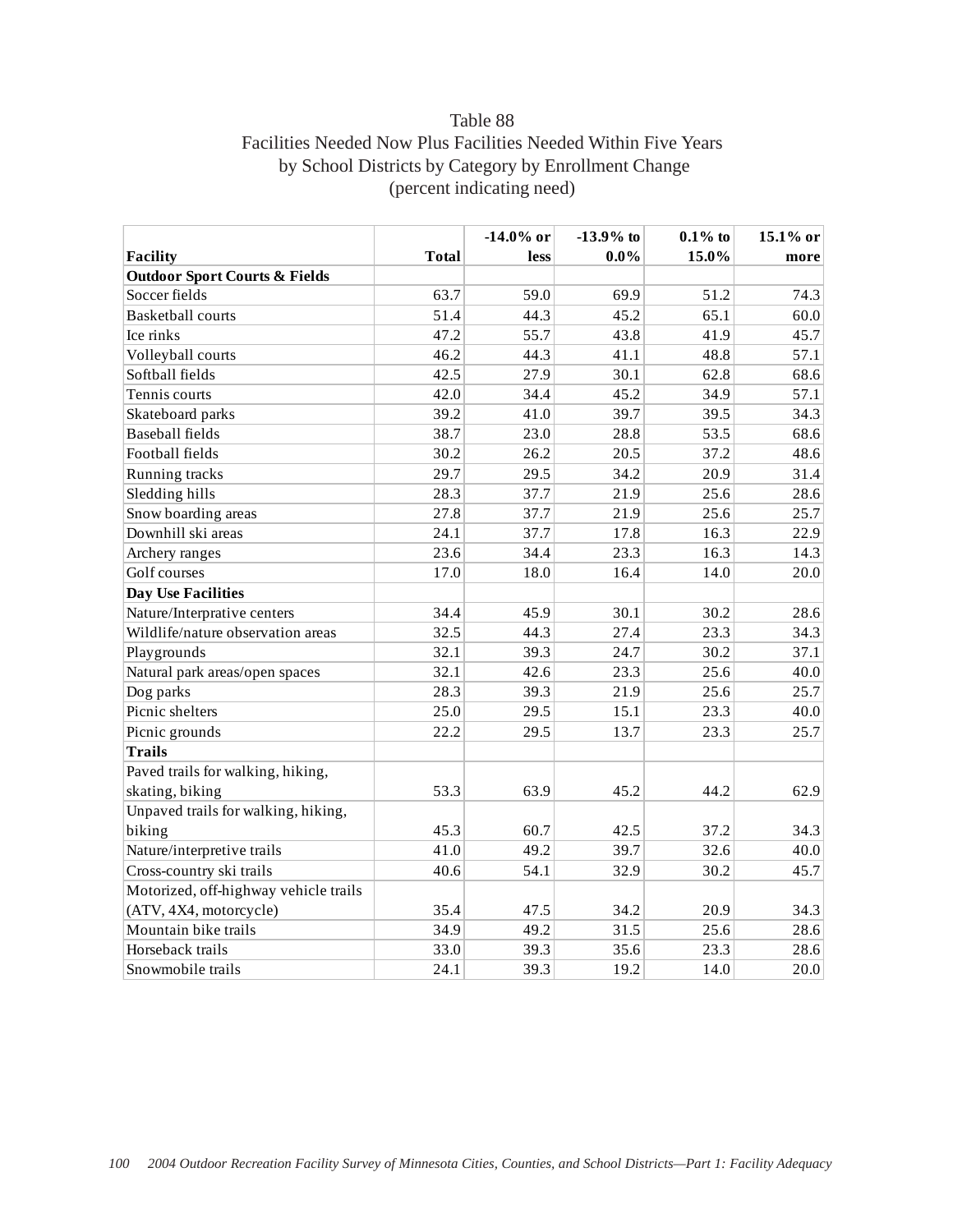# Table 88
## Facilities Needed Now Plus Facilities Needed Within Five Years by School Districts by Category by Enrollment Change (percent indicating need)

| Facility | Total | -14.0% or less | -13.9% to 0.0% | 0.1% to 15.0% | 15.1% or more |
|---|---|---|---|---|---|
| **Outdoor Sport Courts & Fields** | | | | | |
| Soccer fields | 63.7 | 59.0 | 69.9 | 51.2 | 74.3 |
| Basketball courts | 51.4 | 44.3 | 45.2 | 65.1 | 60.0 |
| Ice rinks | 47.2 | 55.7 | 43.8 | 41.9 | 45.7 |
| Volleyball courts | 46.2 | 44.3 | 41.1 | 48.8 | 57.1 |
| Softball fields | 42.5 | 27.9 | 30.1 | 62.8 | 68.6 |
| Tennis courts | 42.0 | 34.4 | 45.2 | 34.9 | 57.1 |
| Skateboard parks | 39.2 | 41.0 | 39.7 | 39.5 | 34.3 |
| Baseball fields | 38.7 | 23.0 | 28.8 | 53.5 | 68.6 |
| Football fields | 30.2 | 26.2 | 20.5 | 37.2 | 48.6 |
| Running tracks | 29.7 | 29.5 | 34.2 | 20.9 | 31.4 |
| Sledding hills | 28.3 | 37.7 | 21.9 | 25.6 | 28.6 |
| Snow boarding areas | 27.8 | 37.7 | 21.9 | 25.6 | 25.7 |
| Downhill ski areas | 24.1 | 37.7 | 17.8 | 16.3 | 22.9 |
| Archery ranges | 23.6 | 34.4 | 23.3 | 16.3 | 14.3 |
| Golf courses | 17.0 | 18.0 | 16.4 | 14.0 | 20.0 |
| **Day Use Facilities** | | | | | |
| Nature/Interpretive centers | 34.4 | 45.9 | 30.1 | 30.2 | 28.6 |
| Wildlife/nature observation areas | 32.5 | 44.3 | 27.4 | 23.3 | 34.3 |
| Playgrounds | 32.1 | 39.3 | 24.7 | 30.2 | 37.1 |
| Natural park areas/open spaces | 32.1 | 42.6 | 23.3 | 25.6 | 40.0 |
| Dog parks | 28.3 | 39.3 | 21.9 | 25.6 | 25.7 |
| Picnic shelters | 25.0 | 29.5 | 15.1 | 23.3 | 40.0 |
| Picnic grounds | 22.2 | 29.5 | 13.7 | 23.3 | 25.7 |
| **Trails** | | | | | |
| Paved trails for walking, hiking, skating, biking | 53.3 | 63.9 | 45.2 | 44.2 | 62.9 |
| Unpaved trails for walking, hiking, biking | 45.3 | 60.7 | 42.5 | 37.2 | 34.3 |
| Nature/interpretive trails | 41.0 | 49.2 | 39.7 | 32.6 | 40.0 |
| Cross-country ski trails | 40.6 | 54.1 | 32.9 | 30.2 | 45.7 |
| Motorized, off-highway vehicle trails (ATV, 4X4, motorcycle) | 35.4 | 47.5 | 34.2 | 20.9 | 34.3 |
| Mountain bike trails | 34.9 | 49.2 | 31.5 | 25.6 | 28.6 |
| Horseback trails | 33.0 | 39.3 | 35.6 | 23.3 | 28.6 |
| Snowmobile trails | 24.1 | 39.3 | 19.2 | 14.0 | 20.0 |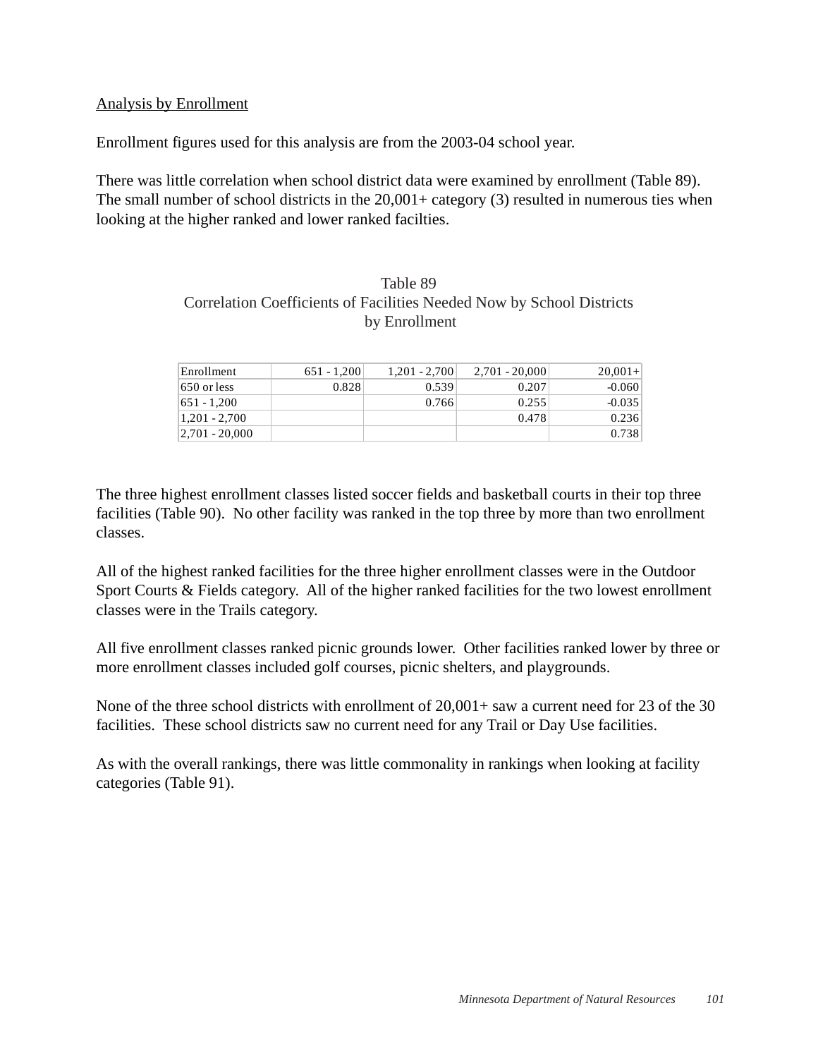Analysis by Enrollment

Enrollment figures used for this analysis are from the 2003-04 school year.

There was little correlation when school district data were examined by enrollment (Table 89). The small number of school districts in the 20,001+ category (3) resulted in numerous ties when looking at the higher ranked and lower ranked facilties.

Table 89
Correlation Coefficients of Facilities Needed Now by School Districts by Enrollment

| Enrollment | 651 - 1,200 | 1,201 - 2,700 | 2,701 - 20,000 | 20,001+ |
|---|---|---|---|---|
| 650 or less | 0.828 | 0.539 | 0.207 | -0.060 |
| 651 - 1,200 | | 0.766 | 0.255 | -0.035 |
| 1,201 - 2,700 | | | 0.478 | 0.236 |
| 2,701 - 20,000 | | | | 0.738 |

The three highest enrollment classes listed soccer fields and basketball courts in their top three facilities (Table 90). No other facility was ranked in the top three by more than two enrollment classes.

All of the highest ranked facilities for the three higher enrollment classes were in the Outdoor Sport Courts & Fields category. All of the higher ranked facilities for the two lowest enrollment classes were in the Trails category.

All five enrollment classes ranked picnic grounds lower. Other facilities ranked lower by three or more enrollment classes included golf courses, picnic shelters, and playgrounds.

None of the three school districts with enrollment of 20,001+ saw a current need for 23 of the 30 facilities. These school districts saw no current need for any Trail or Day Use facilities.

As with the overall rankings, there was little commonality in rankings when looking at facility categories (Table 91).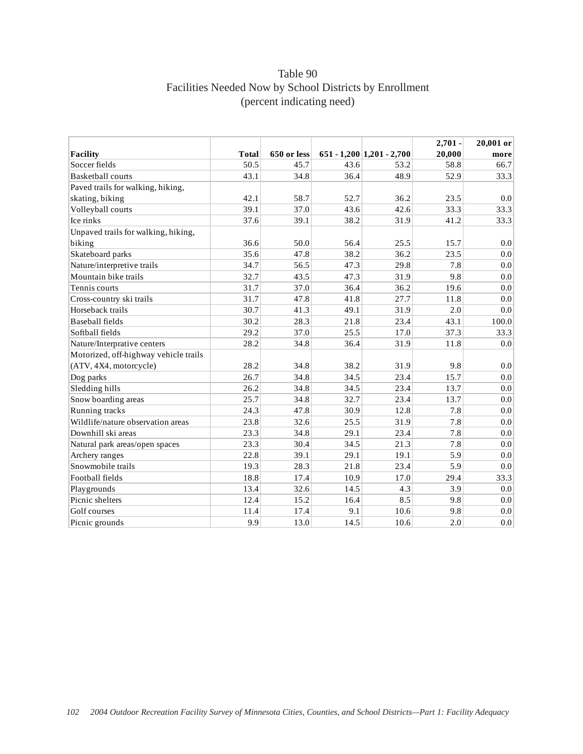# Table 90
## Facilities Needed Now by School Districts by Enrollment
### (percent indicating need)

| Facility | Total | 650 or less | 651 - 1,200 | 1,201 - 2,700 | 2,701 - 20,000 | 20,001 or more |
|---|---|---|---|---|---|---|
| Soccer fields | 50.5 | 45.7 | 43.6 | 53.2 | 58.8 | 66.7 |
| Basketball courts | 43.1 | 34.8 | 36.4 | 48.9 | 52.9 | 33.3 |
| Paved trails for walking, hiking, skating, biking | 42.1 | 58.7 | 52.7 | 36.2 | 23.5 | 0.0 |
| Volleyball courts | 39.1 | 37.0 | 43.6 | 42.6 | 33.3 | 33.3 |
| Ice rinks | 37.6 | 39.1 | 38.2 | 31.9 | 41.2 | 33.3 |
| Unpaved trails for walking, hiking, biking | 36.6 | 50.0 | 56.4 | 25.5 | 15.7 | 0.0 |
| Skateboard parks | 35.6 | 47.8 | 38.2 | 36.2 | 23.5 | 0.0 |
| Nature/interpretive trails | 34.7 | 56.5 | 47.3 | 29.8 | 7.8 | 0.0 |
| Mountain bike trails | 32.7 | 43.5 | 47.3 | 31.9 | 9.8 | 0.0 |
| Tennis courts | 31.7 | 37.0 | 36.4 | 36.2 | 19.6 | 0.0 |
| Cross-country ski trails | 31.7 | 47.8 | 41.8 | 27.7 | 11.8 | 0.0 |
| Horseback trails | 30.7 | 41.3 | 49.1 | 31.9 | 2.0 | 0.0 |
| Baseball fields | 30.2 | 28.3 | 21.8 | 23.4 | 43.1 | 100.0 |
| Softball fields | 29.2 | 37.0 | 25.5 | 17.0 | 37.3 | 33.3 |
| Nature/Interprative centers | 28.2 | 34.8 | 36.4 | 31.9 | 11.8 | 0.0 |
| Motorized, off-highway vehicle trails (ATV, 4X4, motorcycle) | 28.2 | 34.8 | 38.2 | 31.9 | 9.8 | 0.0 |
| Dog parks | 26.7 | 34.8 | 34.5 | 23.4 | 15.7 | 0.0 |
| Sledding hills | 26.2 | 34.8 | 34.5 | 23.4 | 13.7 | 0.0 |
| Snow boarding areas | 25.7 | 34.8 | 32.7 | 23.4 | 13.7 | 0.0 |
| Running tracks | 24.3 | 47.8 | 30.9 | 12.8 | 7.8 | 0.0 |
| Wildlife/nature observation areas | 23.8 | 32.6 | 25.5 | 31.9 | 7.8 | 0.0 |
| Downhill ski areas | 23.3 | 34.8 | 29.1 | 23.4 | 7.8 | 0.0 |
| Natural park areas/open spaces | 23.3 | 30.4 | 34.5 | 21.3 | 7.8 | 0.0 |
| Archery ranges | 22.8 | 39.1 | 29.1 | 19.1 | 5.9 | 0.0 |
| Snowmobile trails | 19.3 | 28.3 | 21.8 | 23.4 | 5.9 | 0.0 |
| Football fields | 18.8 | 17.4 | 10.9 | 17.0 | 29.4 | 33.3 |
| Playgrounds | 13.4 | 32.6 | 14.5 | 4.3 | 3.9 | 0.0 |
| Picnic shelters | 12.4 | 15.2 | 16.4 | 8.5 | 9.8 | 0.0 |
| Golf courses | 11.4 | 17.4 | 9.1 | 10.6 | 9.8 | 0.0 |
| Picnic grounds | 9.9 | 13.0 | 14.5 | 10.6 | 2.0 | 0.0 |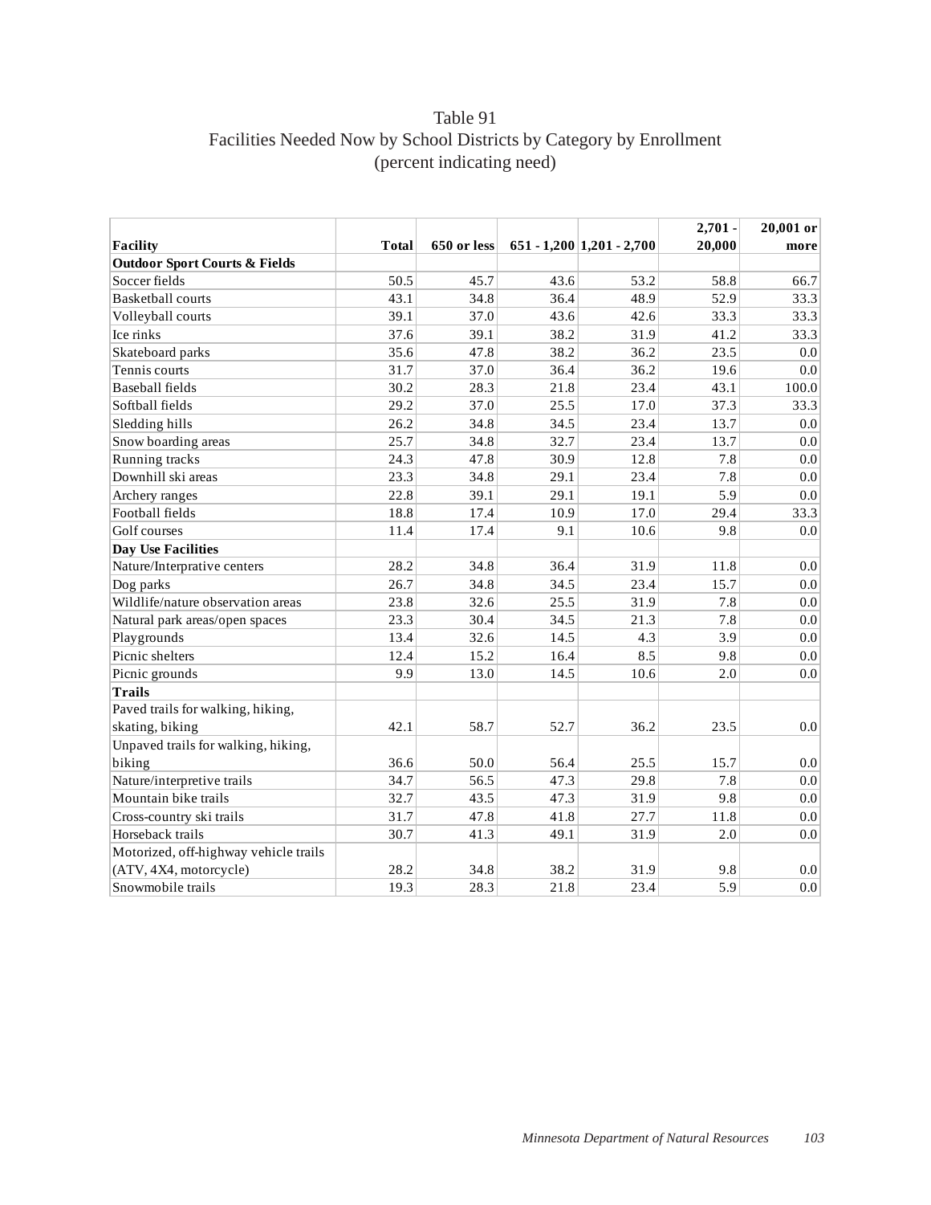# Table 91
## Facilities Needed Now by School Districts by Category by Enrollment
### (percent indicating need)

| Facility | Total | 650 or less | 651 - 1,200 | 1,201 - 2,700 | 2,701 - 20,000 | 20,001 or more |
|---|---|---|---|---|---|---|
| **Outdoor Sport Courts & Fields** | | | | | | |
| Soccer fields | 50.5 | 45.7 | 43.6 | 53.2 | 58.8 | 66.7 |
| Basketball courts | 43.1 | 34.8 | 36.4 | 48.9 | 52.9 | 33.3 |
| Volleyball courts | 39.1 | 37.0 | 43.6 | 42.6 | 33.3 | 33.3 |
| Ice rinks | 37.6 | 39.1 | 38.2 | 31.9 | 41.2 | 33.3 |
| Skateboard parks | 35.6 | 47.8 | 38.2 | 36.2 | 23.5 | 0.0 |
| Tennis courts | 31.7 | 37.0 | 36.4 | 36.2 | 19.6 | 0.0 |
| Baseball fields | 30.2 | 28.3 | 21.8 | 23.4 | 43.1 | 100.0 |
| Softball fields | 29.2 | 37.0 | 25.5 | 17.0 | 37.3 | 33.3 |
| Sledding hills | 26.2 | 34.8 | 34.5 | 23.4 | 13.7 | 0.0 |
| Snow boarding areas | 25.7 | 34.8 | 32.7 | 23.4 | 13.7 | 0.0 |
| Running tracks | 24.3 | 47.8 | 30.9 | 12.8 | 7.8 | 0.0 |
| Downhill ski areas | 23.3 | 34.8 | 29.1 | 23.4 | 7.8 | 0.0 |
| Archery ranges | 22.8 | 39.1 | 29.1 | 19.1 | 5.9 | 0.0 |
| Football fields | 18.8 | 17.4 | 10.9 | 17.0 | 29.4 | 33.3 |
| Golf courses | 11.4 | 17.4 | 9.1 | 10.6 | 9.8 | 0.0 |
| **Day Use Facilities** | | | | | | |
| Nature/Interpretive centers | 28.2 | 34.8 | 36.4 | 31.9 | 11.8 | 0.0 |
| Dog parks | 26.7 | 34.8 | 34.5 | 23.4 | 15.7 | 0.0 |
| Wildlife/nature observation areas | 23.8 | 32.6 | 25.5 | 31.9 | 7.8 | 0.0 |
| Natural park areas/open spaces | 23.3 | 30.4 | 34.5 | 21.3 | 7.8 | 0.0 |
| Playgrounds | 13.4 | 32.6 | 14.5 | 4.3 | 3.9 | 0.0 |
| Picnic shelters | 12.4 | 15.2 | 16.4 | 8.5 | 9.8 | 0.0 |
| Picnic grounds | 9.9 | 13.0 | 14.5 | 10.6 | 2.0 | 0.0 |
| **Trails** | | | | | | |
| Paved trails for walking, hiking, skating, biking | 42.1 | 58.7 | 52.7 | 36.2 | 23.5 | 0.0 |
| Unpaved trails for walking, hiking, biking | 36.6 | 50.0 | 56.4 | 25.5 | 15.7 | 0.0 |
| Nature/interpretive trails | 34.7 | 56.5 | 47.3 | 29.8 | 7.8 | 0.0 |
| Mountain bike trails | 32.7 | 43.5 | 47.3 | 31.9 | 9.8 | 0.0 |
| Cross-country ski trails | 31.7 | 47.8 | 41.8 | 27.7 | 11.8 | 0.0 |
| Horseback trails | 30.7 | 41.3 | 49.1 | 31.9 | 2.0 | 0.0 |
| Motorized, off-highway vehicle trails (ATV, 4X4, motorcycle) | 28.2 | 34.8 | 38.2 | 31.9 | 9.8 | 0.0 |
| Snowmobile trails | 19.3 | 28.3 | 21.8 | 23.4 | 5.9 | 0.0 |

*Minnesota Department of Natural Resources*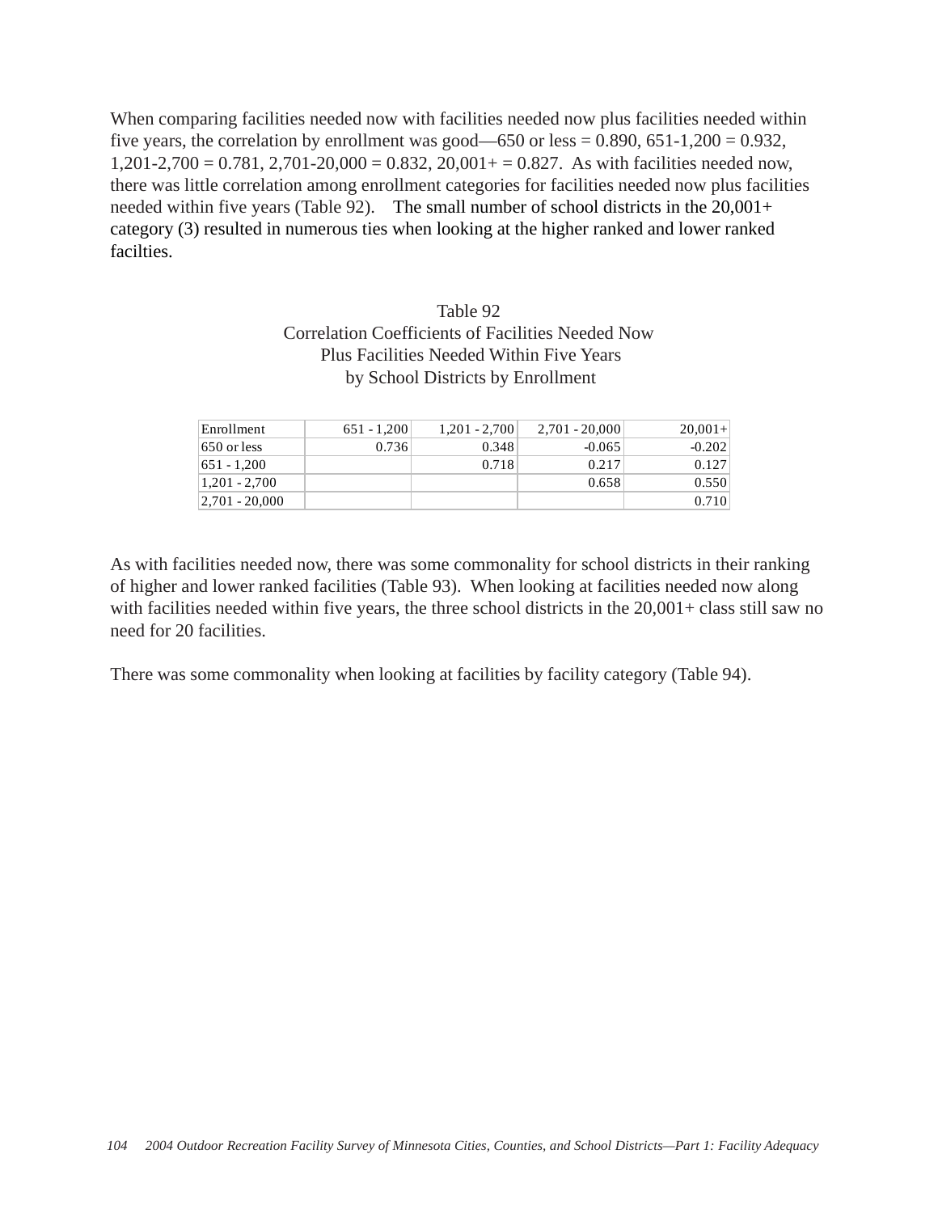When comparing facilities needed now with facilities needed now plus facilities needed within five years, the correlation by enrollment was good—650 or less = 0.890, 651-1,200 = 0.932, 1,201-2,700 = 0.781, 2,701-20,000 = 0.832, 20,001+ = 0.827. As with facilities needed now, there was little correlation among enrollment categories for facilities needed now plus facilities needed within five years (Table 92). The small number of school districts in the 20,001+ category (3) resulted in numerous ties when looking at the higher ranked and lower ranked facilties.

Table 92
Correlation Coefficients of Facilities Needed Now
Plus Facilities Needed Within Five Years
by School Districts by Enrollment

| Enrollment | 651 - 1,200 | 1,201 - 2,700 | 2,701 - 20,000 | 20,001+ |
|---|---|---|---|---|
| 650 or less | 0.736 | 0.348 | -0.065 | -0.202 |
| 651 - 1,200 | | 0.718 | 0.217 | 0.127 |
| 1,201 - 2,700 | | | 0.658 | 0.550 |
| 2,701 - 20,000 | | | | 0.710 |

As with facilities needed now, there was some commonality for school districts in their ranking of higher and lower ranked facilities (Table 93). When looking at facilities needed now along with facilities needed within five years, the three school districts in the 20,001+ class still saw no need for 20 facilities.

There was some commonality when looking at facilities by facility category (Table 94).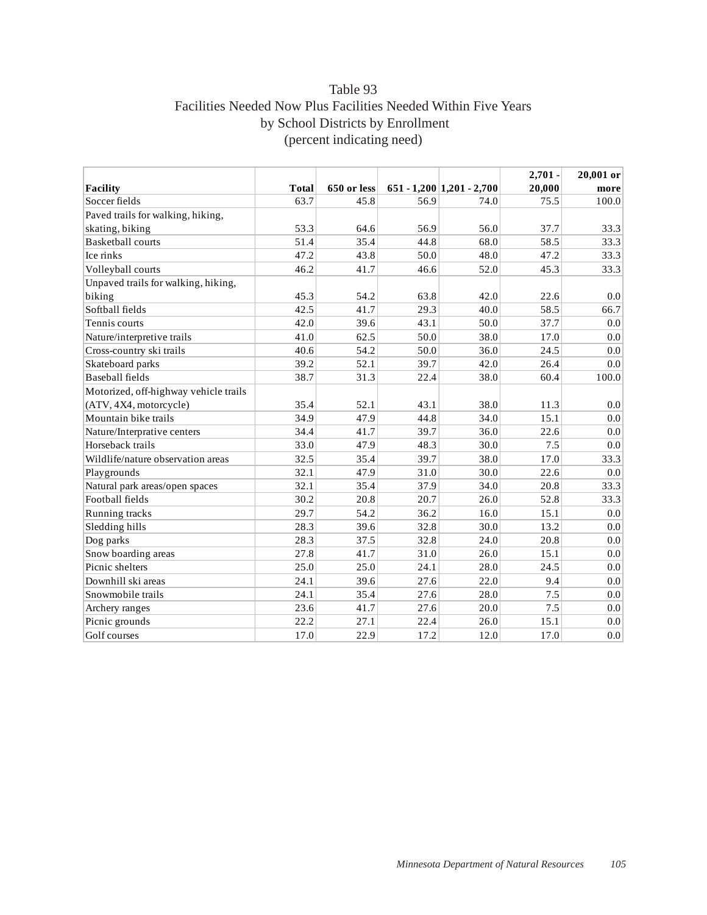# Table 93
## Facilities Needed Now Plus Facilities Needed Within Five Years by School Districts by Enrollment
### (percent indicating need)

| Facility | Total | 650 or less | 651 - 1,200 | 1,201 - 2,700 | 2,701 - 20,000 | 20,001 or more |
|---|---|---|---|---|---|---|
| Soccer fields | 63.7 | 45.8 | 56.9 | 74.0 | 75.5 | 100.0 |
| Paved trails for walking, hiking, skating, biking | 53.3 | 64.6 | 56.9 | 56.0 | 37.7 | 33.3 |
| Basketball courts | 51.4 | 35.4 | 44.8 | 68.0 | 58.5 | 33.3 |
| Ice rinks | 47.2 | 43.8 | 50.0 | 48.0 | 47.2 | 33.3 |
| Volleyball courts | 46.2 | 41.7 | 46.6 | 52.0 | 45.3 | 33.3 |
| Unpaved trails for walking, hiking, biking | 45.3 | 54.2 | 63.8 | 42.0 | 22.6 | 0.0 |
| Softball fields | 42.5 | 41.7 | 29.3 | 40.0 | 58.5 | 66.7 |
| Tennis courts | 42.0 | 39.6 | 43.1 | 50.0 | 37.7 | 0.0 |
| Nature/interpretive trails | 41.0 | 62.5 | 50.0 | 38.0 | 17.0 | 0.0 |
| Cross-country ski trails | 40.6 | 54.2 | 50.0 | 36.0 | 24.5 | 0.0 |
| Skateboard parks | 39.2 | 52.1 | 39.7 | 42.0 | 26.4 | 0.0 |
| Baseball fields | 38.7 | 31.3 | 22.4 | 38.0 | 60.4 | 100.0 |
| Motorized, off-highway vehicle trails (ATV, 4X4, motorcycle) | 35.4 | 52.1 | 43.1 | 38.0 | 11.3 | 0.0 |
| Mountain bike trails | 34.9 | 47.9 | 44.8 | 34.0 | 15.1 | 0.0 |
| Nature/Interpretive centers | 34.4 | 41.7 | 39.7 | 36.0 | 22.6 | 0.0 |
| Horseback trails | 33.0 | 47.9 | 48.3 | 30.0 | 7.5 | 0.0 |
| Wildlife/nature observation areas | 32.5 | 35.4 | 39.7 | 38.0 | 17.0 | 33.3 |
| Playgrounds | 32.1 | 47.9 | 31.0 | 30.0 | 22.6 | 0.0 |
| Natural park areas/open spaces | 32.1 | 35.4 | 37.9 | 34.0 | 20.8 | 33.3 |
| Football fields | 30.2 | 20.8 | 20.7 | 26.0 | 52.8 | 33.3 |
| Running tracks | 29.7 | 54.2 | 36.2 | 16.0 | 15.1 | 0.0 |
| Sledding hills | 28.3 | 39.6 | 32.8 | 30.0 | 13.2 | 0.0 |
| Dog parks | 28.3 | 37.5 | 32.8 | 24.0 | 20.8 | 0.0 |
| Snow boarding areas | 27.8 | 41.7 | 31.0 | 26.0 | 15.1 | 0.0 |
| Picnic shelters | 25.0 | 25.0 | 24.1 | 28.0 | 24.5 | 0.0 |
| Downhill ski areas | 24.1 | 39.6 | 27.6 | 22.0 | 9.4 | 0.0 |
| Snowmobile trails | 24.1 | 35.4 | 27.6 | 28.0 | 7.5 | 0.0 |
| Archery ranges | 23.6 | 41.7 | 27.6 | 20.0 | 7.5 | 0.0 |
| Picnic grounds | 22.2 | 27.1 | 22.4 | 26.0 | 15.1 | 0.0 |
| Golf courses | 17.0 | 22.9 | 17.2 | 12.0 | 17.0 | 0.0 |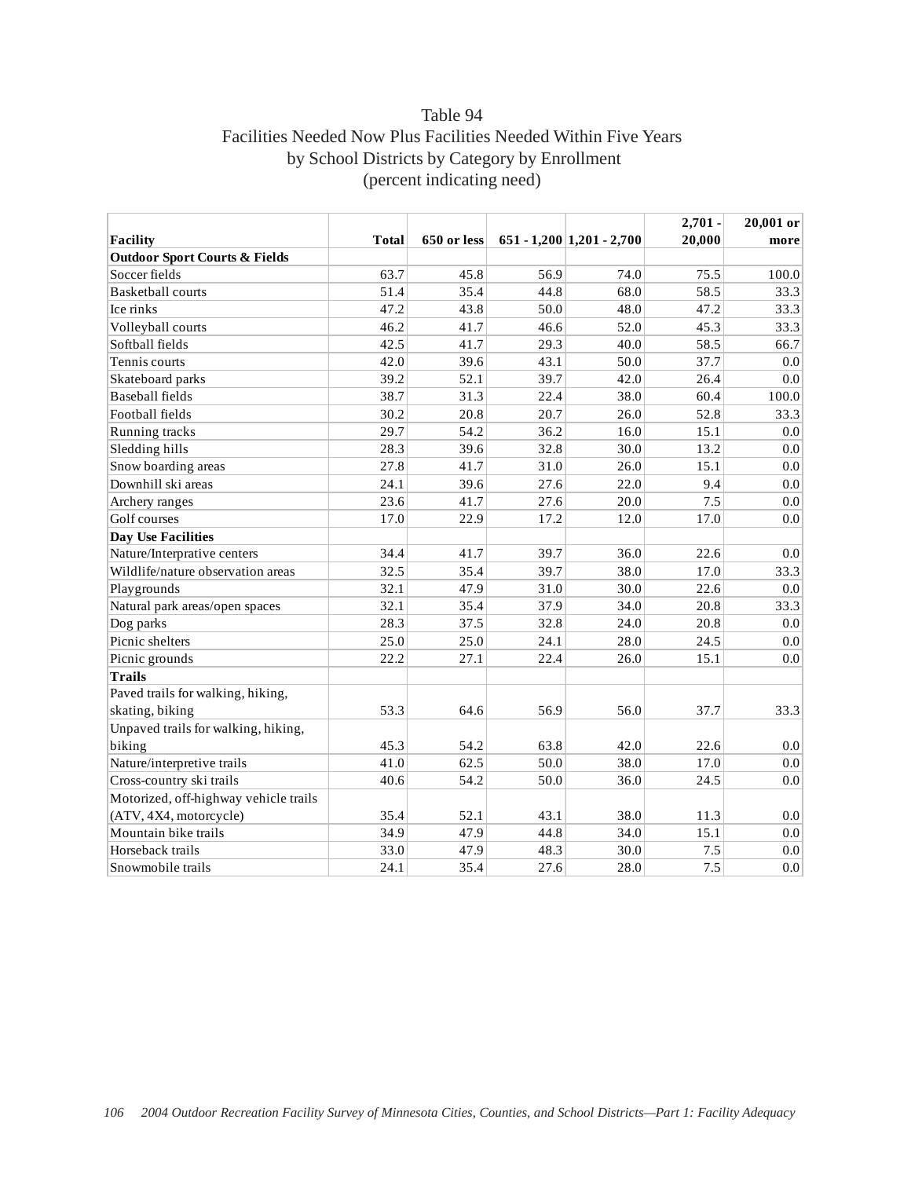# Table 94

## Facilities Needed Now Plus Facilities Needed Within Five Years by School Districts by Category by Enrollment (percent indicating need)

| Facility | Total | 650 or less | 651 - 1,200 | 1,201 - 2,700 | 2,701 - 20,000 | 20,001 or more |
|---|---|---|---|---|---|---|
| **Outdoor Sport Courts & Fields** | | | | | | |
| Soccer fields | 63.7 | 45.8 | 56.9 | 74.0 | 75.5 | 100.0 |
| Basketball courts | 51.4 | 35.4 | 44.8 | 68.0 | 58.5 | 33.3 |
| Ice rinks | 47.2 | 43.8 | 50.0 | 48.0 | 47.2 | 33.3 |
| Volleyball courts | 46.2 | 41.7 | 46.6 | 52.0 | 45.3 | 33.3 |
| Softball fields | 42.5 | 41.7 | 29.3 | 40.0 | 58.5 | 66.7 |
| Tennis courts | 42.0 | 39.6 | 43.1 | 50.0 | 37.7 | 0.0 |
| Skateboard parks | 39.2 | 52.1 | 39.7 | 42.0 | 26.4 | 0.0 |
| Baseball fields | 38.7 | 31.3 | 22.4 | 38.0 | 60.4 | 100.0 |
| Football fields | 30.2 | 20.8 | 20.7 | 26.0 | 52.8 | 33.3 |
| Running tracks | 29.7 | 54.2 | 36.2 | 16.0 | 15.1 | 0.0 |
| Sledding hills | 28.3 | 39.6 | 32.8 | 30.0 | 13.2 | 0.0 |
| Snow boarding areas | 27.8 | 41.7 | 31.0 | 26.0 | 15.1 | 0.0 |
| Downhill ski areas | 24.1 | 39.6 | 27.6 | 22.0 | 9.4 | 0.0 |
| Archery ranges | 23.6 | 41.7 | 27.6 | 20.0 | 7.5 | 0.0 |
| Golf courses | 17.0 | 22.9 | 17.2 | 12.0 | 17.0 | 0.0 |
| **Day Use Facilities** | | | | | | |
| Nature/Interpretive centers | 34.4 | 41.7 | 39.7 | 36.0 | 22.6 | 0.0 |
| Wildlife/nature observation areas | 32.5 | 35.4 | 39.7 | 38.0 | 17.0 | 33.3 |
| Playgrounds | 32.1 | 47.9 | 31.0 | 30.0 | 22.6 | 0.0 |
| Natural park areas/open spaces | 32.1 | 35.4 | 37.9 | 34.0 | 20.8 | 33.3 |
| Dog parks | 28.3 | 37.5 | 32.8 | 24.0 | 20.8 | 0.0 |
| Picnic shelters | 25.0 | 25.0 | 24.1 | 28.0 | 24.5 | 0.0 |
| Picnic grounds | 22.2 | 27.1 | 22.4 | 26.0 | 15.1 | 0.0 |
| **Trails** | | | | | | |
| Paved trails for walking, hiking, skating, biking | 53.3 | 64.6 | 56.9 | 56.0 | 37.7 | 33.3 |
| Unpaved trails for walking, hiking, biking | 45.3 | 54.2 | 63.8 | 42.0 | 22.6 | 0.0 |
| Nature/interpretive trails | 41.0 | 62.5 | 50.0 | 38.0 | 17.0 | 0.0 |
| Cross-country ski trails | 40.6 | 54.2 | 50.0 | 36.0 | 24.5 | 0.0 |
| Motorized, off-highway vehicle trails (ATV, 4X4, motorcycle) | 35.4 | 52.1 | 43.1 | 38.0 | 11.3 | 0.0 |
| Mountain bike trails | 34.9 | 47.9 | 44.8 | 34.0 | 15.1 | 0.0 |
| Horseback trails | 33.0 | 47.9 | 48.3 | 30.0 | 7.5 | 0.0 |
| Snowmobile trails | 24.1 | 35.4 | 27.6 | 28.0 | 7.5 | 0.0 |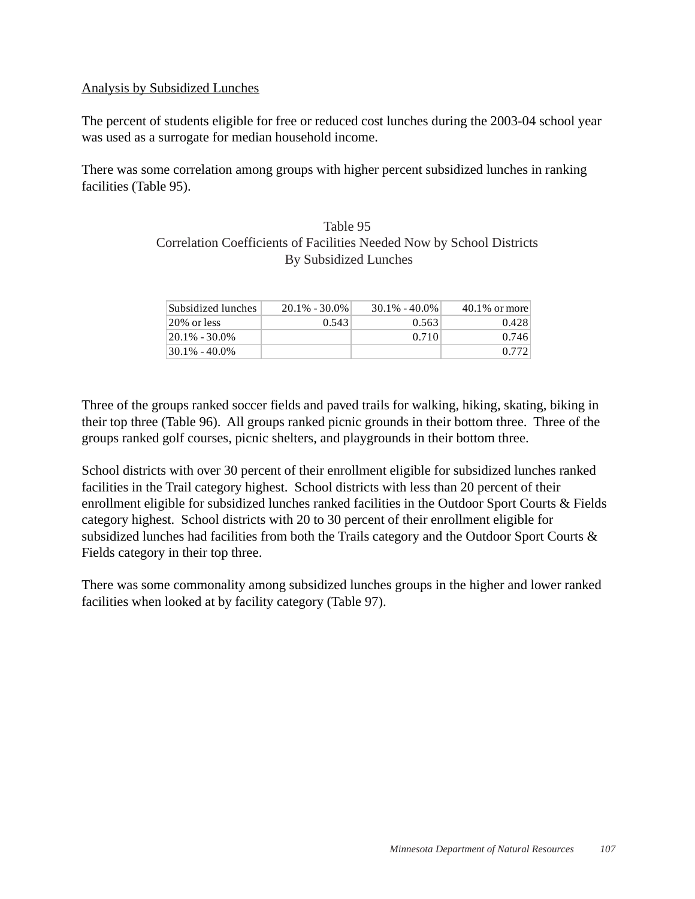<u>Analysis by Subsidized Lunches</u>

The percent of students eligible for free or reduced cost lunches during the 2003-04 school year was used as a surrogate for median household income.

There was some correlation among groups with higher percent subsidized lunches in ranking facilities (Table 95).

Table 95
Correlation Coefficients of Facilities Needed Now by School Districts
By Subsidized Lunches

| Subsidized lunches | 20.1% - 30.0% | 30.1% - 40.0% | 40.1% or more |
|---|---|---|---|
| 20% or less | 0.543 | 0.563 | 0.428 |
| 20.1% - 30.0% | | 0.710 | 0.746 |
| 30.1% - 40.0% | | | 0.772 |

Three of the groups ranked soccer fields and paved trails for walking, hiking, skating, biking in their top three (Table 96). All groups ranked picnic grounds in their bottom three. Three of the groups ranked golf courses, picnic shelters, and playgrounds in their bottom three.

School districts with over 30 percent of their enrollment eligible for subsidized lunches ranked facilities in the Trail category highest. School districts with less than 20 percent of their enrollment eligible for subsidized lunches ranked facilities in the Outdoor Sport Courts & Fields category highest. School districts with 20 to 30 percent of their enrollment eligible for subsidized lunches had facilities from both the Trails category and the Outdoor Sport Courts & Fields category in their top three.

There was some commonality among subsidized lunches groups in the higher and lower ranked facilities when looked at by facility category (Table 97).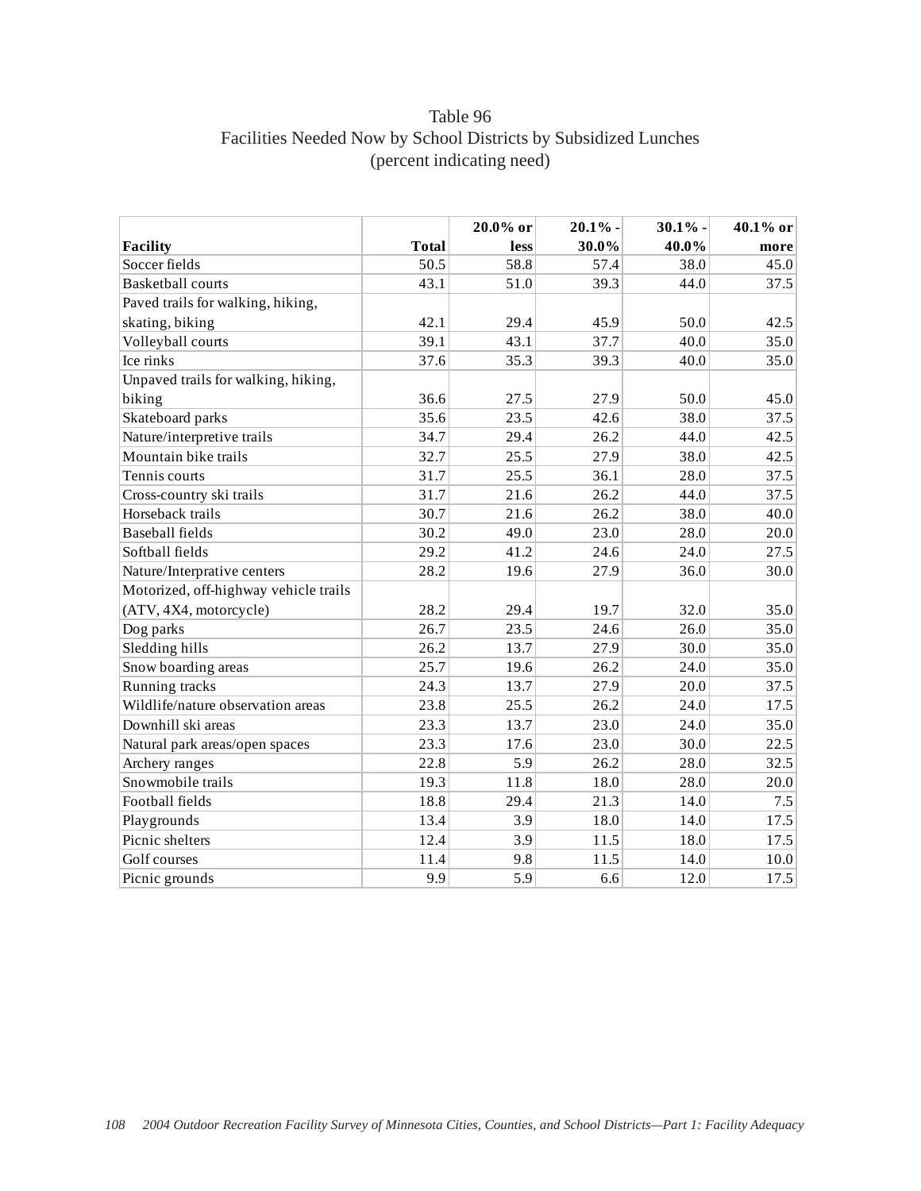# Table 96
## Facilities Needed Now by School Districts by Subsidized Lunches
### (percent indicating need)

| Facility | Total | 20.0% or less | 20.1% - 30.0% | 30.1% - 40.0% | 40.1% or more |
|---|---|---|---|---|---|
| Soccer fields | 50.5 | 58.8 | 57.4 | 38.0 | 45.0 |
| Basketball courts | 43.1 | 51.0 | 39.3 | 44.0 | 37.5 |
| Paved trails for walking, hiking, skating, biking | 42.1 | 29.4 | 45.9 | 50.0 | 42.5 |
| Volleyball courts | 39.1 | 43.1 | 37.7 | 40.0 | 35.0 |
| Ice rinks | 37.6 | 35.3 | 39.3 | 40.0 | 35.0 |
| Unpaved trails for walking, hiking, biking | 36.6 | 27.5 | 27.9 | 50.0 | 45.0 |
| Skateboard parks | 35.6 | 23.5 | 42.6 | 38.0 | 37.5 |
| Nature/interpretive trails | 34.7 | 29.4 | 26.2 | 44.0 | 42.5 |
| Mountain bike trails | 32.7 | 25.5 | 27.9 | 38.0 | 42.5 |
| Tennis courts | 31.7 | 25.5 | 36.1 | 28.0 | 37.5 |
| Cross-country ski trails | 31.7 | 21.6 | 26.2 | 44.0 | 37.5 |
| Horseback trails | 30.7 | 21.6 | 26.2 | 38.0 | 40.0 |
| Baseball fields | 30.2 | 49.0 | 23.0 | 28.0 | 20.0 |
| Softball fields | 29.2 | 41.2 | 24.6 | 24.0 | 27.5 |
| Nature/Interprative centers | 28.2 | 19.6 | 27.9 | 36.0 | 30.0 |
| Motorized, off-highway vehicle trails (ATV, 4X4, motorcycle) | 28.2 | 29.4 | 19.7 | 32.0 | 35.0 |
| Dog parks | 26.7 | 23.5 | 24.6 | 26.0 | 35.0 |
| Sledding hills | 26.2 | 13.7 | 27.9 | 30.0 | 35.0 |
| Snow boarding areas | 25.7 | 19.6 | 26.2 | 24.0 | 35.0 |
| Running tracks | 24.3 | 13.7 | 27.9 | 20.0 | 37.5 |
| Wildlife/nature observation areas | 23.8 | 25.5 | 26.2 | 24.0 | 17.5 |
| Downhill ski areas | 23.3 | 13.7 | 23.0 | 24.0 | 35.0 |
| Natural park areas/open spaces | 23.3 | 17.6 | 23.0 | 30.0 | 22.5 |
| Archery ranges | 22.8 | 5.9 | 26.2 | 28.0 | 32.5 |
| Snowmobile trails | 19.3 | 11.8 | 18.0 | 28.0 | 20.0 |
| Football fields | 18.8 | 29.4 | 21.3 | 14.0 | 7.5 |
| Playgrounds | 13.4 | 3.9 | 18.0 | 14.0 | 17.5 |
| Picnic shelters | 12.4 | 3.9 | 11.5 | 18.0 | 17.5 |
| Golf courses | 11.4 | 9.8 | 11.5 | 14.0 | 10.0 |
| Picnic grounds | 9.9 | 5.9 | 6.6 | 12.0 | 17.5 |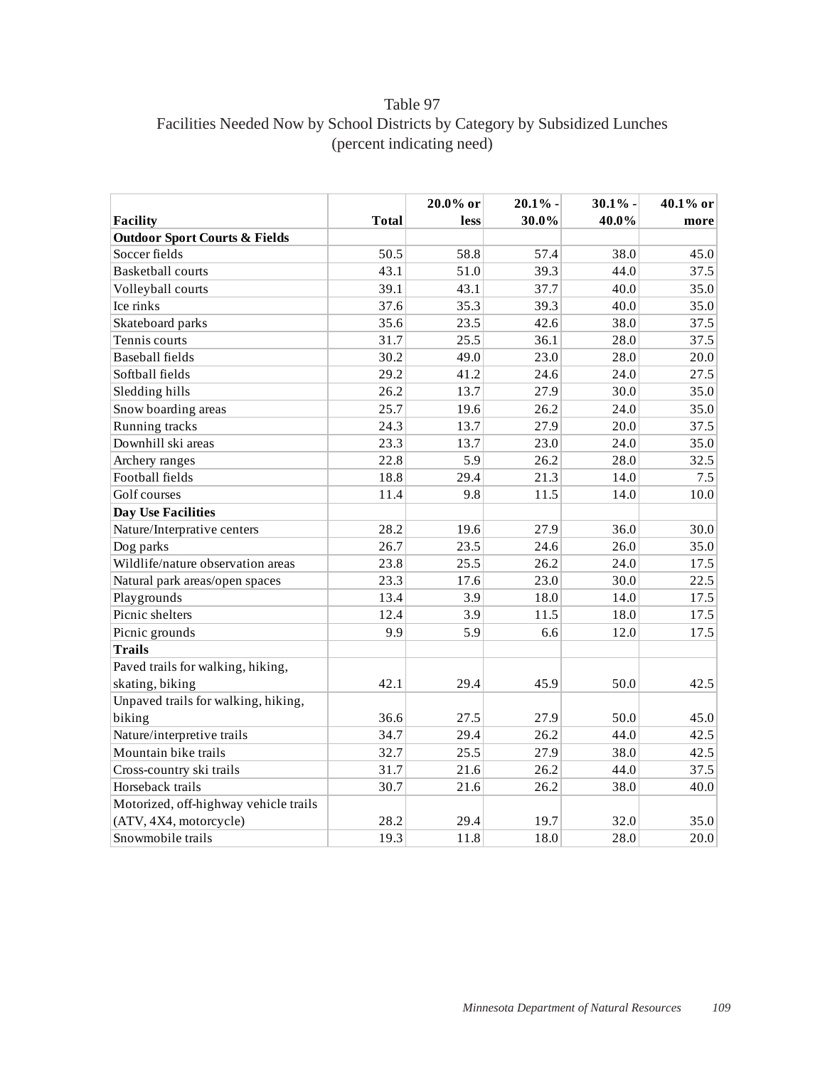# Table 97
## Facilities Needed Now by School Districts by Category by Subsidized Lunches
(percent indicating need)

| Facility | Total | 20.0% or less | 20.1% - 30.0% | 30.1% - 40.0% | 40.1% or more |
|---|---|---|---|---|---|
| **Outdoor Sport Courts & Fields** | | | | | |
| Soccer fields | 50.5 | 58.8 | 57.4 | 38.0 | 45.0 |
| Basketball courts | 43.1 | 51.0 | 39.3 | 44.0 | 37.5 |
| Volleyball courts | 39.1 | 43.1 | 37.7 | 40.0 | 35.0 |
| Ice rinks | 37.6 | 35.3 | 39.3 | 40.0 | 35.0 |
| Skateboard parks | 35.6 | 23.5 | 42.6 | 38.0 | 37.5 |
| Tennis courts | 31.7 | 25.5 | 36.1 | 28.0 | 37.5 |
| Baseball fields | 30.2 | 49.0 | 23.0 | 28.0 | 20.0 |
| Softball fields | 29.2 | 41.2 | 24.6 | 24.0 | 27.5 |
| Sledding hills | 26.2 | 13.7 | 27.9 | 30.0 | 35.0 |
| Snow boarding areas | 25.7 | 19.6 | 26.2 | 24.0 | 35.0 |
| Running tracks | 24.3 | 13.7 | 27.9 | 20.0 | 37.5 |
| Downhill ski areas | 23.3 | 13.7 | 23.0 | 24.0 | 35.0 |
| Archery ranges | 22.8 | 5.9 | 26.2 | 28.0 | 32.5 |
| Football fields | 18.8 | 29.4 | 21.3 | 14.0 | 7.5 |
| Golf courses | 11.4 | 9.8 | 11.5 | 14.0 | 10.0 |
| **Day Use Facilities** | | | | | |
| Nature/Interprative centers | 28.2 | 19.6 | 27.9 | 36.0 | 30.0 |
| Dog parks | 26.7 | 23.5 | 24.6 | 26.0 | 35.0 |
| Wildlife/nature observation areas | 23.8 | 25.5 | 26.2 | 24.0 | 17.5 |
| Natural park areas/open spaces | 23.3 | 17.6 | 23.0 | 30.0 | 22.5 |
| Playgrounds | 13.4 | 3.9 | 18.0 | 14.0 | 17.5 |
| Picnic shelters | 12.4 | 3.9 | 11.5 | 18.0 | 17.5 |
| Picnic grounds | 9.9 | 5.9 | 6.6 | 12.0 | 17.5 |
| **Trails** | | | | | |
| Paved trails for walking, hiking, skating, biking | 42.1 | 29.4 | 45.9 | 50.0 | 42.5 |
| Unpaved trails for walking, hiking, biking | 36.6 | 27.5 | 27.9 | 50.0 | 45.0 |
| Nature/interpretive trails | 34.7 | 29.4 | 26.2 | 44.0 | 42.5 |
| Mountain bike trails | 32.7 | 25.5 | 27.9 | 38.0 | 42.5 |
| Cross-country ski trails | 31.7 | 21.6 | 26.2 | 44.0 | 37.5 |
| Horseback trails | 30.7 | 21.6 | 26.2 | 38.0 | 40.0 |
| Motorized, off-highway vehicle trails (ATV, 4X4, motorcycle) | 28.2 | 29.4 | 19.7 | 32.0 | 35.0 |
| Snowmobile trails | 19.3 | 11.8 | 18.0 | 28.0 | 20.0 |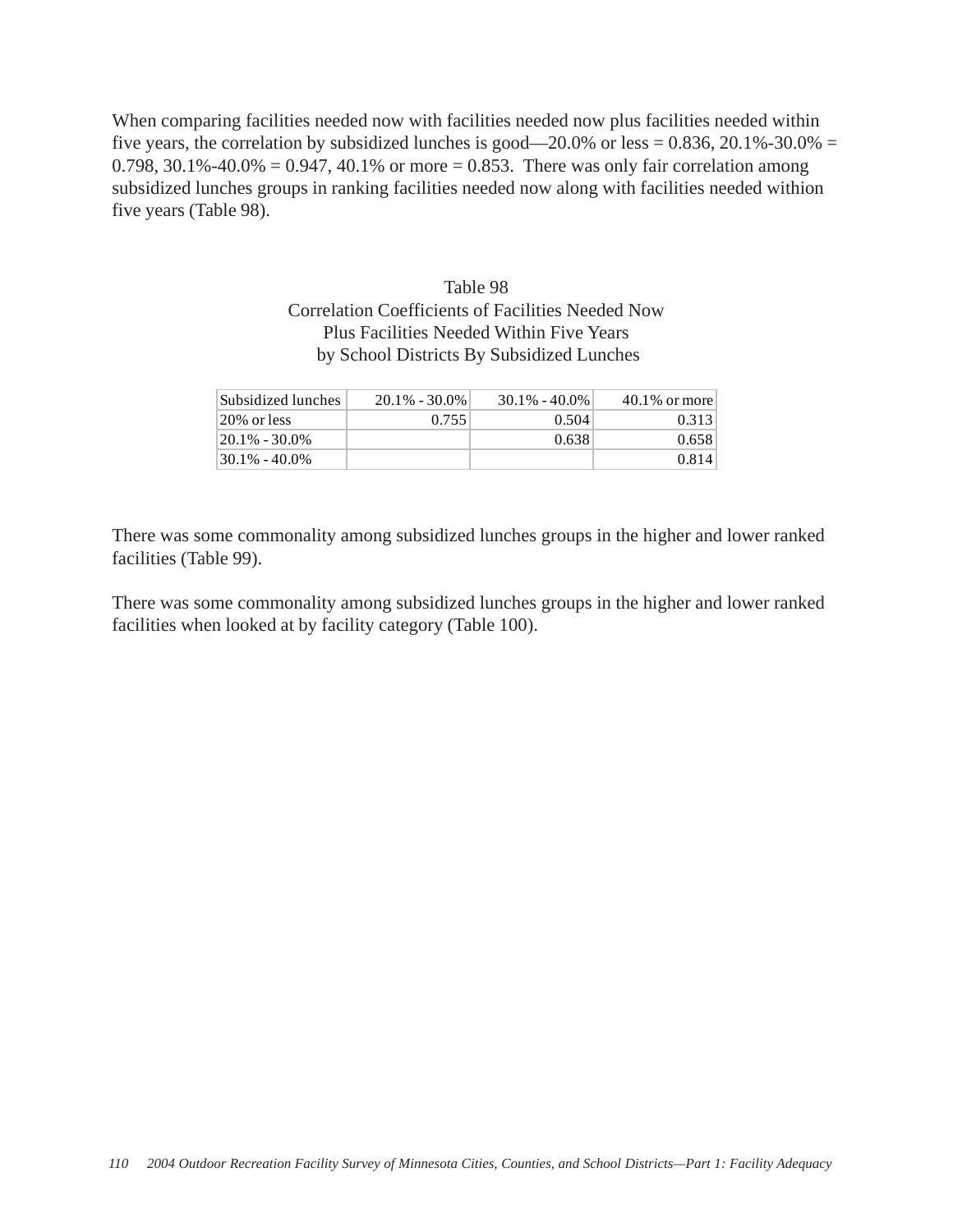When comparing facilities needed now with facilities needed now plus facilities needed within five years, the correlation by subsidized lunches is good—20.0% or less = 0.836, 20.1%-30.0% = 0.798, 30.1%-40.0% = 0.947, 40.1% or more = 0.853.  There was only fair correlation among subsidized lunches groups in ranking facilities needed now along with facilities needed withion five years (Table 98).

Table 98
Correlation Coefficients of Facilities Needed Now
Plus Facilities Needed Within Five Years
by School Districts By Subsidized Lunches

| Subsidized lunches | 20.1% - 30.0% | 30.1% - 40.0% | 40.1% or more |
|---|---|---|---|
| 20% or less | 0.755 | 0.504 | 0.313 |
| 20.1% - 30.0% | | 0.638 | 0.658 |
| 30.1% - 40.0% | | | 0.814 |

There was some commonality among subsidized lunches groups in the higher and lower ranked facilities (Table 99).

There was some commonality among subsidized lunches groups in the higher and lower ranked facilities when looked at by facility category (Table 100).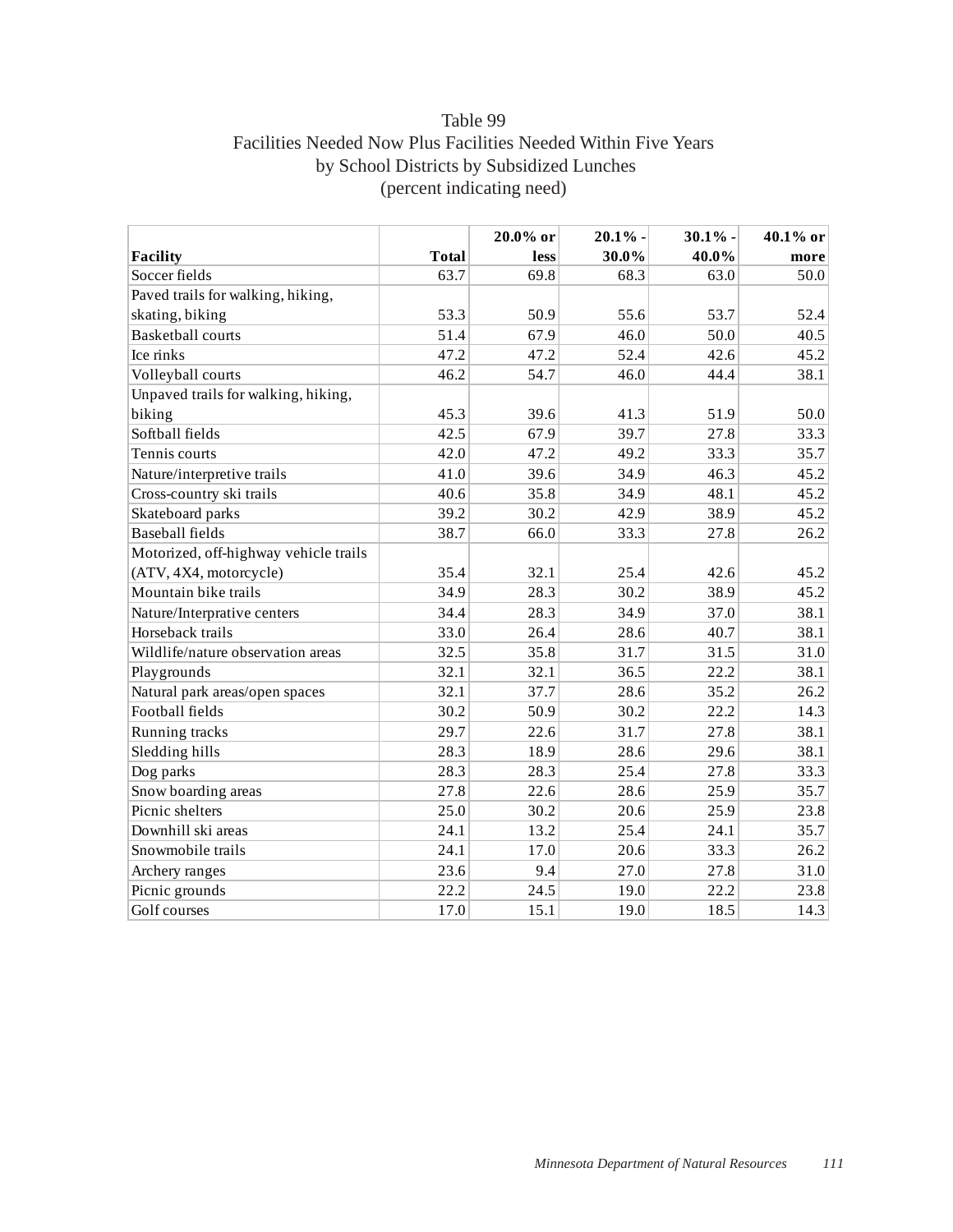Table 99
Facilities Needed Now Plus Facilities Needed Within Five Years
by School Districts by Subsidized Lunches
(percent indicating need)

| Facility | Total | 20.0% or less | 20.1% - 30.0% | 30.1% - 40.0% | 40.1% or more |
|---|---|---|---|---|---|
| Soccer fields | 63.7 | 69.8 | 68.3 | 63.0 | 50.0 |
| Paved trails for walking, hiking, skating, biking | 53.3 | 50.9 | 55.6 | 53.7 | 52.4 |
| Basketball courts | 51.4 | 67.9 | 46.0 | 50.0 | 40.5 |
| Ice rinks | 47.2 | 47.2 | 52.4 | 42.6 | 45.2 |
| Volleyball courts | 46.2 | 54.7 | 46.0 | 44.4 | 38.1 |
| Unpaved trails for walking, hiking, biking | 45.3 | 39.6 | 41.3 | 51.9 | 50.0 |
| Softball fields | 42.5 | 67.9 | 39.7 | 27.8 | 33.3 |
| Tennis courts | 42.0 | 47.2 | 49.2 | 33.3 | 35.7 |
| Nature/interpretive trails | 41.0 | 39.6 | 34.9 | 46.3 | 45.2 |
| Cross-country ski trails | 40.6 | 35.8 | 34.9 | 48.1 | 45.2 |
| Skateboard parks | 39.2 | 30.2 | 42.9 | 38.9 | 45.2 |
| Baseball fields | 38.7 | 66.0 | 33.3 | 27.8 | 26.2 |
| Motorized, off-highway vehicle trails (ATV, 4X4, motorcycle) | 35.4 | 32.1 | 25.4 | 42.6 | 45.2 |
| Mountain bike trails | 34.9 | 28.3 | 30.2 | 38.9 | 45.2 |
| Nature/Interprative centers | 34.4 | 28.3 | 34.9 | 37.0 | 38.1 |
| Horseback trails | 33.0 | 26.4 | 28.6 | 40.7 | 38.1 |
| Wildlife/nature observation areas | 32.5 | 35.8 | 31.7 | 31.5 | 31.0 |
| Playgrounds | 32.1 | 32.1 | 36.5 | 22.2 | 38.1 |
| Natural park areas/open spaces | 32.1 | 37.7 | 28.6 | 35.2 | 26.2 |
| Football fields | 30.2 | 50.9 | 30.2 | 22.2 | 14.3 |
| Running tracks | 29.7 | 22.6 | 31.7 | 27.8 | 38.1 |
| Sledding hills | 28.3 | 18.9 | 28.6 | 29.6 | 38.1 |
| Dog parks | 28.3 | 28.3 | 25.4 | 27.8 | 33.3 |
| Snow boarding areas | 27.8 | 22.6 | 28.6 | 25.9 | 35.7 |
| Picnic shelters | 25.0 | 30.2 | 20.6 | 25.9 | 23.8 |
| Downhill ski areas | 24.1 | 13.2 | 25.4 | 24.1 | 35.7 |
| Snowmobile trails | 24.1 | 17.0 | 20.6 | 33.3 | 26.2 |
| Archery ranges | 23.6 | 9.4 | 27.0 | 27.8 | 31.0 |
| Picnic grounds | 22.2 | 24.5 | 19.0 | 22.2 | 23.8 |
| Golf courses | 17.0 | 15.1 | 19.0 | 18.5 | 14.3 |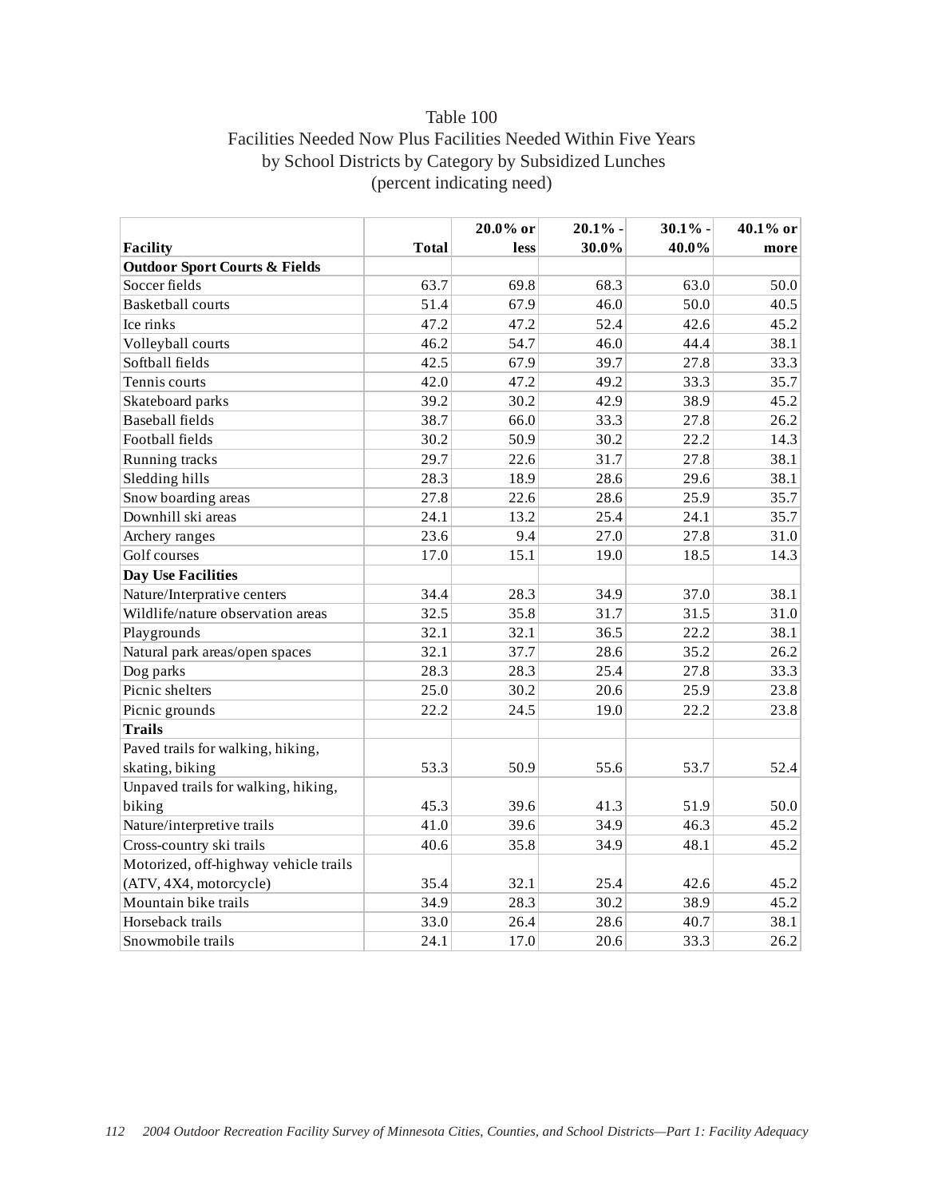# Table 100
## Facilities Needed Now Plus Facilities Needed Within Five Years by School Districts by Category by Subsidized Lunches
### (percent indicating need)

| Facility | Total | 20.0% or less | 20.1% - 30.0% | 30.1% - 40.0% | 40.1% or more |
|---|---|---|---|---|---|
| **Outdoor Sport Courts & Fields** | | | | | |
| Soccer fields | 63.7 | 69.8 | 68.3 | 63.0 | 50.0 |
| Basketball courts | 51.4 | 67.9 | 46.0 | 50.0 | 40.5 |
| Ice rinks | 47.2 | 47.2 | 52.4 | 42.6 | 45.2 |
| Volleyball courts | 46.2 | 54.7 | 46.0 | 44.4 | 38.1 |
| Softball fields | 42.5 | 67.9 | 39.7 | 27.8 | 33.3 |
| Tennis courts | 42.0 | 47.2 | 49.2 | 33.3 | 35.7 |
| Skateboard parks | 39.2 | 30.2 | 42.9 | 38.9 | 45.2 |
| Baseball fields | 38.7 | 66.0 | 33.3 | 27.8 | 26.2 |
| Football fields | 30.2 | 50.9 | 30.2 | 22.2 | 14.3 |
| Running tracks | 29.7 | 22.6 | 31.7 | 27.8 | 38.1 |
| Sledding hills | 28.3 | 18.9 | 28.6 | 29.6 | 38.1 |
| Snow boarding areas | 27.8 | 22.6 | 28.6 | 25.9 | 35.7 |
| Downhill ski areas | 24.1 | 13.2 | 25.4 | 24.1 | 35.7 |
| Archery ranges | 23.6 | 9.4 | 27.0 | 27.8 | 31.0 |
| Golf courses | 17.0 | 15.1 | 19.0 | 18.5 | 14.3 |
| **Day Use Facilities** | | | | | |
| Nature/Interpretative centers | 34.4 | 28.3 | 34.9 | 37.0 | 38.1 |
| Wildlife/nature observation areas | 32.5 | 35.8 | 31.7 | 31.5 | 31.0 |
| Playgrounds | 32.1 | 32.1 | 36.5 | 22.2 | 38.1 |
| Natural park areas/open spaces | 32.1 | 37.7 | 28.6 | 35.2 | 26.2 |
| Dog parks | 28.3 | 28.3 | 25.4 | 27.8 | 33.3 |
| Picnic shelters | 25.0 | 30.2 | 20.6 | 25.9 | 23.8 |
| Picnic grounds | 22.2 | 24.5 | 19.0 | 22.2 | 23.8 |
| **Trails** | | | | | |
| Paved trails for walking, hiking, skating, biking | 53.3 | 50.9 | 55.6 | 53.7 | 52.4 |
| Unpaved trails for walking, hiking, biking | 45.3 | 39.6 | 41.3 | 51.9 | 50.0 |
| Nature/interpretive trails | 41.0 | 39.6 | 34.9 | 46.3 | 45.2 |
| Cross-country ski trails | 40.6 | 35.8 | 34.9 | 48.1 | 45.2 |
| Motorized, off-highway vehicle trails (ATV, 4X4, motorcycle) | 35.4 | 32.1 | 25.4 | 42.6 | 45.2 |
| Mountain bike trails | 34.9 | 28.3 | 30.2 | 38.9 | 45.2 |
| Horseback trails | 33.0 | 26.4 | 28.6 | 40.7 | 38.1 |
| Snowmobile trails | 24.1 | 17.0 | 20.6 | 33.3 | 26.2 |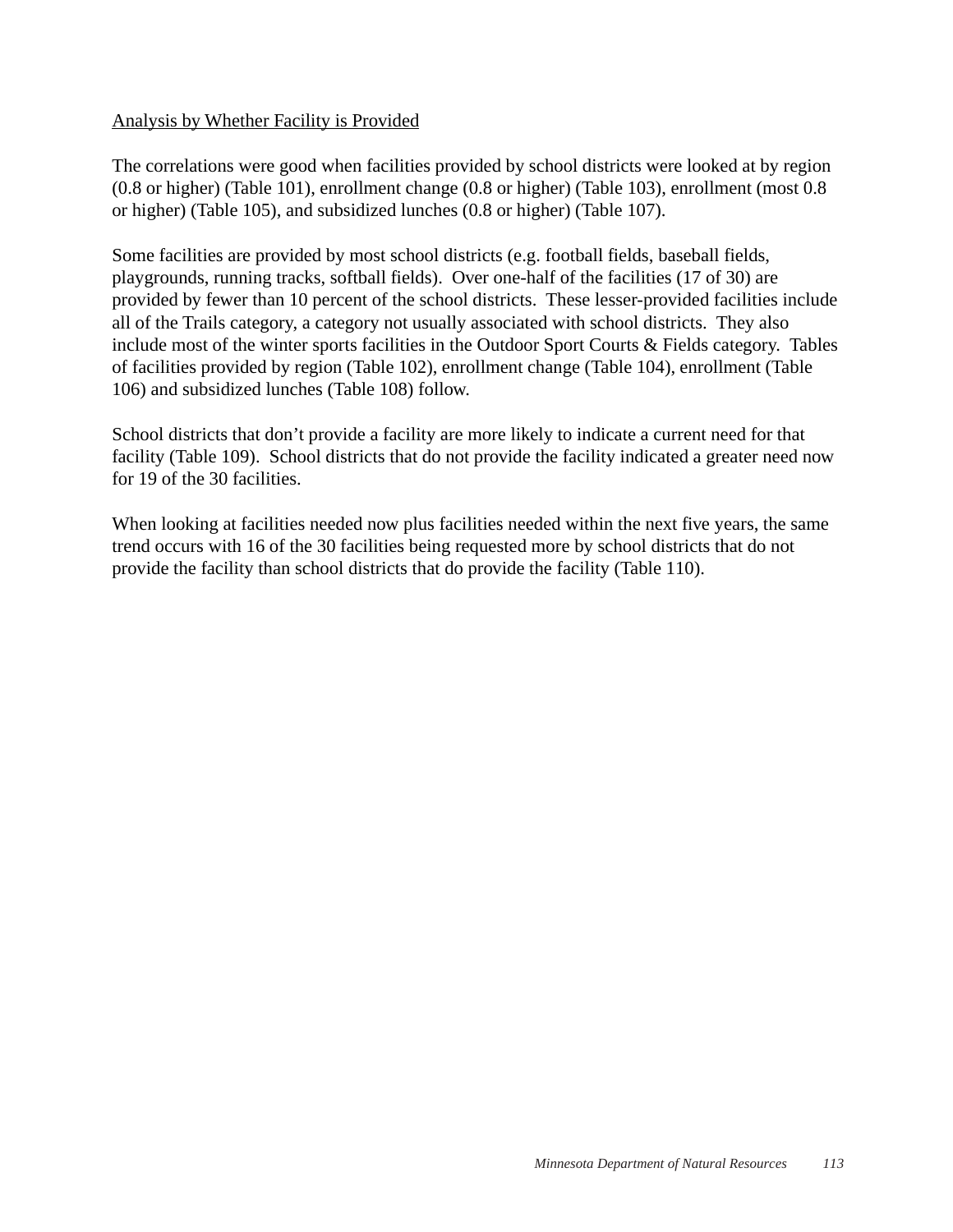<u>Analysis by Whether Facility is Provided</u>

The correlations were good when facilities provided by school districts were looked at by region (0.8 or higher) (Table 101), enrollment change (0.8 or higher) (Table 103), enrollment (most 0.8 or higher) (Table 105), and subsidized lunches (0.8 or higher) (Table 107).

Some facilities are provided by most school districts (e.g. football fields, baseball fields, playgrounds, running tracks, softball fields). Over one-half of the facilities (17 of 30) are provided by fewer than 10 percent of the school districts. These lesser-provided facilities include all of the Trails category, a category not usually associated with school districts. They also include most of the winter sports facilities in the Outdoor Sport Courts & Fields category. Tables of facilities provided by region (Table 102), enrollment change (Table 104), enrollment (Table 106) and subsidized lunches (Table 108) follow.

School districts that don't provide a facility are more likely to indicate a current need for that facility (Table 109). School districts that do not provide the facility indicated a greater need now for 19 of the 30 facilities.

When looking at facilities needed now plus facilities needed within the next five years, the same trend occurs with 16 of the 30 facilities being requested more by school districts that do not provide the facility than school districts that do provide the facility (Table 110).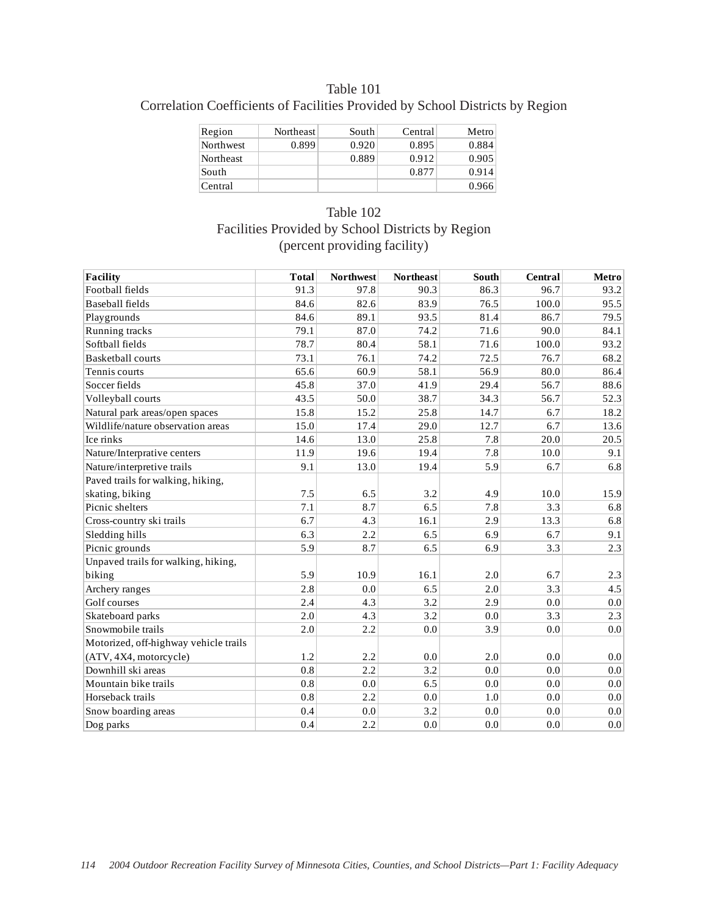Table 101
Correlation Coefficients of Facilities Provided by School Districts by Region

| Region | Northeast | South | Central | Metro |
|---|---|---|---|---|
| Northwest | 0.899 | 0.920 | 0.895 | 0.884 |
| Northeast | | 0.889 | 0.912 | 0.905 |
| South | | | 0.877 | 0.914 |
| Central | | | | 0.966 |

Table 102
Facilities Provided by School Districts by Region
(percent providing facility)

| Facility | Total | Northwest | Northeast | South | Central | Metro |
|---|---|---|---|---|---|---|
| Football fields | 91.3 | 97.8 | 90.3 | 86.3 | 96.7 | 93.2 |
| Baseball fields | 84.6 | 82.6 | 83.9 | 76.5 | 100.0 | 95.5 |
| Playgrounds | 84.6 | 89.1 | 93.5 | 81.4 | 86.7 | 79.5 |
| Running tracks | 79.1 | 87.0 | 74.2 | 71.6 | 90.0 | 84.1 |
| Softball fields | 78.7 | 80.4 | 58.1 | 71.6 | 100.0 | 93.2 |
| Basketball courts | 73.1 | 76.1 | 74.2 | 72.5 | 76.7 | 68.2 |
| Tennis courts | 65.6 | 60.9 | 58.1 | 56.9 | 80.0 | 86.4 |
| Soccer fields | 45.8 | 37.0 | 41.9 | 29.4 | 56.7 | 88.6 |
| Volleyball courts | 43.5 | 50.0 | 38.7 | 34.3 | 56.7 | 52.3 |
| Natural park areas/open spaces | 15.8 | 15.2 | 25.8 | 14.7 | 6.7 | 18.2 |
| Wildlife/nature observation areas | 15.0 | 17.4 | 29.0 | 12.7 | 6.7 | 13.6 |
| Ice rinks | 14.6 | 13.0 | 25.8 | 7.8 | 20.0 | 20.5 |
| Nature/Interprative centers | 11.9 | 19.6 | 19.4 | 7.8 | 10.0 | 9.1 |
| Nature/interpretive trails | 9.1 | 13.0 | 19.4 | 5.9 | 6.7 | 6.8 |
| Paved trails for walking, hiking, skating, biking | 7.5 | 6.5 | 3.2 | 4.9 | 10.0 | 15.9 |
| Picnic shelters | 7.1 | 8.7 | 6.5 | 7.8 | 3.3 | 6.8 |
| Cross-country ski trails | 6.7 | 4.3 | 16.1 | 2.9 | 13.3 | 6.8 |
| Sledding hills | 6.3 | 2.2 | 6.5 | 6.9 | 6.7 | 9.1 |
| Picnic grounds | 5.9 | 8.7 | 6.5 | 6.9 | 3.3 | 2.3 |
| Unpaved trails for walking, hiking, biking | 5.9 | 10.9 | 16.1 | 2.0 | 6.7 | 2.3 |
| Archery ranges | 2.8 | 0.0 | 6.5 | 2.0 | 3.3 | 4.5 |
| Golf courses | 2.4 | 4.3 | 3.2 | 2.9 | 0.0 | 0.0 |
| Skateboard parks | 2.0 | 4.3 | 3.2 | 0.0 | 3.3 | 2.3 |
| Snowmobile trails | 2.0 | 2.2 | 0.0 | 3.9 | 0.0 | 0.0 |
| Motorized, off-highway vehicle trails (ATV, 4X4, motorcycle) | 1.2 | 2.2 | 0.0 | 2.0 | 0.0 | 0.0 |
| Downhill ski areas | 0.8 | 2.2 | 3.2 | 0.0 | 0.0 | 0.0 |
| Mountain bike trails | 0.8 | 0.0 | 6.5 | 0.0 | 0.0 | 0.0 |
| Horseback trails | 0.8 | 2.2 | 0.0 | 1.0 | 0.0 | 0.0 |
| Snow boarding areas | 0.4 | 0.0 | 3.2 | 0.0 | 0.0 | 0.0 |
| Dog parks | 0.4 | 2.2 | 0.0 | 0.0 | 0.0 | 0.0 |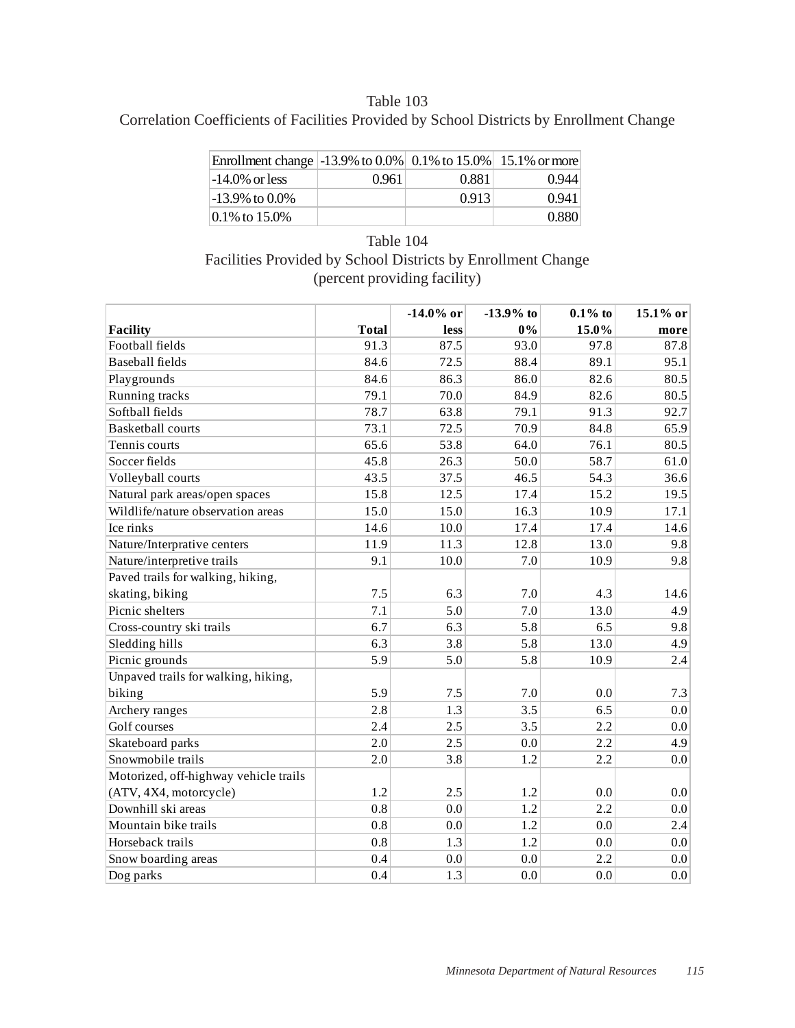Table 103
Correlation Coefficients of Facilities Provided by School Districts by Enrollment Change

| Enrollment change | -13.9% to 0.0% | 0.1% to 15.0% | 15.1% or more |
|---|---|---|---|
| -14.0% or less | 0.961 | 0.881 | 0.944 |
| -13.9% to 0.0% | | 0.913 | 0.941 |
| 0.1% to 15.0% | | | 0.880 |

Table 104
Facilities Provided by School Districts by Enrollment Change
(percent providing facility)

| Facility | Total | -14.0% or less | -13.9% to 0% | 0.1% to 15.0% | 15.1% or more |
|---|---|---|---|---|---|
| Football fields | 91.3 | 87.5 | 93.0 | 97.8 | 87.8 |
| Baseball fields | 84.6 | 72.5 | 88.4 | 89.1 | 95.1 |
| Playgrounds | 84.6 | 86.3 | 86.0 | 82.6 | 80.5 |
| Running tracks | 79.1 | 70.0 | 84.9 | 82.6 | 80.5 |
| Softball fields | 78.7 | 63.8 | 79.1 | 91.3 | 92.7 |
| Basketball courts | 73.1 | 72.5 | 70.9 | 84.8 | 65.9 |
| Tennis courts | 65.6 | 53.8 | 64.0 | 76.1 | 80.5 |
| Soccer fields | 45.8 | 26.3 | 50.0 | 58.7 | 61.0 |
| Volleyball courts | 43.5 | 37.5 | 46.5 | 54.3 | 36.6 |
| Natural park areas/open spaces | 15.8 | 12.5 | 17.4 | 15.2 | 19.5 |
| Wildlife/nature observation areas | 15.0 | 15.0 | 16.3 | 10.9 | 17.1 |
| Ice rinks | 14.6 | 10.0 | 17.4 | 17.4 | 14.6 |
| Nature/Interprative centers | 11.9 | 11.3 | 12.8 | 13.0 | 9.8 |
| Nature/interpretive trails | 9.1 | 10.0 | 7.0 | 10.9 | 9.8 |
| Paved trails for walking, hiking, skating, biking | 7.5 | 6.3 | 7.0 | 4.3 | 14.6 |
| Picnic shelters | 7.1 | 5.0 | 7.0 | 13.0 | 4.9 |
| Cross-country ski trails | 6.7 | 6.3 | 5.8 | 6.5 | 9.8 |
| Sledding hills | 6.3 | 3.8 | 5.8 | 13.0 | 4.9 |
| Picnic grounds | 5.9 | 5.0 | 5.8 | 10.9 | 2.4 |
| Unpaved trails for walking, hiking, biking | 5.9 | 7.5 | 7.0 | 0.0 | 7.3 |
| Archery ranges | 2.8 | 1.3 | 3.5 | 6.5 | 0.0 |
| Golf courses | 2.4 | 2.5 | 3.5 | 2.2 | 0.0 |
| Skateboard parks | 2.0 | 2.5 | 0.0 | 2.2 | 4.9 |
| Snowmobile trails | 2.0 | 3.8 | 1.2 | 2.2 | 0.0 |
| Motorized, off-highway vehicle trails (ATV, 4X4, motorcycle) | 1.2 | 2.5 | 1.2 | 0.0 | 0.0 |
| Downhill ski areas | 0.8 | 0.0 | 1.2 | 2.2 | 0.0 |
| Mountain bike trails | 0.8 | 0.0 | 1.2 | 0.0 | 2.4 |
| Horseback trails | 0.8 | 1.3 | 1.2 | 0.0 | 0.0 |
| Snow boarding areas | 0.4 | 0.0 | 0.0 | 2.2 | 0.0 |
| Dog parks | 0.4 | 1.3 | 0.0 | 0.0 | 0.0 |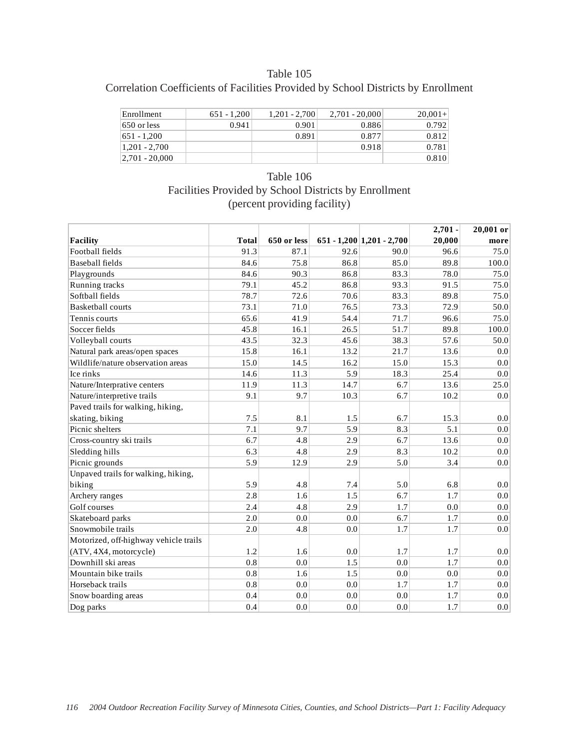## Table 105
### Correlation Coefficients of Facilities Provided by School Districts by Enrollment

| Enrollment | 651 - 1,200 | 1,201 - 2,700 | 2,701 - 20,000 | 20,001+ |
|---|---|---|---|---|
| 650 or less | 0.941 | 0.901 | 0.886 | 0.792 |
| 651 - 1,200 | | 0.891 | 0.877 | 0.812 |
| 1,201 - 2,700 | | | 0.918 | 0.781 |
| 2,701 - 20,000 | | | | 0.810 |

## Table 106
### Facilities Provided by School Districts by Enrollment
### (percent providing facility)

| Facility | Total | 650 or less | 651 - 1,200 | 1,201 - 2,700 | 2,701 - 20,000 | 20,001 or more |
|---|---|---|---|---|---|---|
| Football fields | 91.3 | 87.1 | 92.6 | 90.0 | 96.6 | 75.0 |
| Baseball fields | 84.6 | 75.8 | 86.8 | 85.0 | 89.8 | 100.0 |
| Playgrounds | 84.6 | 90.3 | 86.8 | 83.3 | 78.0 | 75.0 |
| Running tracks | 79.1 | 45.2 | 86.8 | 93.3 | 91.5 | 75.0 |
| Softball fields | 78.7 | 72.6 | 70.6 | 83.3 | 89.8 | 75.0 |
| Basketball courts | 73.1 | 71.0 | 76.5 | 73.3 | 72.9 | 50.0 |
| Tennis courts | 65.6 | 41.9 | 54.4 | 71.7 | 96.6 | 75.0 |
| Soccer fields | 45.8 | 16.1 | 26.5 | 51.7 | 89.8 | 100.0 |
| Volleyball courts | 43.5 | 32.3 | 45.6 | 38.3 | 57.6 | 50.0 |
| Natural park areas/open spaces | 15.8 | 16.1 | 13.2 | 21.7 | 13.6 | 0.0 |
| Wildlife/nature observation areas | 15.0 | 14.5 | 16.2 | 15.0 | 15.3 | 0.0 |
| Ice rinks | 14.6 | 11.3 | 5.9 | 18.3 | 25.4 | 0.0 |
| Nature/Interprative centers | 11.9 | 11.3 | 14.7 | 6.7 | 13.6 | 25.0 |
| Nature/interpretive trails | 9.1 | 9.7 | 10.3 | 6.7 | 10.2 | 0.0 |
| Paved trails for walking, hiking, skating, biking | 7.5 | 8.1 | 1.5 | 6.7 | 15.3 | 0.0 |
| Picnic shelters | 7.1 | 9.7 | 5.9 | 8.3 | 5.1 | 0.0 |
| Cross-country ski trails | 6.7 | 4.8 | 2.9 | 6.7 | 13.6 | 0.0 |
| Sledding hills | 6.3 | 4.8 | 2.9 | 8.3 | 10.2 | 0.0 |
| Picnic grounds | 5.9 | 12.9 | 2.9 | 5.0 | 3.4 | 0.0 |
| Unpaved trails for walking, hiking, biking | 5.9 | 4.8 | 7.4 | 5.0 | 6.8 | 0.0 |
| Archery ranges | 2.8 | 1.6 | 1.5 | 6.7 | 1.7 | 0.0 |
| Golf courses | 2.4 | 4.8 | 2.9 | 1.7 | 0.0 | 0.0 |
| Skateboard parks | 2.0 | 0.0 | 0.0 | 6.7 | 1.7 | 0.0 |
| Snowmobile trails | 2.0 | 4.8 | 0.0 | 1.7 | 1.7 | 0.0 |
| Motorized, off-highway vehicle trails (ATV, 4X4, motorcycle) | 1.2 | 1.6 | 0.0 | 1.7 | 1.7 | 0.0 |
| Downhill ski areas | 0.8 | 0.0 | 1.5 | 0.0 | 1.7 | 0.0 |
| Mountain bike trails | 0.8 | 1.6 | 1.5 | 0.0 | 0.0 | 0.0 |
| Horseback trails | 0.8 | 0.0 | 0.0 | 1.7 | 1.7 | 0.0 |
| Snow boarding areas | 0.4 | 0.0 | 0.0 | 0.0 | 1.7 | 0.0 |
| Dog parks | 0.4 | 0.0 | 0.0 | 0.0 | 1.7 | 0.0 |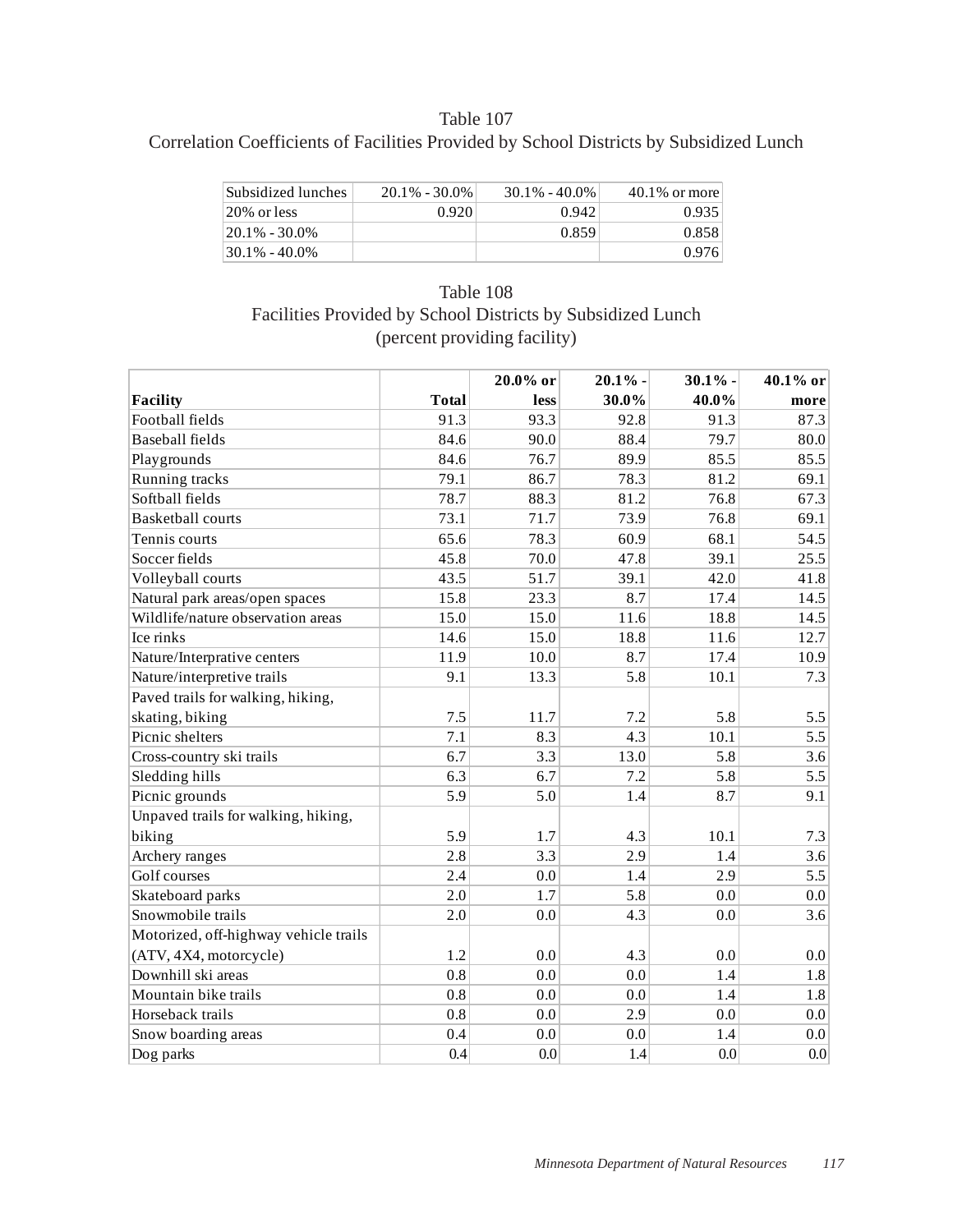## Table 107
## Correlation Coefficients of Facilities Provided by School Districts by Subsidized Lunch

| Subsidized lunches | 20.1% - 30.0% | 30.1% - 40.0% | 40.1% or more |
|---|---|---|---|
| 20% or less | 0.920 | 0.942 | 0.935 |
| 20.1% - 30.0% | | 0.859 | 0.858 |
| 30.1% - 40.0% | | | 0.976 |

## Table 108
## Facilities Provided by School Districts by Subsidized Lunch
## (percent providing facility)

| Facility | Total | 20.0% or less | 20.1% - 30.0% | 30.1% - 40.0% | 40.1% or more |
|---|---|---|---|---|---|
| Football fields | 91.3 | 93.3 | 92.8 | 91.3 | 87.3 |
| Baseball fields | 84.6 | 90.0 | 88.4 | 79.7 | 80.0 |
| Playgrounds | 84.6 | 76.7 | 89.9 | 85.5 | 85.5 |
| Running tracks | 79.1 | 86.7 | 78.3 | 81.2 | 69.1 |
| Softball fields | 78.7 | 88.3 | 81.2 | 76.8 | 67.3 |
| Basketball courts | 73.1 | 71.7 | 73.9 | 76.8 | 69.1 |
| Tennis courts | 65.6 | 78.3 | 60.9 | 68.1 | 54.5 |
| Soccer fields | 45.8 | 70.0 | 47.8 | 39.1 | 25.5 |
| Volleyball courts | 43.5 | 51.7 | 39.1 | 42.0 | 41.8 |
| Natural park areas/open spaces | 15.8 | 23.3 | 8.7 | 17.4 | 14.5 |
| Wildlife/nature observation areas | 15.0 | 15.0 | 11.6 | 18.8 | 14.5 |
| Ice rinks | 14.6 | 15.0 | 18.8 | 11.6 | 12.7 |
| Nature/Interprative centers | 11.9 | 10.0 | 8.7 | 17.4 | 10.9 |
| Nature/interpretive trails | 9.1 | 13.3 | 5.8 | 10.1 | 7.3 |
| Paved trails for walking, hiking, skating, biking | 7.5 | 11.7 | 7.2 | 5.8 | 5.5 |
| Picnic shelters | 7.1 | 8.3 | 4.3 | 10.1 | 5.5 |
| Cross-country ski trails | 6.7 | 3.3 | 13.0 | 5.8 | 3.6 |
| Sledding hills | 6.3 | 6.7 | 7.2 | 5.8 | 5.5 |
| Picnic grounds | 5.9 | 5.0 | 1.4 | 8.7 | 9.1 |
| Unpaved trails for walking, hiking, biking | 5.9 | 1.7 | 4.3 | 10.1 | 7.3 |
| Archery ranges | 2.8 | 3.3 | 2.9 | 1.4 | 3.6 |
| Golf courses | 2.4 | 0.0 | 1.4 | 2.9 | 5.5 |
| Skateboard parks | 2.0 | 1.7 | 5.8 | 0.0 | 0.0 |
| Snowmobile trails | 2.0 | 0.0 | 4.3 | 0.0 | 3.6 |
| Motorized, off-highway vehicle trails (ATV, 4X4, motorcycle) | 1.2 | 0.0 | 4.3 | 0.0 | 0.0 |
| Downhill ski areas | 0.8 | 0.0 | 0.0 | 1.4 | 1.8 |
| Mountain bike trails | 0.8 | 0.0 | 0.0 | 1.4 | 1.8 |
| Horseback trails | 0.8 | 0.0 | 2.9 | 0.0 | 0.0 |
| Snow boarding areas | 0.4 | 0.0 | 0.0 | 1.4 | 0.0 |
| Dog parks | 0.4 | 0.0 | 1.4 | 0.0 | 0.0 |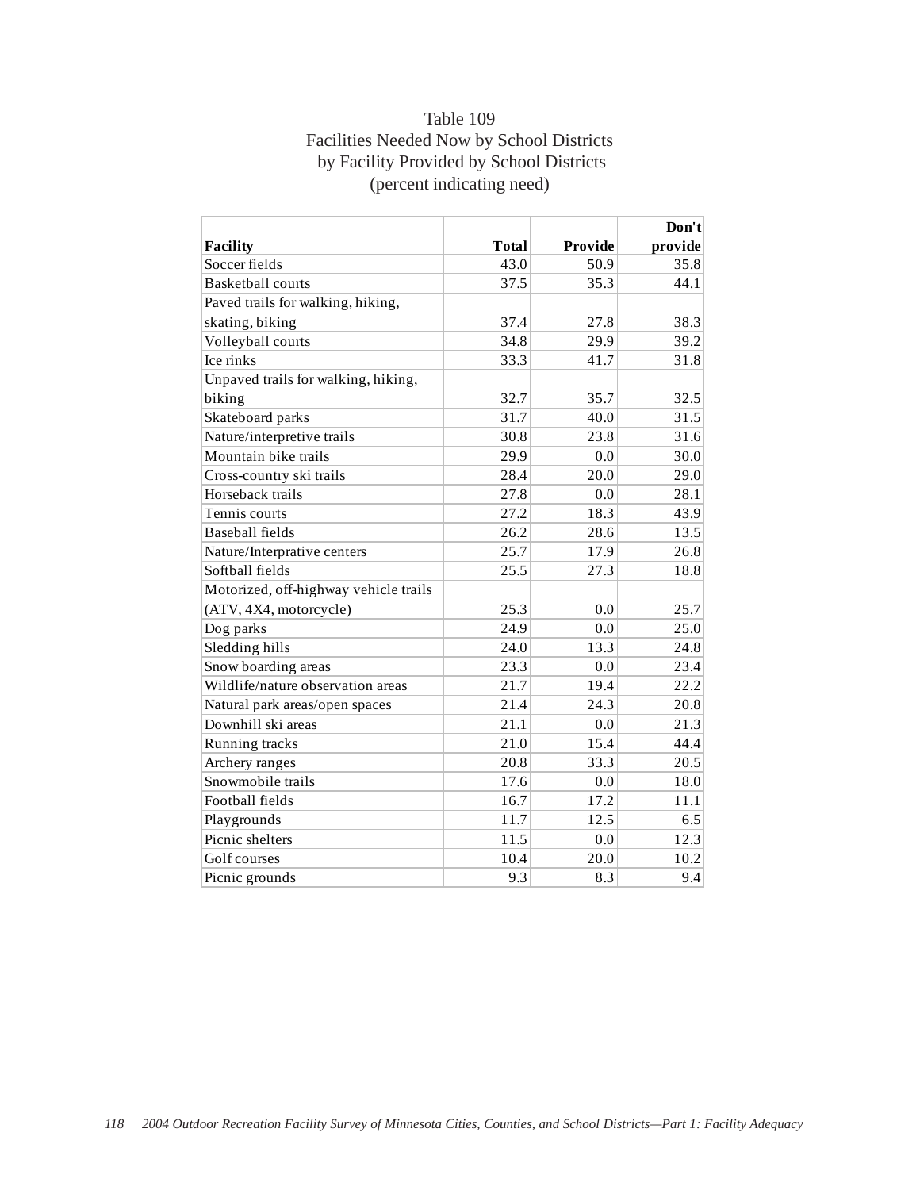# Table 109
## Facilities Needed Now by School Districts by Facility Provided by School Districts (percent indicating need)

| Facility | Total | Provide | Don't provide |
|---|---|---|---|
| Soccer fields | 43.0 | 50.9 | 35.8 |
| Basketball courts | 37.5 | 35.3 | 44.1 |
| Paved trails for walking, hiking, skating, biking | 37.4 | 27.8 | 38.3 |
| Volleyball courts | 34.8 | 29.9 | 39.2 |
| Ice rinks | 33.3 | 41.7 | 31.8 |
| Unpaved trails for walking, hiking, biking | 32.7 | 35.7 | 32.5 |
| Skateboard parks | 31.7 | 40.0 | 31.5 |
| Nature/interpretive trails | 30.8 | 23.8 | 31.6 |
| Mountain bike trails | 29.9 | 0.0 | 30.0 |
| Cross-country ski trails | 28.4 | 20.0 | 29.0 |
| Horseback trails | 27.8 | 0.0 | 28.1 |
| Tennis courts | 27.2 | 18.3 | 43.9 |
| Baseball fields | 26.2 | 28.6 | 13.5 |
| Nature/Interprative centers | 25.7 | 17.9 | 26.8 |
| Softball fields | 25.5 | 27.3 | 18.8 |
| Motorized, off-highway vehicle trails (ATV, 4X4, motorcycle) | 25.3 | 0.0 | 25.7 |
| Dog parks | 24.9 | 0.0 | 25.0 |
| Sledding hills | 24.0 | 13.3 | 24.8 |
| Snow boarding areas | 23.3 | 0.0 | 23.4 |
| Wildlife/nature observation areas | 21.7 | 19.4 | 22.2 |
| Natural park areas/open spaces | 21.4 | 24.3 | 20.8 |
| Downhill ski areas | 21.1 | 0.0 | 21.3 |
| Running tracks | 21.0 | 15.4 | 44.4 |
| Archery ranges | 20.8 | 33.3 | 20.5 |
| Snowmobile trails | 17.6 | 0.0 | 18.0 |
| Football fields | 16.7 | 17.2 | 11.1 |
| Playgrounds | 11.7 | 12.5 | 6.5 |
| Picnic shelters | 11.5 | 0.0 | 12.3 |
| Golf courses | 10.4 | 20.0 | 10.2 |
| Picnic grounds | 9.3 | 8.3 | 9.4 |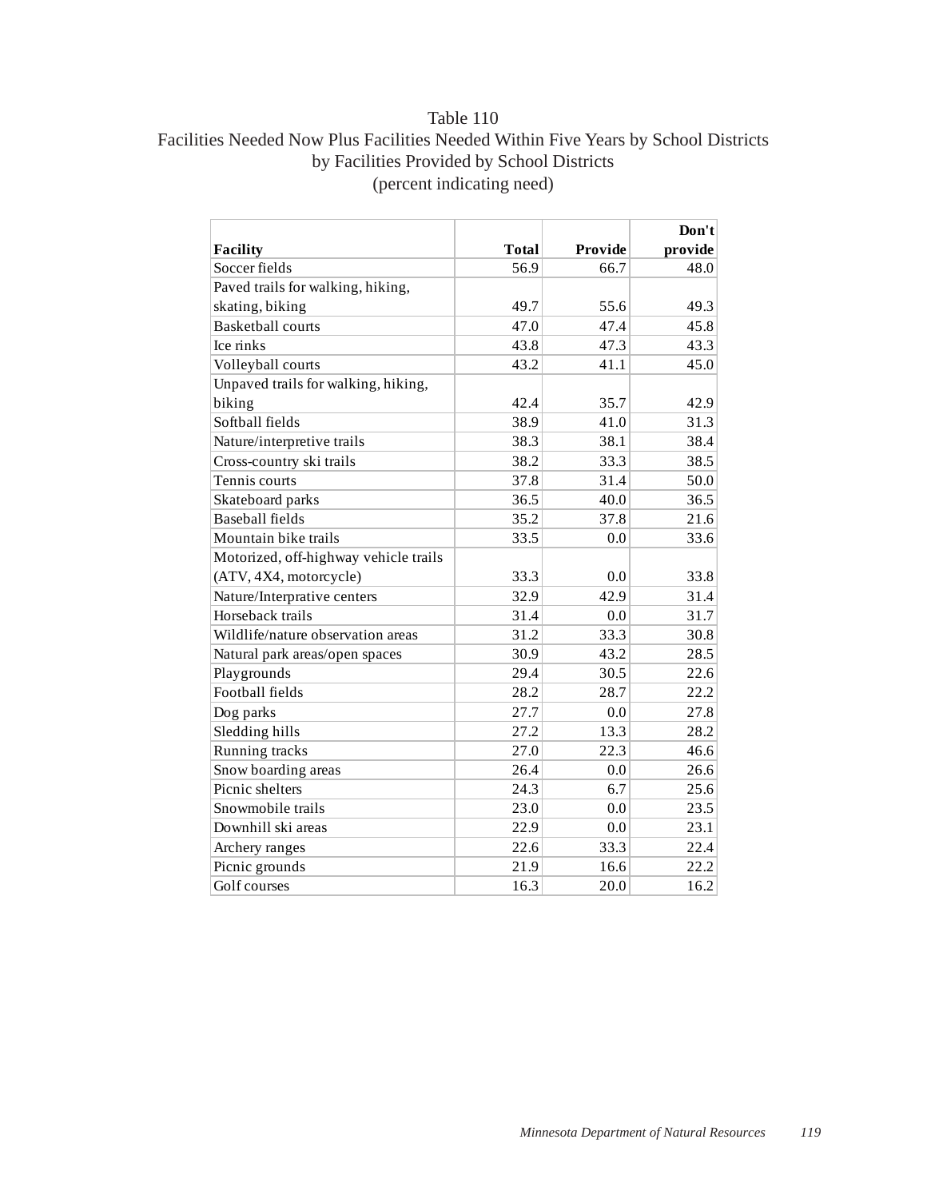Table 110
Facilities Needed Now Plus Facilities Needed Within Five Years by School Districts by Facilities Provided by School Districts
(percent indicating need)

| Facility | Total | Provide | Don't provide |
|---|---|---|---|
| Soccer fields | 56.9 | 66.7 | 48.0 |
| Paved trails for walking, hiking, skating, biking | 49.7 | 55.6 | 49.3 |
| Basketball courts | 47.0 | 47.4 | 45.8 |
| Ice rinks | 43.8 | 47.3 | 43.3 |
| Volleyball courts | 43.2 | 41.1 | 45.0 |
| Unpaved trails for walking, hiking, biking | 42.4 | 35.7 | 42.9 |
| Softball fields | 38.9 | 41.0 | 31.3 |
| Nature/interpretive trails | 38.3 | 38.1 | 38.4 |
| Cross-country ski trails | 38.2 | 33.3 | 38.5 |
| Tennis courts | 37.8 | 31.4 | 50.0 |
| Skateboard parks | 36.5 | 40.0 | 36.5 |
| Baseball fields | 35.2 | 37.8 | 21.6 |
| Mountain bike trails | 33.5 | 0.0 | 33.6 |
| Motorized, off-highway vehicle trails (ATV, 4X4, motorcycle) | 33.3 | 0.0 | 33.8 |
| Nature/Interprative centers | 32.9 | 42.9 | 31.4 |
| Horseback trails | 31.4 | 0.0 | 31.7 |
| Wildlife/nature observation areas | 31.2 | 33.3 | 30.8 |
| Natural park areas/open spaces | 30.9 | 43.2 | 28.5 |
| Playgrounds | 29.4 | 30.5 | 22.6 |
| Football fields | 28.2 | 28.7 | 22.2 |
| Dog parks | 27.7 | 0.0 | 27.8 |
| Sledding hills | 27.2 | 13.3 | 28.2 |
| Running tracks | 27.0 | 22.3 | 46.6 |
| Snow boarding areas | 26.4 | 0.0 | 26.6 |
| Picnic shelters | 24.3 | 6.7 | 25.6 |
| Snowmobile trails | 23.0 | 0.0 | 23.5 |
| Downhill ski areas | 22.9 | 0.0 | 23.1 |
| Archery ranges | 22.6 | 33.3 | 22.4 |
| Picnic grounds | 21.9 | 16.6 | 22.2 |
| Golf courses | 16.3 | 20.0 | 16.2 |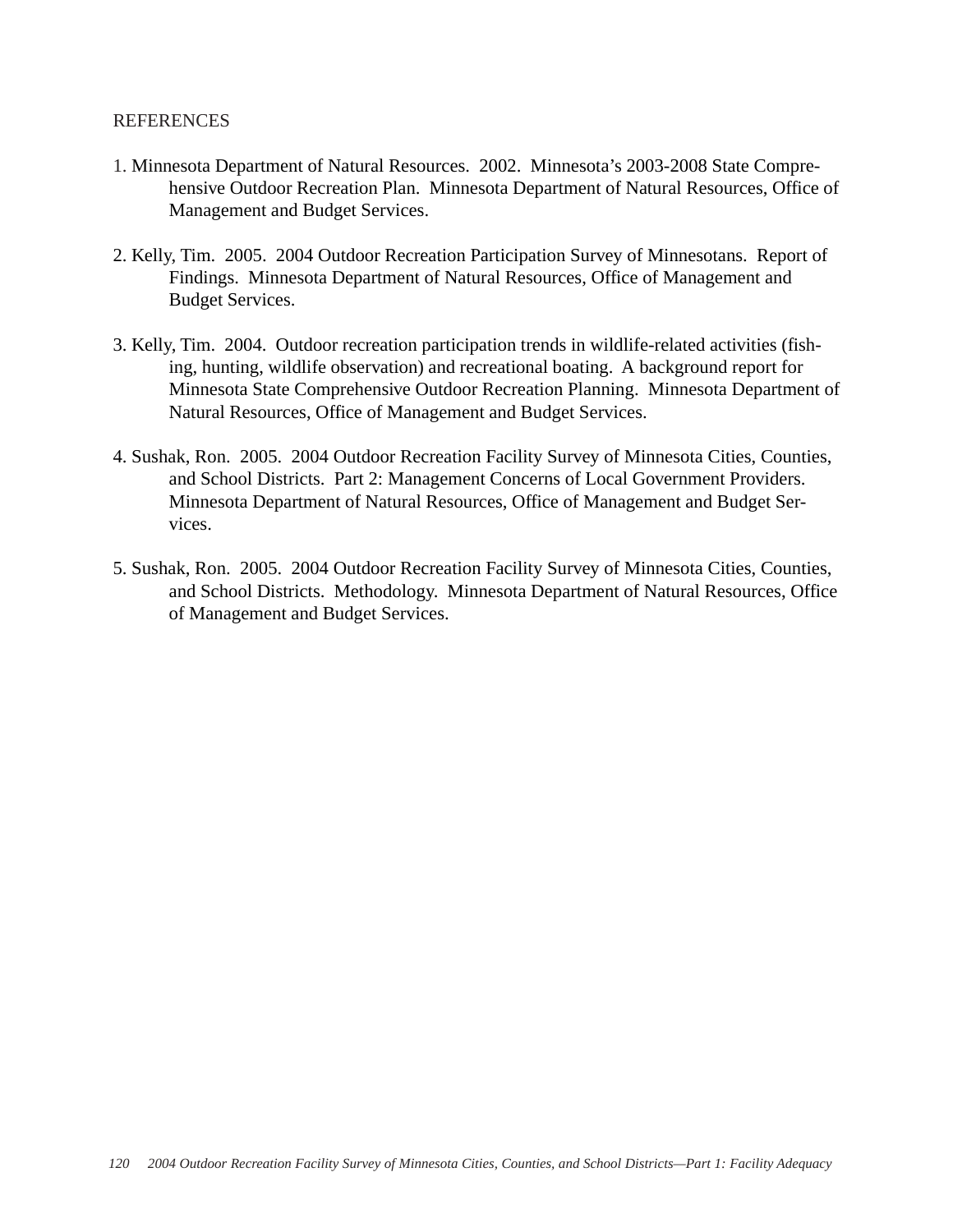## REFERENCES

1. Minnesota Department of Natural Resources. 2002. Minnesota's 2003-2008 State Comprehensive Outdoor Recreation Plan. Minnesota Department of Natural Resources, Office of Management and Budget Services.

2. Kelly, Tim. 2005. 2004 Outdoor Recreation Participation Survey of Minnesotans. Report of Findings. Minnesota Department of Natural Resources, Office of Management and Budget Services.

3. Kelly, Tim. 2004. Outdoor recreation participation trends in wildlife-related activities (fishing, hunting, wildlife observation) and recreational boating. A background report for Minnesota State Comprehensive Outdoor Recreation Planning. Minnesota Department of Natural Resources, Office of Management and Budget Services.

4. Sushak, Ron. 2005. 2004 Outdoor Recreation Facility Survey of Minnesota Cities, Counties, and School Districts. Part 2: Management Concerns of Local Government Providers. Minnesota Department of Natural Resources, Office of Management and Budget Services.

5. Sushak, Ron. 2005. 2004 Outdoor Recreation Facility Survey of Minnesota Cities, Counties, and School Districts. Methodology. Minnesota Department of Natural Resources, Office of Management and Budget Services.